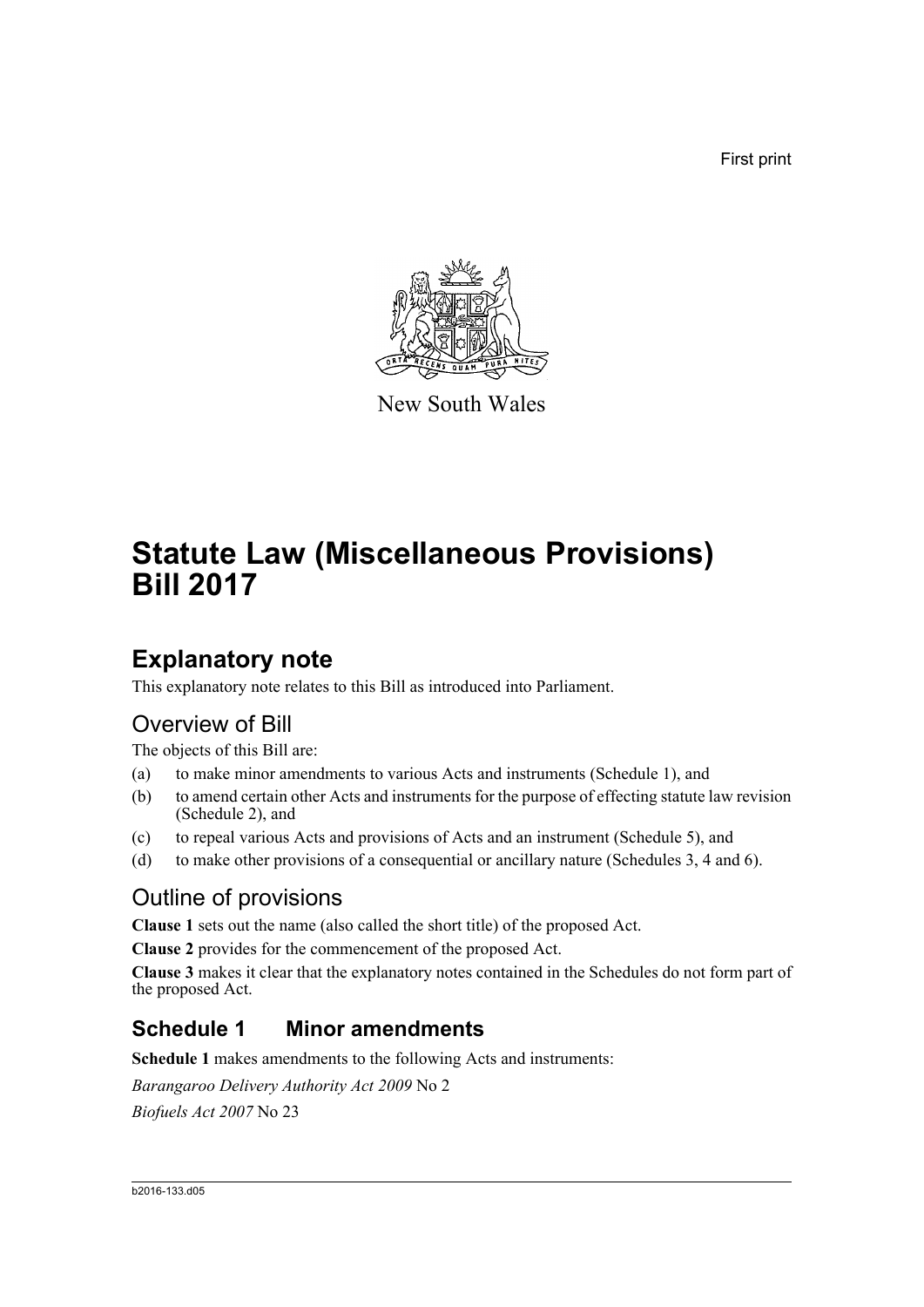First print

New South Wales

# Statute Law (Miscellaneous Provisions) Bill 2017

## Explanatory note

This explanatory note relates to this Bill as introduced into Parliament.

### Overview of Bill

The objects of this Bill are:

(a) to make minor amendments to various Acts and instruments (Schedule 1), and

(b) to amend certain other Acts and instruments for the purpose of effecting statute law revision (Schedule 2), and

(c) to repeal various Acts and provisions of Acts and an instrument (Schedule 5), and

(d) to make other provisions of a consequential or ancillary nature (Schedules 3, 4 and 6).

### Outline of provisions

**Clause 1** sets out the name (also called the short title) of the proposed Act.

**Clause 2** provides for the commencement of the proposed Act.

**Clause 3** makes it clear that the explanatory notes contained in the Schedules do not form part of the proposed Act.

## Schedule 1 Minor amendments

**Schedule 1** makes amendments to the following Acts and instruments:

*Barangaroo Delivery Authority Act 2009* No 2

*Biofuels Act 2007* No 23

b2016-133.d05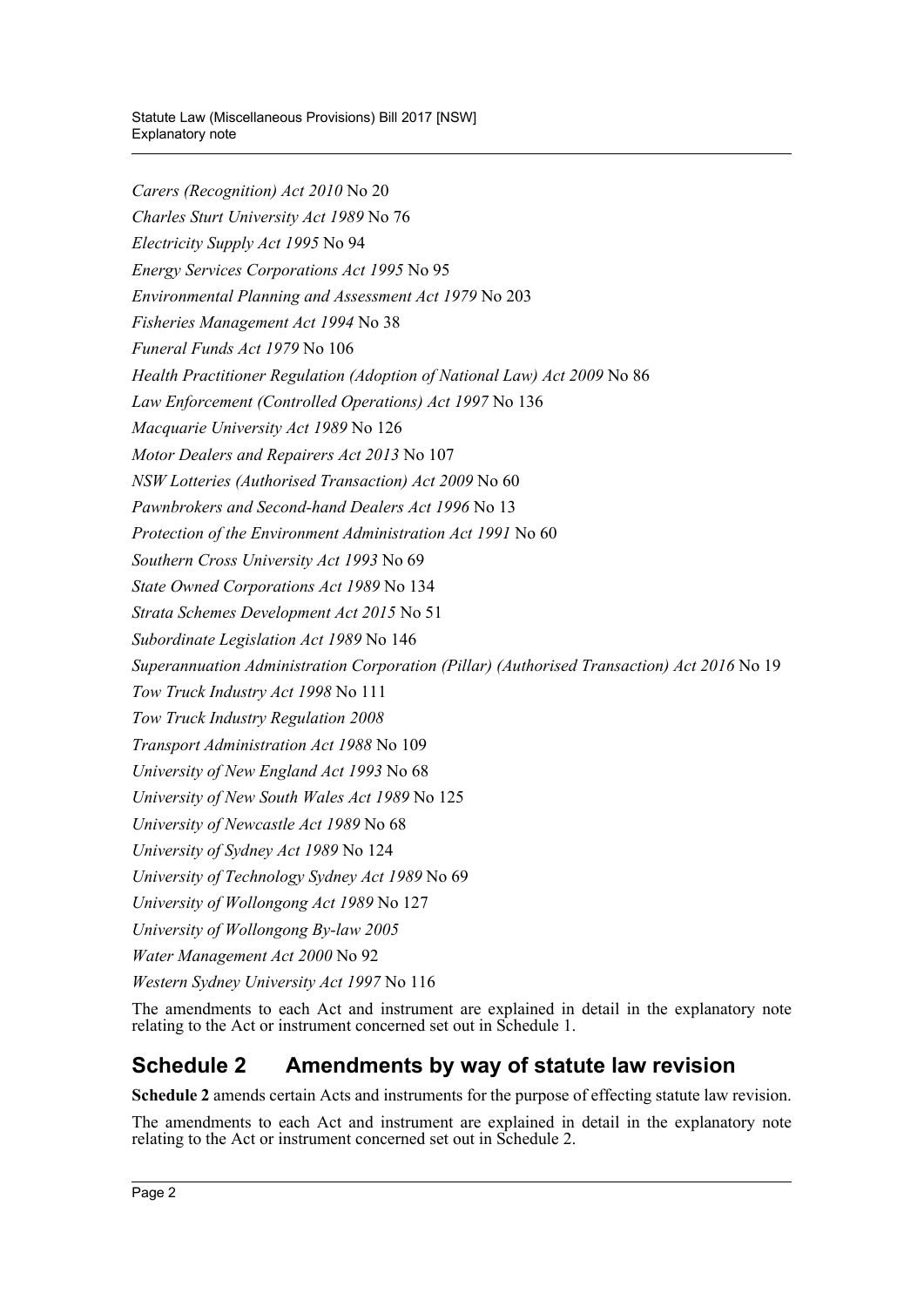*Carers (Recognition) Act 2010* No 20

*Charles Sturt University Act 1989* No 76

*Electricity Supply Act 1995* No 94

*Energy Services Corporations Act 1995* No 95

*Environmental Planning and Assessment Act 1979* No 203

*Fisheries Management Act 1994* No 38

*Funeral Funds Act 1979* No 106

*Health Practitioner Regulation (Adoption of National Law) Act 2009* No 86

*Law Enforcement (Controlled Operations) Act 1997* No 136

*Macquarie University Act 1989* No 126

*Motor Dealers and Repairers Act 2013* No 107

*NSW Lotteries (Authorised Transaction) Act 2009* No 60

*Pawnbrokers and Second-hand Dealers Act 1996* No 13

*Protection of the Environment Administration Act 1991* No 60

*Southern Cross University Act 1993* No 69

*State Owned Corporations Act 1989* No 134

*Strata Schemes Development Act 2015* No 51

*Subordinate Legislation Act 1989* No 146

*Superannuation Administration Corporation (Pillar) (Authorised Transaction) Act 2016* No 19

*Tow Truck Industry Act 1998* No 111

*Tow Truck Industry Regulation 2008*

*Transport Administration Act 1988* No 109

*University of New England Act 1993* No 68

*University of New South Wales Act 1989* No 125

*University of Newcastle Act 1989* No 68

*University of Sydney Act 1989* No 124

*University of Technology Sydney Act 1989* No 69

*University of Wollongong Act 1989* No 127

*University of Wollongong By-law 2005*

*Water Management Act 2000* No 92

*Western Sydney University Act 1997* No 116

The amendments to each Act and instrument are explained in detail in the explanatory note relating to the Act or instrument concerned set out in Schedule 1.

## Schedule 2 Amendments by way of statute law revision

**Schedule 2** amends certain Acts and instruments for the purpose of effecting statute law revision.

The amendments to each Act and instrument are explained in detail in the explanatory note relating to the Act or instrument concerned set out in Schedule 2.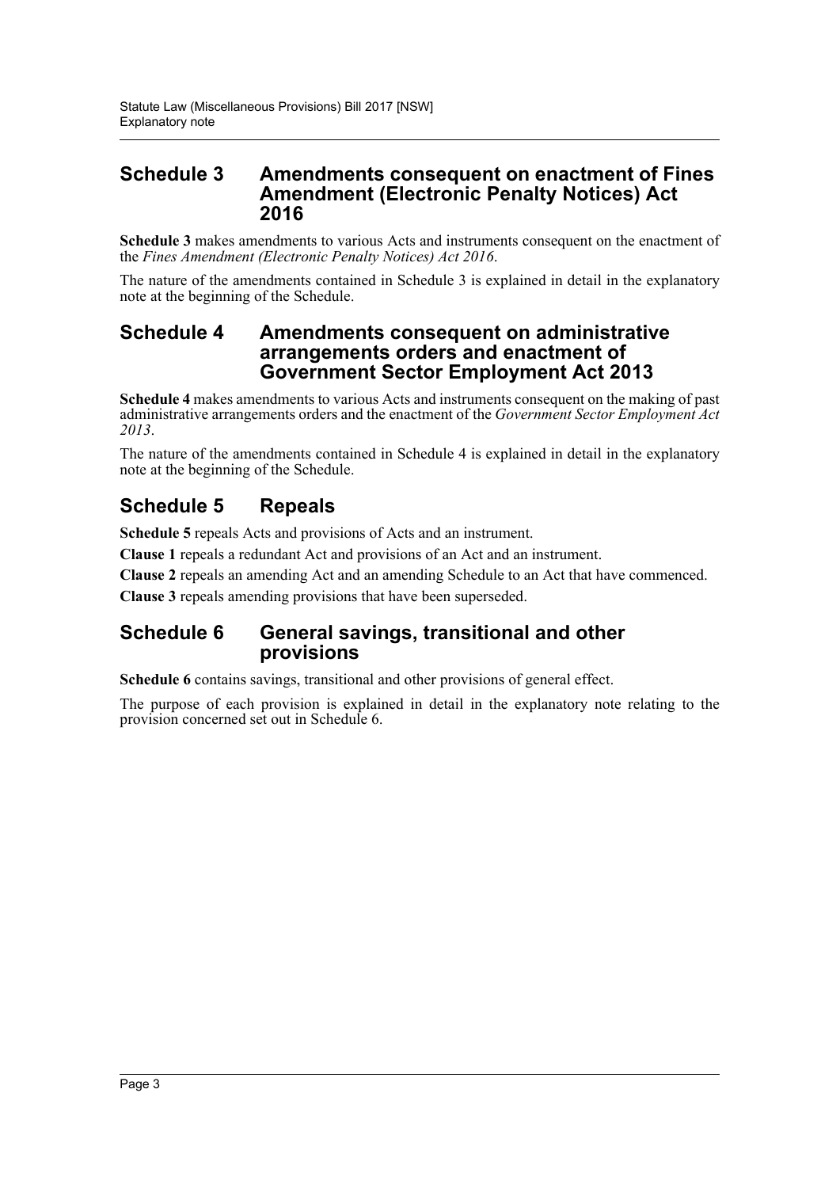## Schedule 3 Amendments consequent on enactment of Fines Amendment (Electronic Penalty Notices) Act 2016

**Schedule 3** makes amendments to various Acts and instruments consequent on the enactment of the *Fines Amendment (Electronic Penalty Notices) Act 2016*.

The nature of the amendments contained in Schedule 3 is explained in detail in the explanatory note at the beginning of the Schedule.

## Schedule 4 Amendments consequent on administrative arrangements orders and enactment of Government Sector Employment Act 2013

**Schedule 4** makes amendments to various Acts and instruments consequent on the making of past administrative arrangements orders and the enactment of the *Government Sector Employment Act 2013*.

The nature of the amendments contained in Schedule 4 is explained in detail in the explanatory note at the beginning of the Schedule.

## Schedule 5 Repeals

**Schedule 5** repeals Acts and provisions of Acts and an instrument.

**Clause 1** repeals a redundant Act and provisions of an Act and an instrument.

**Clause 2** repeals an amending Act and an amending Schedule to an Act that have commenced.

**Clause 3** repeals amending provisions that have been superseded.

## Schedule 6 General savings, transitional and other provisions

**Schedule 6** contains savings, transitional and other provisions of general effect.

The purpose of each provision is explained in detail in the explanatory note relating to the provision concerned set out in Schedule 6.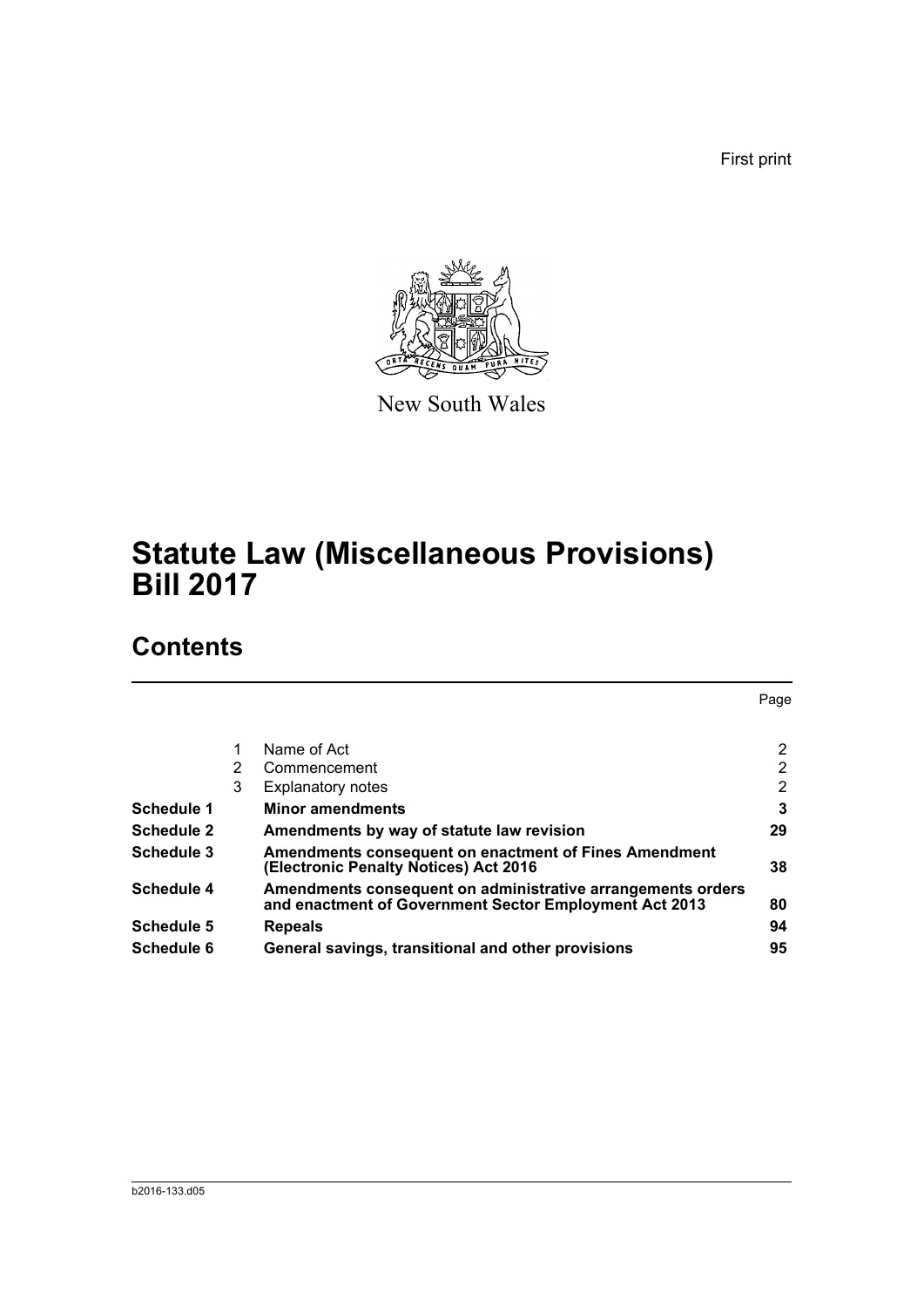First print

New South Wales

# Statute Law (Miscellaneous Provisions) Bill 2017

## Contents

| | | | Page |
|---|---|---|---|
| | 1 | Name of Act | 2 |
| | 2 | Commencement | 2 |
| | 3 | Explanatory notes | 2 |
| **Schedule 1** | | **Minor amendments** | **3** |
| **Schedule 2** | | **Amendments by way of statute law revision** | **29** |
| **Schedule 3** | | **Amendments consequent on enactment of Fines Amendment (Electronic Penalty Notices) Act 2016** | **38** |
| **Schedule 4** | | **Amendments consequent on administrative arrangements orders and enactment of Government Sector Employment Act 2013** | **80** |
| **Schedule 5** | | **Repeals** | **94** |
| **Schedule 6** | | **General savings, transitional and other provisions** | **95** |

b2016-133.d05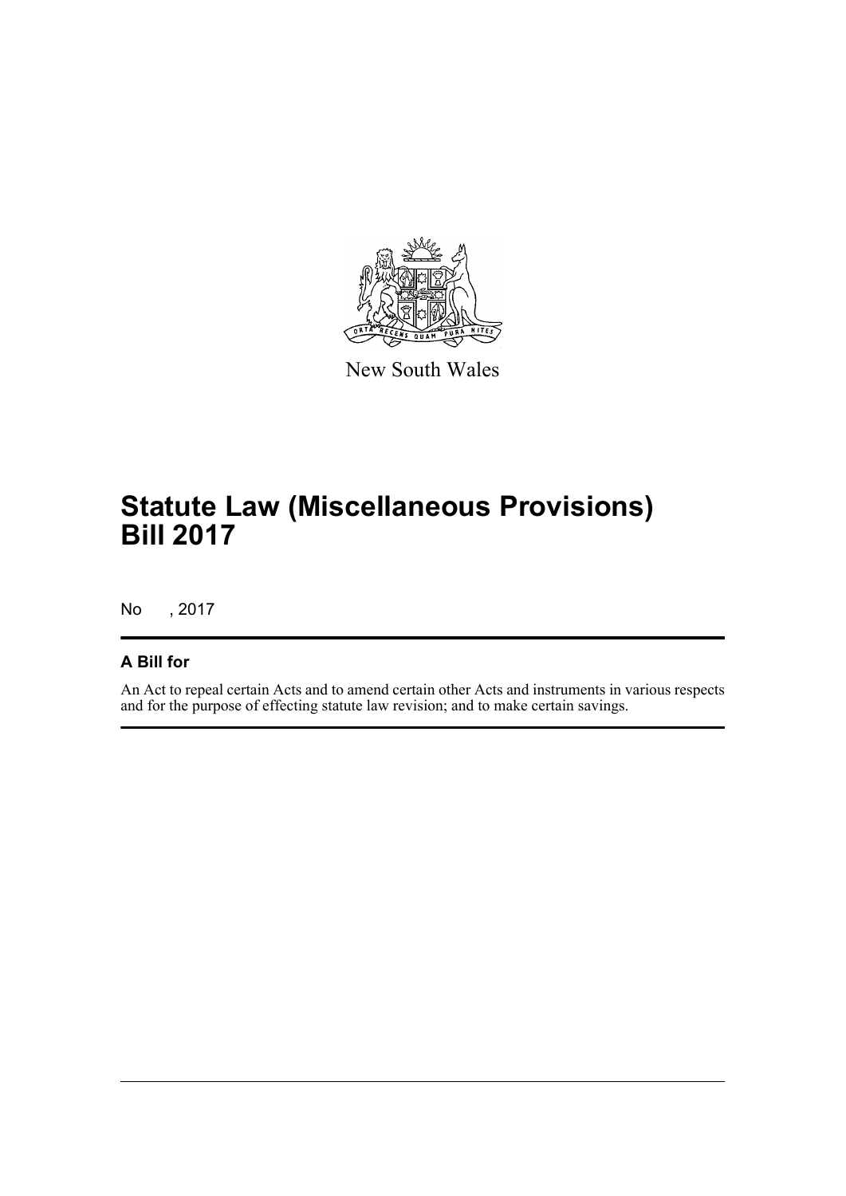New South Wales

# Statute Law (Miscellaneous Provisions) Bill 2017

No , 2017

## A Bill for

An Act to repeal certain Acts and to amend certain other Acts and instruments in various respects and for the purpose of effecting statute law revision; and to make certain savings.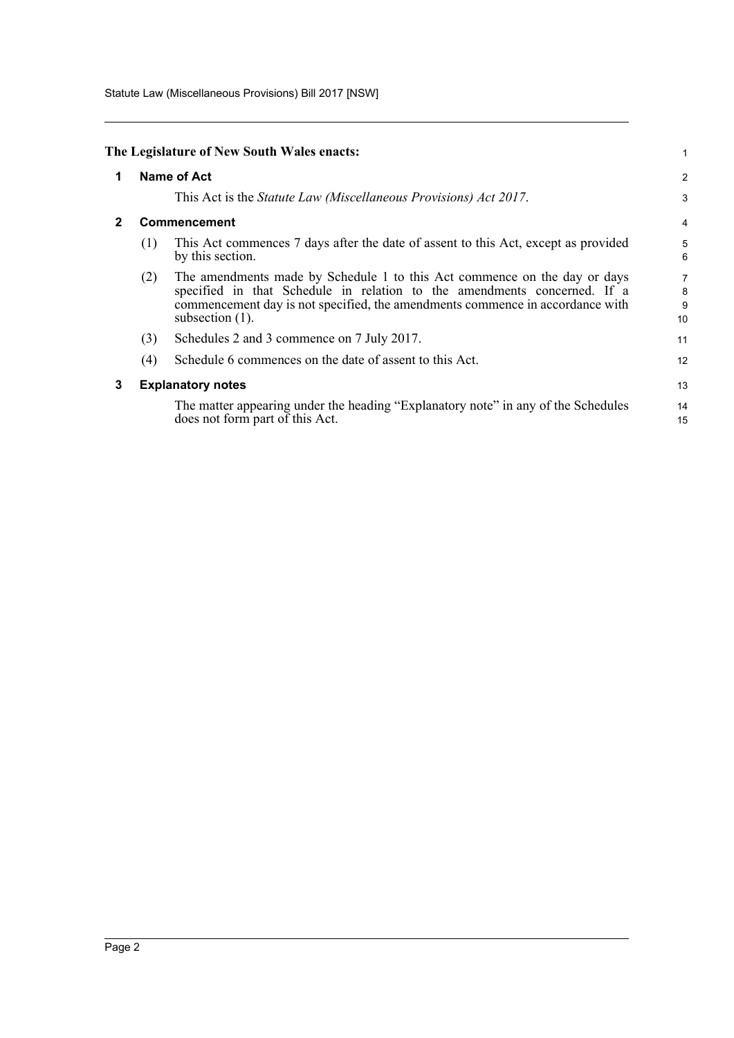**The Legislature of New South Wales enacts:**

## 1 Name of Act

This Act is the *Statute Law (Miscellaneous Provisions) Act 2017*.

## 2 Commencement

(1) This Act commences 7 days after the date of assent to this Act, except as provided by this section.

(2) The amendments made by Schedule 1 to this Act commence on the day or days specified in that Schedule in relation to the amendments concerned. If a commencement day is not specified, the amendments commence in accordance with subsection (1).

(3) Schedules 2 and 3 commence on 7 July 2017.

(4) Schedule 6 commences on the date of assent to this Act.

## 3 Explanatory notes

The matter appearing under the heading "Explanatory note" in any of the Schedules does not form part of this Act.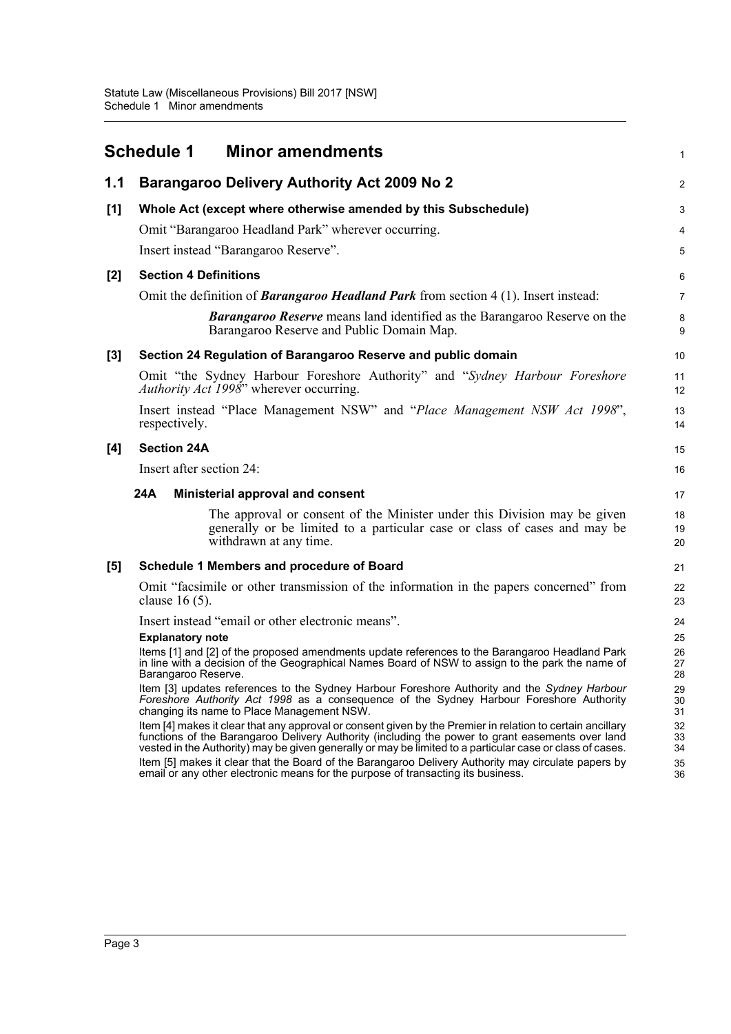# Schedule 1 Minor amendments

## 1.1 Barangaroo Delivery Authority Act 2009 No 2

### [1] Whole Act (except where otherwise amended by this Subschedule)

Omit "Barangaroo Headland Park" wherever occurring.

Insert instead "Barangaroo Reserve".

### [2] Section 4 Definitions

Omit the definition of ***Barangaroo Headland Park*** from section 4 (1). Insert instead:

> ***Barangaroo Reserve*** means land identified as the Barangaroo Reserve on the Barangaroo Reserve and Public Domain Map.

### [3] Section 24 Regulation of Barangaroo Reserve and public domain

Omit "the Sydney Harbour Foreshore Authority" and "*Sydney Harbour Foreshore Authority Act 1998*" wherever occurring.

Insert instead "Place Management NSW" and "*Place Management NSW Act 1998*", respectively.

### [4] Section 24A

Insert after section 24:

#### 24A Ministerial approval and consent

> The approval or consent of the Minister under this Division may be given generally or be limited to a particular case or class of cases and may be withdrawn at any time.

### [5] Schedule 1 Members and procedure of Board

Omit "facsimile or other transmission of the information in the papers concerned" from clause 16 (5).

Insert instead "email or other electronic means".

**Explanatory note**

Items [1] and [2] of the proposed amendments update references to the Barangaroo Headland Park in line with a decision of the Geographical Names Board of NSW to assign to the park the name of Barangaroo Reserve.

Item [3] updates references to the Sydney Harbour Foreshore Authority and the *Sydney Harbour Foreshore Authority Act 1998* as a consequence of the Sydney Harbour Foreshore Authority changing its name to Place Management NSW.

Item [4] makes it clear that any approval or consent given by the Premier in relation to certain ancillary functions of the Barangaroo Delivery Authority (including the power to grant easements over land vested in the Authority) may be given generally or may be limited to a particular case or class of cases.

Item [5] makes it clear that the Board of the Barangaroo Delivery Authority may circulate papers by email or any other electronic means for the purpose of transacting its business.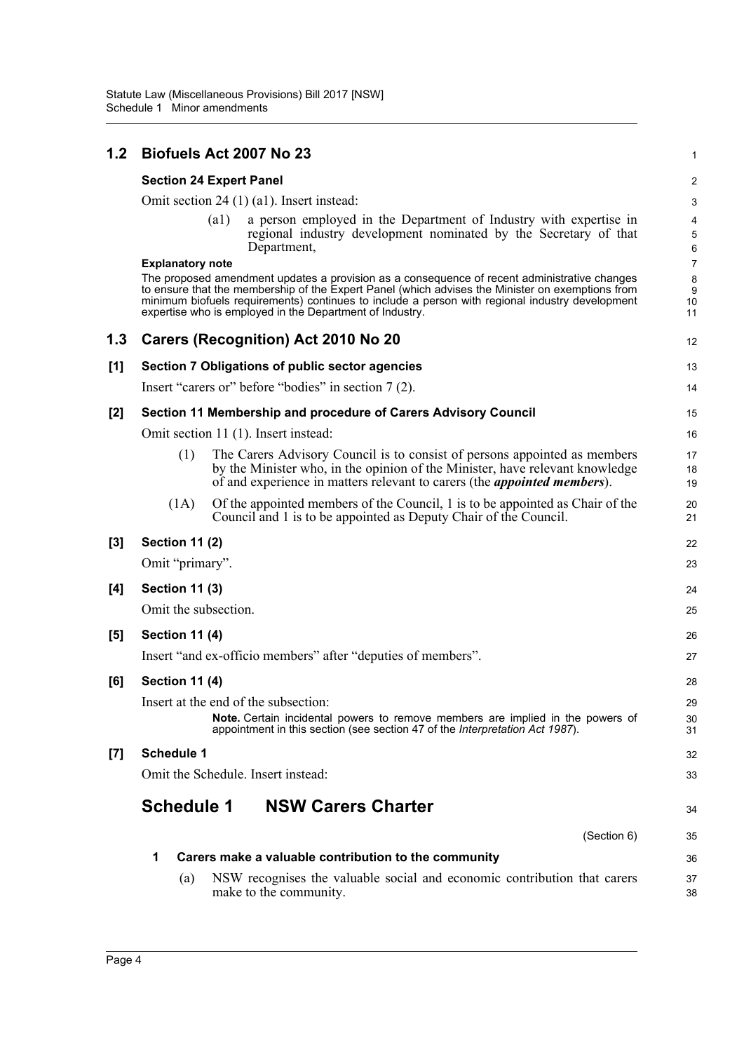## 1.2 Biofuels Act 2007 No 23

**Section 24 Expert Panel**

Omit section 24 (1) (a1). Insert instead:

> (a1) a person employed in the Department of Industry with expertise in regional industry development nominated by the Secretary of that Department,

**Explanatory note**

The proposed amendment updates a provision as a consequence of recent administrative changes to ensure that the membership of the Expert Panel (which advises the Minister on exemptions from minimum biofuels requirements) continues to include a person with regional industry development expertise who is employed in the Department of Industry.

## 1.3 Carers (Recognition) Act 2010 No 20

**[1] Section 7 Obligations of public sector agencies**

Insert "carers or" before "bodies" in section 7 (2).

**[2] Section 11 Membership and procedure of Carers Advisory Council**

Omit section 11 (1). Insert instead:

> (1) The Carers Advisory Council is to consist of persons appointed as members by the Minister who, in the opinion of the Minister, have relevant knowledge of and experience in matters relevant to carers (the ***appointed members***).
>
> (1A) Of the appointed members of the Council, 1 is to be appointed as Chair of the Council and 1 is to be appointed as Deputy Chair of the Council.

**[3] Section 11 (2)**

Omit "primary".

**[4] Section 11 (3)**

Omit the subsection.

**[5] Section 11 (4)**

Insert "and ex-officio members" after "deputies of members".

**[6] Section 11 (4)**

Insert at the end of the subsection:

> **Note.** Certain incidental powers to remove members are implied in the powers of appointment in this section (see section 47 of the *Interpretation Act 1987*).

**[7] Schedule 1**

Omit the Schedule. Insert instead:

# Schedule 1 NSW Carers Charter

(Section 6)

**1 Carers make a valuable contribution to the community**

(a) NSW recognises the valuable social and economic contribution that carers make to the community.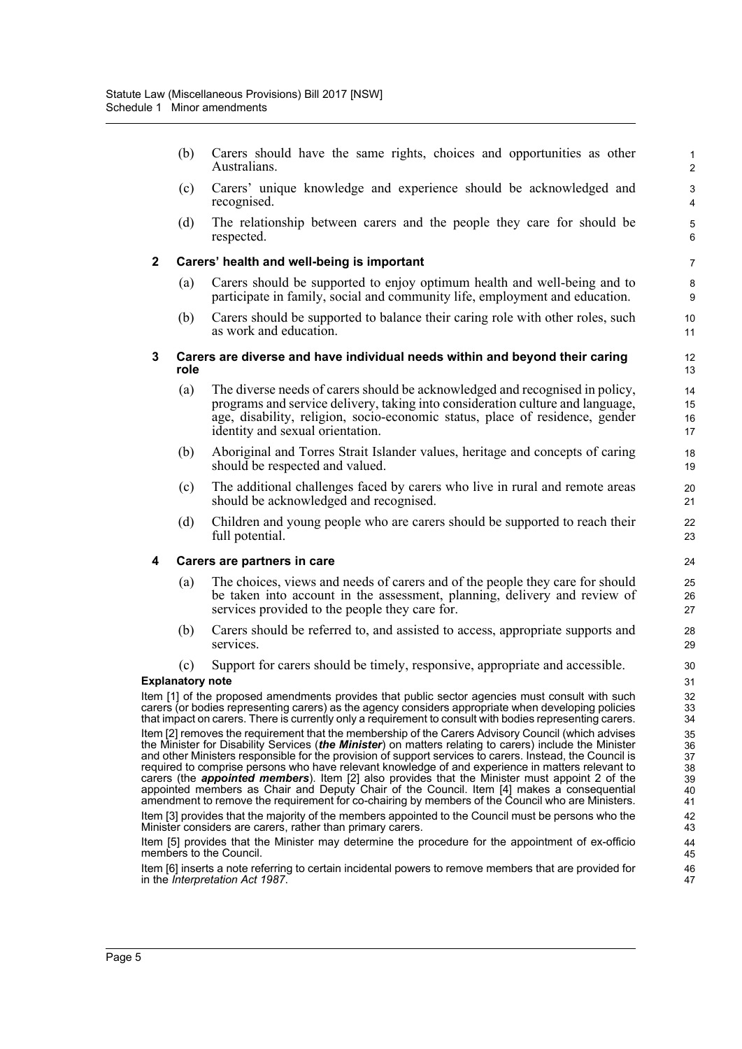(b) Carers should have the same rights, choices and opportunities as other Australians.

(c) Carers' unique knowledge and experience should be acknowledged and recognised.

(d) The relationship between carers and the people they care for should be respected.

**2 Carers' health and well-being is important**

(a) Carers should be supported to enjoy optimum health and well-being and to participate in family, social and community life, employment and education.

(b) Carers should be supported to balance their caring role with other roles, such as work and education.

**3 Carers are diverse and have individual needs within and beyond their caring role**

(a) The diverse needs of carers should be acknowledged and recognised in policy, programs and service delivery, taking into consideration culture and language, age, disability, religion, socio-economic status, place of residence, gender identity and sexual orientation.

(b) Aboriginal and Torres Strait Islander values, heritage and concepts of caring should be respected and valued.

(c) The additional challenges faced by carers who live in rural and remote areas should be acknowledged and recognised.

(d) Children and young people who are carers should be supported to reach their full potential.

**4 Carers are partners in care**

(a) The choices, views and needs of carers and of the people they care for should be taken into account in the assessment, planning, delivery and review of services provided to the people they care for.

(b) Carers should be referred to, and assisted to access, appropriate supports and services.

(c) Support for carers should be timely, responsive, appropriate and accessible.

**Explanatory note**

Item [1] of the proposed amendments provides that public sector agencies must consult with such carers (or bodies representing carers) as the agency considers appropriate when developing policies that impact on carers. There is currently only a requirement to consult with bodies representing carers.

Item [2] removes the requirement that the membership of the Carers Advisory Council (which advises the Minister for Disability Services (***the Minister***) on matters relating to carers) include the Minister and other Ministers responsible for the provision of support services to carers. Instead, the Council is required to comprise persons who have relevant knowledge of and experience in matters relevant to carers (the ***appointed members***). Item [2] also provides that the Minister must appoint 2 of the appointed members as Chair and Deputy Chair of the Council. Item [4] makes a consequential amendment to remove the requirement for co-chairing by members of the Council who are Ministers.

Item [3] provides that the majority of the members appointed to the Council must be persons who the Minister considers are carers, rather than primary carers.

Item [5] provides that the Minister may determine the procedure for the appointment of ex-officio members to the Council.

Item [6] inserts a note referring to certain incidental powers to remove members that are provided for in the *Interpretation Act 1987*.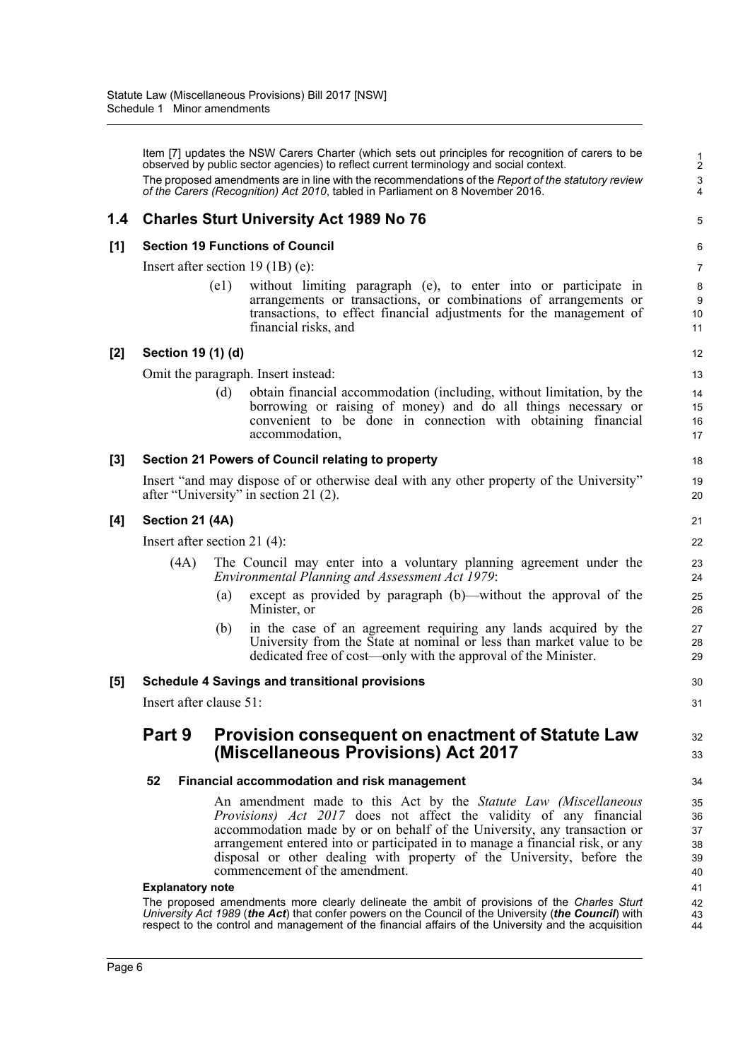Item [7] updates the NSW Carers Charter (which sets out principles for recognition of carers to be observed by public sector agencies) to reflect current terminology and social context.

The proposed amendments are in line with the recommendations of the *Report of the statutory review of the Carers (Recognition) Act 2010*, tabled in Parliament on 8 November 2016.

## 1.4 Charles Sturt University Act 1989 No 76

### [1] Section 19 Functions of Council

Insert after section 19 (1B) (e):

> (e1) without limiting paragraph (e), to enter into or participate in arrangements or transactions, or combinations of arrangements or transactions, to effect financial adjustments for the management of financial risks, and

### [2] Section 19 (1) (d)

Omit the paragraph. Insert instead:

> (d) obtain financial accommodation (including, without limitation, by the borrowing or raising of money) and do all things necessary or convenient to be done in connection with obtaining financial accommodation,

### [3] Section 21 Powers of Council relating to property

Insert "and may dispose of or otherwise deal with any other property of the University" after "University" in section 21 (2).

### [4] Section 21 (4A)

Insert after section 21 (4):

> (4A) The Council may enter into a voluntary planning agreement under the *Environmental Planning and Assessment Act 1979*:
>
> (a) except as provided by paragraph (b)—without the approval of the Minister, or
>
> (b) in the case of an agreement requiring any lands acquired by the University from the State at nominal or less than market value to be dedicated free of cost—only with the approval of the Minister.

### [5] Schedule 4 Savings and transitional provisions

Insert after clause 51:

## Part 9 Provision consequent on enactment of Statute Law (Miscellaneous Provisions) Act 2017

### 52 Financial accommodation and risk management

An amendment made to this Act by the *Statute Law (Miscellaneous Provisions) Act 2017* does not affect the validity of any financial accommodation made by or on behalf of the University, any transaction or arrangement entered into or participated in to manage a financial risk, or any disposal or other dealing with property of the University, before the commencement of the amendment.

**Explanatory note**

The proposed amendments more clearly delineate the ambit of provisions of the *Charles Sturt University Act 1989* (***the Act***) that confer powers on the Council of the University (***the Council***) with respect to the control and management of the financial affairs of the University and the acquisition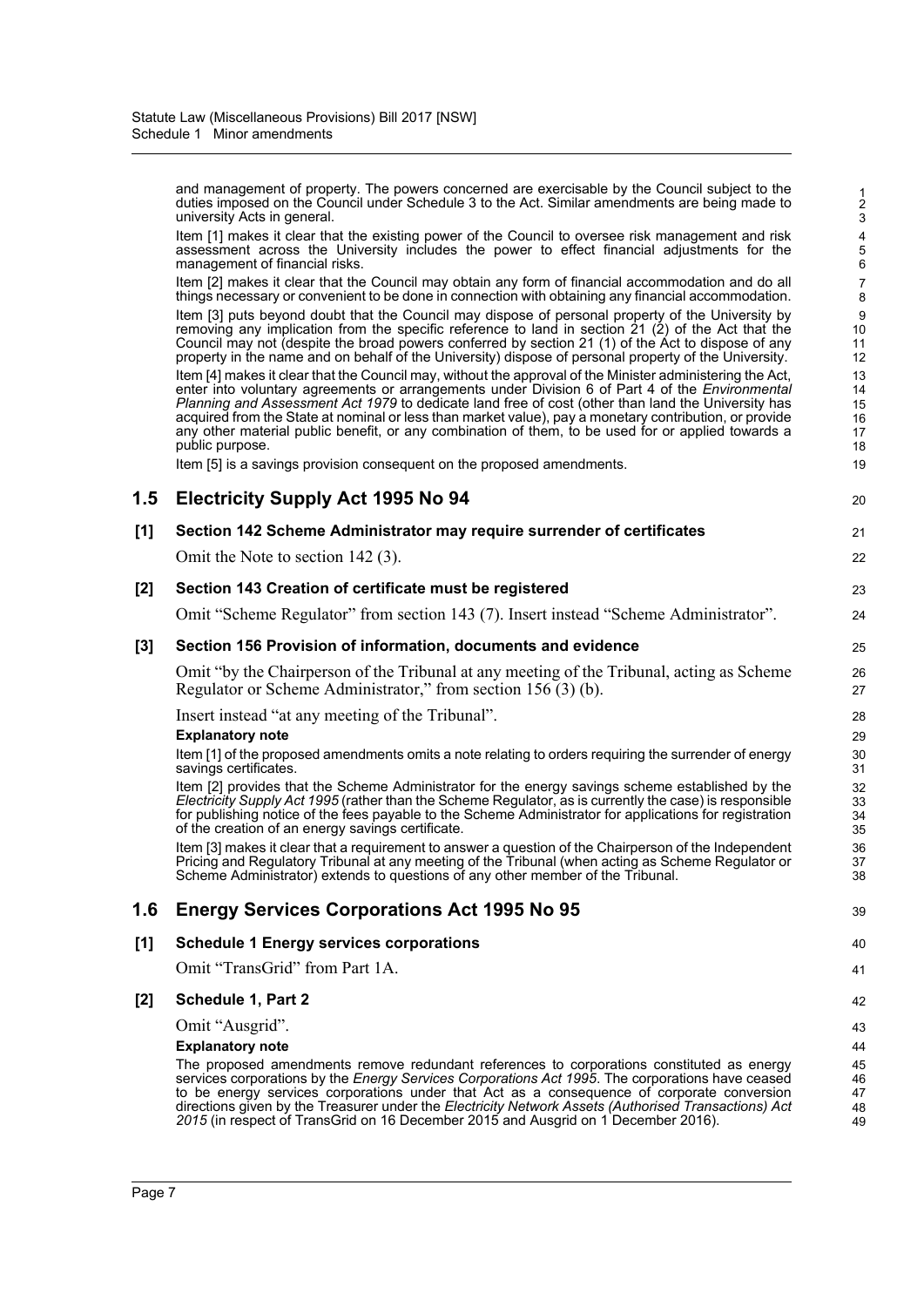and management of property. The powers concerned are exercisable by the Council subject to the duties imposed on the Council under Schedule 3 to the Act. Similar amendments are being made to university Acts in general.

Item [1] makes it clear that the existing power of the Council to oversee risk management and risk assessment across the University includes the power to effect financial adjustments for the management of financial risks.

Item [2] makes it clear that the Council may obtain any form of financial accommodation and do all things necessary or convenient to be done in connection with obtaining any financial accommodation.

Item [3] puts beyond doubt that the Council may dispose of personal property of the University by removing any implication from the specific reference to land in section 21 (2) of the Act that the Council may not (despite the broad powers conferred by section 21 (1) of the Act to dispose of any property in the name and on behalf of the University) dispose of personal property of the University.

Item [4] makes it clear that the Council may, without the approval of the Minister administering the Act, enter into voluntary agreements or arrangements under Division 6 of Part 4 of the *Environmental Planning and Assessment Act 1979* to dedicate land free of cost (other than land the University has acquired from the State at nominal or less than market value), pay a monetary contribution, or provide any other material public benefit, or any combination of them, to be used for or applied towards a public purpose.

Item [5] is a savings provision consequent on the proposed amendments.

## 1.5 Electricity Supply Act 1995 No 94

### [1] Section 142 Scheme Administrator may require surrender of certificates

Omit the Note to section 142 (3).

### [2] Section 143 Creation of certificate must be registered

Omit "Scheme Regulator" from section 143 (7). Insert instead "Scheme Administrator".

### [3] Section 156 Provision of information, documents and evidence

Omit "by the Chairperson of the Tribunal at any meeting of the Tribunal, acting as Scheme Regulator or Scheme Administrator," from section 156 (3) (b).

Insert instead "at any meeting of the Tribunal".

**Explanatory note**

Item [1] of the proposed amendments omits a note relating to orders requiring the surrender of energy savings certificates.

Item [2] provides that the Scheme Administrator for the energy savings scheme established by the *Electricity Supply Act 1995* (rather than the Scheme Regulator, as is currently the case) is responsible for publishing notice of the fees payable to the Scheme Administrator for applications for registration of the creation of an energy savings certificate.

Item [3] makes it clear that a requirement to answer a question of the Chairperson of the Independent Pricing and Regulatory Tribunal at any meeting of the Tribunal (when acting as Scheme Regulator or Scheme Administrator) extends to questions of any other member of the Tribunal.

## 1.6 Energy Services Corporations Act 1995 No 95

### [1] Schedule 1 Energy services corporations

Omit "TransGrid" from Part 1A.

### [2] Schedule 1, Part 2

Omit "Ausgrid".

**Explanatory note**

The proposed amendments remove redundant references to corporations constituted as energy services corporations by the *Energy Services Corporations Act 1995*. The corporations have ceased to be energy services corporations under that Act as a consequence of corporate conversion directions given by the Treasurer under the *Electricity Network Assets (Authorised Transactions) Act 2015* (in respect of TransGrid on 16 December 2015 and Ausgrid on 1 December 2016).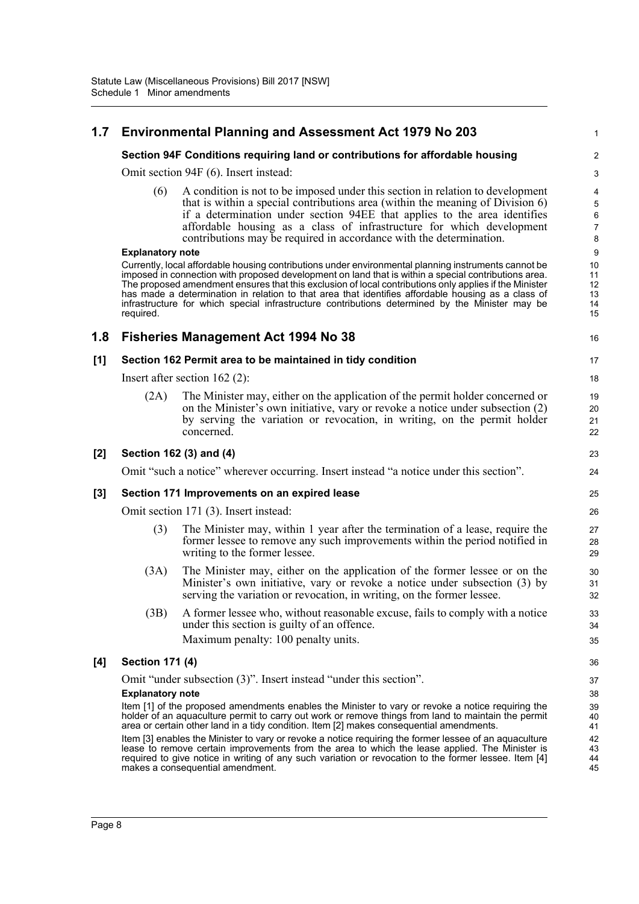## 1.7 Environmental Planning and Assessment Act 1979 No 203

### Section 94F Conditions requiring land or contributions for affordable housing

Omit section 94F (6). Insert instead:

(6) A condition is not to be imposed under this section in relation to development that is within a special contributions area (within the meaning of Division 6) if a determination under section 94EE that applies to the area identifies affordable housing as a class of infrastructure for which development contributions may be required in accordance with the determination.

**Explanatory note**

Currently, local affordable housing contributions under environmental planning instruments cannot be imposed in connection with proposed development on land that is within a special contributions area. The proposed amendment ensures that this exclusion of local contributions only applies if the Minister has made a determination in relation to that area that identifies affordable housing as a class of infrastructure for which special infrastructure contributions determined by the Minister may be required.

## 1.8 Fisheries Management Act 1994 No 38

### [1] Section 162 Permit area to be maintained in tidy condition

Insert after section 162 (2):

(2A) The Minister may, either on the application of the permit holder concerned or on the Minister's own initiative, vary or revoke a notice under subsection (2) by serving the variation or revocation, in writing, on the permit holder concerned.

### [2] Section 162 (3) and (4)

Omit "such a notice" wherever occurring. Insert instead "a notice under this section".

### [3] Section 171 Improvements on an expired lease

Omit section 171 (3). Insert instead:

(3) The Minister may, within 1 year after the termination of a lease, require the former lessee to remove any such improvements within the period notified in writing to the former lessee.

(3A) The Minister may, either on the application of the former lessee or on the Minister's own initiative, vary or revoke a notice under subsection (3) by serving the variation or revocation, in writing, on the former lessee.

(3B) A former lessee who, without reasonable excuse, fails to comply with a notice under this section is guilty of an offence.

Maximum penalty: 100 penalty units.

### [4] Section 171 (4)

Omit "under subsection (3)". Insert instead "under this section".

**Explanatory note**

Item [1] of the proposed amendments enables the Minister to vary or revoke a notice requiring the holder of an aquaculture permit to carry out work or remove things from land to maintain the permit area or certain other land in a tidy condition. Item [2] makes consequential amendments.

Item [3] enables the Minister to vary or revoke a notice requiring the former lessee of an aquaculture lease to remove certain improvements from the area to which the lease applied. The Minister is required to give notice in writing of any such variation or revocation to the former lessee. Item [4] makes a consequential amendment.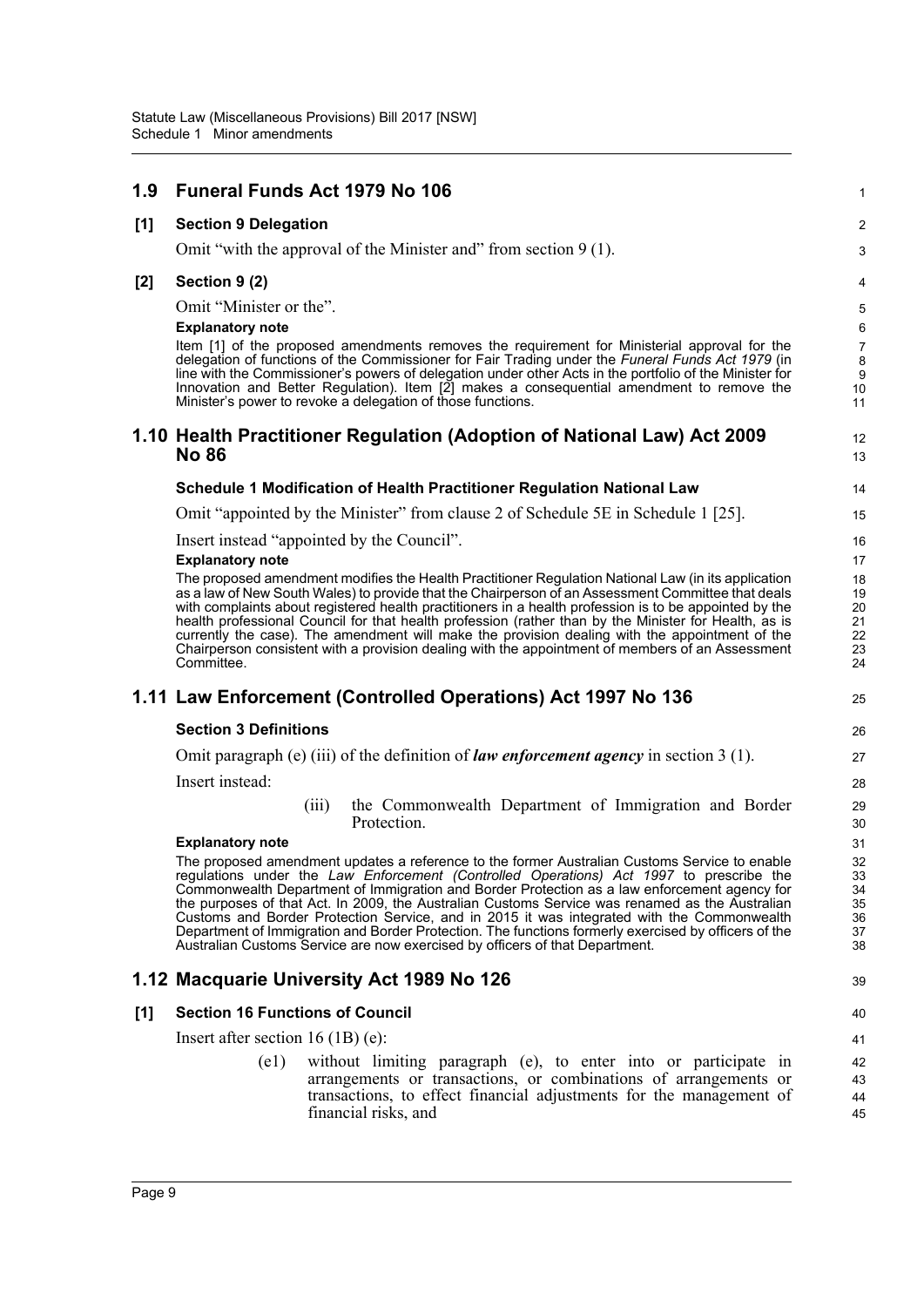## 1.9 Funeral Funds Act 1979 No 106

**[1] Section 9 Delegation**

Omit "with the approval of the Minister and" from section 9 (1).

**[2] Section 9 (2)**

Omit "Minister or the".

**Explanatory note**

Item [1] of the proposed amendments removes the requirement for Ministerial approval for the delegation of functions of the Commissioner for Fair Trading under the *Funeral Funds Act 1979* (in line with the Commissioner's powers of delegation under other Acts in the portfolio of the Minister for Innovation and Better Regulation). Item [2] makes a consequential amendment to remove the Minister's power to revoke a delegation of those functions.

## 1.10 Health Practitioner Regulation (Adoption of National Law) Act 2009 No 86

**Schedule 1 Modification of Health Practitioner Regulation National Law**

Omit "appointed by the Minister" from clause 2 of Schedule 5E in Schedule 1 [25].

Insert instead "appointed by the Council".

**Explanatory note**

The proposed amendment modifies the Health Practitioner Regulation National Law (in its application as a law of New South Wales) to provide that the Chairperson of an Assessment Committee that deals with complaints about registered health practitioners in a health profession is to be appointed by the health professional Council for that health profession (rather than by the Minister for Health, as is currently the case). The amendment will make the provision dealing with the appointment of the Chairperson consistent with a provision dealing with the appointment of members of an Assessment Committee.

## 1.11 Law Enforcement (Controlled Operations) Act 1997 No 136

**Section 3 Definitions**

Omit paragraph (e) (iii) of the definition of ***law enforcement agency*** in section 3 (1).

Insert instead:

(iii) the Commonwealth Department of Immigration and Border Protection.

**Explanatory note**

The proposed amendment updates a reference to the former Australian Customs Service to enable regulations under the *Law Enforcement (Controlled Operations) Act 1997* to prescribe the Commonwealth Department of Immigration and Border Protection as a law enforcement agency for the purposes of that Act. In 2009, the Australian Customs Service was renamed as the Australian Customs and Border Protection Service, and in 2015 it was integrated with the Commonwealth Department of Immigration and Border Protection. The functions formerly exercised by officers of the Australian Customs Service are now exercised by officers of that Department.

## 1.12 Macquarie University Act 1989 No 126

**[1] Section 16 Functions of Council**

Insert after section 16 (1B) (e):

(e1) without limiting paragraph (e), to enter into or participate in arrangements or transactions, or combinations of arrangements or transactions, to effect financial adjustments for the management of financial risks, and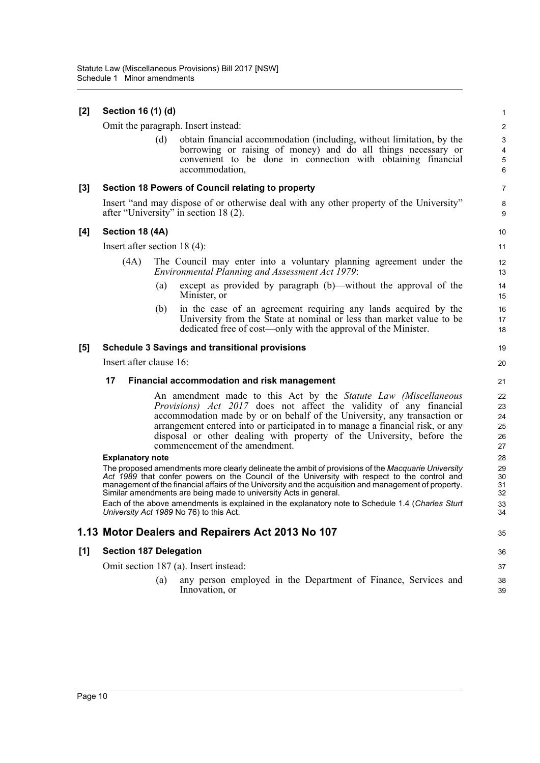**[2] Section 16 (1) (d)**

Omit the paragraph. Insert instead:

> (d) obtain financial accommodation (including, without limitation, by the borrowing or raising of money) and do all things necessary or convenient to be done in connection with obtaining financial accommodation,

**[3] Section 18 Powers of Council relating to property**

Insert "and may dispose of or otherwise deal with any other property of the University" after "University" in section 18 (2).

**[4] Section 18 (4A)**

Insert after section 18 (4):

> (4A) The Council may enter into a voluntary planning agreement under the *Environmental Planning and Assessment Act 1979*:
>
> (a) except as provided by paragraph (b)—without the approval of the Minister, or
>
> (b) in the case of an agreement requiring any lands acquired by the University from the State at nominal or less than market value to be dedicated free of cost—only with the approval of the Minister.

**[5] Schedule 3 Savings and transitional provisions**

Insert after clause 16:

> **17 Financial accommodation and risk management**
>
> An amendment made to this Act by the *Statute Law (Miscellaneous Provisions) Act 2017* does not affect the validity of any financial accommodation made by or on behalf of the University, any transaction or arrangement entered into or participated in to manage a financial risk, or any disposal or other dealing with property of the University, before the commencement of the amendment.

**Explanatory note**

The proposed amendments more clearly delineate the ambit of provisions of the *Macquarie University Act 1989* that confer powers on the Council of the University with respect to the control and management of the financial affairs of the University and the acquisition and management of property. Similar amendments are being made to university Acts in general.

Each of the above amendments is explained in the explanatory note to Schedule 1.4 (*Charles Sturt University Act 1989* No 76) to this Act.

## 1.13 Motor Dealers and Repairers Act 2013 No 107

**[1] Section 187 Delegation**

Omit section 187 (a). Insert instead:

> (a) any person employed in the Department of Finance, Services and Innovation, or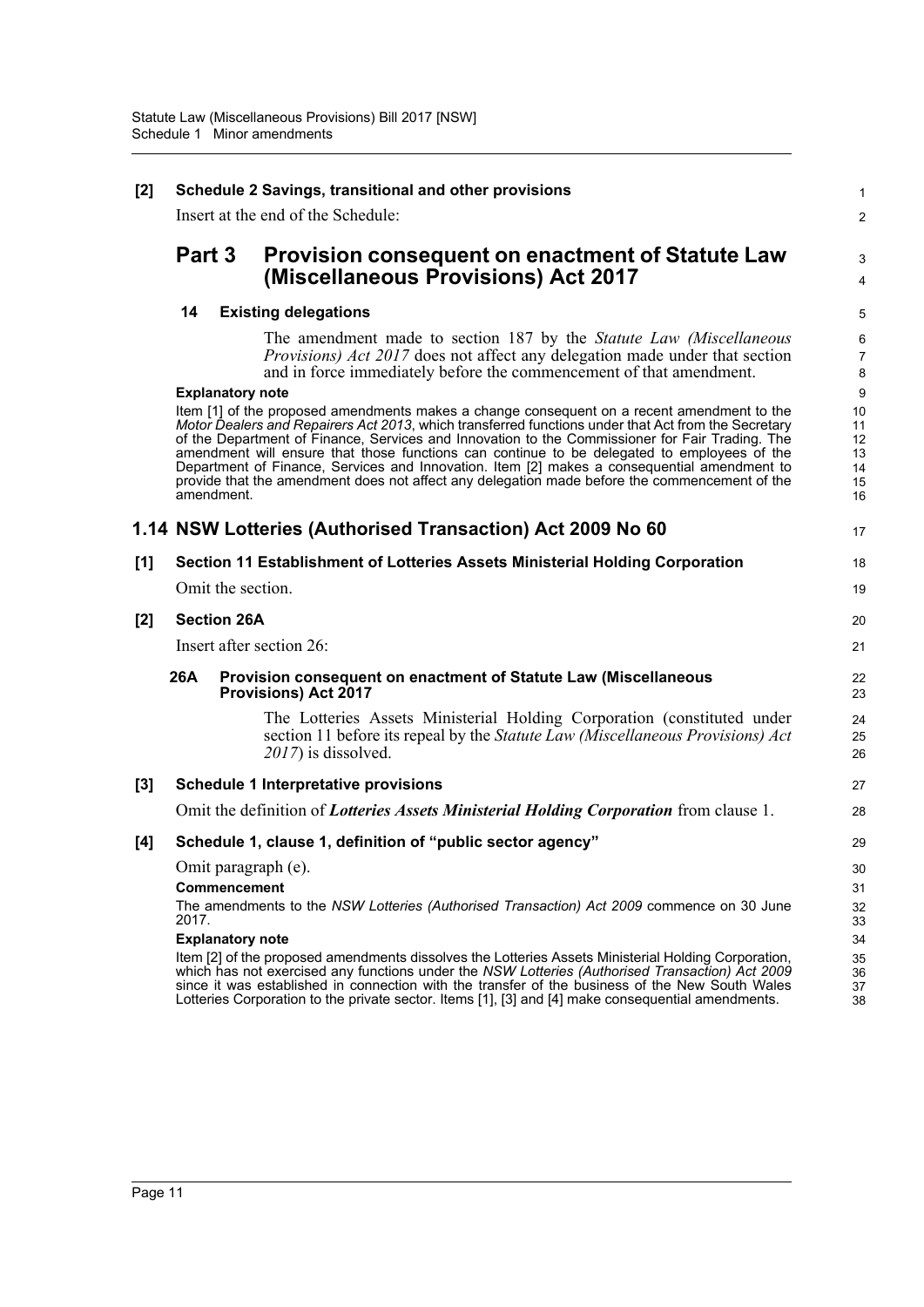**[2] Schedule 2 Savings, transitional and other provisions**

Insert at the end of the Schedule:

## Part 3 Provision consequent on enactment of Statute Law (Miscellaneous Provisions) Act 2017

**14 Existing delegations**

The amendment made to section 187 by the *Statute Law (Miscellaneous Provisions) Act 2017* does not affect any delegation made under that section and in force immediately before the commencement of that amendment.

**Explanatory note**

Item [1] of the proposed amendments makes a change consequent on a recent amendment to the *Motor Dealers and Repairers Act 2013*, which transferred functions under that Act from the Secretary of the Department of Finance, Services and Innovation to the Commissioner for Fair Trading. The amendment will ensure that those functions can continue to be delegated to employees of the Department of Finance, Services and Innovation. Item [2] makes a consequential amendment to provide that the amendment does not affect any delegation made before the commencement of the amendment.

## 1.14 NSW Lotteries (Authorised Transaction) Act 2009 No 60

**[1] Section 11 Establishment of Lotteries Assets Ministerial Holding Corporation**

Omit the section.

**[2] Section 26A**

Insert after section 26:

**26A Provision consequent on enactment of Statute Law (Miscellaneous Provisions) Act 2017**

The Lotteries Assets Ministerial Holding Corporation (constituted under section 11 before its repeal by the *Statute Law (Miscellaneous Provisions) Act 2017*) is dissolved.

**[3] Schedule 1 Interpretative provisions**

Omit the definition of ***Lotteries Assets Ministerial Holding Corporation*** from clause 1.

**[4] Schedule 1, clause 1, definition of "public sector agency"**

Omit paragraph (e).

**Commencement**

The amendments to the *NSW Lotteries (Authorised Transaction) Act 2009* commence on 30 June 2017.

**Explanatory note**

Item [2] of the proposed amendments dissolves the Lotteries Assets Ministerial Holding Corporation, which has not exercised any functions under the *NSW Lotteries (Authorised Transaction) Act 2009* since it was established in connection with the transfer of the business of the New South Wales Lotteries Corporation to the private sector. Items [1], [3] and [4] make consequential amendments.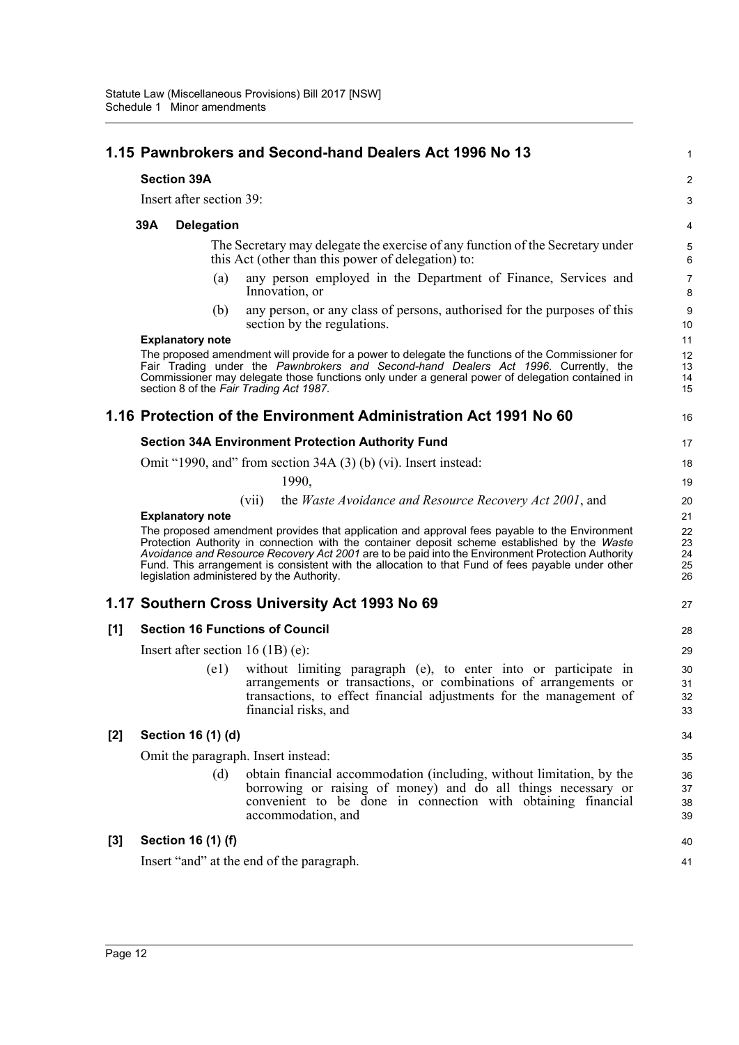## 1.15 Pawnbrokers and Second-hand Dealers Act 1996 No 13

**Section 39A**

Insert after section 39:

**39A Delegation**

The Secretary may delegate the exercise of any function of the Secretary under this Act (other than this power of delegation) to:

(a) any person employed in the Department of Finance, Services and Innovation, or

(b) any person, or any class of persons, authorised for the purposes of this section by the regulations.

**Explanatory note**

The proposed amendment will provide for a power to delegate the functions of the Commissioner for Fair Trading under the *Pawnbrokers and Second-hand Dealers Act 1996*. Currently, the Commissioner may delegate those functions only under a general power of delegation contained in section 8 of the *Fair Trading Act 1987*.

## 1.16 Protection of the Environment Administration Act 1991 No 60

**Section 34A Environment Protection Authority Fund**

Omit "1990, and" from section 34A (3) (b) (vi). Insert instead:

1990,

(vii) the *Waste Avoidance and Resource Recovery Act 2001*, and

**Explanatory note**

The proposed amendment provides that application and approval fees payable to the Environment Protection Authority in connection with the container deposit scheme established by the *Waste Avoidance and Resource Recovery Act 2001* are to be paid into the Environment Protection Authority Fund. This arrangement is consistent with the allocation to that Fund of fees payable under other legislation administered by the Authority.

## 1.17 Southern Cross University Act 1993 No 69

**[1] Section 16 Functions of Council**

Insert after section 16 (1B) (e):

(e1) without limiting paragraph (e), to enter into or participate in arrangements or transactions, or combinations of arrangements or transactions, to effect financial adjustments for the management of financial risks, and

**[2] Section 16 (1) (d)**

Omit the paragraph. Insert instead:

(d) obtain financial accommodation (including, without limitation, by the borrowing or raising of money) and do all things necessary or convenient to be done in connection with obtaining financial accommodation, and

**[3] Section 16 (1) (f)**

Insert "and" at the end of the paragraph.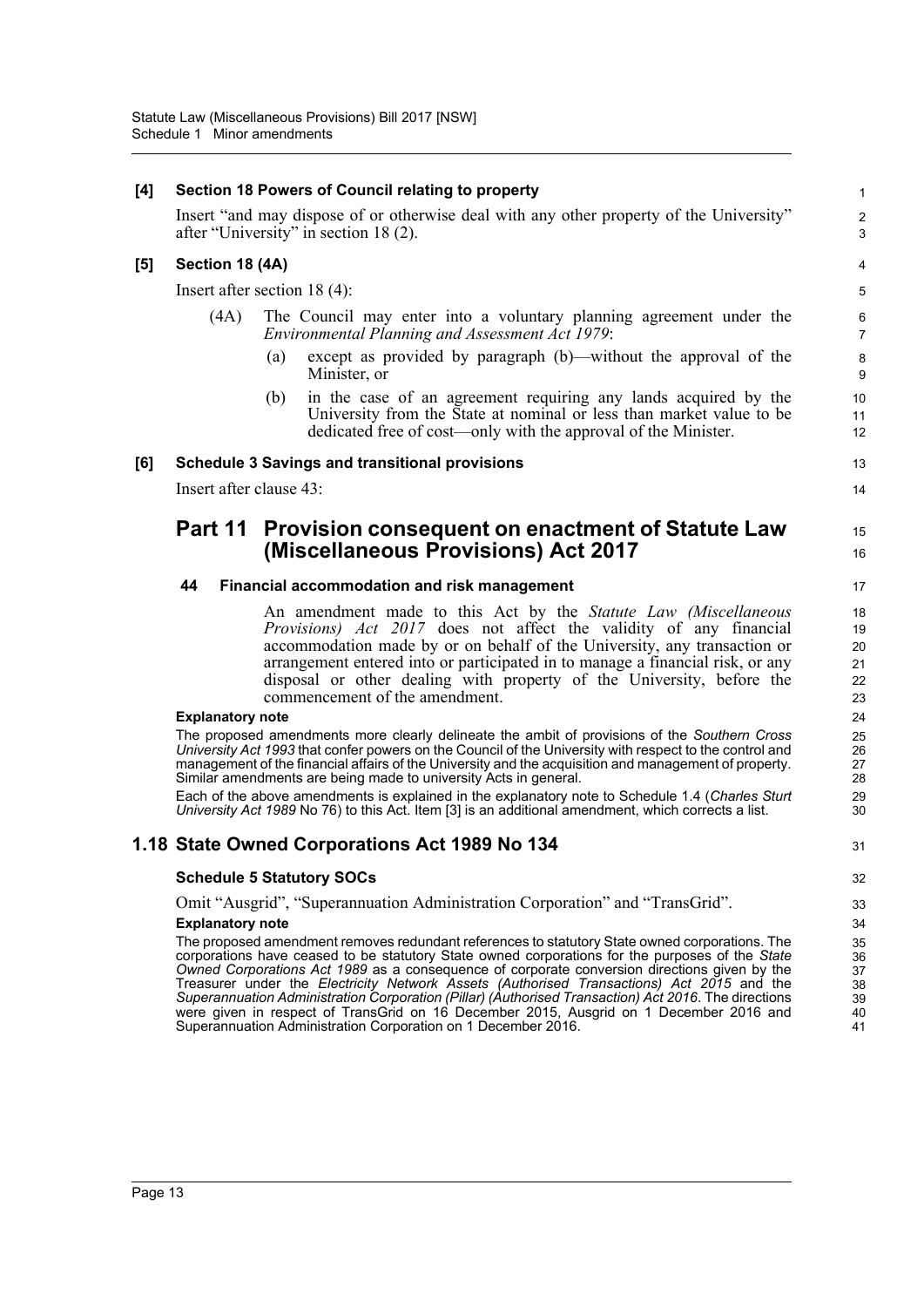**[4] Section 18 Powers of Council relating to property**

Insert "and may dispose of or otherwise deal with any other property of the University" after "University" in section 18 (2).

**[5] Section 18 (4A)**

Insert after section 18 (4):

(4A) The Council may enter into a voluntary planning agreement under the *Environmental Planning and Assessment Act 1979*:

(a) except as provided by paragraph (b)—without the approval of the Minister, or

(b) in the case of an agreement requiring any lands acquired by the University from the State at nominal or less than market value to be dedicated free of cost—only with the approval of the Minister.

**[6] Schedule 3 Savings and transitional provisions**

Insert after clause 43:

## Part 11 Provision consequent on enactment of Statute Law (Miscellaneous Provisions) Act 2017

**44 Financial accommodation and risk management**

An amendment made to this Act by the *Statute Law (Miscellaneous Provisions) Act 2017* does not affect the validity of any financial accommodation made by or on behalf of the University, any transaction or arrangement entered into or participated in to manage a financial risk, or any disposal or other dealing with property of the University, before the commencement of the amendment.

**Explanatory note**

The proposed amendments more clearly delineate the ambit of provisions of the *Southern Cross University Act 1993* that confer powers on the Council of the University with respect to the control and management of the financial affairs of the University and the acquisition and management of property. Similar amendments are being made to university Acts in general.

Each of the above amendments is explained in the explanatory note to Schedule 1.4 (*Charles Sturt University Act 1989* No 76) to this Act. Item [3] is an additional amendment, which corrects a list.

## 1.18 State Owned Corporations Act 1989 No 134

**Schedule 5 Statutory SOCs**

Omit "Ausgrid", "Superannuation Administration Corporation" and "TransGrid".

**Explanatory note**

The proposed amendment removes redundant references to statutory State owned corporations. The corporations have ceased to be statutory State owned corporations for the purposes of the *State Owned Corporations Act 1989* as a consequence of corporate conversion directions given by the Treasurer under the *Electricity Network Assets (Authorised Transactions) Act 2015* and the *Superannuation Administration Corporation (Pillar) (Authorised Transaction) Act 2016*. The directions were given in respect of TransGrid on 16 December 2015, Ausgrid on 1 December 2016 and Superannuation Administration Corporation on 1 December 2016.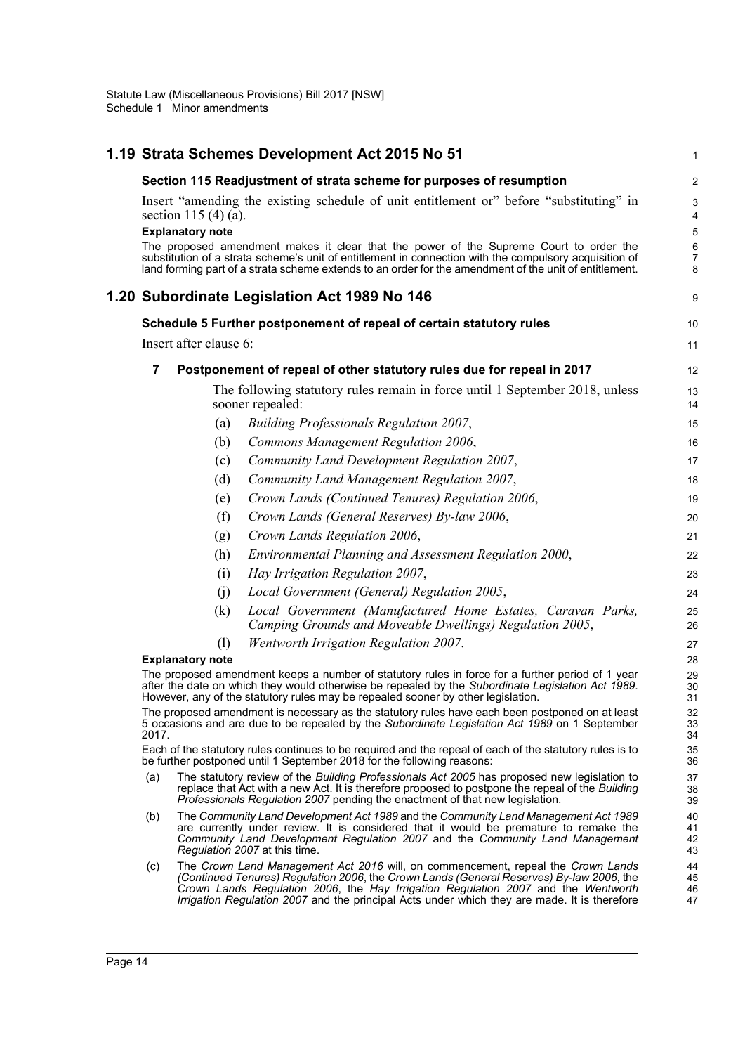## 1.19 Strata Schemes Development Act 2015 No 51

### Section 115 Readjustment of strata scheme for purposes of resumption

Insert "amending the existing schedule of unit entitlement or" before "substituting" in section 115 (4) (a).

**Explanatory note**

The proposed amendment makes it clear that the power of the Supreme Court to order the substitution of a strata scheme's unit of entitlement in connection with the compulsory acquisition of land forming part of a strata scheme extends to an order for the amendment of the unit of entitlement.

## 1.20 Subordinate Legislation Act 1989 No 146

### Schedule 5 Further postponement of repeal of certain statutory rules

Insert after clause 6:

**7 Postponement of repeal of other statutory rules due for repeal in 2017**

The following statutory rules remain in force until 1 September 2018, unless sooner repealed:

(a) *Building Professionals Regulation 2007*,

(b) *Commons Management Regulation 2006*,

(c) *Community Land Development Regulation 2007*,

(d) *Community Land Management Regulation 2007*,

(e) *Crown Lands (Continued Tenures) Regulation 2006*,

(f) *Crown Lands (General Reserves) By-law 2006*,

(g) *Crown Lands Regulation 2006*,

(h) *Environmental Planning and Assessment Regulation 2000*,

(i) *Hay Irrigation Regulation 2007*,

(j) *Local Government (General) Regulation 2005*,

(k) *Local Government (Manufactured Home Estates, Caravan Parks, Camping Grounds and Moveable Dwellings) Regulation 2005*,

(l) *Wentworth Irrigation Regulation 2007*.

**Explanatory note**

The proposed amendment keeps a number of statutory rules in force for a further period of 1 year after the date on which they would otherwise be repealed by the *Subordinate Legislation Act 1989*. However, any of the statutory rules may be repealed sooner by other legislation.

The proposed amendment is necessary as the statutory rules have each been postponed on at least 5 occasions and are due to be repealed by the *Subordinate Legislation Act 1989* on 1 September 2017.

Each of the statutory rules continues to be required and the repeal of each of the statutory rules is to be further postponed until 1 September 2018 for the following reasons:

(a) The statutory review of the *Building Professionals Act 2005* has proposed new legislation to replace that Act with a new Act. It is therefore proposed to postpone the repeal of the *Building Professionals Regulation 2007* pending the enactment of that new legislation.

(b) The *Community Land Development Act 1989* and the *Community Land Management Act 1989* are currently under review. It is considered that it would be premature to remake the *Community Land Development Regulation 2007* and the *Community Land Management Regulation 2007* at this time.

(c) The *Crown Land Management Act 2016* will, on commencement, repeal the *Crown Lands (Continued Tenures) Regulation 2006*, the *Crown Lands (General Reserves) By-law 2006*, the *Crown Lands Regulation 2006*, the *Hay Irrigation Regulation 2007* and the *Wentworth Irrigation Regulation 2007* and the principal Acts under which they are made. It is therefore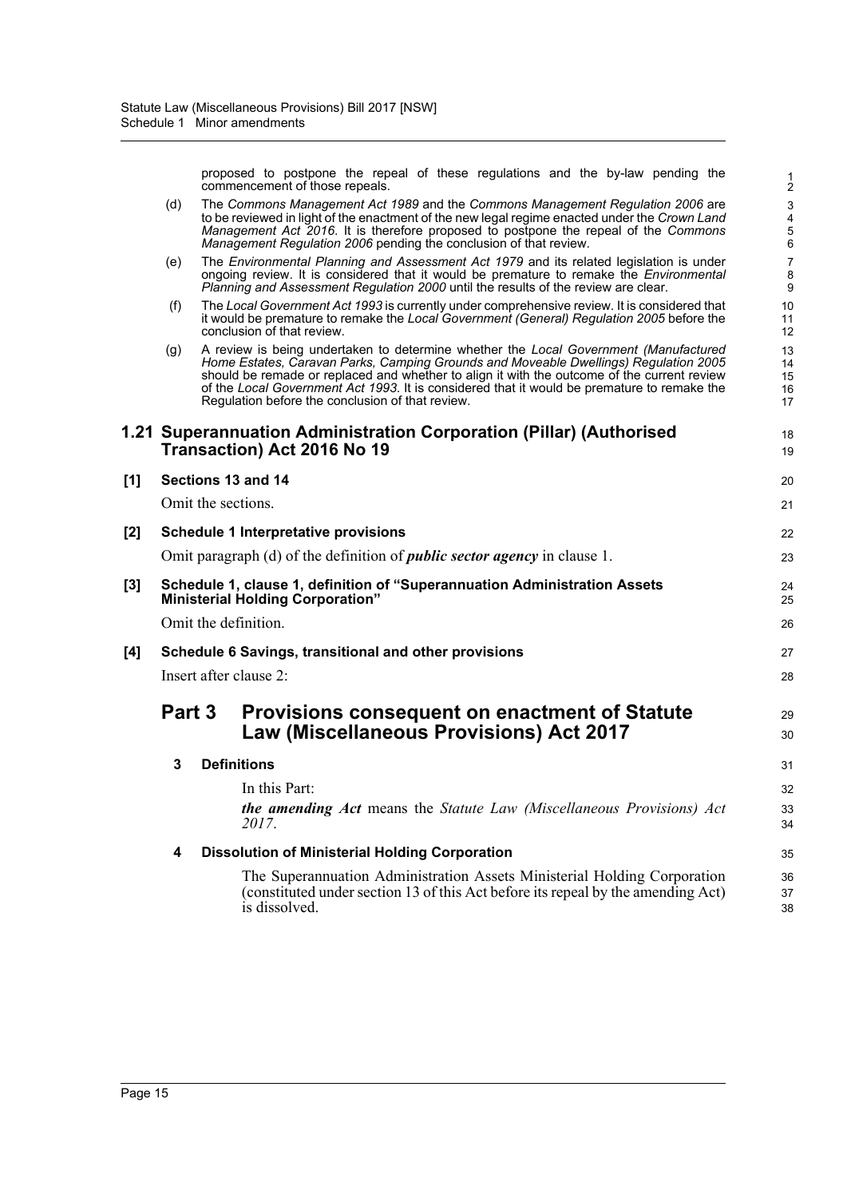proposed to postpone the repeal of these regulations and the by-law pending the commencement of those repeals.

(d) The *Commons Management Act 1989* and the *Commons Management Regulation 2006* are to be reviewed in light of the enactment of the new legal regime enacted under the *Crown Land Management Act 2016*. It is therefore proposed to postpone the repeal of the *Commons Management Regulation 2006* pending the conclusion of that review.

(e) The *Environmental Planning and Assessment Act 1979* and its related legislation is under ongoing review. It is considered that it would be premature to remake the *Environmental Planning and Assessment Regulation 2000* until the results of the review are clear.

(f) The *Local Government Act 1993* is currently under comprehensive review. It is considered that it would be premature to remake the *Local Government (General) Regulation 2005* before the conclusion of that review.

(g) A review is being undertaken to determine whether the *Local Government (Manufactured Home Estates, Caravan Parks, Camping Grounds and Moveable Dwellings) Regulation 2005* should be remade or replaced and whether to align it with the outcome of the current review of the *Local Government Act 1993*. It is considered that it would be premature to remake the Regulation before the conclusion of that review.

## 1.21 Superannuation Administration Corporation (Pillar) (Authorised Transaction) Act 2016 No 19

### [1] Sections 13 and 14

Omit the sections.

### [2] Schedule 1 Interpretative provisions

Omit paragraph (d) of the definition of ***public sector agency*** in clause 1.

### [3] Schedule 1, clause 1, definition of "Superannuation Administration Assets Ministerial Holding Corporation"

Omit the definition.

### [4] Schedule 6 Savings, transitional and other provisions

Insert after clause 2:

## Part 3 Provisions consequent on enactment of Statute Law (Miscellaneous Provisions) Act 2017

### 3 Definitions

In this Part:

***the amending Act*** means the *Statute Law (Miscellaneous Provisions) Act 2017*.

### 4 Dissolution of Ministerial Holding Corporation

The Superannuation Administration Assets Ministerial Holding Corporation (constituted under section 13 of this Act before its repeal by the amending Act) is dissolved.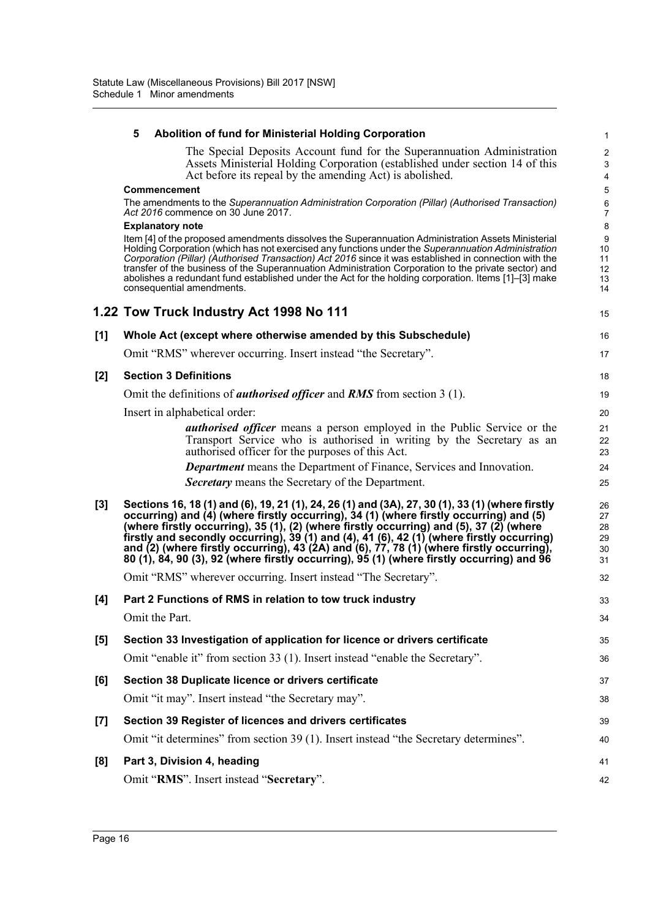**5 Abolition of fund for Ministerial Holding Corporation**

The Special Deposits Account fund for the Superannuation Administration Assets Ministerial Holding Corporation (established under section 14 of this Act before its repeal by the amending Act) is abolished.

**Commencement**

The amendments to the *Superannuation Administration Corporation (Pillar) (Authorised Transaction) Act 2016* commence on 30 June 2017.

**Explanatory note**

Item [4] of the proposed amendments dissolves the Superannuation Administration Assets Ministerial Holding Corporation (which has not exercised any functions under the *Superannuation Administration Corporation (Pillar) (Authorised Transaction) Act 2016* since it was established in connection with the transfer of the business of the Superannuation Administration Corporation to the private sector) and abolishes a redundant fund established under the Act for the holding corporation. Items [1]–[3] make consequential amendments.

## 1.22 Tow Truck Industry Act 1998 No 111

**[1] Whole Act (except where otherwise amended by this Subschedule)**

Omit "RMS" wherever occurring. Insert instead "the Secretary".

**[2] Section 3 Definitions**

Omit the definitions of ***authorised officer*** and ***RMS*** from section 3 (1).

Insert in alphabetical order:

> ***authorised officer*** means a person employed in the Public Service or the Transport Service who is authorised in writing by the Secretary as an authorised officer for the purposes of this Act.
>
> ***Department*** means the Department of Finance, Services and Innovation.
>
> ***Secretary*** means the Secretary of the Department.

**[3] Sections 16, 18 (1) and (6), 19, 21 (1), 24, 26 (1) and (3A), 27, 30 (1), 33 (1) (where firstly occurring) and (4) (where firstly occurring), 34 (1) (where firstly occurring) and (5) (where firstly occurring), 35 (1), (2) (where firstly occurring) and (5), 37 (2) (where firstly and secondly occurring), 39 (1) and (4), 41 (6), 42 (1) (where firstly occurring) and (2) (where firstly occurring), 43 (2A) and (6), 77, 78 (1) (where firstly occurring), 80 (1), 84, 90 (3), 92 (where firstly occurring), 95 (1) (where firstly occurring) and 96**

Omit "RMS" wherever occurring. Insert instead "The Secretary".

**[4] Part 2 Functions of RMS in relation to tow truck industry**

Omit the Part.

**[5] Section 33 Investigation of application for licence or drivers certificate**

Omit "enable it" from section 33 (1). Insert instead "enable the Secretary".

**[6] Section 38 Duplicate licence or drivers certificate**

Omit "it may". Insert instead "the Secretary may".

**[7] Section 39 Register of licences and drivers certificates**

Omit "it determines" from section 39 (1). Insert instead "the Secretary determines".

**[8] Part 3, Division 4, heading**

Omit "**RMS**". Insert instead "**Secretary**".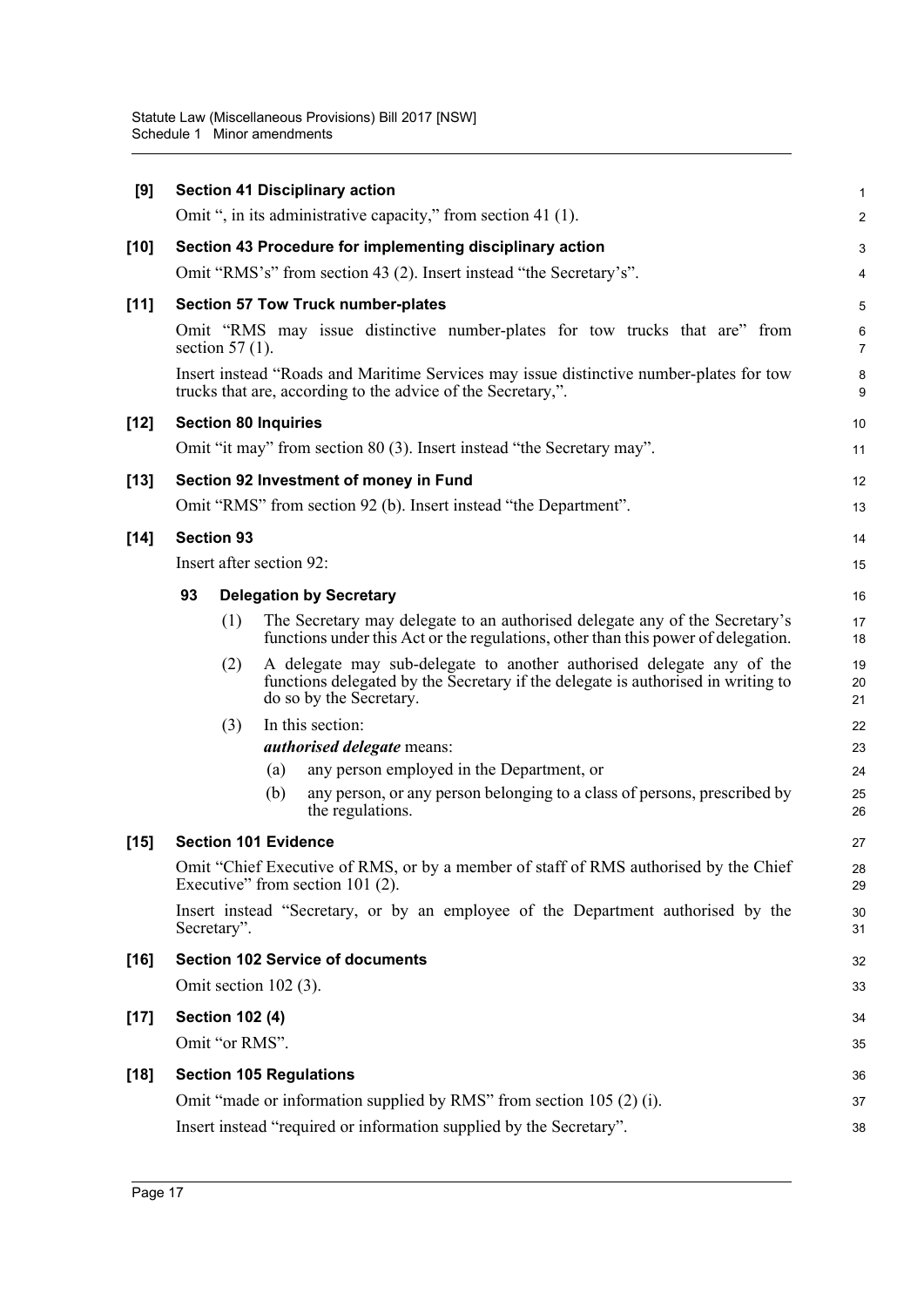**[9] Section 41 Disciplinary action**

Omit ", in its administrative capacity," from section 41 (1).

**[10] Section 43 Procedure for implementing disciplinary action**

Omit "RMS's" from section 43 (2). Insert instead "the Secretary's".

**[11] Section 57 Tow Truck number-plates**

Omit "RMS may issue distinctive number-plates for tow trucks that are" from section 57 (1).

Insert instead "Roads and Maritime Services may issue distinctive number-plates for tow trucks that are, according to the advice of the Secretary,".

**[12] Section 80 Inquiries**

Omit "it may" from section 80 (3). Insert instead "the Secretary may".

**[13] Section 92 Investment of money in Fund**

Omit "RMS" from section 92 (b). Insert instead "the Department".

**[14] Section 93**

Insert after section 92:

**93 Delegation by Secretary**

(1) The Secretary may delegate to an authorised delegate any of the Secretary's functions under this Act or the regulations, other than this power of delegation.

(2) A delegate may sub-delegate to another authorised delegate any of the functions delegated by the Secretary if the delegate is authorised in writing to do so by the Secretary.

(3) In this section:

***authorised delegate*** means:

(a) any person employed in the Department, or

(b) any person, or any person belonging to a class of persons, prescribed by the regulations.

**[15] Section 101 Evidence**

Omit "Chief Executive of RMS, or by a member of staff of RMS authorised by the Chief Executive" from section 101 (2).

Insert instead "Secretary, or by an employee of the Department authorised by the Secretary".

**[16] Section 102 Service of documents**

Omit section 102 (3).

**[17] Section 102 (4)**

Omit "or RMS".

**[18] Section 105 Regulations**

Omit "made or information supplied by RMS" from section 105 (2) (i).

Insert instead "required or information supplied by the Secretary".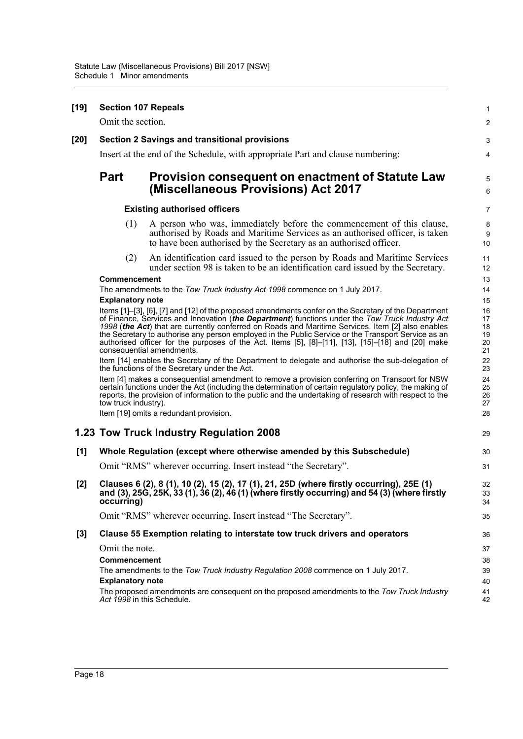**[19] Section 107 Repeals**

Omit the section.

**[20] Section 2 Savings and transitional provisions**

Insert at the end of the Schedule, with appropriate Part and clause numbering:

## Part Provision consequent on enactment of Statute Law (Miscellaneous Provisions) Act 2017

**Existing authorised officers**

(1) A person who was, immediately before the commencement of this clause, authorised by Roads and Maritime Services as an authorised officer, is taken to have been authorised by the Secretary as an authorised officer.

(2) An identification card issued to the person by Roads and Maritime Services under section 98 is taken to be an identification card issued by the Secretary.

**Commencement**

The amendments to the *Tow Truck Industry Act 1998* commence on 1 July 2017.

**Explanatory note**

Items [1]–[3], [6], [7] and [12] of the proposed amendments confer on the Secretary of the Department of Finance, Services and Innovation (***the Department***) functions under the *Tow Truck Industry Act 1998* (***the Act***) that are currently conferred on Roads and Maritime Services. Item [2] also enables the Secretary to authorise any person employed in the Public Service or the Transport Service as an authorised officer for the purposes of the Act. Items [5], [8]–[11], [13], [15]–[18] and [20] make consequential amendments.

Item [14] enables the Secretary of the Department to delegate and authorise the sub-delegation of the functions of the Secretary under the Act.

Item [4] makes a consequential amendment to remove a provision conferring on Transport for NSW certain functions under the Act (including the determination of certain regulatory policy, the making of reports, the provision of information to the public and the undertaking of research with respect to the tow truck industry).

Item [19] omits a redundant provision.

## 1.23 Tow Truck Industry Regulation 2008

**[1] Whole Regulation (except where otherwise amended by this Subschedule)**

Omit "RMS" wherever occurring. Insert instead "the Secretary".

**[2] Clauses 6 (2), 8 (1), 10 (2), 15 (2), 17 (1), 21, 25D (where firstly occurring), 25E (1) and (3), 25G, 25K, 33 (1), 36 (2), 46 (1) (where firstly occurring) and 54 (3) (where firstly occurring)**

Omit "RMS" wherever occurring. Insert instead "The Secretary".

**[3] Clause 55 Exemption relating to interstate tow truck drivers and operators**

Omit the note.

**Commencement**

The amendments to the *Tow Truck Industry Regulation 2008* commence on 1 July 2017.

**Explanatory note**

The proposed amendments are consequent on the proposed amendments to the *Tow Truck Industry Act 1998* in this Schedule.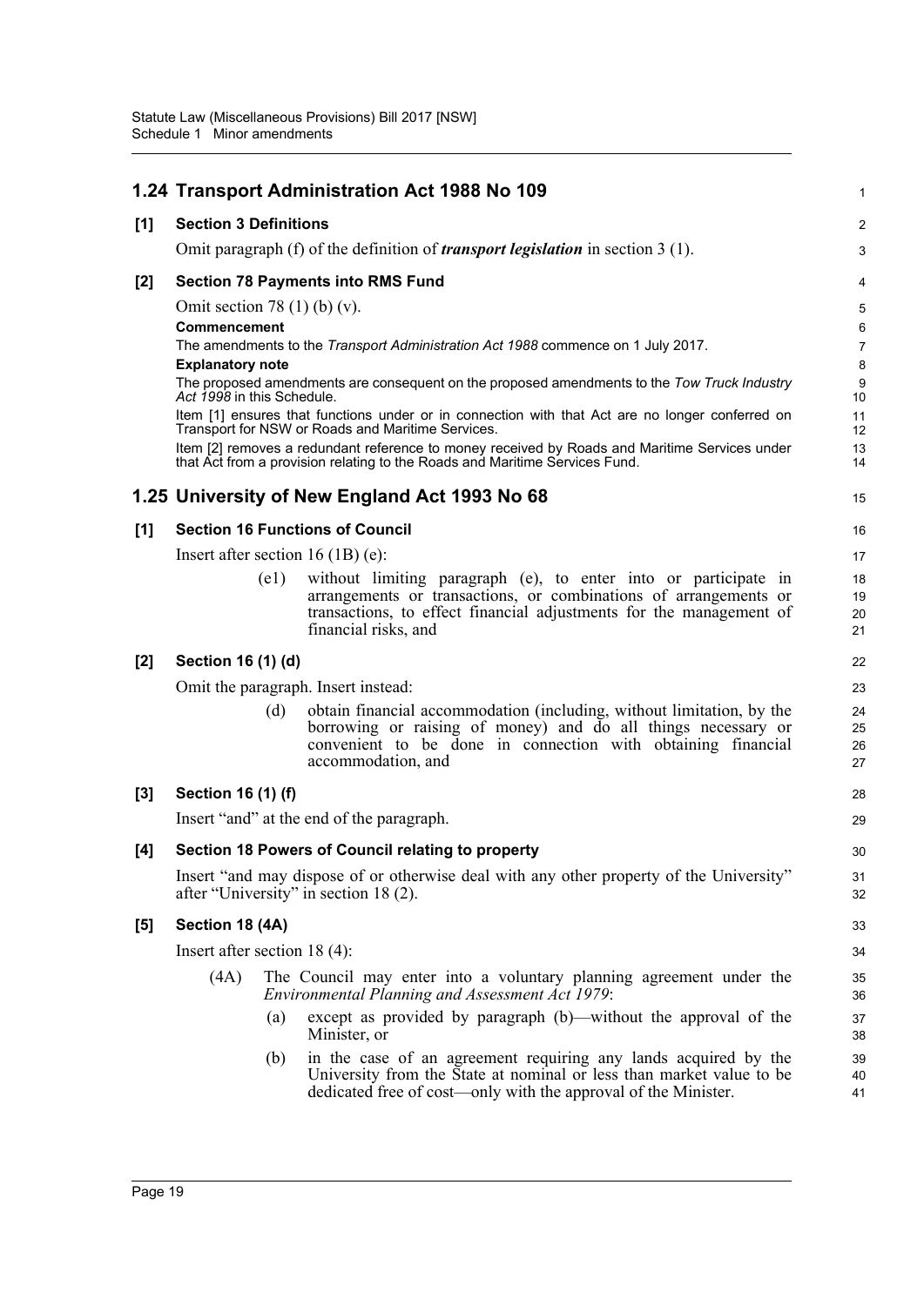## 1.24 Transport Administration Act 1988 No 109

**[1] Section 3 Definitions**

Omit paragraph (f) of the definition of ***transport legislation*** in section 3 (1).

**[2] Section 78 Payments into RMS Fund**

Omit section 78 (1) (b) (v).

**Commencement**

The amendments to the *Transport Administration Act 1988* commence on 1 July 2017.

**Explanatory note**

The proposed amendments are consequent on the proposed amendments to the *Tow Truck Industry Act 1998* in this Schedule.

Item [1] ensures that functions under or in connection with that Act are no longer conferred on Transport for NSW or Roads and Maritime Services.

Item [2] removes a redundant reference to money received by Roads and Maritime Services under that Act from a provision relating to the Roads and Maritime Services Fund.

## 1.25 University of New England Act 1993 No 68

**[1] Section 16 Functions of Council**

Insert after section 16 (1B) (e):

(e1) without limiting paragraph (e), to enter into or participate in arrangements or transactions, or combinations of arrangements or transactions, to effect financial adjustments for the management of financial risks, and

**[2] Section 16 (1) (d)**

Omit the paragraph. Insert instead:

(d) obtain financial accommodation (including, without limitation, by the borrowing or raising of money) and do all things necessary or convenient to be done in connection with obtaining financial accommodation, and

**[3] Section 16 (1) (f)**

Insert "and" at the end of the paragraph.

**[4] Section 18 Powers of Council relating to property**

Insert "and may dispose of or otherwise deal with any other property of the University" after "University" in section 18 (2).

**[5] Section 18 (4A)**

Insert after section 18 (4):

(4A) The Council may enter into a voluntary planning agreement under the *Environmental Planning and Assessment Act 1979*:

(a) except as provided by paragraph (b)—without the approval of the Minister, or

(b) in the case of an agreement requiring any lands acquired by the University from the State at nominal or less than market value to be dedicated free of cost—only with the approval of the Minister.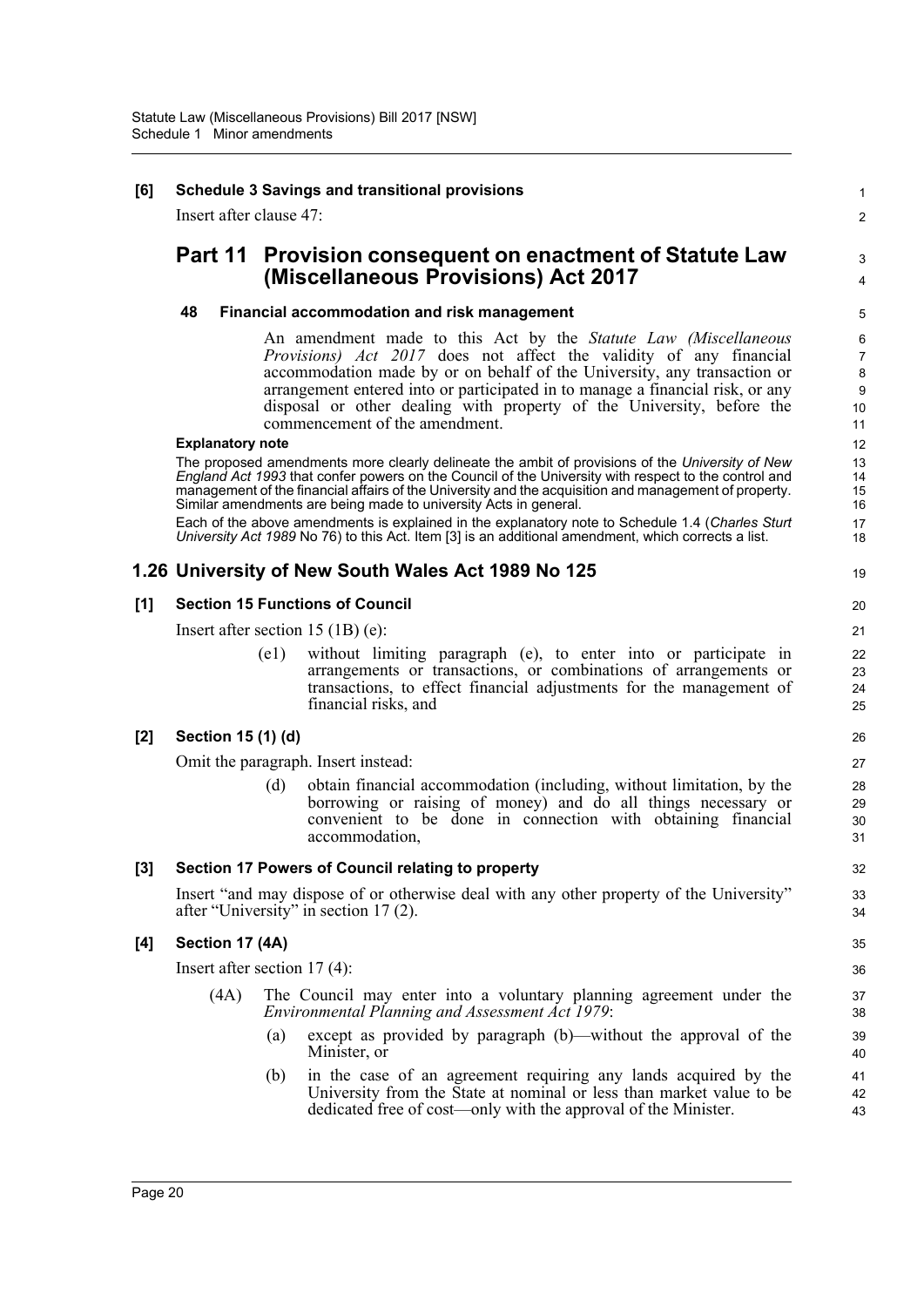**[6] Schedule 3 Savings and transitional provisions**

Insert after clause 47:

## Part 11 Provision consequent on enactment of Statute Law (Miscellaneous Provisions) Act 2017

**48 Financial accommodation and risk management**

An amendment made to this Act by the *Statute Law (Miscellaneous Provisions) Act 2017* does not affect the validity of any financial accommodation made by or on behalf of the University, any transaction or arrangement entered into or participated in to manage a financial risk, or any disposal or other dealing with property of the University, before the commencement of the amendment.

**Explanatory note**

The proposed amendments more clearly delineate the ambit of provisions of the *University of New England Act 1993* that confer powers on the Council of the University with respect to the control and management of the financial affairs of the University and the acquisition and management of property. Similar amendments are being made to university Acts in general.

Each of the above amendments is explained in the explanatory note to Schedule 1.4 (*Charles Sturt University Act 1989* No 76) to this Act. Item [3] is an additional amendment, which corrects a list.

## 1.26 University of New South Wales Act 1989 No 125

**[1] Section 15 Functions of Council**

Insert after section 15 (1B) (e):

(e1) without limiting paragraph (e), to enter into or participate in arrangements or transactions, or combinations of arrangements or transactions, to effect financial adjustments for the management of financial risks, and

**[2] Section 15 (1) (d)**

Omit the paragraph. Insert instead:

(d) obtain financial accommodation (including, without limitation, by the borrowing or raising of money) and do all things necessary or convenient to be done in connection with obtaining financial accommodation,

**[3] Section 17 Powers of Council relating to property**

Insert "and may dispose of or otherwise deal with any other property of the University" after "University" in section 17 (2).

**[4] Section 17 (4A)**

Insert after section 17 (4):

(4A) The Council may enter into a voluntary planning agreement under the *Environmental Planning and Assessment Act 1979*:

(a) except as provided by paragraph (b)—without the approval of the Minister, or

(b) in the case of an agreement requiring any lands acquired by the University from the State at nominal or less than market value to be dedicated free of cost—only with the approval of the Minister.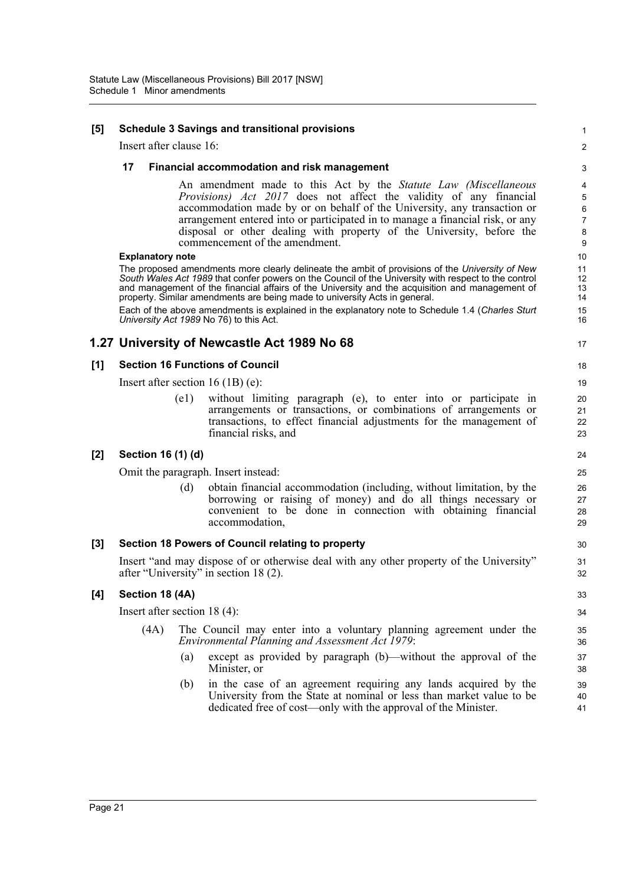**[5] Schedule 3 Savings and transitional provisions**

Insert after clause 16:

**17 Financial accommodation and risk management**

An amendment made to this Act by the *Statute Law (Miscellaneous Provisions) Act 2017* does not affect the validity of any financial accommodation made by or on behalf of the University, any transaction or arrangement entered into or participated in to manage a financial risk, or any disposal or other dealing with property of the University, before the commencement of the amendment.

**Explanatory note**

The proposed amendments more clearly delineate the ambit of provisions of the *University of New South Wales Act 1989* that confer powers on the Council of the University with respect to the control and management of the financial affairs of the University and the acquisition and management of property. Similar amendments are being made to university Acts in general.

Each of the above amendments is explained in the explanatory note to Schedule 1.4 (*Charles Sturt University Act 1989* No 76) to this Act.

## 1.27 University of Newcastle Act 1989 No 68

**[1] Section 16 Functions of Council**

Insert after section 16 (1B) (e):

(e1) without limiting paragraph (e), to enter into or participate in arrangements or transactions, or combinations of arrangements or transactions, to effect financial adjustments for the management of financial risks, and

**[2] Section 16 (1) (d)**

Omit the paragraph. Insert instead:

(d) obtain financial accommodation (including, without limitation, by the borrowing or raising of money) and do all things necessary or convenient to be done in connection with obtaining financial accommodation,

**[3] Section 18 Powers of Council relating to property**

Insert "and may dispose of or otherwise deal with any other property of the University" after "University" in section 18 (2).

**[4] Section 18 (4A)**

Insert after section 18 (4):

(4A) The Council may enter into a voluntary planning agreement under the *Environmental Planning and Assessment Act 1979*:

(a) except as provided by paragraph (b)—without the approval of the Minister, or

(b) in the case of an agreement requiring any lands acquired by the University from the State at nominal or less than market value to be dedicated free of cost—only with the approval of the Minister.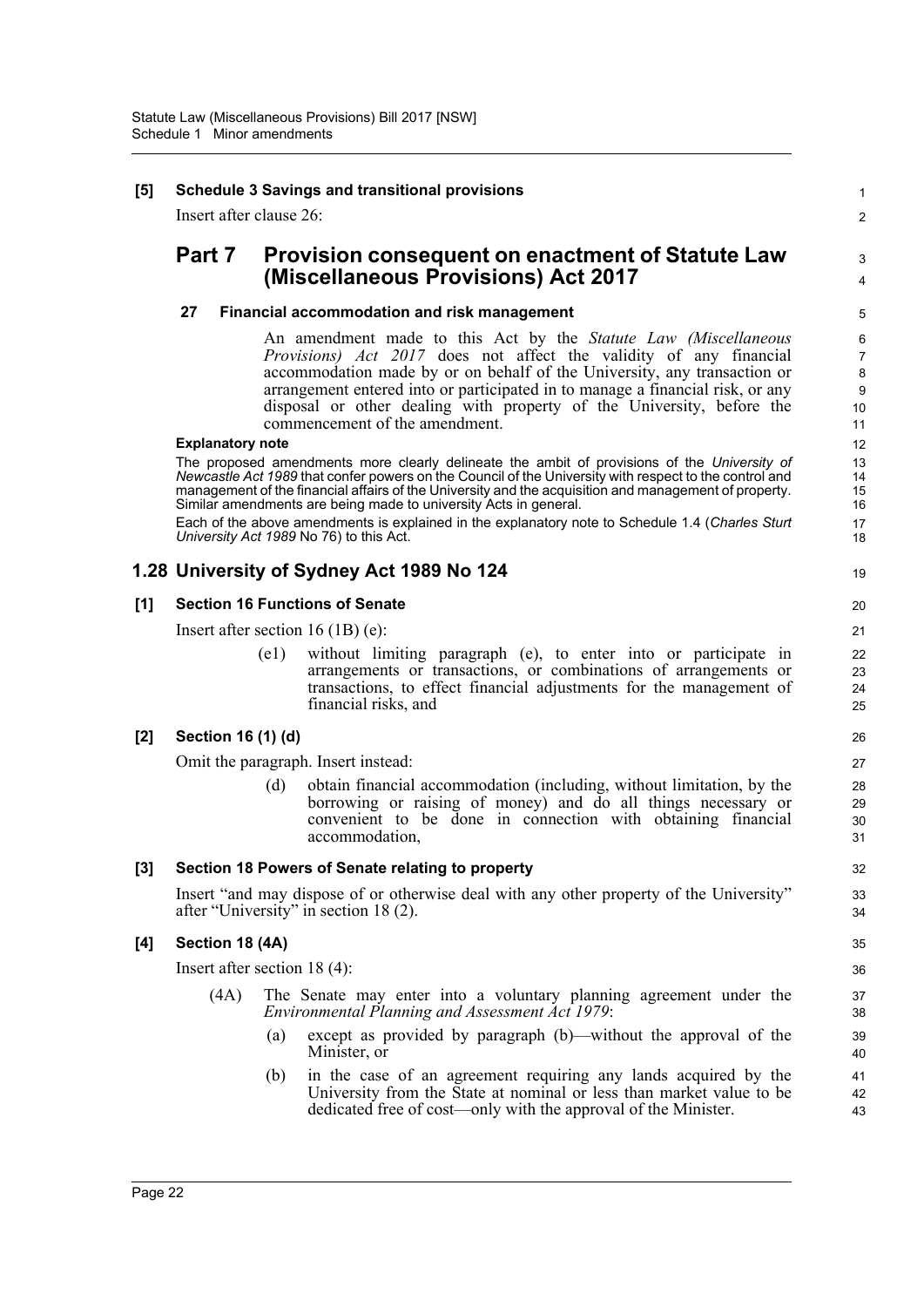**[5] Schedule 3 Savings and transitional provisions**

Insert after clause 26:

## Part 7 Provision consequent on enactment of Statute Law (Miscellaneous Provisions) Act 2017

**27 Financial accommodation and risk management**

An amendment made to this Act by the *Statute Law (Miscellaneous Provisions) Act 2017* does not affect the validity of any financial accommodation made by or on behalf of the University, any transaction or arrangement entered into or participated in to manage a financial risk, or any disposal or other dealing with property of the University, before the commencement of the amendment.

**Explanatory note**

The proposed amendments more clearly delineate the ambit of provisions of the *University of Newcastle Act 1989* that confer powers on the Council of the University with respect to the control and management of the financial affairs of the University and the acquisition and management of property. Similar amendments are being made to university Acts in general.

Each of the above amendments is explained in the explanatory note to Schedule 1.4 (*Charles Sturt University Act 1989* No 76) to this Act.

## 1.28 University of Sydney Act 1989 No 124

**[1] Section 16 Functions of Senate**

Insert after section 16 (1B) (e):

(e1) without limiting paragraph (e), to enter into or participate in arrangements or transactions, or combinations of arrangements or transactions, to effect financial adjustments for the management of financial risks, and

**[2] Section 16 (1) (d)**

Omit the paragraph. Insert instead:

(d) obtain financial accommodation (including, without limitation, by the borrowing or raising of money) and do all things necessary or convenient to be done in connection with obtaining financial accommodation,

**[3] Section 18 Powers of Senate relating to property**

Insert "and may dispose of or otherwise deal with any other property of the University" after "University" in section 18 (2).

**[4] Section 18 (4A)**

Insert after section 18 (4):

(4A) The Senate may enter into a voluntary planning agreement under the *Environmental Planning and Assessment Act 1979*:

(a) except as provided by paragraph (b)—without the approval of the Minister, or

(b) in the case of an agreement requiring any lands acquired by the University from the State at nominal or less than market value to be dedicated free of cost—only with the approval of the Minister.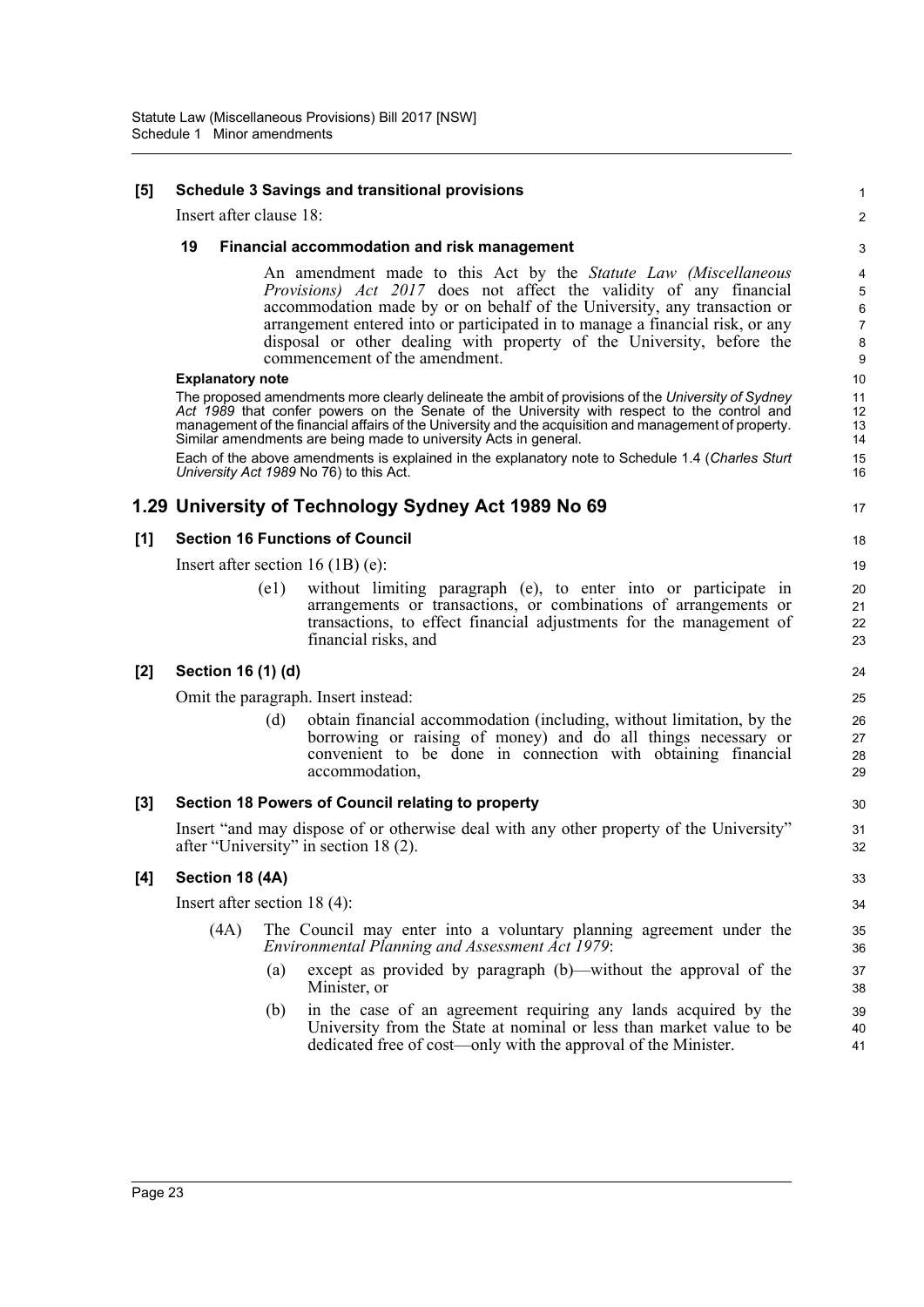**[5] Schedule 3 Savings and transitional provisions**

Insert after clause 18:

**19 Financial accommodation and risk management**

An amendment made to this Act by the *Statute Law (Miscellaneous Provisions) Act 2017* does not affect the validity of any financial accommodation made by or on behalf of the University, any transaction or arrangement entered into or participated in to manage a financial risk, or any disposal or other dealing with property of the University, before the commencement of the amendment.

**Explanatory note**

The proposed amendments more clearly delineate the ambit of provisions of the *University of Sydney Act 1989* that confer powers on the Senate of the University with respect to the control and management of the financial affairs of the University and the acquisition and management of property. Similar amendments are being made to university Acts in general.

Each of the above amendments is explained in the explanatory note to Schedule 1.4 (*Charles Sturt University Act 1989* No 76) to this Act.

## 1.29 University of Technology Sydney Act 1989 No 69

**[1] Section 16 Functions of Council**

Insert after section 16 (1B) (e):

(e1) without limiting paragraph (e), to enter into or participate in arrangements or transactions, or combinations of arrangements or transactions, to effect financial adjustments for the management of financial risks, and

**[2] Section 16 (1) (d)**

Omit the paragraph. Insert instead:

(d) obtain financial accommodation (including, without limitation, by the borrowing or raising of money) and do all things necessary or convenient to be done in connection with obtaining financial accommodation,

**[3] Section 18 Powers of Council relating to property**

Insert "and may dispose of or otherwise deal with any other property of the University" after "University" in section 18 (2).

**[4] Section 18 (4A)**

Insert after section 18 (4):

(4A) The Council may enter into a voluntary planning agreement under the *Environmental Planning and Assessment Act 1979*:

(a) except as provided by paragraph (b)—without the approval of the Minister, or

(b) in the case of an agreement requiring any lands acquired by the University from the State at nominal or less than market value to be dedicated free of cost—only with the approval of the Minister.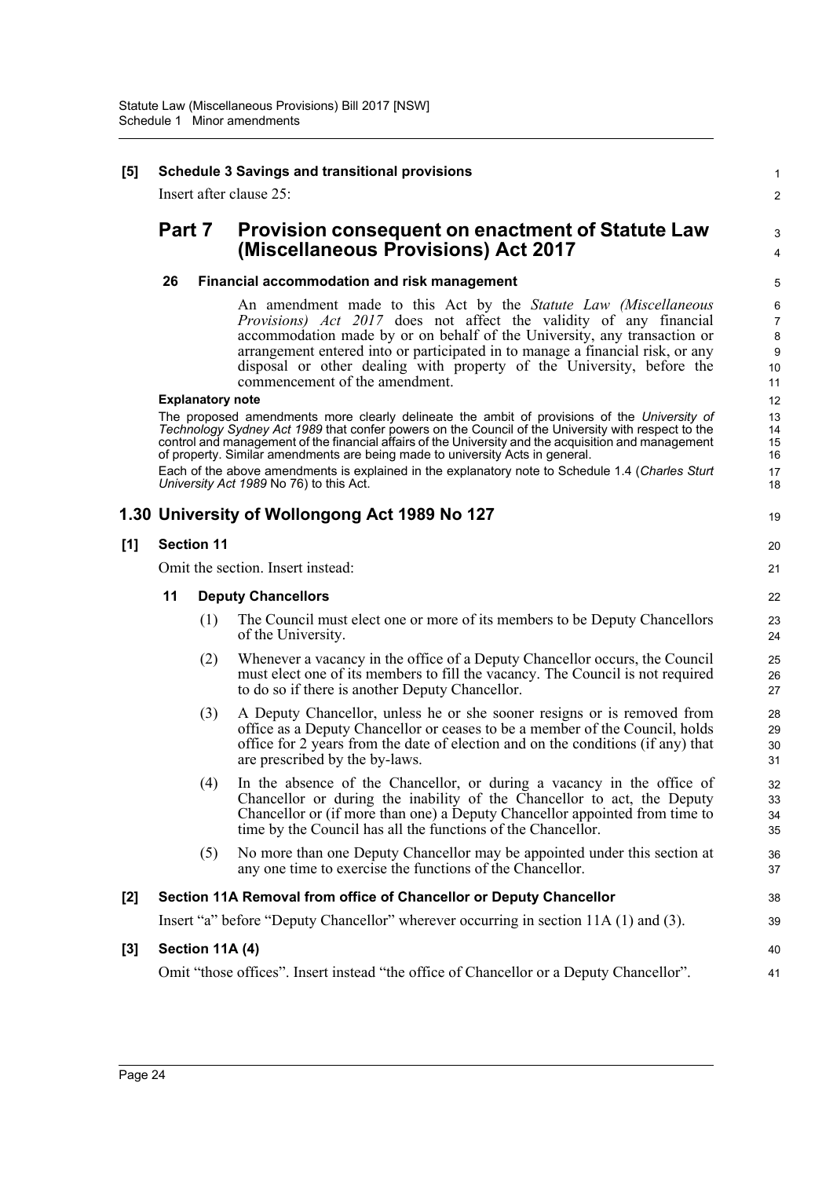**[5] Schedule 3 Savings and transitional provisions**

Insert after clause 25:

## Part 7 Provision consequent on enactment of Statute Law (Miscellaneous Provisions) Act 2017

**26 Financial accommodation and risk management**

An amendment made to this Act by the *Statute Law (Miscellaneous Provisions) Act 2017* does not affect the validity of any financial accommodation made by or on behalf of the University, any transaction or arrangement entered into or participated in to manage a financial risk, or any disposal or other dealing with property of the University, before the commencement of the amendment.

**Explanatory note**

The proposed amendments more clearly delineate the ambit of provisions of the *University of Technology Sydney Act 1989* that confer powers on the Council of the University with respect to the control and management of the financial affairs of the University and the acquisition and management of property. Similar amendments are being made to university Acts in general.

Each of the above amendments is explained in the explanatory note to Schedule 1.4 (*Charles Sturt University Act 1989* No 76) to this Act.

## 1.30 University of Wollongong Act 1989 No 127

**[1] Section 11**

Omit the section. Insert instead:

**11 Deputy Chancellors**

(1) The Council must elect one or more of its members to be Deputy Chancellors of the University.

(2) Whenever a vacancy in the office of a Deputy Chancellor occurs, the Council must elect one of its members to fill the vacancy. The Council is not required to do so if there is another Deputy Chancellor.

(3) A Deputy Chancellor, unless he or she sooner resigns or is removed from office as a Deputy Chancellor or ceases to be a member of the Council, holds office for 2 years from the date of election and on the conditions (if any) that are prescribed by the by-laws.

(4) In the absence of the Chancellor, or during a vacancy in the office of Chancellor or during the inability of the Chancellor to act, the Deputy Chancellor or (if more than one) a Deputy Chancellor appointed from time to time by the Council has all the functions of the Chancellor.

(5) No more than one Deputy Chancellor may be appointed under this section at any one time to exercise the functions of the Chancellor.

**[2] Section 11A Removal from office of Chancellor or Deputy Chancellor**

Insert "a" before "Deputy Chancellor" wherever occurring in section 11A (1) and (3).

**[3] Section 11A (4)**

Omit "those offices". Insert instead "the office of Chancellor or a Deputy Chancellor".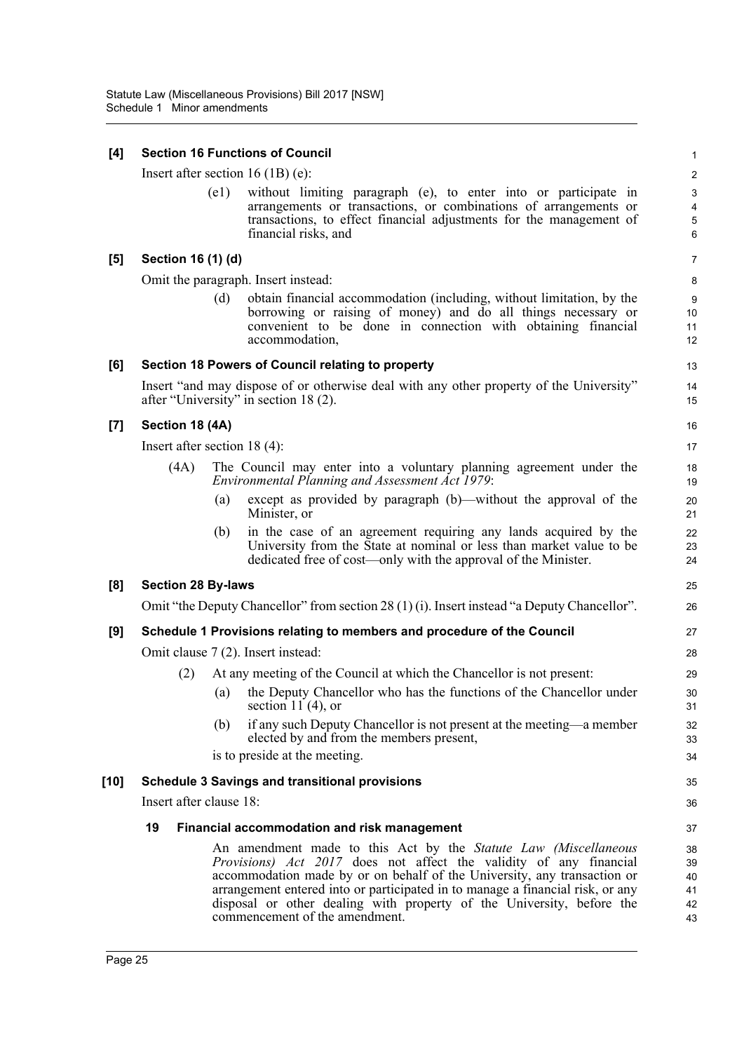**[4] Section 16 Functions of Council**

Insert after section 16 (1B) (e):

> (e1) without limiting paragraph (e), to enter into or participate in arrangements or transactions, or combinations of arrangements or transactions, to effect financial adjustments for the management of financial risks, and

**[5] Section 16 (1) (d)**

Omit the paragraph. Insert instead:

> (d) obtain financial accommodation (including, without limitation, by the borrowing or raising of money) and do all things necessary or convenient to be done in connection with obtaining financial accommodation,

**[6] Section 18 Powers of Council relating to property**

Insert "and may dispose of or otherwise deal with any other property of the University" after "University" in section 18 (2).

**[7] Section 18 (4A)**

Insert after section 18 (4):

> (4A) The Council may enter into a voluntary planning agreement under the *Environmental Planning and Assessment Act 1979*:
>
> (a) except as provided by paragraph (b)—without the approval of the Minister, or
>
> (b) in the case of an agreement requiring any lands acquired by the University from the State at nominal or less than market value to be dedicated free of cost—only with the approval of the Minister.

**[8] Section 28 By-laws**

Omit "the Deputy Chancellor" from section 28 (1) (i). Insert instead "a Deputy Chancellor".

**[9] Schedule 1 Provisions relating to members and procedure of the Council**

Omit clause 7 (2). Insert instead:

> (2) At any meeting of the Council at which the Chancellor is not present:
>
> (a) the Deputy Chancellor who has the functions of the Chancellor under section 11 (4), or
>
> (b) if any such Deputy Chancellor is not present at the meeting—a member elected by and from the members present,
>
> is to preside at the meeting.

**[10] Schedule 3 Savings and transitional provisions**

Insert after clause 18:

> **19 Financial accommodation and risk management**
>
> An amendment made to this Act by the *Statute Law (Miscellaneous Provisions) Act 2017* does not affect the validity of any financial accommodation made by or on behalf of the University, any transaction or arrangement entered into or participated in to manage a financial risk, or any disposal or other dealing with property of the University, before the commencement of the amendment.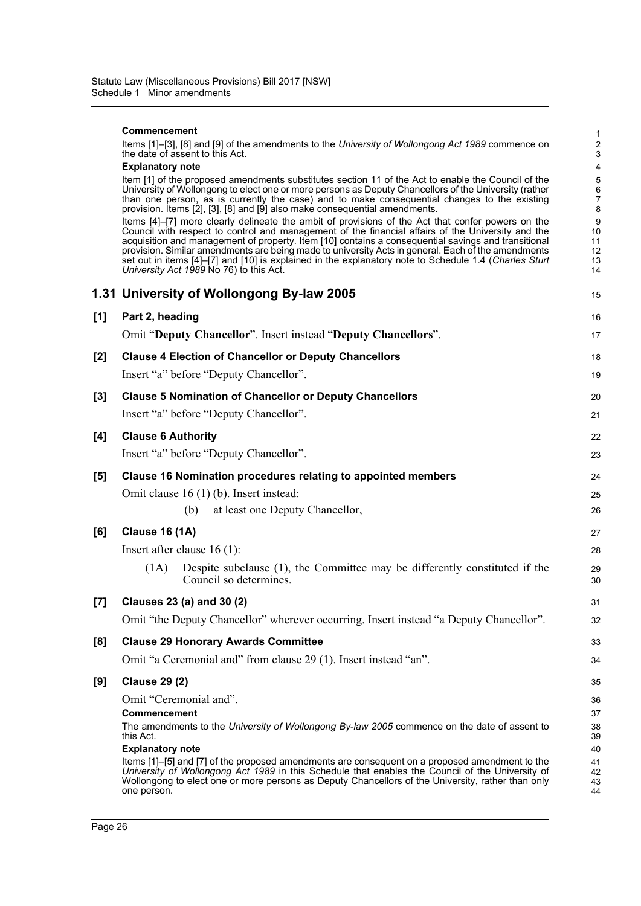**Commencement**

Items [1]–[3], [8] and [9] of the amendments to the *University of Wollongong Act 1989* commence on the date of assent to this Act.

**Explanatory note**

Item [1] of the proposed amendments substitutes section 11 of the Act to enable the Council of the University of Wollongong to elect one or more persons as Deputy Chancellors of the University (rather than one person, as is currently the case) and to make consequential changes to the existing provision. Items [2], [3], [8] and [9] also make consequential amendments.

Items [4]–[7] more clearly delineate the ambit of provisions of the Act that confer powers on the Council with respect to control and management of the financial affairs of the University and the acquisition and management of property. Item [10] contains a consequential savings and transitional provision. Similar amendments are being made to university Acts in general. Each of the amendments set out in items [4]–[7] and [10] is explained in the explanatory note to Schedule 1.4 (*Charles Sturt University Act 1989* No 76) to this Act.

## 1.31 University of Wollongong By-law 2005

**[1] Part 2, heading**

Omit "**Deputy Chancellor**". Insert instead "**Deputy Chancellors**".

**[2] Clause 4 Election of Chancellor or Deputy Chancellors**

Insert "a" before "Deputy Chancellor".

**[3] Clause 5 Nomination of Chancellor or Deputy Chancellors**

Insert "a" before "Deputy Chancellor".

**[4] Clause 6 Authority**

Insert "a" before "Deputy Chancellor".

**[5] Clause 16 Nomination procedures relating to appointed members**

Omit clause 16 (1) (b). Insert instead:

(b) at least one Deputy Chancellor,

**[6] Clause 16 (1A)**

Insert after clause 16 (1):

(1A) Despite subclause (1), the Committee may be differently constituted if the Council so determines.

**[7] Clauses 23 (a) and 30 (2)**

Omit "the Deputy Chancellor" wherever occurring. Insert instead "a Deputy Chancellor".

**[8] Clause 29 Honorary Awards Committee**

Omit "a Ceremonial and" from clause 29 (1). Insert instead "an".

**[9] Clause 29 (2)**

Omit "Ceremonial and".

**Commencement**

The amendments to the *University of Wollongong By-law 2005* commence on the date of assent to this Act.

**Explanatory note**

Items [1]–[5] and [7] of the proposed amendments are consequent on a proposed amendment to the *University of Wollongong Act 1989* in this Schedule that enables the Council of the University of Wollongong to elect one or more persons as Deputy Chancellors of the University, rather than only one person.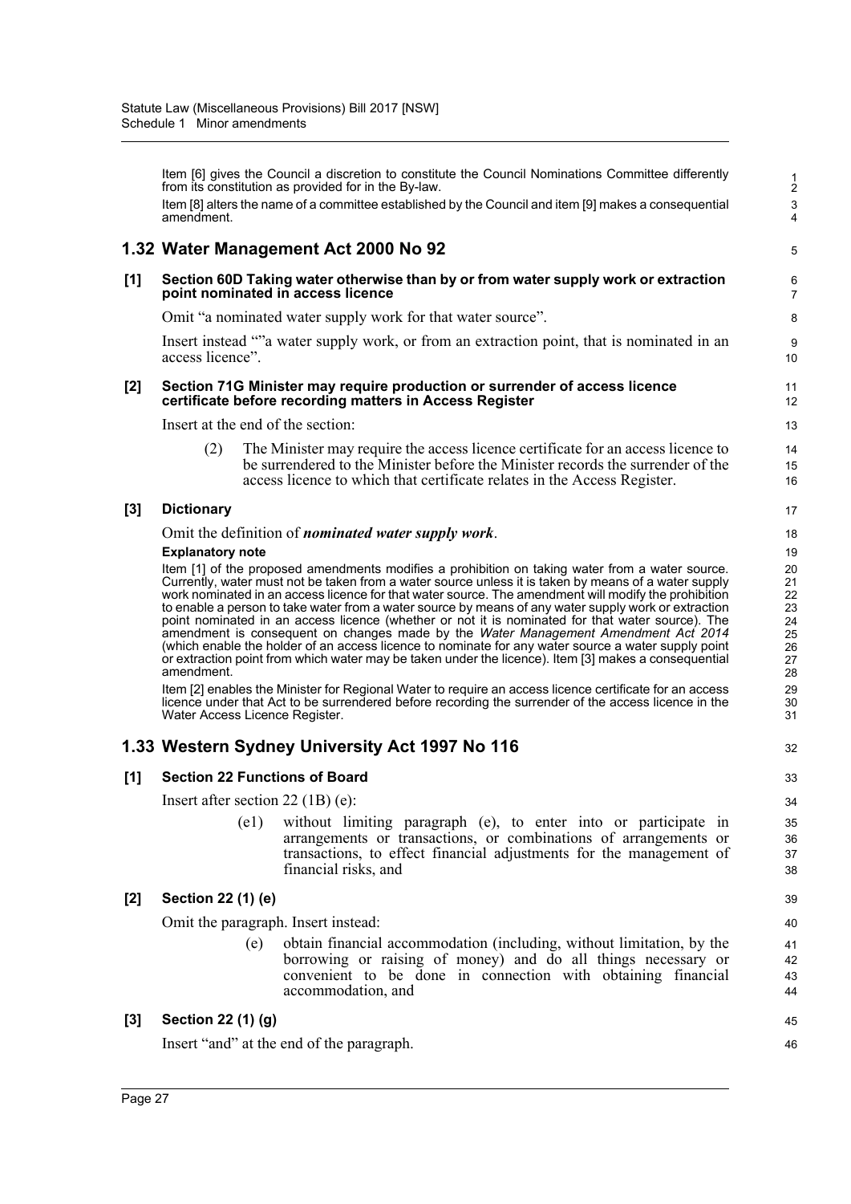Item [6] gives the Council a discretion to constitute the Council Nominations Committee differently from its constitution as provided for in the By-law.

Item [8] alters the name of a committee established by the Council and item [9] makes a consequential amendment.

## 1.32 Water Management Act 2000 No 92

### [1] Section 60D Taking water otherwise than by or from water supply work or extraction point nominated in access licence

Omit "a nominated water supply work for that water source".

Insert instead ""a water supply work, or from an extraction point, that is nominated in an access licence".

### [2] Section 71G Minister may require production or surrender of access licence certificate before recording matters in Access Register

Insert at the end of the section:

(2) The Minister may require the access licence certificate for an access licence to be surrendered to the Minister before the Minister records the surrender of the access licence to which that certificate relates in the Access Register.

### [3] Dictionary

Omit the definition of ***nominated water supply work***.

**Explanatory note**

Item [1] of the proposed amendments modifies a prohibition on taking water from a water source. Currently, water must not be taken from a water source unless it is taken by means of a water supply work nominated in an access licence for that water source. The amendment will modify the prohibition to enable a person to take water from a water source by means of any water supply work or extraction point nominated in an access licence (whether or not it is nominated for that water source). The amendment is consequent on changes made by the *Water Management Amendment Act 2014* (which enable the holder of an access licence to nominate for any water source a water supply point or extraction point from which water may be taken under the licence). Item [3] makes a consequential amendment.

Item [2] enables the Minister for Regional Water to require an access licence certificate for an access licence under that Act to be surrendered before recording the surrender of the access licence in the Water Access Licence Register.

## 1.33 Western Sydney University Act 1997 No 116

### [1] Section 22 Functions of Board

Insert after section 22 (1B) (e):

(e1) without limiting paragraph (e), to enter into or participate in arrangements or transactions, or combinations of arrangements or transactions, to effect financial adjustments for the management of financial risks, and

### [2] Section 22 (1) (e)

Omit the paragraph. Insert instead:

(e) obtain financial accommodation (including, without limitation, by the borrowing or raising of money) and do all things necessary or convenient to be done in connection with obtaining financial accommodation, and

### [3] Section 22 (1) (g)

Insert "and" at the end of the paragraph.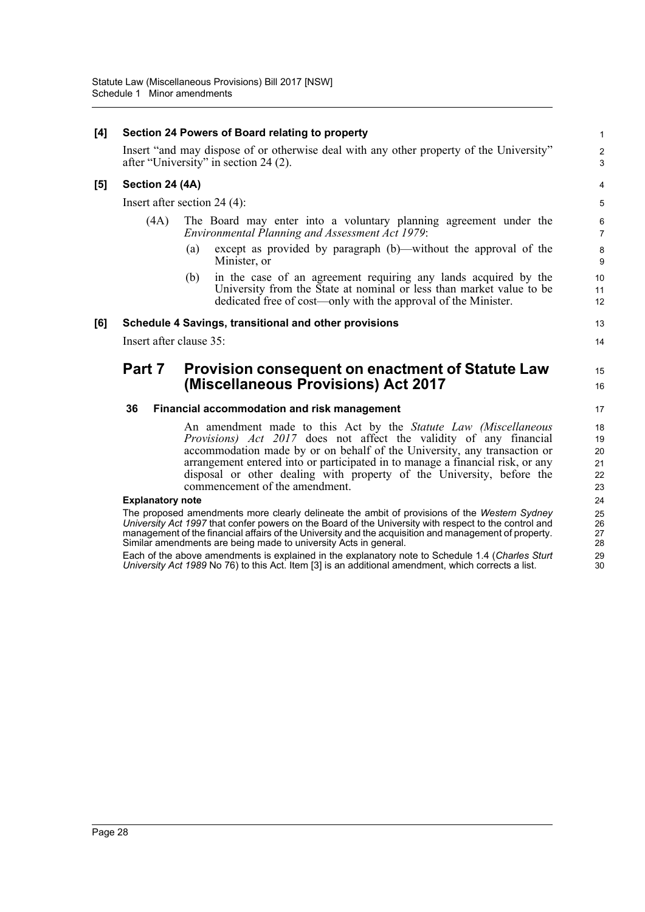**[4] Section 24 Powers of Board relating to property**

Insert "and may dispose of or otherwise deal with any other property of the University" after "University" in section 24 (2).

**[5] Section 24 (4A)**

Insert after section 24 (4):

(4A) The Board may enter into a voluntary planning agreement under the *Environmental Planning and Assessment Act 1979*:

(a) except as provided by paragraph (b)—without the approval of the Minister, or

(b) in the case of an agreement requiring any lands acquired by the University from the State at nominal or less than market value to be dedicated free of cost—only with the approval of the Minister.

**[6] Schedule 4 Savings, transitional and other provisions**

Insert after clause 35:

## Part 7 Provision consequent on enactment of Statute Law (Miscellaneous Provisions) Act 2017

**36 Financial accommodation and risk management**

An amendment made to this Act by the *Statute Law (Miscellaneous Provisions) Act 2017* does not affect the validity of any financial accommodation made by or on behalf of the University, any transaction or arrangement entered into or participated in to manage a financial risk, or any disposal or other dealing with property of the University, before the commencement of the amendment.

**Explanatory note**

The proposed amendments more clearly delineate the ambit of provisions of the *Western Sydney University Act 1997* that confer powers on the Board of the University with respect to the control and management of the financial affairs of the University and the acquisition and management of property. Similar amendments are being made to university Acts in general.

Each of the above amendments is explained in the explanatory note to Schedule 1.4 (*Charles Sturt University Act 1989* No 76) to this Act. Item [3] is an additional amendment, which corrects a list.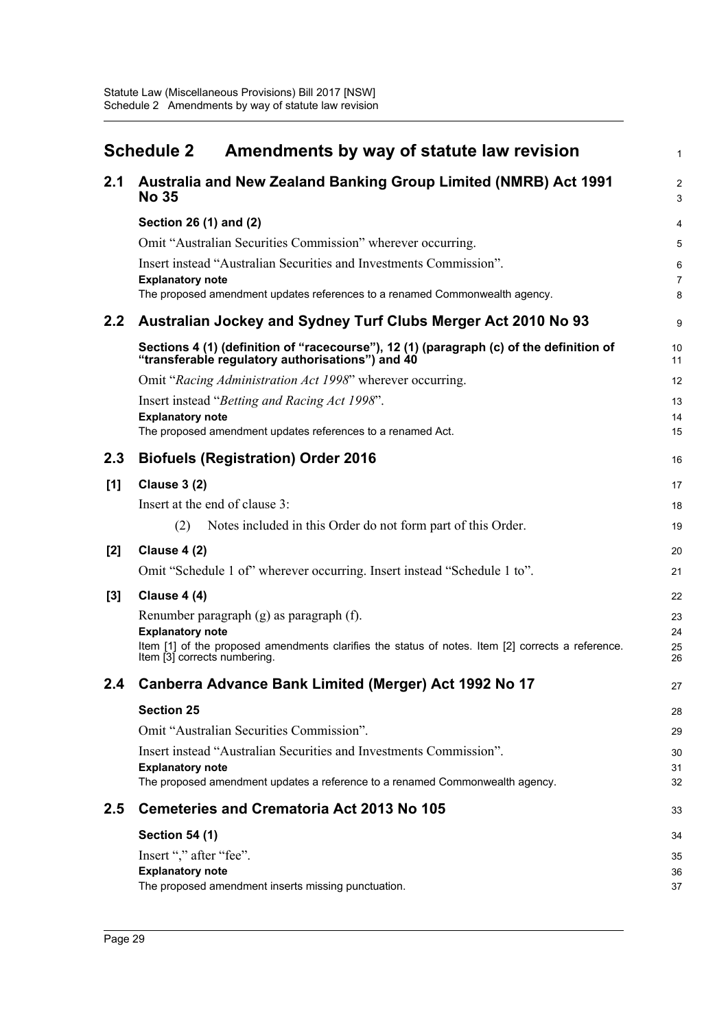# Schedule 2 Amendments by way of statute law revision

## 2.1 Australia and New Zealand Banking Group Limited (NMRB) Act 1991 No 35

**Section 26 (1) and (2)**

Omit "Australian Securities Commission" wherever occurring.

Insert instead "Australian Securities and Investments Commission".

**Explanatory note**

The proposed amendment updates references to a renamed Commonwealth agency.

## 2.2 Australian Jockey and Sydney Turf Clubs Merger Act 2010 No 93

**Sections 4 (1) (definition of "racecourse"), 12 (1) (paragraph (c) of the definition of "transferable regulatory authorisations") and 40**

Omit "*Racing Administration Act 1998*" wherever occurring.

Insert instead "*Betting and Racing Act 1998*".

**Explanatory note**

The proposed amendment updates references to a renamed Act.

## 2.3 Biofuels (Registration) Order 2016

**[1] Clause 3 (2)**

Insert at the end of clause 3:

(2) Notes included in this Order do not form part of this Order.

**[2] Clause 4 (2)**

Omit "Schedule 1 of" wherever occurring. Insert instead "Schedule 1 to".

**[3] Clause 4 (4)**

Renumber paragraph (g) as paragraph (f).

**Explanatory note**

Item [1] of the proposed amendments clarifies the status of notes. Item [2] corrects a reference. Item [3] corrects numbering.

## 2.4 Canberra Advance Bank Limited (Merger) Act 1992 No 17

**Section 25**

Omit "Australian Securities Commission".

Insert instead "Australian Securities and Investments Commission".

**Explanatory note**

The proposed amendment updates a reference to a renamed Commonwealth agency.

## 2.5 Cemeteries and Crematoria Act 2013 No 105

**Section 54 (1)**

Insert "," after "fee".

**Explanatory note**

The proposed amendment inserts missing punctuation.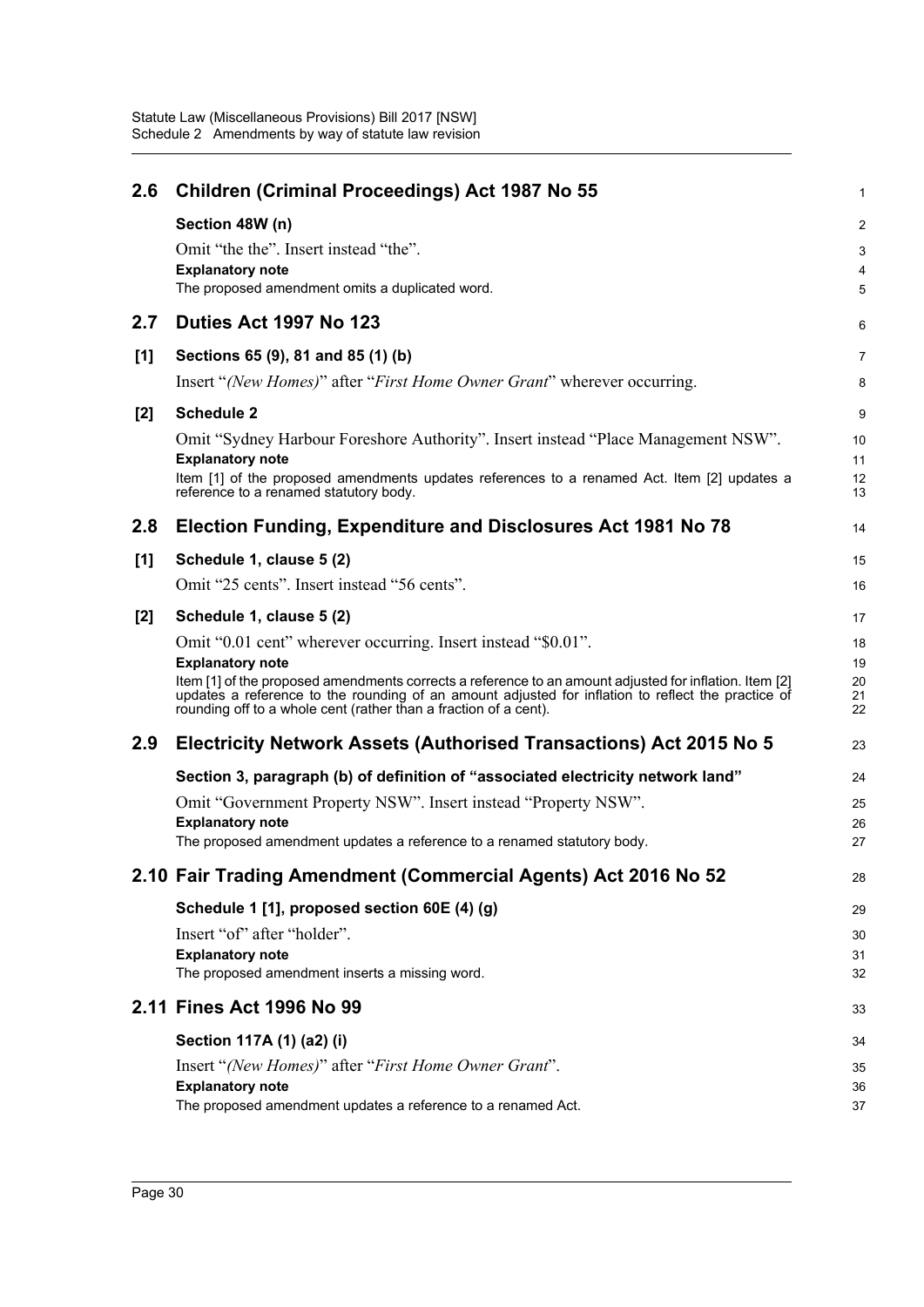## 2.6 Children (Criminal Proceedings) Act 1987 No 55

**Section 48W (n)**

Omit "the the". Insert instead "the".

**Explanatory note**

The proposed amendment omits a duplicated word.

## 2.7 Duties Act 1997 No 123

**[1] Sections 65 (9), 81 and 85 (1) (b)**

Insert "*(New Homes)*" after "*First Home Owner Grant*" wherever occurring.

**[2] Schedule 2**

Omit "Sydney Harbour Foreshore Authority". Insert instead "Place Management NSW".

**Explanatory note**

Item [1] of the proposed amendments updates references to a renamed Act. Item [2] updates a reference to a renamed statutory body.

## 2.8 Election Funding, Expenditure and Disclosures Act 1981 No 78

**[1] Schedule 1, clause 5 (2)**

Omit "25 cents". Insert instead "56 cents".

**[2] Schedule 1, clause 5 (2)**

Omit "0.01 cent" wherever occurring. Insert instead "$0.01".

**Explanatory note**

Item [1] of the proposed amendments corrects a reference to an amount adjusted for inflation. Item [2] updates a reference to the rounding of an amount adjusted for inflation to reflect the practice of rounding off to a whole cent (rather than a fraction of a cent).

## 2.9 Electricity Network Assets (Authorised Transactions) Act 2015 No 5

**Section 3, paragraph (b) of definition of "associated electricity network land"**

Omit "Government Property NSW". Insert instead "Property NSW".

**Explanatory note**

The proposed amendment updates a reference to a renamed statutory body.

## 2.10 Fair Trading Amendment (Commercial Agents) Act 2016 No 52

**Schedule 1 [1], proposed section 60E (4) (g)**

Insert "of" after "holder".

**Explanatory note**

The proposed amendment inserts a missing word.

## 2.11 Fines Act 1996 No 99

**Section 117A (1) (a2) (i)**

Insert "*(New Homes)*" after "*First Home Owner Grant*".

**Explanatory note**

The proposed amendment updates a reference to a renamed Act.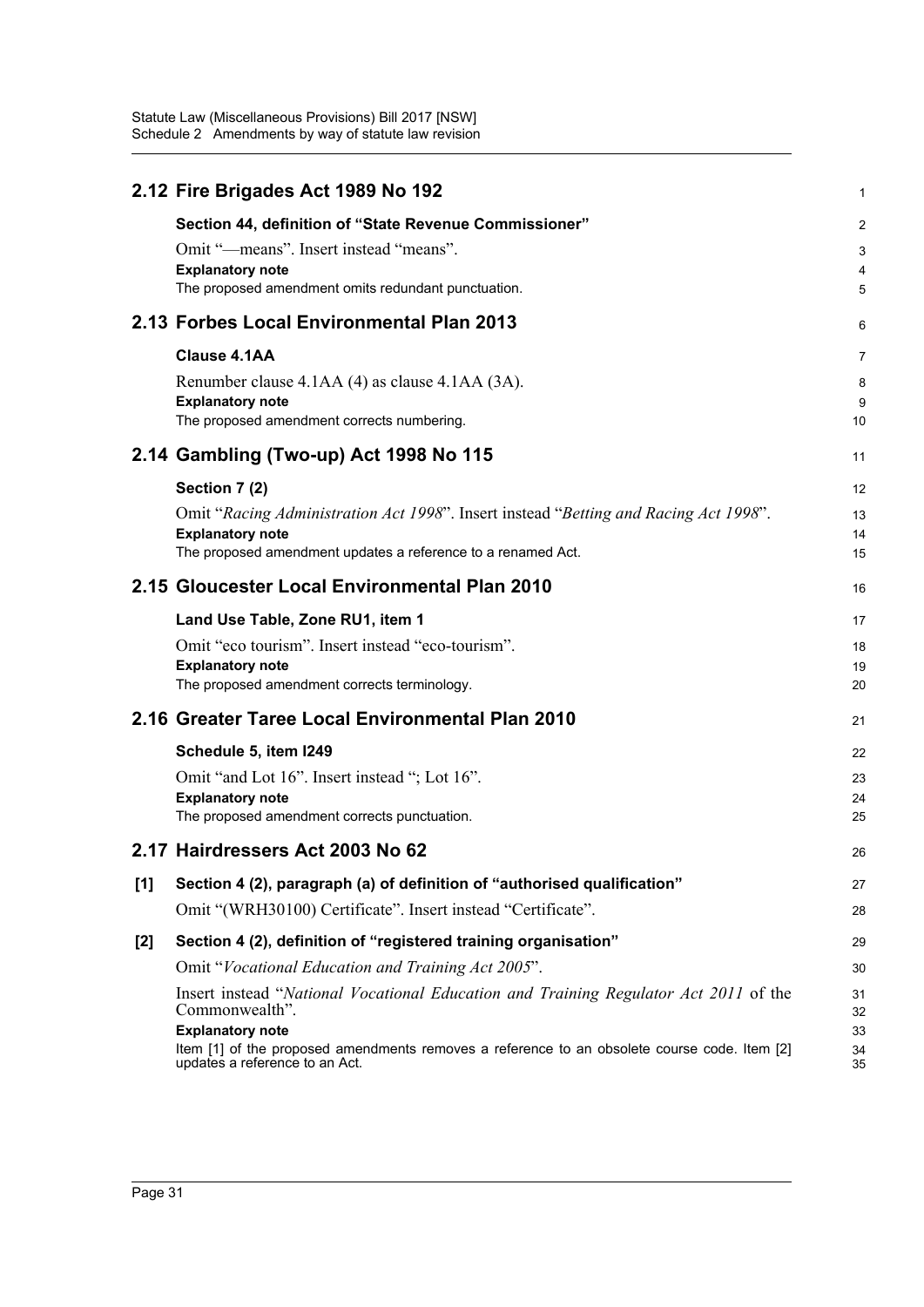## 2.12 Fire Brigades Act 1989 No 192

**Section 44, definition of "State Revenue Commissioner"**

Omit "—means". Insert instead "means".

**Explanatory note**

The proposed amendment omits redundant punctuation.

## 2.13 Forbes Local Environmental Plan 2013

**Clause 4.1AA**

Renumber clause 4.1AA (4) as clause 4.1AA (3A).

**Explanatory note**

The proposed amendment corrects numbering.

## 2.14 Gambling (Two-up) Act 1998 No 115

**Section 7 (2)**

Omit "*Racing Administration Act 1998*". Insert instead "*Betting and Racing Act 1998*".

**Explanatory note**

The proposed amendment updates a reference to a renamed Act.

## 2.15 Gloucester Local Environmental Plan 2010

**Land Use Table, Zone RU1, item 1**

Omit "eco tourism". Insert instead "eco-tourism".

**Explanatory note**

The proposed amendment corrects terminology.

## 2.16 Greater Taree Local Environmental Plan 2010

**Schedule 5, item I249**

Omit "and Lot 16". Insert instead "; Lot 16".

**Explanatory note**

The proposed amendment corrects punctuation.

## 2.17 Hairdressers Act 2003 No 62

**[1] Section 4 (2), paragraph (a) of definition of "authorised qualification"**

Omit "(WRH30100) Certificate". Insert instead "Certificate".

**[2] Section 4 (2), definition of "registered training organisation"**

Omit "*Vocational Education and Training Act 2005*".

Insert instead "*National Vocational Education and Training Regulator Act 2011* of the Commonwealth".

**Explanatory note**

Item [1] of the proposed amendments removes a reference to an obsolete course code. Item [2] updates a reference to an Act.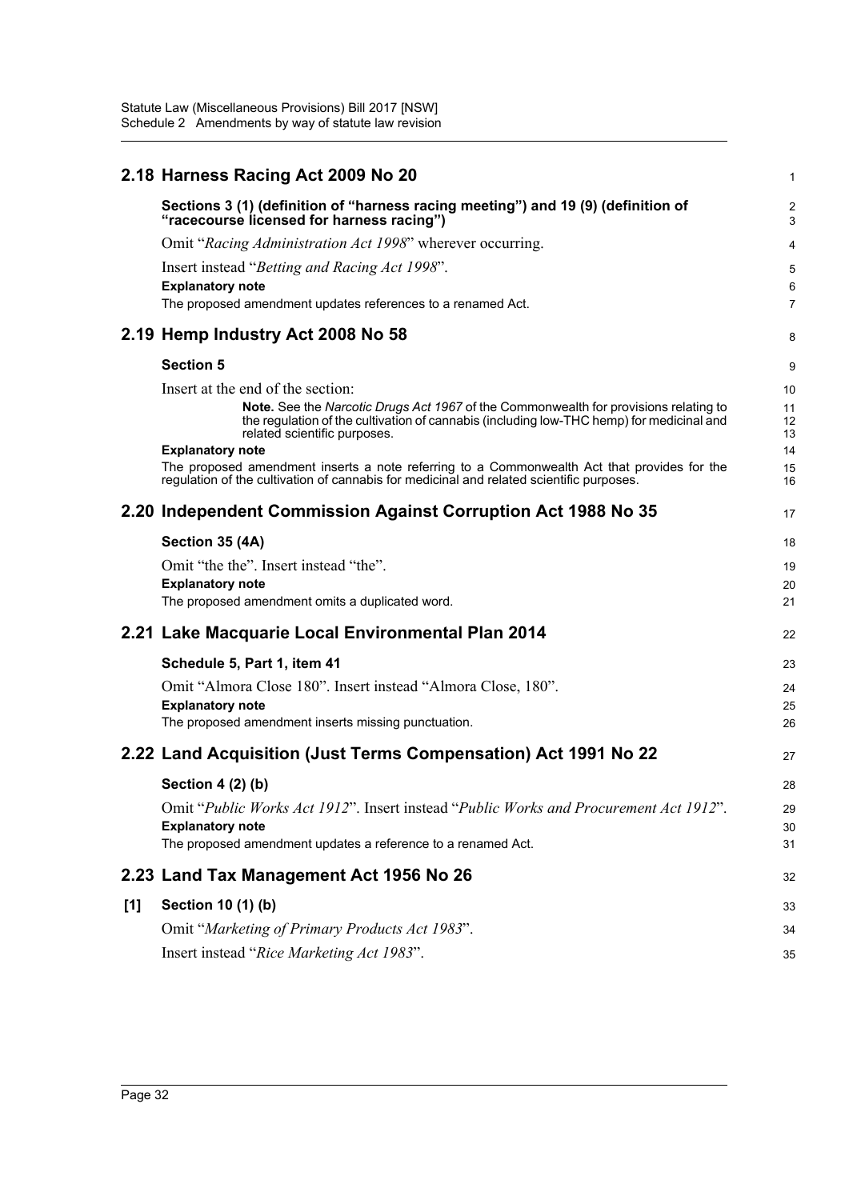## 2.18 Harness Racing Act 2009 No 20

**Sections 3 (1) (definition of "harness racing meeting") and 19 (9) (definition of "racecourse licensed for harness racing")**

Omit "*Racing Administration Act 1998*" wherever occurring.

Insert instead "*Betting and Racing Act 1998*".

**Explanatory note**

The proposed amendment updates references to a renamed Act.

## 2.19 Hemp Industry Act 2008 No 58

**Section 5**

Insert at the end of the section:

> **Note.** See the *Narcotic Drugs Act 1967* of the Commonwealth for provisions relating to the regulation of the cultivation of cannabis (including low-THC hemp) for medicinal and related scientific purposes.

**Explanatory note**

The proposed amendment inserts a note referring to a Commonwealth Act that provides for the regulation of the cultivation of cannabis for medicinal and related scientific purposes.

## 2.20 Independent Commission Against Corruption Act 1988 No 35

**Section 35 (4A)**

Omit "the the". Insert instead "the".

**Explanatory note**

The proposed amendment omits a duplicated word.

## 2.21 Lake Macquarie Local Environmental Plan 2014

**Schedule 5, Part 1, item 41**

Omit "Almora Close 180". Insert instead "Almora Close, 180".

**Explanatory note**

The proposed amendment inserts missing punctuation.

## 2.22 Land Acquisition (Just Terms Compensation) Act 1991 No 22

**Section 4 (2) (b)**

Omit "*Public Works Act 1912*". Insert instead "*Public Works and Procurement Act 1912*".

**Explanatory note**

The proposed amendment updates a reference to a renamed Act.

## 2.23 Land Tax Management Act 1956 No 26

**[1] Section 10 (1) (b)**

Omit "*Marketing of Primary Products Act 1983*".

Insert instead "*Rice Marketing Act 1983*".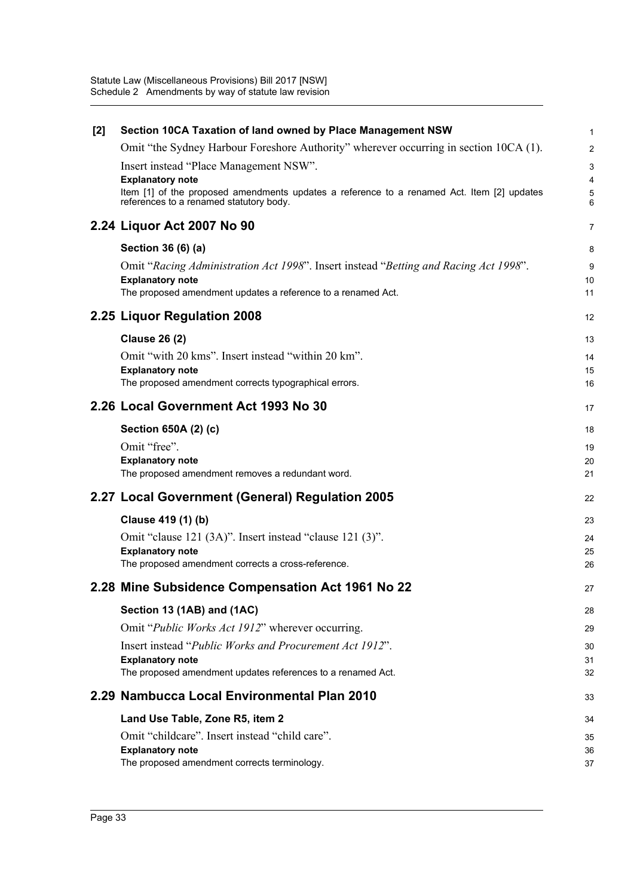**[2] Section 10CA Taxation of land owned by Place Management NSW**

Omit "the Sydney Harbour Foreshore Authority" wherever occurring in section 10CA (1).

Insert instead "Place Management NSW".

**Explanatory note**

Item [1] of the proposed amendments updates a reference to a renamed Act. Item [2] updates references to a renamed statutory body.

## 2.24 Liquor Act 2007 No 90

**Section 36 (6) (a)**

Omit "*Racing Administration Act 1998*". Insert instead "*Betting and Racing Act 1998*".

**Explanatory note**

The proposed amendment updates a reference to a renamed Act.

## 2.25 Liquor Regulation 2008

**Clause 26 (2)**

Omit "with 20 kms". Insert instead "within 20 km".

**Explanatory note**

The proposed amendment corrects typographical errors.

## 2.26 Local Government Act 1993 No 30

**Section 650A (2) (c)**

Omit "free".

**Explanatory note**

The proposed amendment removes a redundant word.

## 2.27 Local Government (General) Regulation 2005

**Clause 419 (1) (b)**

Omit "clause 121 (3A)". Insert instead "clause 121 (3)".

**Explanatory note**

The proposed amendment corrects a cross-reference.

## 2.28 Mine Subsidence Compensation Act 1961 No 22

**Section 13 (1AB) and (1AC)**

Omit "*Public Works Act 1912*" wherever occurring.

Insert instead "*Public Works and Procurement Act 1912*".

**Explanatory note**

The proposed amendment updates references to a renamed Act.

## 2.29 Nambucca Local Environmental Plan 2010

**Land Use Table, Zone R5, item 2**

Omit "childcare". Insert instead "child care".

**Explanatory note**

The proposed amendment corrects terminology.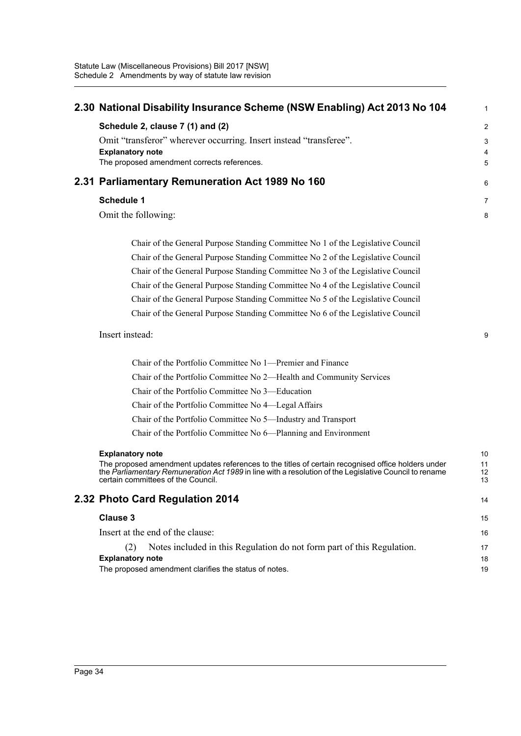## 2.30 National Disability Insurance Scheme (NSW Enabling) Act 2013 No 104

**Schedule 2, clause 7 (1) and (2)**

Omit "transferor" wherever occurring. Insert instead "transferee".

**Explanatory note**

The proposed amendment corrects references.

## 2.31 Parliamentary Remuneration Act 1989 No 160

**Schedule 1**

Omit the following:

Chair of the General Purpose Standing Committee No 1 of the Legislative Council

Chair of the General Purpose Standing Committee No 2 of the Legislative Council

Chair of the General Purpose Standing Committee No 3 of the Legislative Council

Chair of the General Purpose Standing Committee No 4 of the Legislative Council

Chair of the General Purpose Standing Committee No 5 of the Legislative Council

Chair of the General Purpose Standing Committee No 6 of the Legislative Council

Insert instead:

Chair of the Portfolio Committee No 1—Premier and Finance

Chair of the Portfolio Committee No 2—Health and Community Services

Chair of the Portfolio Committee No 3—Education

Chair of the Portfolio Committee No 4—Legal Affairs

Chair of the Portfolio Committee No 5—Industry and Transport

Chair of the Portfolio Committee No 6—Planning and Environment

**Explanatory note**

The proposed amendment updates references to the titles of certain recognised office holders under the *Parliamentary Remuneration Act 1989* in line with a resolution of the Legislative Council to rename certain committees of the Council.

## 2.32 Photo Card Regulation 2014

**Clause 3**

Insert at the end of the clause:

(2) Notes included in this Regulation do not form part of this Regulation.

**Explanatory note**

The proposed amendment clarifies the status of notes.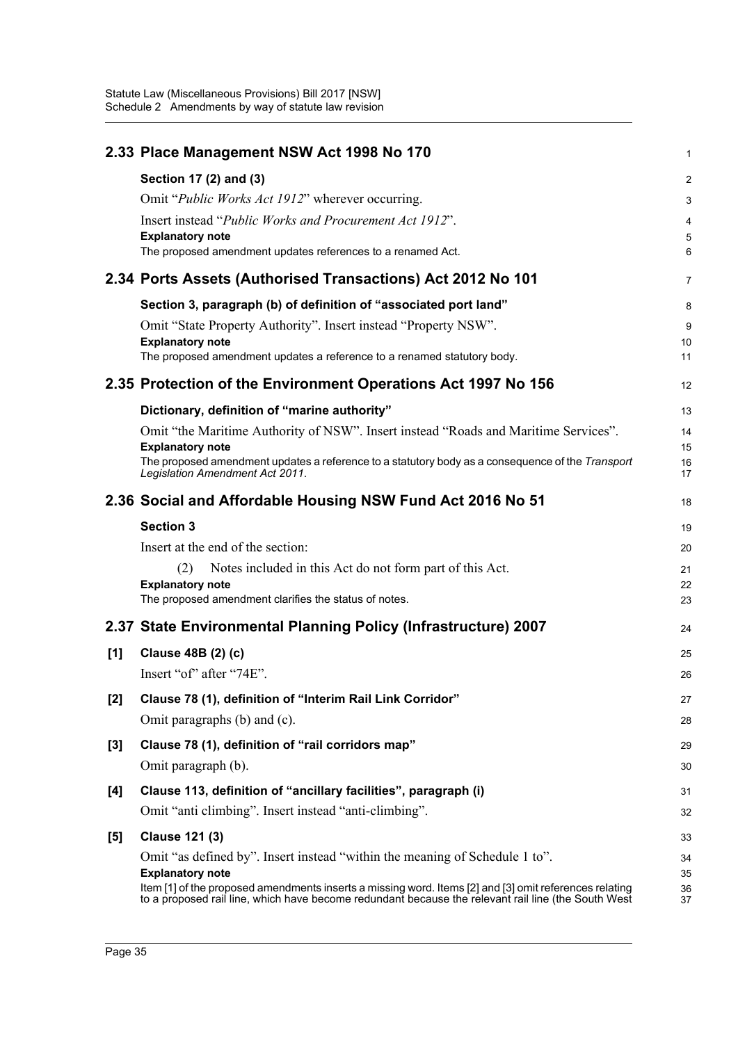## 2.33 Place Management NSW Act 1998 No 170

**Section 17 (2) and (3)**

Omit "*Public Works Act 1912*" wherever occurring.

Insert instead "*Public Works and Procurement Act 1912*".

**Explanatory note**

The proposed amendment updates references to a renamed Act.

## 2.34 Ports Assets (Authorised Transactions) Act 2012 No 101

**Section 3, paragraph (b) of definition of "associated port land"**

Omit "State Property Authority". Insert instead "Property NSW".

**Explanatory note**

The proposed amendment updates a reference to a renamed statutory body.

## 2.35 Protection of the Environment Operations Act 1997 No 156

**Dictionary, definition of "marine authority"**

Omit "the Maritime Authority of NSW". Insert instead "Roads and Maritime Services".

**Explanatory note**

The proposed amendment updates a reference to a statutory body as a consequence of the *Transport Legislation Amendment Act 2011*.

## 2.36 Social and Affordable Housing NSW Fund Act 2016 No 51

**Section 3**

Insert at the end of the section:

(2) Notes included in this Act do not form part of this Act.

**Explanatory note**

The proposed amendment clarifies the status of notes.

## 2.37 State Environmental Planning Policy (Infrastructure) 2007

**[1] Clause 48B (2) (c)**

Insert "of" after "74E".

**[2] Clause 78 (1), definition of "Interim Rail Link Corridor"**

Omit paragraphs (b) and (c).

**[3] Clause 78 (1), definition of "rail corridors map"**

Omit paragraph (b).

**[4] Clause 113, definition of "ancillary facilities", paragraph (i)**

Omit "anti climbing". Insert instead "anti-climbing".

**[5] Clause 121 (3)**

Omit "as defined by". Insert instead "within the meaning of Schedule 1 to".

**Explanatory note**

Item [1] of the proposed amendments inserts a missing word. Items [2] and [3] omit references relating to a proposed rail line, which have become redundant because the relevant rail line (the South West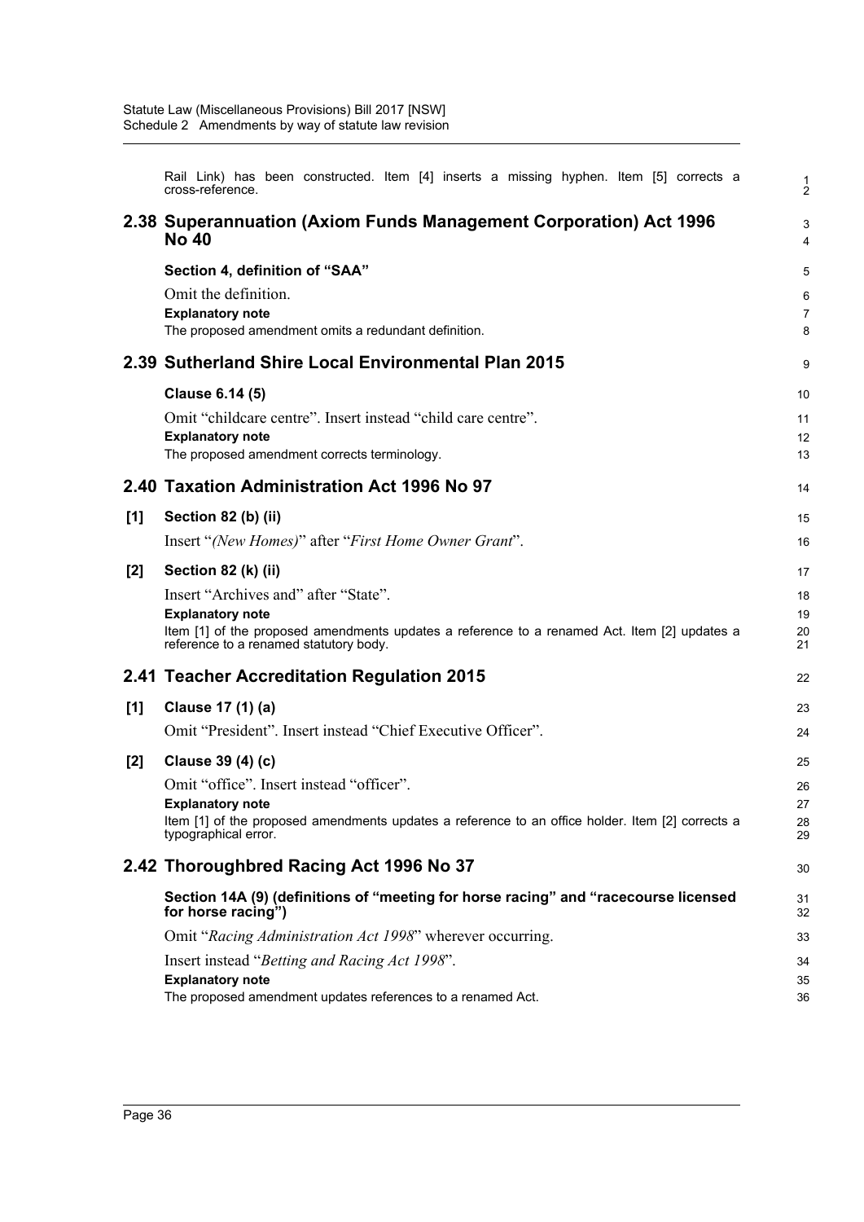Rail Link) has been constructed. Item [4] inserts a missing hyphen. Item [5] corrects a cross-reference.

## 2.38 Superannuation (Axiom Funds Management Corporation) Act 1996 No 40

**Section 4, definition of "SAA"**

Omit the definition.

**Explanatory note**

The proposed amendment omits a redundant definition.

## 2.39 Sutherland Shire Local Environmental Plan 2015

**Clause 6.14 (5)**

Omit "childcare centre". Insert instead "child care centre".

**Explanatory note**

The proposed amendment corrects terminology.

## 2.40 Taxation Administration Act 1996 No 97

**[1] Section 82 (b) (ii)**

Insert "*(New Homes)*" after "*First Home Owner Grant*".

**[2] Section 82 (k) (ii)**

Insert "Archives and" after "State".

**Explanatory note**

Item [1] of the proposed amendments updates a reference to a renamed Act. Item [2] updates a reference to a renamed statutory body.

## 2.41 Teacher Accreditation Regulation 2015

**[1] Clause 17 (1) (a)**

Omit "President". Insert instead "Chief Executive Officer".

**[2] Clause 39 (4) (c)**

Omit "office". Insert instead "officer".

**Explanatory note**

Item [1] of the proposed amendments updates a reference to an office holder. Item [2] corrects a typographical error.

## 2.42 Thoroughbred Racing Act 1996 No 37

**Section 14A (9) (definitions of "meeting for horse racing" and "racecourse licensed for horse racing")**

Omit "*Racing Administration Act 1998*" wherever occurring.

Insert instead "*Betting and Racing Act 1998*".

**Explanatory note**

The proposed amendment updates references to a renamed Act.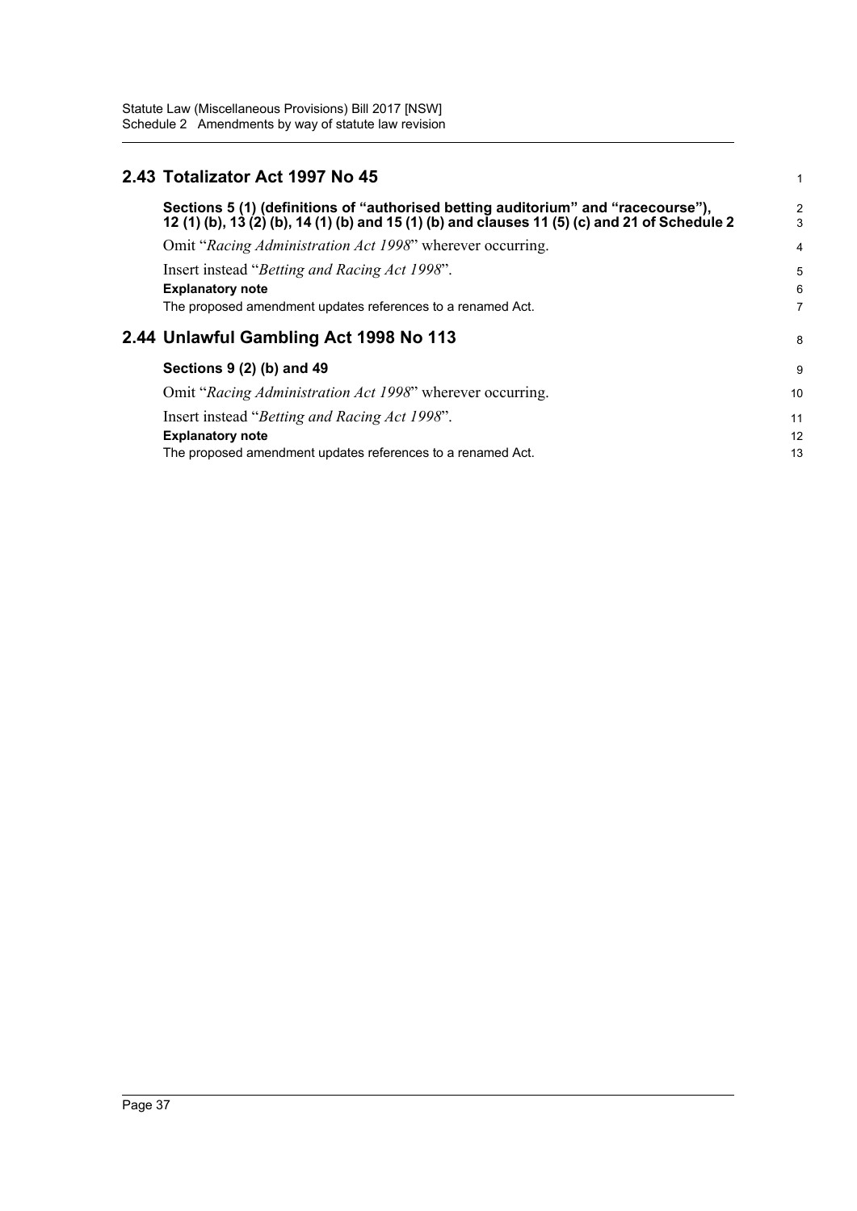## 2.43 Totalizator Act 1997 No 45

**Sections 5 (1) (definitions of "authorised betting auditorium" and "racecourse"), 12 (1) (b), 13 (2) (b), 14 (1) (b) and 15 (1) (b) and clauses 11 (5) (c) and 21 of Schedule 2**

Omit "*Racing Administration Act 1998*" wherever occurring.

Insert instead "*Betting and Racing Act 1998*".

**Explanatory note**

The proposed amendment updates references to a renamed Act.

## 2.44 Unlawful Gambling Act 1998 No 113

**Sections 9 (2) (b) and 49**

Omit "*Racing Administration Act 1998*" wherever occurring.

Insert instead "*Betting and Racing Act 1998*".

**Explanatory note**

The proposed amendment updates references to a renamed Act.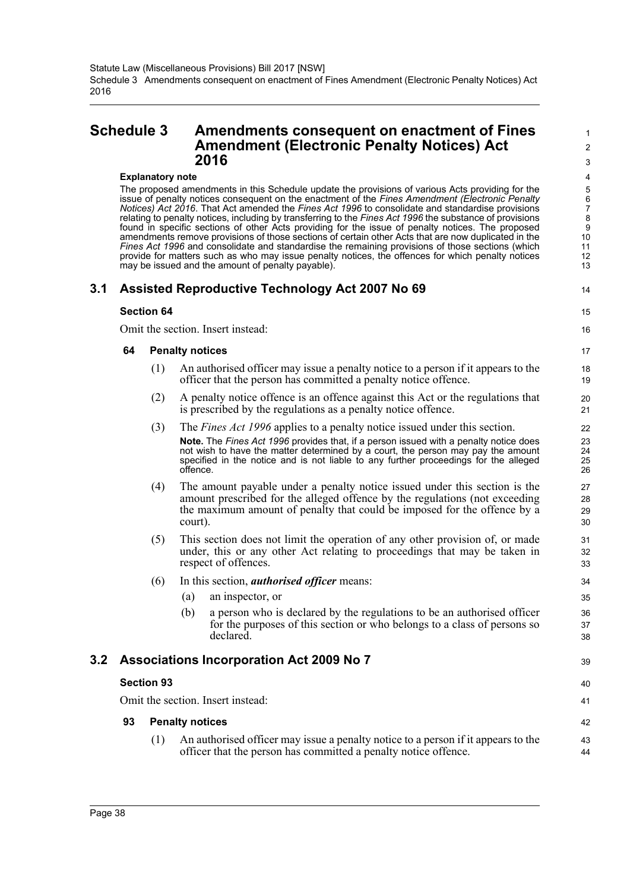# Schedule 3 Amendments consequent on enactment of Fines Amendment (Electronic Penalty Notices) Act 2016

**Explanatory note**

The proposed amendments in this Schedule update the provisions of various Acts providing for the issue of penalty notices consequent on the enactment of the *Fines Amendment (Electronic Penalty Notices) Act 2016*. That Act amended the *Fines Act 1996* to consolidate and standardise provisions relating to penalty notices, including by transferring to the *Fines Act 1996* the substance of provisions found in specific sections of other Acts providing for the issue of penalty notices. The proposed amendments remove provisions of those sections of certain other Acts that are now duplicated in the *Fines Act 1996* and consolidate and standardise the remaining provisions of those sections (which provide for matters such as who may issue penalty notices, the offences for which penalty notices may be issued and the amount of penalty payable).

## 3.1 Assisted Reproductive Technology Act 2007 No 69

### Section 64

Omit the section. Insert instead:

#### 64 Penalty notices

(1) An authorised officer may issue a penalty notice to a person if it appears to the officer that the person has committed a penalty notice offence.

(2) A penalty notice offence is an offence against this Act or the regulations that is prescribed by the regulations as a penalty notice offence.

(3) The *Fines Act 1996* applies to a penalty notice issued under this section.

**Note.** The *Fines Act 1996* provides that, if a person issued with a penalty notice does not wish to have the matter determined by a court, the person may pay the amount specified in the notice and is not liable to any further proceedings for the alleged offence.

(4) The amount payable under a penalty notice issued under this section is the amount prescribed for the alleged offence by the regulations (not exceeding the maximum amount of penalty that could be imposed for the offence by a court).

(5) This section does not limit the operation of any other provision of, or made under, this or any other Act relating to proceedings that may be taken in respect of offences.

(6) In this section, ***authorised officer*** means:

(a) an inspector, or

(b) a person who is declared by the regulations to be an authorised officer for the purposes of this section or who belongs to a class of persons so declared.

## 3.2 Associations Incorporation Act 2009 No 7

### Section 93

Omit the section. Insert instead:

#### 93 Penalty notices

(1) An authorised officer may issue a penalty notice to a person if it appears to the officer that the person has committed a penalty notice offence.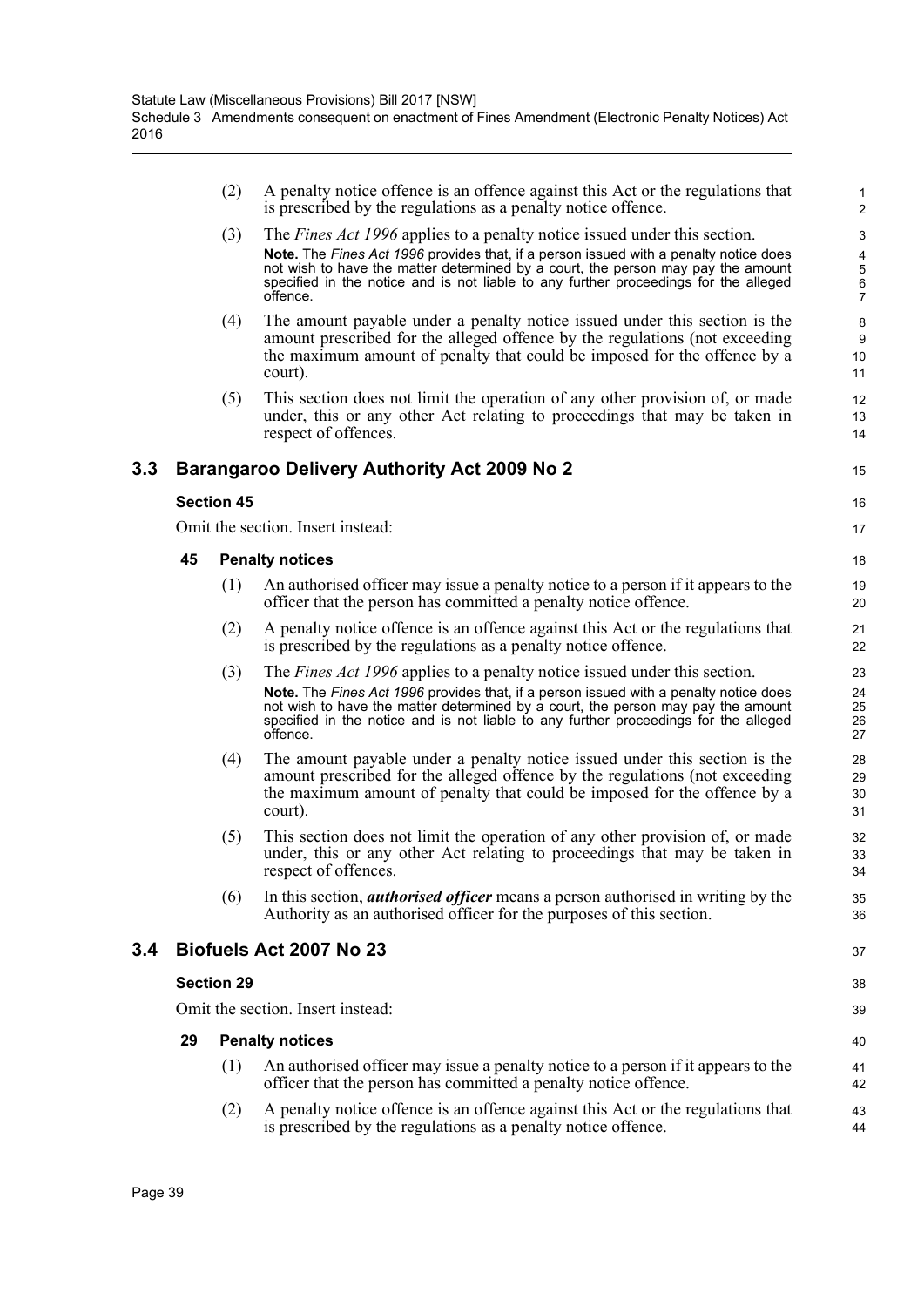(2) A penalty notice offence is an offence against this Act or the regulations that is prescribed by the regulations as a penalty notice offence.

(3) The *Fines Act 1996* applies to a penalty notice issued under this section.

**Note.** The *Fines Act 1996* provides that, if a person issued with a penalty notice does not wish to have the matter determined by a court, the person may pay the amount specified in the notice and is not liable to any further proceedings for the alleged offence.

(4) The amount payable under a penalty notice issued under this section is the amount prescribed for the alleged offence by the regulations (not exceeding the maximum amount of penalty that could be imposed for the offence by a court).

(5) This section does not limit the operation of any other provision of, or made under, this or any other Act relating to proceedings that may be taken in respect of offences.

## 3.3 Barangaroo Delivery Authority Act 2009 No 2

### Section 45

Omit the section. Insert instead:

#### 45 Penalty notices

(1) An authorised officer may issue a penalty notice to a person if it appears to the officer that the person has committed a penalty notice offence.

(2) A penalty notice offence is an offence against this Act or the regulations that is prescribed by the regulations as a penalty notice offence.

(3) The *Fines Act 1996* applies to a penalty notice issued under this section.

**Note.** The *Fines Act 1996* provides that, if a person issued with a penalty notice does not wish to have the matter determined by a court, the person may pay the amount specified in the notice and is not liable to any further proceedings for the alleged offence.

(4) The amount payable under a penalty notice issued under this section is the amount prescribed for the alleged offence by the regulations (not exceeding the maximum amount of penalty that could be imposed for the offence by a court).

(5) This section does not limit the operation of any other provision of, or made under, this or any other Act relating to proceedings that may be taken in respect of offences.

(6) In this section, ***authorised officer*** means a person authorised in writing by the Authority as an authorised officer for the purposes of this section.

## 3.4 Biofuels Act 2007 No 23

### Section 29

Omit the section. Insert instead:

#### 29 Penalty notices

(1) An authorised officer may issue a penalty notice to a person if it appears to the officer that the person has committed a penalty notice offence.

(2) A penalty notice offence is an offence against this Act or the regulations that is prescribed by the regulations as a penalty notice offence.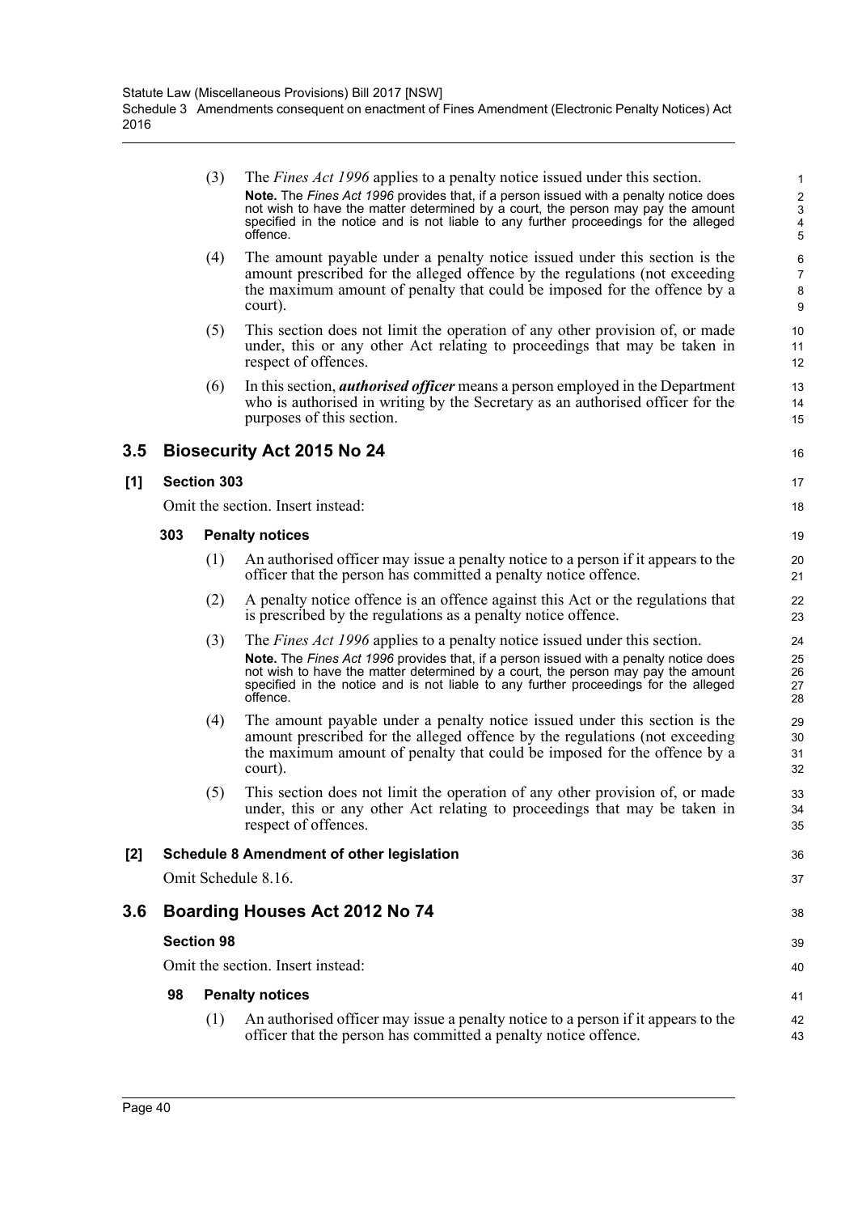(3) The *Fines Act 1996* applies to a penalty notice issued under this section.

**Note.** The *Fines Act 1996* provides that, if a person issued with a penalty notice does not wish to have the matter determined by a court, the person may pay the amount specified in the notice and is not liable to any further proceedings for the alleged offence.

(4) The amount payable under a penalty notice issued under this section is the amount prescribed for the alleged offence by the regulations (not exceeding the maximum amount of penalty that could be imposed for the offence by a court).

(5) This section does not limit the operation of any other provision of, or made under, this or any other Act relating to proceedings that may be taken in respect of offences.

(6) In this section, ***authorised officer*** means a person employed in the Department who is authorised in writing by the Secretary as an authorised officer for the purposes of this section.

## 3.5 Biosecurity Act 2015 No 24

### [1] Section 303

Omit the section. Insert instead:

#### 303 Penalty notices

(1) An authorised officer may issue a penalty notice to a person if it appears to the officer that the person has committed a penalty notice offence.

(2) A penalty notice offence is an offence against this Act or the regulations that is prescribed by the regulations as a penalty notice offence.

(3) The *Fines Act 1996* applies to a penalty notice issued under this section.

**Note.** The *Fines Act 1996* provides that, if a person issued with a penalty notice does not wish to have the matter determined by a court, the person may pay the amount specified in the notice and is not liable to any further proceedings for the alleged offence.

(4) The amount payable under a penalty notice issued under this section is the amount prescribed for the alleged offence by the regulations (not exceeding the maximum amount of penalty that could be imposed for the offence by a court).

(5) This section does not limit the operation of any other provision of, or made under, this or any other Act relating to proceedings that may be taken in respect of offences.

### [2] Schedule 8 Amendment of other legislation

Omit Schedule 8.16.

## 3.6 Boarding Houses Act 2012 No 74

### Section 98

Omit the section. Insert instead:

#### 98 Penalty notices

(1) An authorised officer may issue a penalty notice to a person if it appears to the officer that the person has committed a penalty notice offence.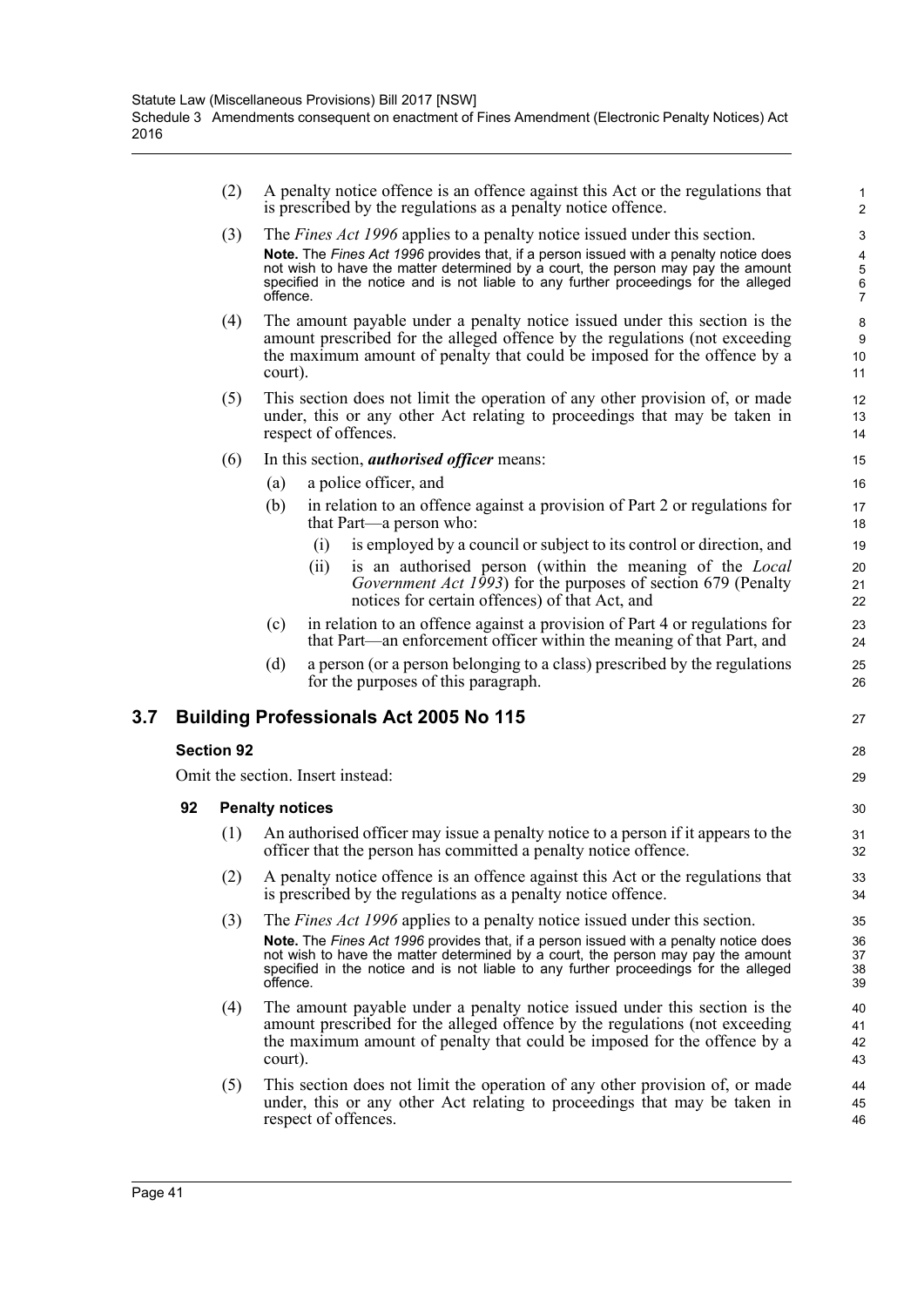(2) A penalty notice offence is an offence against this Act or the regulations that is prescribed by the regulations as a penalty notice offence.

(3) The *Fines Act 1996* applies to a penalty notice issued under this section.

**Note.** The *Fines Act 1996* provides that, if a person issued with a penalty notice does not wish to have the matter determined by a court, the person may pay the amount specified in the notice and is not liable to any further proceedings for the alleged offence.

(4) The amount payable under a penalty notice issued under this section is the amount prescribed for the alleged offence by the regulations (not exceeding the maximum amount of penalty that could be imposed for the offence by a court).

(5) This section does not limit the operation of any other provision of, or made under, this or any other Act relating to proceedings that may be taken in respect of offences.

(6) In this section, ***authorised officer*** means:

(a) a police officer, and

(b) in relation to an offence against a provision of Part 2 or regulations for that Part—a person who:

(i) is employed by a council or subject to its control or direction, and

(ii) is an authorised person (within the meaning of the *Local Government Act 1993*) for the purposes of section 679 (Penalty notices for certain offences) of that Act, and

(c) in relation to an offence against a provision of Part 4 or regulations for that Part—an enforcement officer within the meaning of that Part, and

(d) a person (or a person belonging to a class) prescribed by the regulations for the purposes of this paragraph.

## 3.7 Building Professionals Act 2005 No 115

### Section 92

Omit the section. Insert instead:

#### 92 Penalty notices

(1) An authorised officer may issue a penalty notice to a person if it appears to the officer that the person has committed a penalty notice offence.

(2) A penalty notice offence is an offence against this Act or the regulations that is prescribed by the regulations as a penalty notice offence.

(3) The *Fines Act 1996* applies to a penalty notice issued under this section.

**Note.** The *Fines Act 1996* provides that, if a person issued with a penalty notice does not wish to have the matter determined by a court, the person may pay the amount specified in the notice and is not liable to any further proceedings for the alleged offence.

(4) The amount payable under a penalty notice issued under this section is the amount prescribed for the alleged offence by the regulations (not exceeding the maximum amount of penalty that could be imposed for the offence by a court).

(5) This section does not limit the operation of any other provision of, or made under, this or any other Act relating to proceedings that may be taken in respect of offences.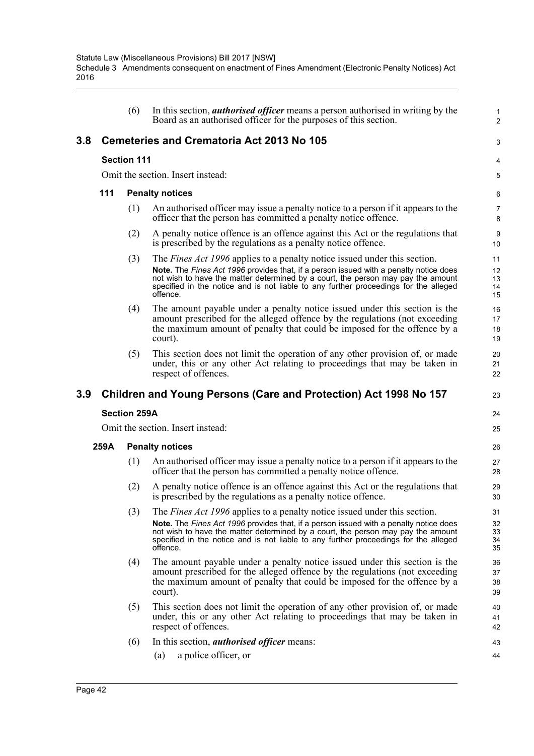(6) In this section, ***authorised officer*** means a person authorised in writing by the Board as an authorised officer for the purposes of this section.

## 3.8 Cemeteries and Crematoria Act 2013 No 105

### Section 111

Omit the section. Insert instead:

### 111 Penalty notices

(1) An authorised officer may issue a penalty notice to a person if it appears to the officer that the person has committed a penalty notice offence.

(2) A penalty notice offence is an offence against this Act or the regulations that is prescribed by the regulations as a penalty notice offence.

(3) The *Fines Act 1996* applies to a penalty notice issued under this section.

**Note.** The *Fines Act 1996* provides that, if a person issued with a penalty notice does not wish to have the matter determined by a court, the person may pay the amount specified in the notice and is not liable to any further proceedings for the alleged offence.

(4) The amount payable under a penalty notice issued under this section is the amount prescribed for the alleged offence by the regulations (not exceeding the maximum amount of penalty that could be imposed for the offence by a court).

(5) This section does not limit the operation of any other provision of, or made under, this or any other Act relating to proceedings that may be taken in respect of offences.

## 3.9 Children and Young Persons (Care and Protection) Act 1998 No 157

### Section 259A

Omit the section. Insert instead:

### 259A Penalty notices

(1) An authorised officer may issue a penalty notice to a person if it appears to the officer that the person has committed a penalty notice offence.

(2) A penalty notice offence is an offence against this Act or the regulations that is prescribed by the regulations as a penalty notice offence.

(3) The *Fines Act 1996* applies to a penalty notice issued under this section.

**Note.** The *Fines Act 1996* provides that, if a person issued with a penalty notice does not wish to have the matter determined by a court, the person may pay the amount specified in the notice and is not liable to any further proceedings for the alleged offence.

(4) The amount payable under a penalty notice issued under this section is the amount prescribed for the alleged offence by the regulations (not exceeding the maximum amount of penalty that could be imposed for the offence by a court).

(5) This section does not limit the operation of any other provision of, or made under, this or any other Act relating to proceedings that may be taken in respect of offences.

(6) In this section, ***authorised officer*** means:

(a) a police officer, or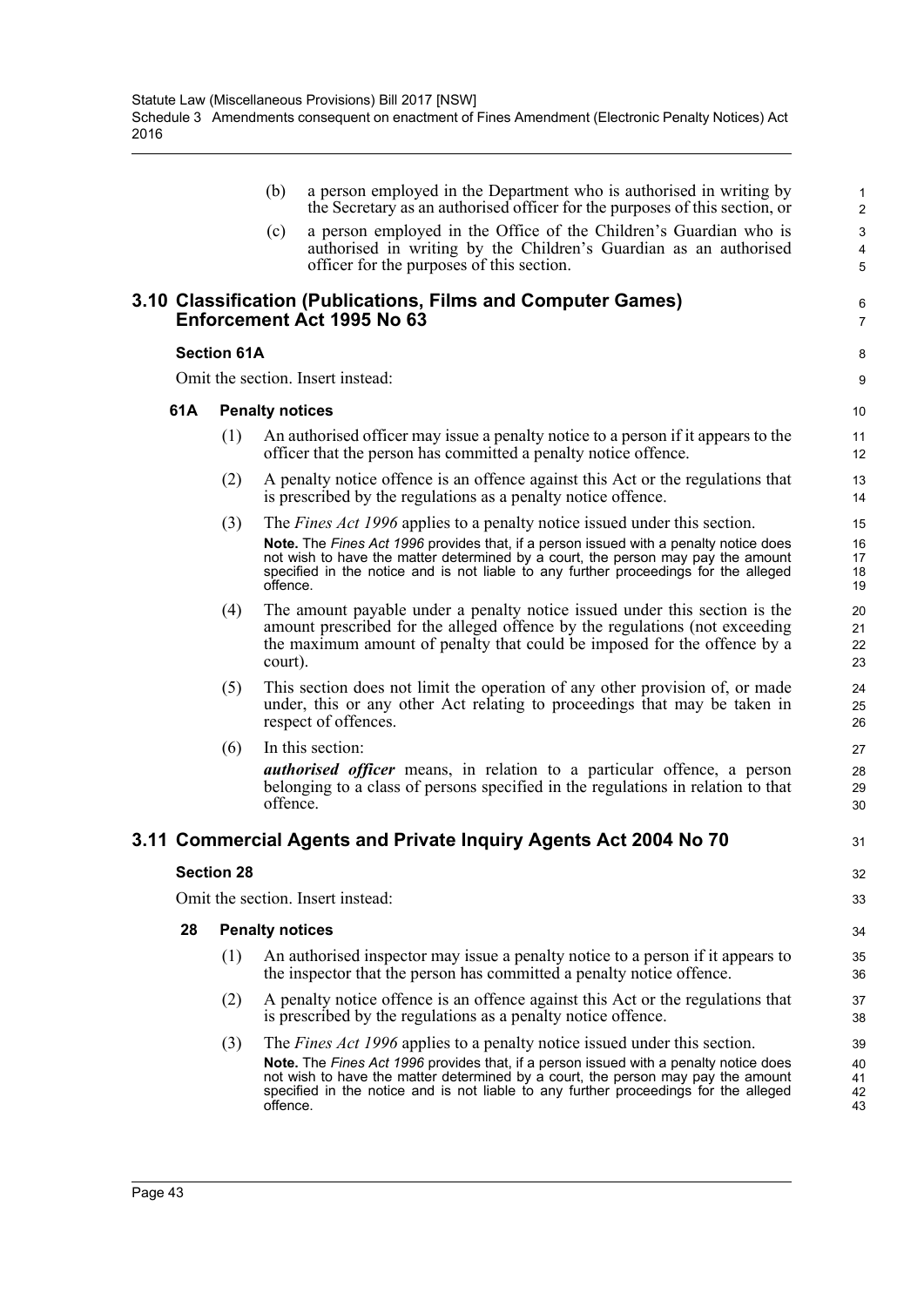(b) a person employed in the Department who is authorised in writing by the Secretary as an authorised officer for the purposes of this section, or

(c) a person employed in the Office of the Children's Guardian who is authorised in writing by the Children's Guardian as an authorised officer for the purposes of this section.

## 3.10 Classification (Publications, Films and Computer Games) Enforcement Act 1995 No 63

### Section 61A

Omit the section. Insert instead:

### 61A Penalty notices

(1) An authorised officer may issue a penalty notice to a person if it appears to the officer that the person has committed a penalty notice offence.

(2) A penalty notice offence is an offence against this Act or the regulations that is prescribed by the regulations as a penalty notice offence.

(3) The *Fines Act 1996* applies to a penalty notice issued under this section.

**Note.** The *Fines Act 1996* provides that, if a person issued with a penalty notice does not wish to have the matter determined by a court, the person may pay the amount specified in the notice and is not liable to any further proceedings for the alleged offence.

(4) The amount payable under a penalty notice issued under this section is the amount prescribed for the alleged offence by the regulations (not exceeding the maximum amount of penalty that could be imposed for the offence by a court).

(5) This section does not limit the operation of any other provision of, or made under, this or any other Act relating to proceedings that may be taken in respect of offences.

(6) In this section:

***authorised officer*** means, in relation to a particular offence, a person belonging to a class of persons specified in the regulations in relation to that offence.

## 3.11 Commercial Agents and Private Inquiry Agents Act 2004 No 70

### Section 28

Omit the section. Insert instead:

### 28 Penalty notices

(1) An authorised inspector may issue a penalty notice to a person if it appears to the inspector that the person has committed a penalty notice offence.

(2) A penalty notice offence is an offence against this Act or the regulations that is prescribed by the regulations as a penalty notice offence.

(3) The *Fines Act 1996* applies to a penalty notice issued under this section.

**Note.** The *Fines Act 1996* provides that, if a person issued with a penalty notice does not wish to have the matter determined by a court, the person may pay the amount specified in the notice and is not liable to any further proceedings for the alleged offence.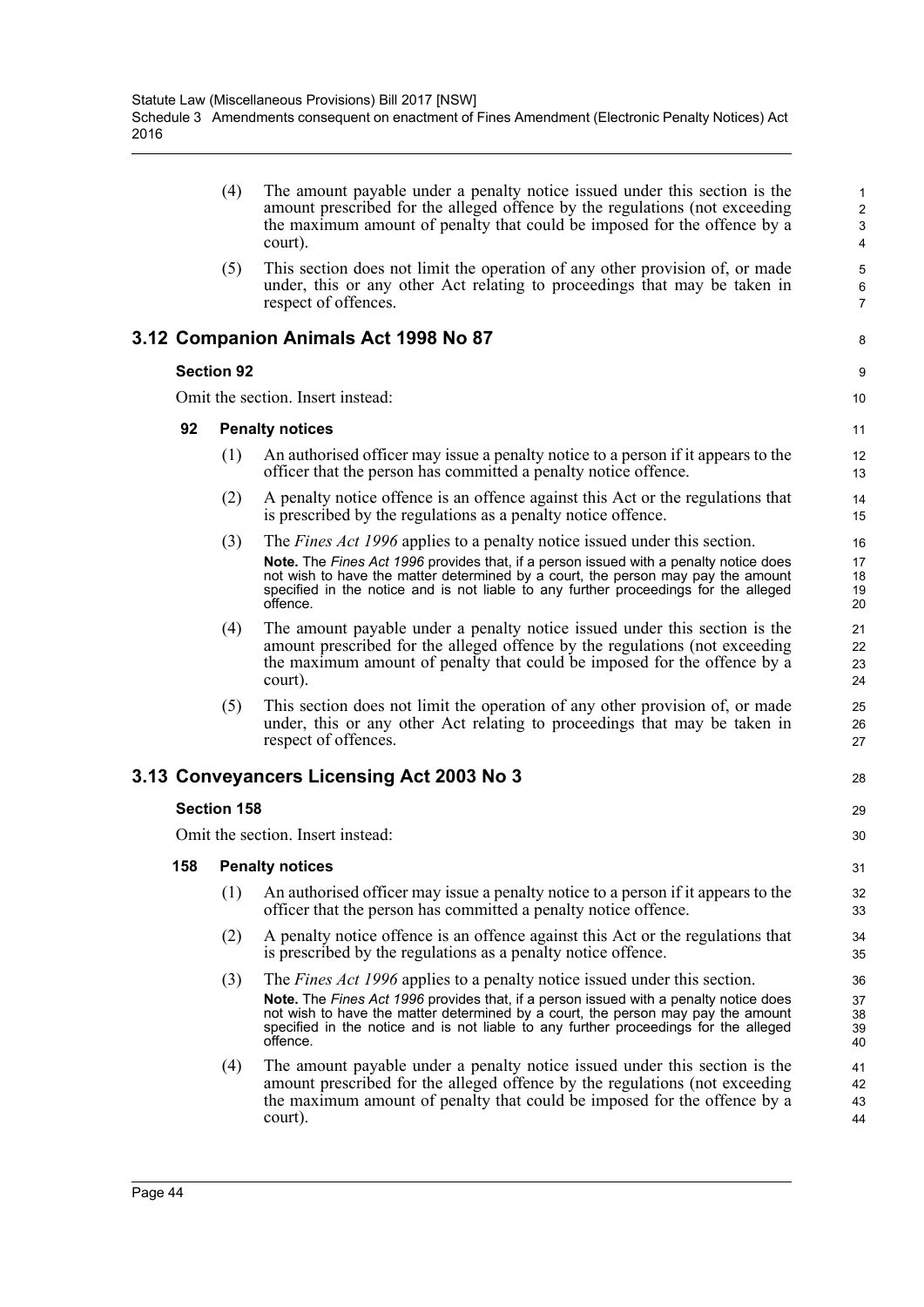(4) The amount payable under a penalty notice issued under this section is the amount prescribed for the alleged offence by the regulations (not exceeding the maximum amount of penalty that could be imposed for the offence by a court).

(5) This section does not limit the operation of any other provision of, or made under, this or any other Act relating to proceedings that may be taken in respect of offences.

## 3.12 Companion Animals Act 1998 No 87

### Section 92

Omit the section. Insert instead:

#### 92 Penalty notices

(1) An authorised officer may issue a penalty notice to a person if it appears to the officer that the person has committed a penalty notice offence.

(2) A penalty notice offence is an offence against this Act or the regulations that is prescribed by the regulations as a penalty notice offence.

(3) The *Fines Act 1996* applies to a penalty notice issued under this section.

**Note.** The *Fines Act 1996* provides that, if a person issued with a penalty notice does not wish to have the matter determined by a court, the person may pay the amount specified in the notice and is not liable to any further proceedings for the alleged offence.

(4) The amount payable under a penalty notice issued under this section is the amount prescribed for the alleged offence by the regulations (not exceeding the maximum amount of penalty that could be imposed for the offence by a court).

(5) This section does not limit the operation of any other provision of, or made under, this or any other Act relating to proceedings that may be taken in respect of offences.

## 3.13 Conveyancers Licensing Act 2003 No 3

### Section 158

Omit the section. Insert instead:

#### 158 Penalty notices

(1) An authorised officer may issue a penalty notice to a person if it appears to the officer that the person has committed a penalty notice offence.

(2) A penalty notice offence is an offence against this Act or the regulations that is prescribed by the regulations as a penalty notice offence.

(3) The *Fines Act 1996* applies to a penalty notice issued under this section.

**Note.** The *Fines Act 1996* provides that, if a person issued with a penalty notice does not wish to have the matter determined by a court, the person may pay the amount specified in the notice and is not liable to any further proceedings for the alleged offence.

(4) The amount payable under a penalty notice issued under this section is the amount prescribed for the alleged offence by the regulations (not exceeding the maximum amount of penalty that could be imposed for the offence by a court).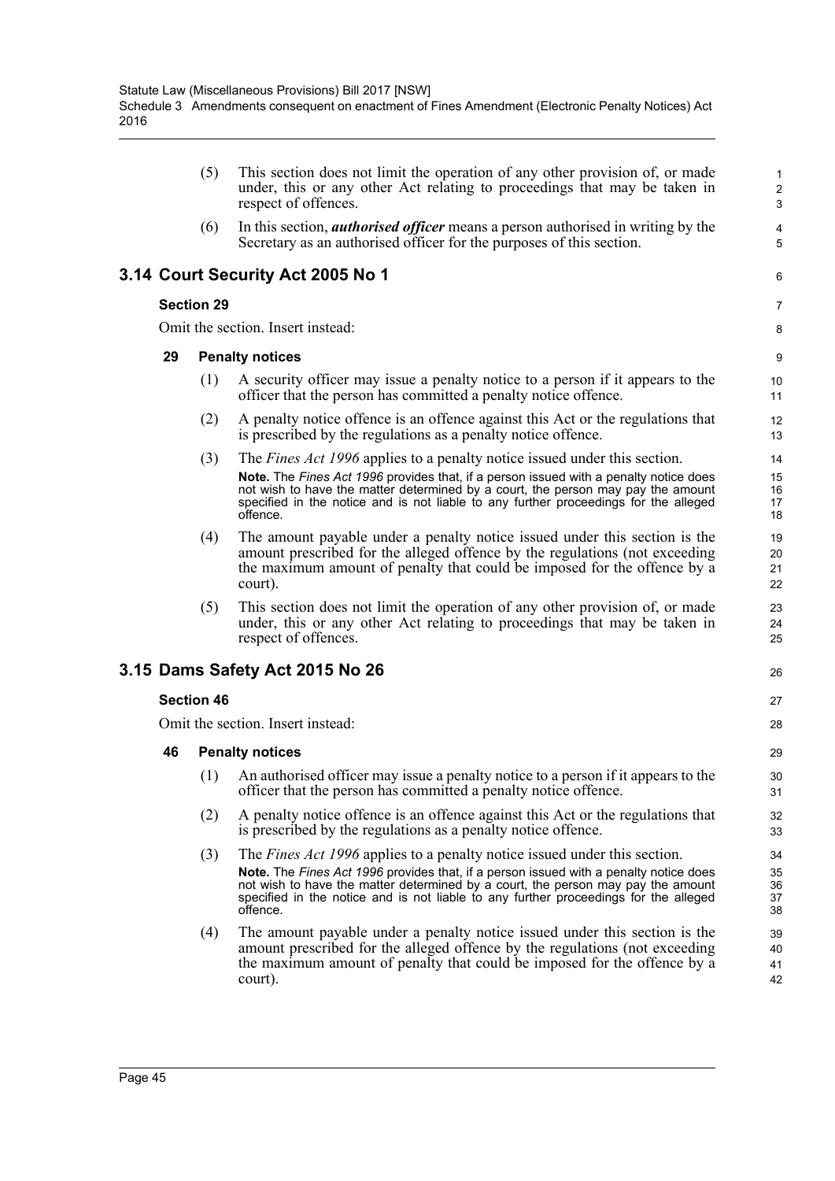(5) This section does not limit the operation of any other provision of, or made under, this or any other Act relating to proceedings that may be taken in respect of offences.

(6) In this section, ***authorised officer*** means a person authorised in writing by the Secretary as an authorised officer for the purposes of this section.

## 3.14 Court Security Act 2005 No 1

### Section 29

Omit the section. Insert instead:

#### 29 Penalty notices

(1) A security officer may issue a penalty notice to a person if it appears to the officer that the person has committed a penalty notice offence.

(2) A penalty notice offence is an offence against this Act or the regulations that is prescribed by the regulations as a penalty notice offence.

(3) The *Fines Act 1996* applies to a penalty notice issued under this section.

**Note.** The *Fines Act 1996* provides that, if a person issued with a penalty notice does not wish to have the matter determined by a court, the person may pay the amount specified in the notice and is not liable to any further proceedings for the alleged offence.

(4) The amount payable under a penalty notice issued under this section is the amount prescribed for the alleged offence by the regulations (not exceeding the maximum amount of penalty that could be imposed for the offence by a court).

(5) This section does not limit the operation of any other provision of, or made under, this or any other Act relating to proceedings that may be taken in respect of offences.

## 3.15 Dams Safety Act 2015 No 26

### Section 46

Omit the section. Insert instead:

#### 46 Penalty notices

(1) An authorised officer may issue a penalty notice to a person if it appears to the officer that the person has committed a penalty notice offence.

(2) A penalty notice offence is an offence against this Act or the regulations that is prescribed by the regulations as a penalty notice offence.

(3) The *Fines Act 1996* applies to a penalty notice issued under this section.

**Note.** The *Fines Act 1996* provides that, if a person issued with a penalty notice does not wish to have the matter determined by a court, the person may pay the amount specified in the notice and is not liable to any further proceedings for the alleged offence.

(4) The amount payable under a penalty notice issued under this section is the amount prescribed for the alleged offence by the regulations (not exceeding the maximum amount of penalty that could be imposed for the offence by a court).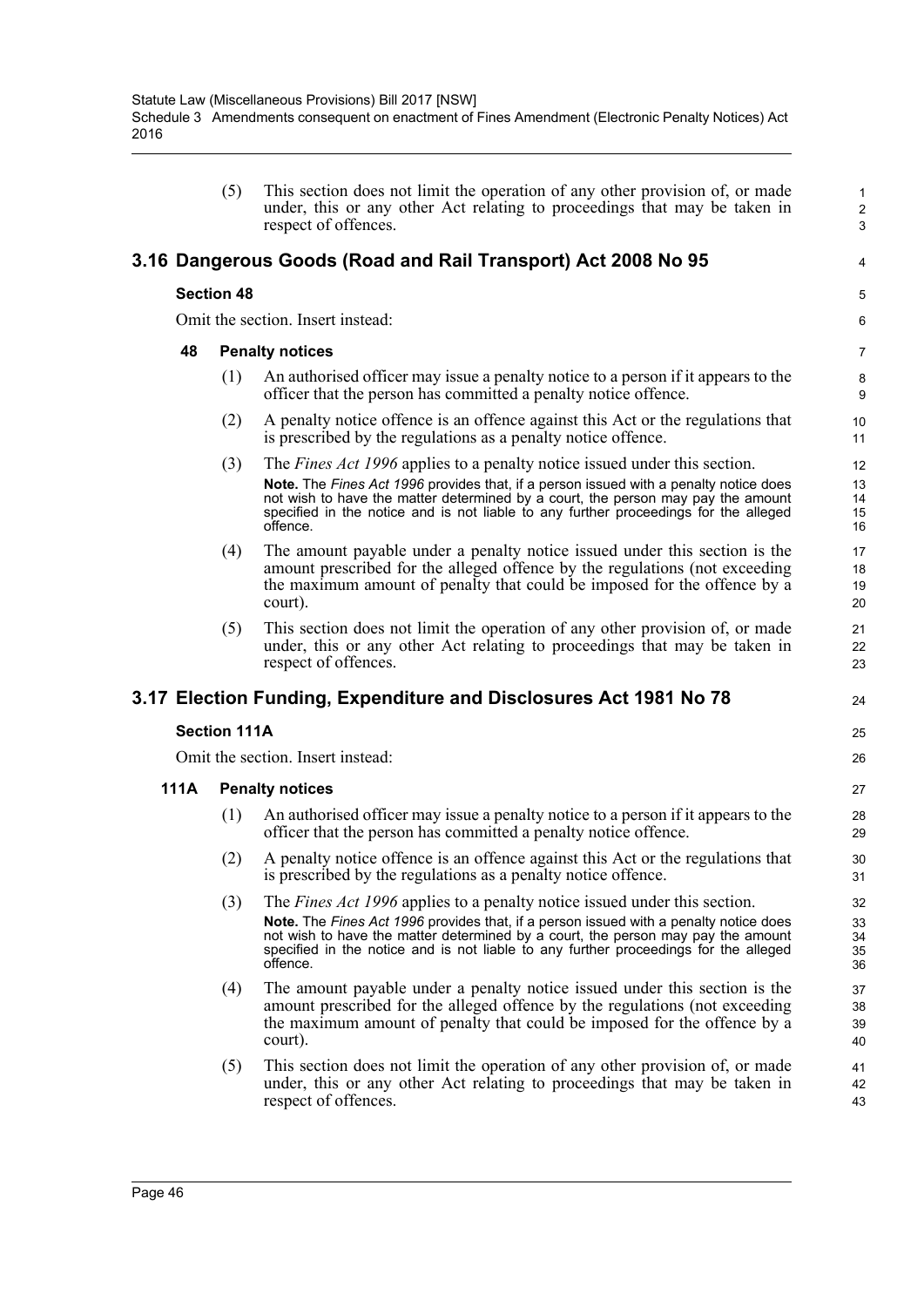(5) This section does not limit the operation of any other provision of, or made under, this or any other Act relating to proceedings that may be taken in respect of offences.

## 3.16 Dangerous Goods (Road and Rail Transport) Act 2008 No 95

### Section 48

Omit the section. Insert instead:

**48 Penalty notices**

(1) An authorised officer may issue a penalty notice to a person if it appears to the officer that the person has committed a penalty notice offence.

(2) A penalty notice offence is an offence against this Act or the regulations that is prescribed by the regulations as a penalty notice offence.

(3) The *Fines Act 1996* applies to a penalty notice issued under this section.

**Note.** The *Fines Act 1996* provides that, if a person issued with a penalty notice does not wish to have the matter determined by a court, the person may pay the amount specified in the notice and is not liable to any further proceedings for the alleged offence.

(4) The amount payable under a penalty notice issued under this section is the amount prescribed for the alleged offence by the regulations (not exceeding the maximum amount of penalty that could be imposed for the offence by a court).

(5) This section does not limit the operation of any other provision of, or made under, this or any other Act relating to proceedings that may be taken in respect of offences.

## 3.17 Election Funding, Expenditure and Disclosures Act 1981 No 78

### Section 111A

Omit the section. Insert instead:

**111A Penalty notices**

(1) An authorised officer may issue a penalty notice to a person if it appears to the officer that the person has committed a penalty notice offence.

(2) A penalty notice offence is an offence against this Act or the regulations that is prescribed by the regulations as a penalty notice offence.

(3) The *Fines Act 1996* applies to a penalty notice issued under this section.

**Note.** The *Fines Act 1996* provides that, if a person issued with a penalty notice does not wish to have the matter determined by a court, the person may pay the amount specified in the notice and is not liable to any further proceedings for the alleged offence.

(4) The amount payable under a penalty notice issued under this section is the amount prescribed for the alleged offence by the regulations (not exceeding the maximum amount of penalty that could be imposed for the offence by a court).

(5) This section does not limit the operation of any other provision of, or made under, this or any other Act relating to proceedings that may be taken in respect of offences.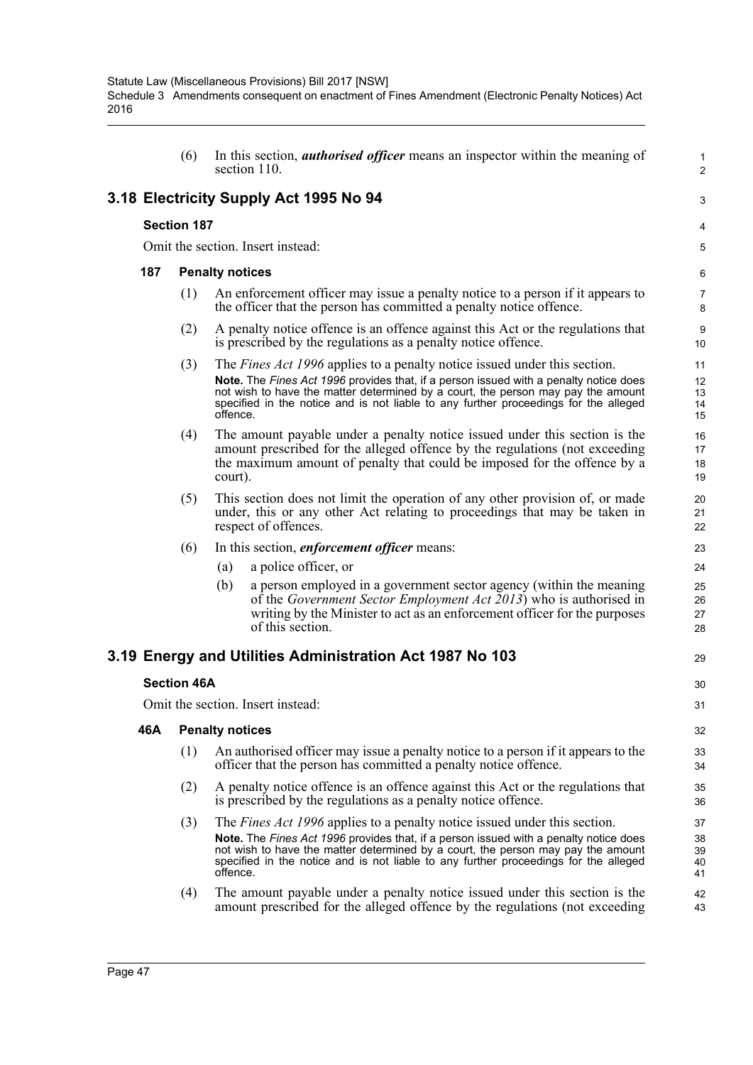(6) In this section, ***authorised officer*** means an inspector within the meaning of section 110.

## 3.18 Electricity Supply Act 1995 No 94

### Section 187

Omit the section. Insert instead:

### 187 Penalty notices

(1) An enforcement officer may issue a penalty notice to a person if it appears to the officer that the person has committed a penalty notice offence.

(2) A penalty notice offence is an offence against this Act or the regulations that is prescribed by the regulations as a penalty notice offence.

(3) The *Fines Act 1996* applies to a penalty notice issued under this section.

**Note.** The *Fines Act 1996* provides that, if a person issued with a penalty notice does not wish to have the matter determined by a court, the person may pay the amount specified in the notice and is not liable to any further proceedings for the alleged offence.

(4) The amount payable under a penalty notice issued under this section is the amount prescribed for the alleged offence by the regulations (not exceeding the maximum amount of penalty that could be imposed for the offence by a court).

(5) This section does not limit the operation of any other provision of, or made under, this or any other Act relating to proceedings that may be taken in respect of offences.

(6) In this section, ***enforcement officer*** means:

(a) a police officer, or

(b) a person employed in a government sector agency (within the meaning of the *Government Sector Employment Act 2013*) who is authorised in writing by the Minister to act as an enforcement officer for the purposes of this section.

## 3.19 Energy and Utilities Administration Act 1987 No 103

### Section 46A

Omit the section. Insert instead:

### 46A Penalty notices

(1) An authorised officer may issue a penalty notice to a person if it appears to the officer that the person has committed a penalty notice offence.

(2) A penalty notice offence is an offence against this Act or the regulations that is prescribed by the regulations as a penalty notice offence.

(3) The *Fines Act 1996* applies to a penalty notice issued under this section.

**Note.** The *Fines Act 1996* provides that, if a person issued with a penalty notice does not wish to have the matter determined by a court, the person may pay the amount specified in the notice and is not liable to any further proceedings for the alleged offence.

(4) The amount payable under a penalty notice issued under this section is the amount prescribed for the alleged offence by the regulations (not exceeding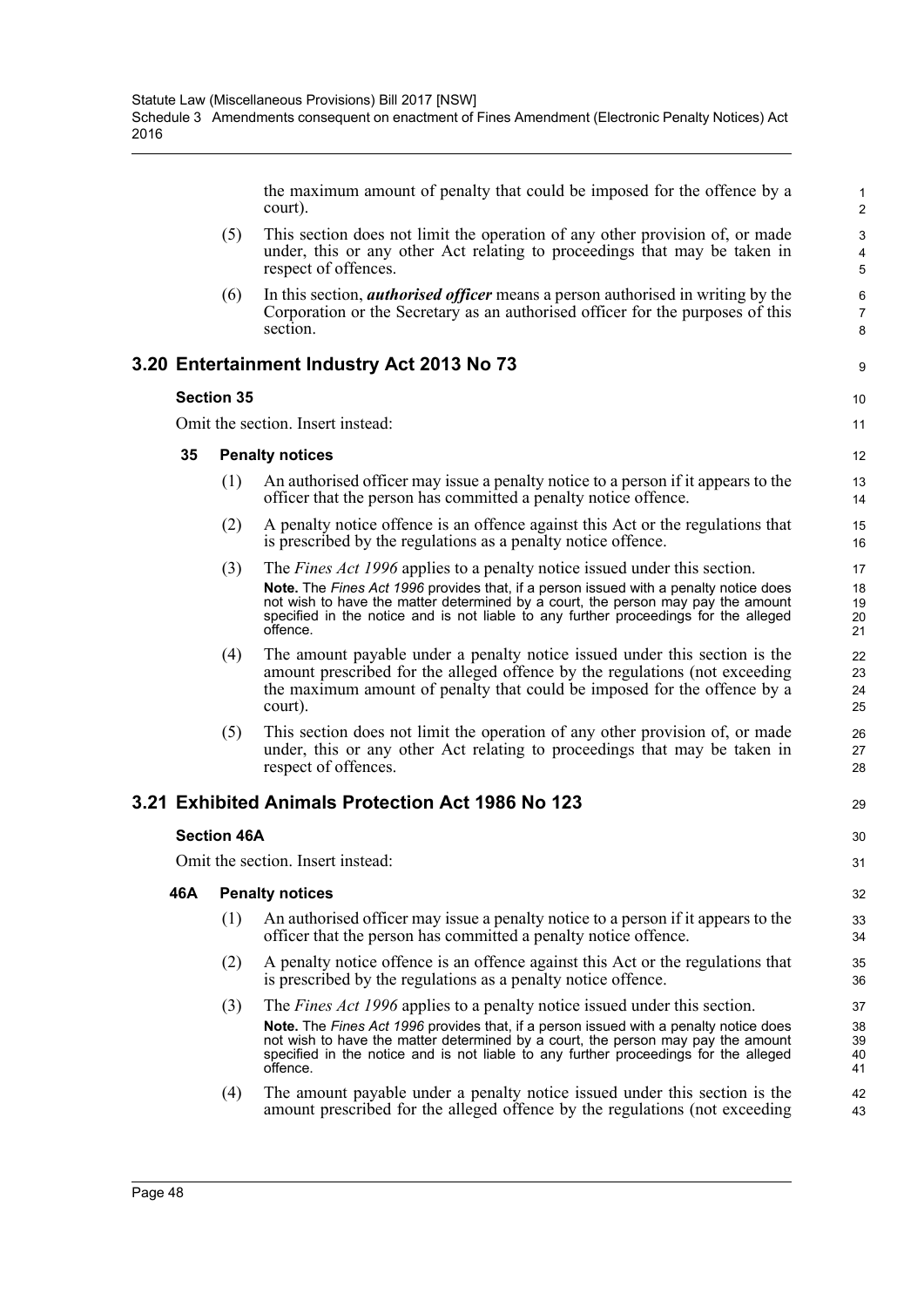the maximum amount of penalty that could be imposed for the offence by a court).

(5) This section does not limit the operation of any other provision of, or made under, this or any other Act relating to proceedings that may be taken in respect of offences.

(6) In this section, ***authorised officer*** means a person authorised in writing by the Corporation or the Secretary as an authorised officer for the purposes of this section.

## 3.20 Entertainment Industry Act 2013 No 73

### Section 35

Omit the section. Insert instead:

**35 Penalty notices**

(1) An authorised officer may issue a penalty notice to a person if it appears to the officer that the person has committed a penalty notice offence.

(2) A penalty notice offence is an offence against this Act or the regulations that is prescribed by the regulations as a penalty notice offence.

(3) The *Fines Act 1996* applies to a penalty notice issued under this section.

**Note.** The *Fines Act 1996* provides that, if a person issued with a penalty notice does not wish to have the matter determined by a court, the person may pay the amount specified in the notice and is not liable to any further proceedings for the alleged offence.

(4) The amount payable under a penalty notice issued under this section is the amount prescribed for the alleged offence by the regulations (not exceeding the maximum amount of penalty that could be imposed for the offence by a court).

(5) This section does not limit the operation of any other provision of, or made under, this or any other Act relating to proceedings that may be taken in respect of offences.

## 3.21 Exhibited Animals Protection Act 1986 No 123

### Section 46A

Omit the section. Insert instead:

**46A Penalty notices**

(1) An authorised officer may issue a penalty notice to a person if it appears to the officer that the person has committed a penalty notice offence.

(2) A penalty notice offence is an offence against this Act or the regulations that is prescribed by the regulations as a penalty notice offence.

(3) The *Fines Act 1996* applies to a penalty notice issued under this section.

**Note.** The *Fines Act 1996* provides that, if a person issued with a penalty notice does not wish to have the matter determined by a court, the person may pay the amount specified in the notice and is not liable to any further proceedings for the alleged offence.

(4) The amount payable under a penalty notice issued under this section is the amount prescribed for the alleged offence by the regulations (not exceeding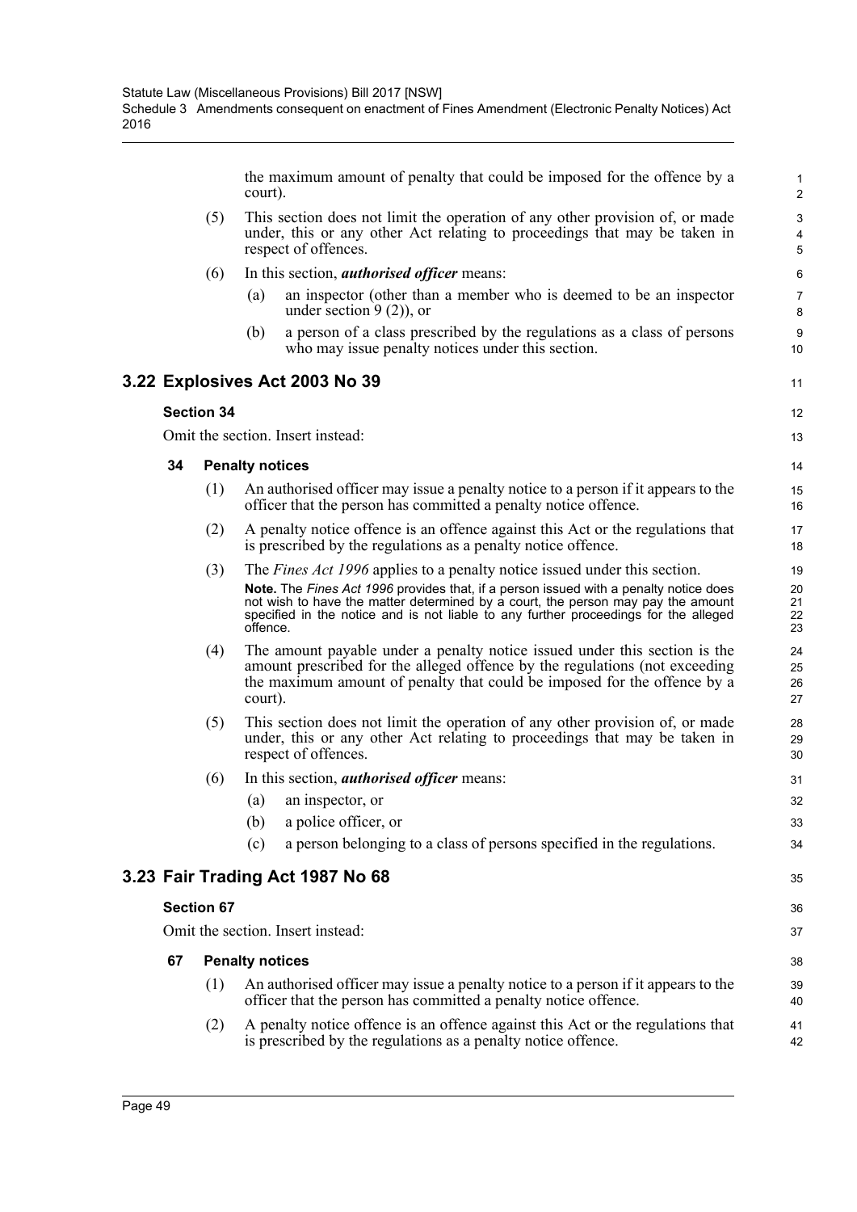the maximum amount of penalty that could be imposed for the offence by a court).

(5) This section does not limit the operation of any other provision of, or made under, this or any other Act relating to proceedings that may be taken in respect of offences.

(6) In this section, ***authorised officer*** means:

(a) an inspector (other than a member who is deemed to be an inspector under section 9 (2)), or

(b) a person of a class prescribed by the regulations as a class of persons who may issue penalty notices under this section.

## 3.22 Explosives Act 2003 No 39

### Section 34

Omit the section. Insert instead:

### 34 Penalty notices

(1) An authorised officer may issue a penalty notice to a person if it appears to the officer that the person has committed a penalty notice offence.

(2) A penalty notice offence is an offence against this Act or the regulations that is prescribed by the regulations as a penalty notice offence.

(3) The *Fines Act 1996* applies to a penalty notice issued under this section.

**Note.** The *Fines Act 1996* provides that, if a person issued with a penalty notice does not wish to have the matter determined by a court, the person may pay the amount specified in the notice and is not liable to any further proceedings for the alleged offence.

(4) The amount payable under a penalty notice issued under this section is the amount prescribed for the alleged offence by the regulations (not exceeding the maximum amount of penalty that could be imposed for the offence by a court).

(5) This section does not limit the operation of any other provision of, or made under, this or any other Act relating to proceedings that may be taken in respect of offences.

(6) In this section, ***authorised officer*** means:

(a) an inspector, or

(b) a police officer, or

(c) a person belonging to a class of persons specified in the regulations.

## 3.23 Fair Trading Act 1987 No 68

### Section 67

Omit the section. Insert instead:

### 67 Penalty notices

(1) An authorised officer may issue a penalty notice to a person if it appears to the officer that the person has committed a penalty notice offence.

(2) A penalty notice offence is an offence against this Act or the regulations that is prescribed by the regulations as a penalty notice offence.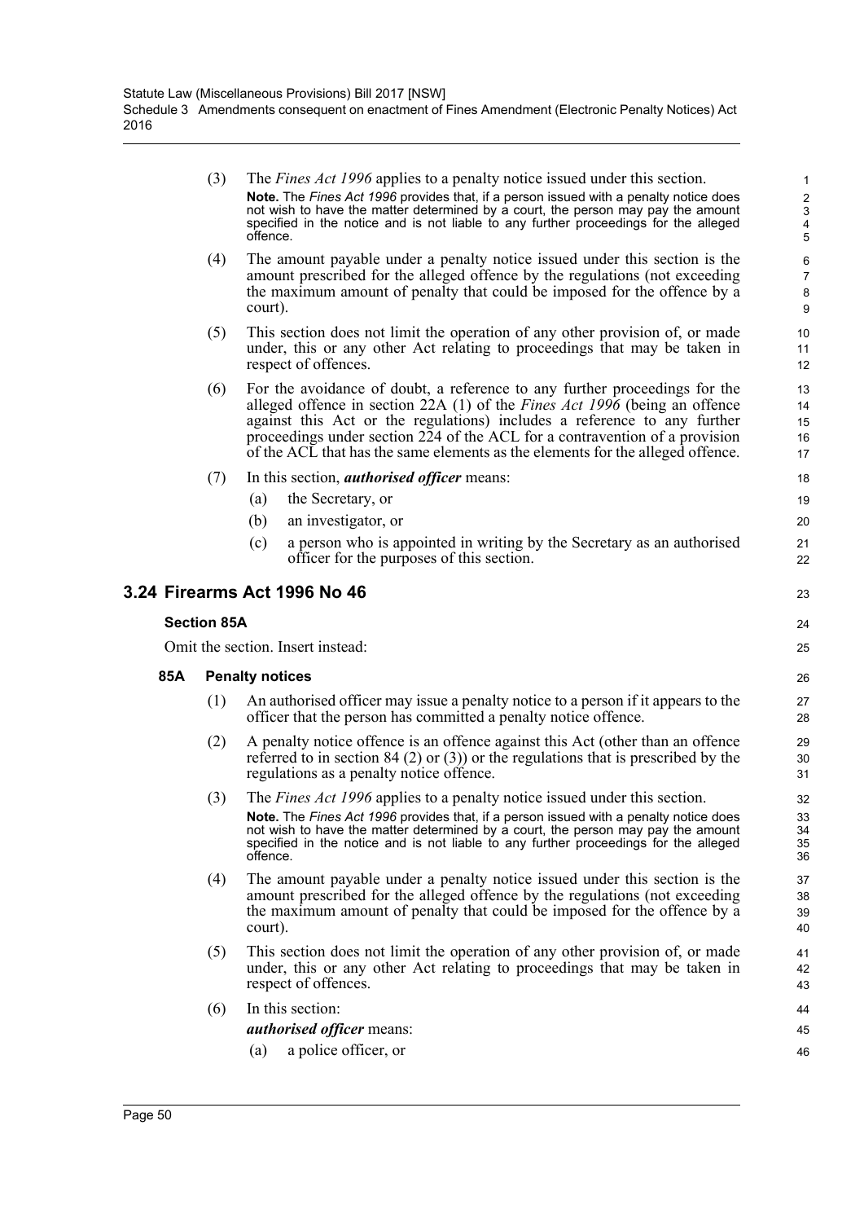(3) The *Fines Act 1996* applies to a penalty notice issued under this section.

**Note.** The *Fines Act 1996* provides that, if a person issued with a penalty notice does not wish to have the matter determined by a court, the person may pay the amount specified in the notice and is not liable to any further proceedings for the alleged offence.

(4) The amount payable under a penalty notice issued under this section is the amount prescribed for the alleged offence by the regulations (not exceeding the maximum amount of penalty that could be imposed for the offence by a court).

(5) This section does not limit the operation of any other provision of, or made under, this or any other Act relating to proceedings that may be taken in respect of offences.

(6) For the avoidance of doubt, a reference to any further proceedings for the alleged offence in section 22A (1) of the *Fines Act 1996* (being an offence against this Act or the regulations) includes a reference to any further proceedings under section 224 of the ACL for a contravention of a provision of the ACL that has the same elements as the elements for the alleged offence.

(7) In this section, ***authorised officer*** means:

(a) the Secretary, or

(b) an investigator, or

(c) a person who is appointed in writing by the Secretary as an authorised officer for the purposes of this section.

## 3.24 Firearms Act 1996 No 46

### Section 85A

Omit the section. Insert instead:

### 85A Penalty notices

(1) An authorised officer may issue a penalty notice to a person if it appears to the officer that the person has committed a penalty notice offence.

(2) A penalty notice offence is an offence against this Act (other than an offence referred to in section 84 (2) or (3)) or the regulations that is prescribed by the regulations as a penalty notice offence.

(3) The *Fines Act 1996* applies to a penalty notice issued under this section.

**Note.** The *Fines Act 1996* provides that, if a person issued with a penalty notice does not wish to have the matter determined by a court, the person may pay the amount specified in the notice and is not liable to any further proceedings for the alleged offence.

(4) The amount payable under a penalty notice issued under this section is the amount prescribed for the alleged offence by the regulations (not exceeding the maximum amount of penalty that could be imposed for the offence by a court).

(5) This section does not limit the operation of any other provision of, or made under, this or any other Act relating to proceedings that may be taken in respect of offences.

(6) In this section:

***authorised officer*** means:

(a) a police officer, or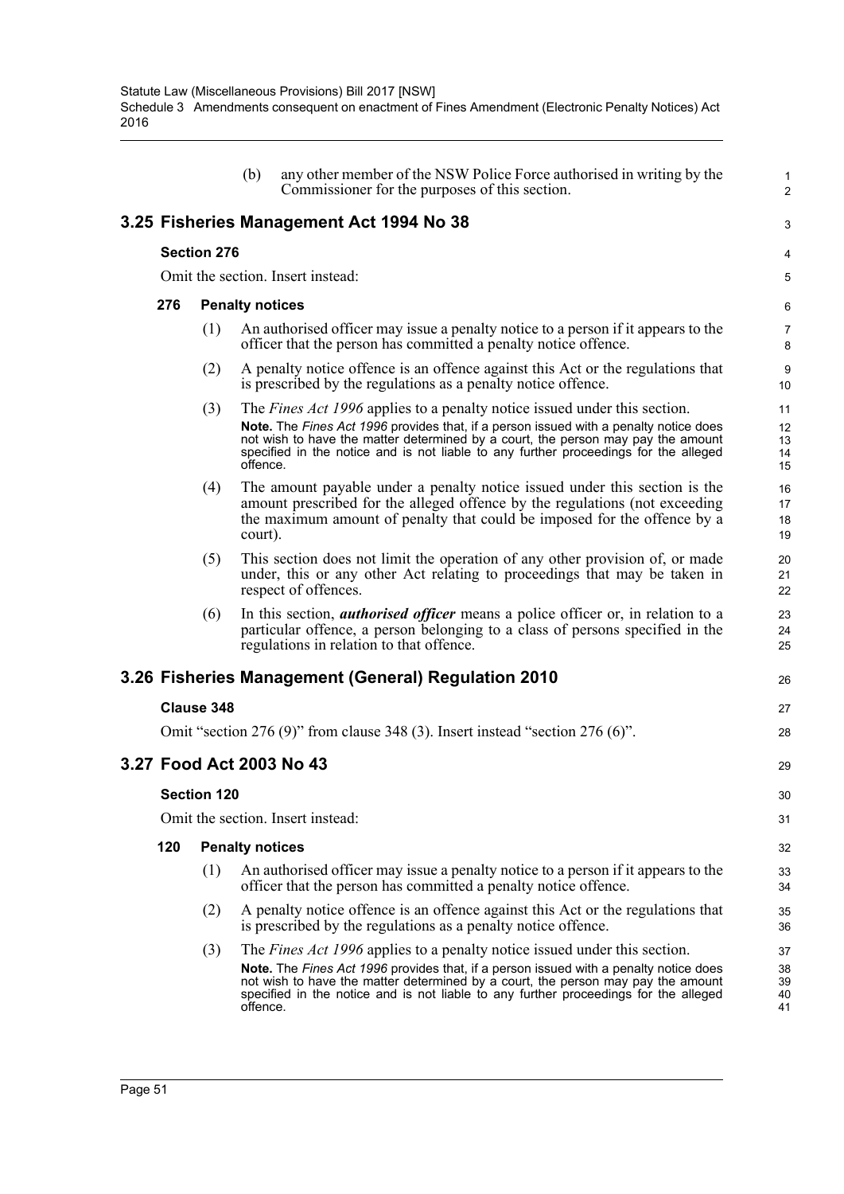(b) any other member of the NSW Police Force authorised in writing by the Commissioner for the purposes of this section.

## 3.25 Fisheries Management Act 1994 No 38

### Section 276

Omit the section. Insert instead:

#### 276 Penalty notices

(1) An authorised officer may issue a penalty notice to a person if it appears to the officer that the person has committed a penalty notice offence.

(2) A penalty notice offence is an offence against this Act or the regulations that is prescribed by the regulations as a penalty notice offence.

(3) The *Fines Act 1996* applies to a penalty notice issued under this section.

**Note.** The *Fines Act 1996* provides that, if a person issued with a penalty notice does not wish to have the matter determined by a court, the person may pay the amount specified in the notice and is not liable to any further proceedings for the alleged offence.

(4) The amount payable under a penalty notice issued under this section is the amount prescribed for the alleged offence by the regulations (not exceeding the maximum amount of penalty that could be imposed for the offence by a court).

(5) This section does not limit the operation of any other provision of, or made under, this or any other Act relating to proceedings that may be taken in respect of offences.

(6) In this section, ***authorised officer*** means a police officer or, in relation to a particular offence, a person belonging to a class of persons specified in the regulations in relation to that offence.

## 3.26 Fisheries Management (General) Regulation 2010

### Clause 348

Omit "section 276 (9)" from clause 348 (3). Insert instead "section 276 (6)".

## 3.27 Food Act 2003 No 43

### Section 120

Omit the section. Insert instead:

#### 120 Penalty notices

(1) An authorised officer may issue a penalty notice to a person if it appears to the officer that the person has committed a penalty notice offence.

(2) A penalty notice offence is an offence against this Act or the regulations that is prescribed by the regulations as a penalty notice offence.

(3) The *Fines Act 1996* applies to a penalty notice issued under this section.

**Note.** The *Fines Act 1996* provides that, if a person issued with a penalty notice does not wish to have the matter determined by a court, the person may pay the amount specified in the notice and is not liable to any further proceedings for the alleged offence.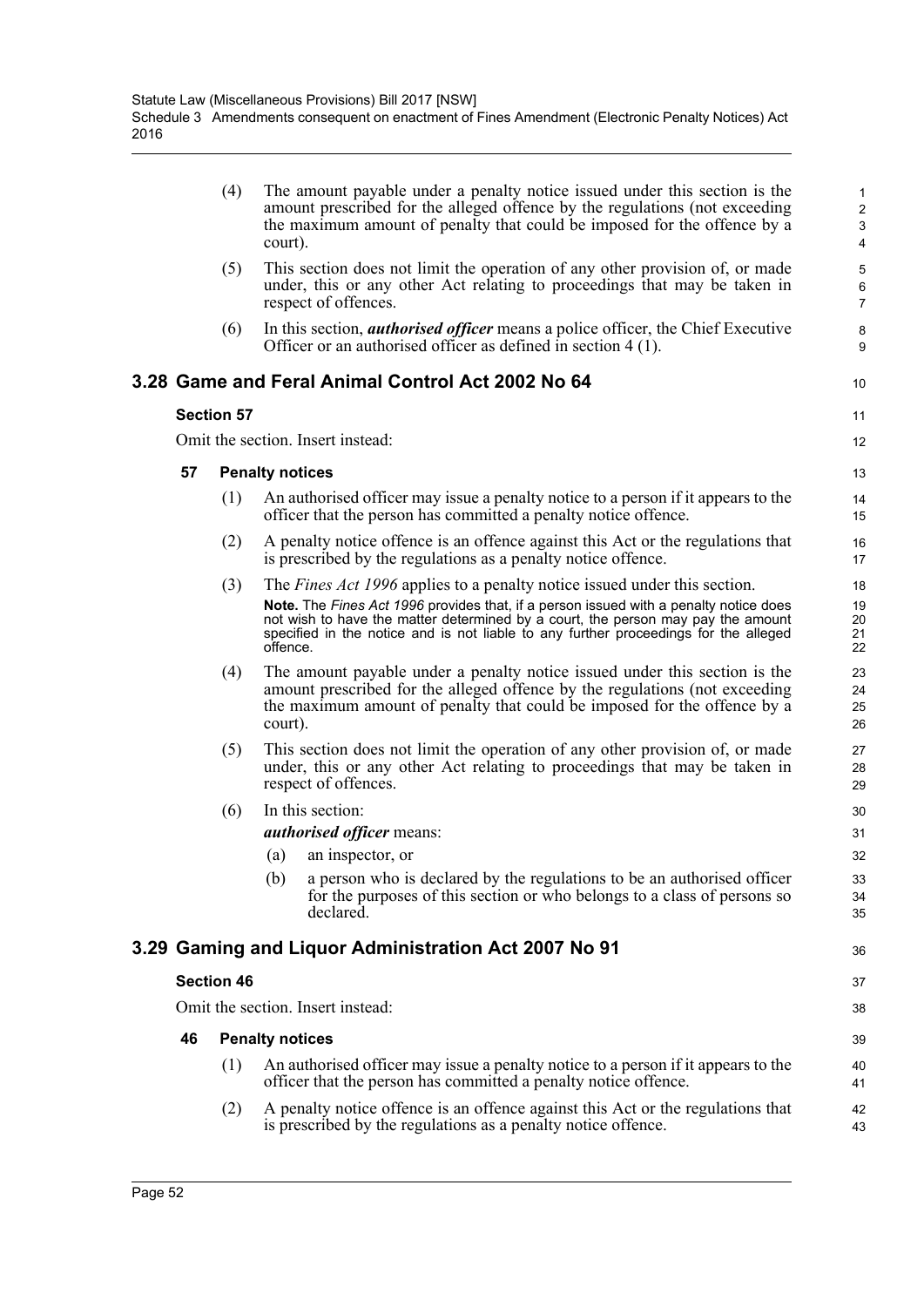(4) The amount payable under a penalty notice issued under this section is the amount prescribed for the alleged offence by the regulations (not exceeding the maximum amount of penalty that could be imposed for the offence by a court).

(5) This section does not limit the operation of any other provision of, or made under, this or any other Act relating to proceedings that may be taken in respect of offences.

(6) In this section, ***authorised officer*** means a police officer, the Chief Executive Officer or an authorised officer as defined in section 4 (1).

## 3.28 Game and Feral Animal Control Act 2002 No 64

### Section 57

Omit the section. Insert instead:

**57 Penalty notices**

(1) An authorised officer may issue a penalty notice to a person if it appears to the officer that the person has committed a penalty notice offence.

(2) A penalty notice offence is an offence against this Act or the regulations that is prescribed by the regulations as a penalty notice offence.

(3) The *Fines Act 1996* applies to a penalty notice issued under this section.

**Note.** The *Fines Act 1996* provides that, if a person issued with a penalty notice does not wish to have the matter determined by a court, the person may pay the amount specified in the notice and is not liable to any further proceedings for the alleged offence.

(4) The amount payable under a penalty notice issued under this section is the amount prescribed for the alleged offence by the regulations (not exceeding the maximum amount of penalty that could be imposed for the offence by a court).

(5) This section does not limit the operation of any other provision of, or made under, this or any other Act relating to proceedings that may be taken in respect of offences.

(6) In this section:

***authorised officer*** means:

(a) an inspector, or

(b) a person who is declared by the regulations to be an authorised officer for the purposes of this section or who belongs to a class of persons so declared.

## 3.29 Gaming and Liquor Administration Act 2007 No 91

### Section 46

Omit the section. Insert instead:

**46 Penalty notices**

(1) An authorised officer may issue a penalty notice to a person if it appears to the officer that the person has committed a penalty notice offence.

(2) A penalty notice offence is an offence against this Act or the regulations that is prescribed by the regulations as a penalty notice offence.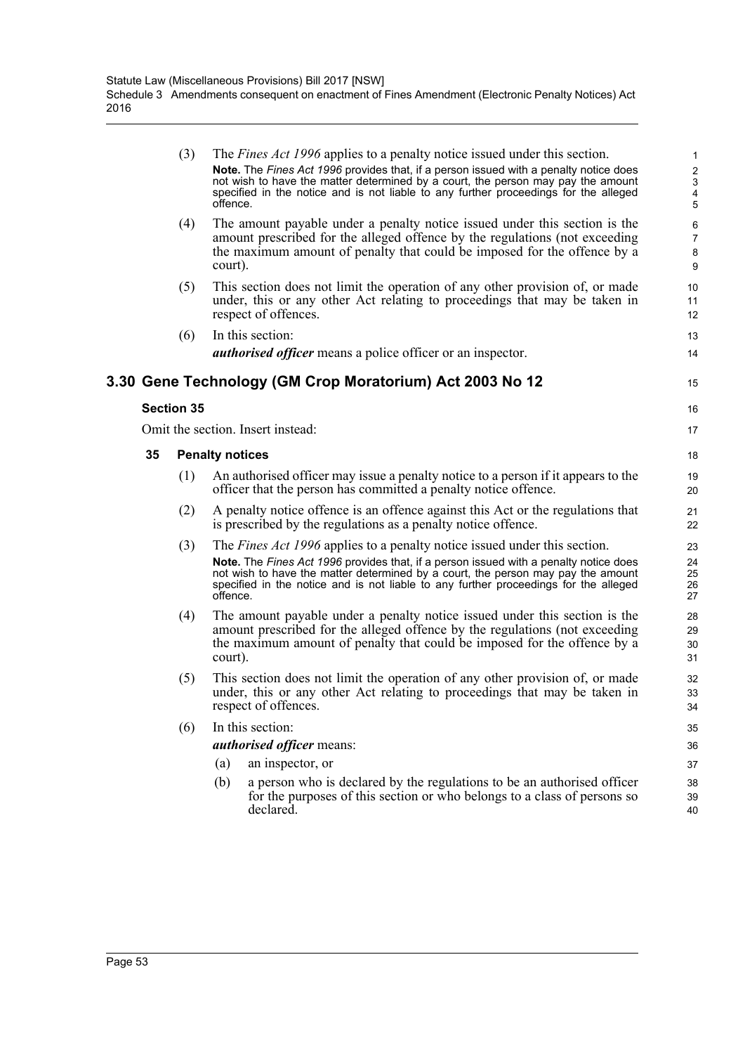(3) The *Fines Act 1996* applies to a penalty notice issued under this section.

**Note.** The *Fines Act 1996* provides that, if a person issued with a penalty notice does not wish to have the matter determined by a court, the person may pay the amount specified in the notice and is not liable to any further proceedings for the alleged offence.

(4) The amount payable under a penalty notice issued under this section is the amount prescribed for the alleged offence by the regulations (not exceeding the maximum amount of penalty that could be imposed for the offence by a court).

(5) This section does not limit the operation of any other provision of, or made under, this or any other Act relating to proceedings that may be taken in respect of offences.

(6) In this section:

***authorised officer*** means a police officer or an inspector.

## 3.30 Gene Technology (GM Crop Moratorium) Act 2003 No 12

### Section 35

Omit the section. Insert instead:

### 35 Penalty notices

(1) An authorised officer may issue a penalty notice to a person if it appears to the officer that the person has committed a penalty notice offence.

(2) A penalty notice offence is an offence against this Act or the regulations that is prescribed by the regulations as a penalty notice offence.

(3) The *Fines Act 1996* applies to a penalty notice issued under this section.

**Note.** The *Fines Act 1996* provides that, if a person issued with a penalty notice does not wish to have the matter determined by a court, the person may pay the amount specified in the notice and is not liable to any further proceedings for the alleged offence.

(4) The amount payable under a penalty notice issued under this section is the amount prescribed for the alleged offence by the regulations (not exceeding the maximum amount of penalty that could be imposed for the offence by a court).

(5) This section does not limit the operation of any other provision of, or made under, this or any other Act relating to proceedings that may be taken in respect of offences.

(6) In this section:

***authorised officer*** means:

(a) an inspector, or

(b) a person who is declared by the regulations to be an authorised officer for the purposes of this section or who belongs to a class of persons so declared.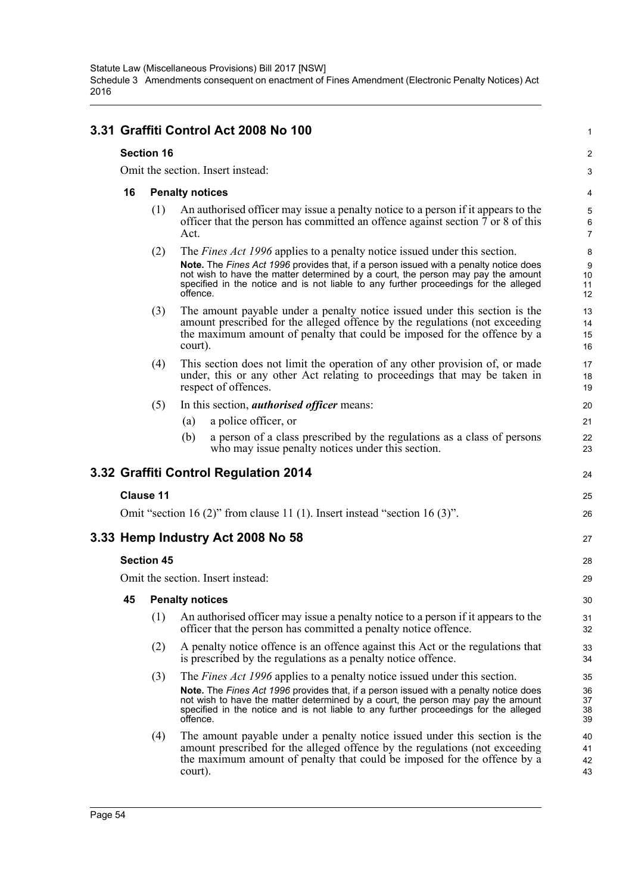## 3.31 Graffiti Control Act 2008 No 100

### Section 16

Omit the section. Insert instead:

#### 16 Penalty notices

(1) An authorised officer may issue a penalty notice to a person if it appears to the officer that the person has committed an offence against section 7 or 8 of this Act.

(2) The *Fines Act 1996* applies to a penalty notice issued under this section.

**Note.** The *Fines Act 1996* provides that, if a person issued with a penalty notice does not wish to have the matter determined by a court, the person may pay the amount specified in the notice and is not liable to any further proceedings for the alleged offence.

(3) The amount payable under a penalty notice issued under this section is the amount prescribed for the alleged offence by the regulations (not exceeding the maximum amount of penalty that could be imposed for the offence by a court).

(4) This section does not limit the operation of any other provision of, or made under, this or any other Act relating to proceedings that may be taken in respect of offences.

(5) In this section, ***authorised officer*** means:

(a) a police officer, or

(b) a person of a class prescribed by the regulations as a class of persons who may issue penalty notices under this section.

## 3.32 Graffiti Control Regulation 2014

### Clause 11

Omit "section 16 (2)" from clause 11 (1). Insert instead "section 16 (3)".

## 3.33 Hemp Industry Act 2008 No 58

### Section 45

Omit the section. Insert instead:

#### 45 Penalty notices

(1) An authorised officer may issue a penalty notice to a person if it appears to the officer that the person has committed a penalty notice offence.

(2) A penalty notice offence is an offence against this Act or the regulations that is prescribed by the regulations as a penalty notice offence.

(3) The *Fines Act 1996* applies to a penalty notice issued under this section.

**Note.** The *Fines Act 1996* provides that, if a person issued with a penalty notice does not wish to have the matter determined by a court, the person may pay the amount specified in the notice and is not liable to any further proceedings for the alleged offence.

(4) The amount payable under a penalty notice issued under this section is the amount prescribed for the alleged offence by the regulations (not exceeding the maximum amount of penalty that could be imposed for the offence by a court).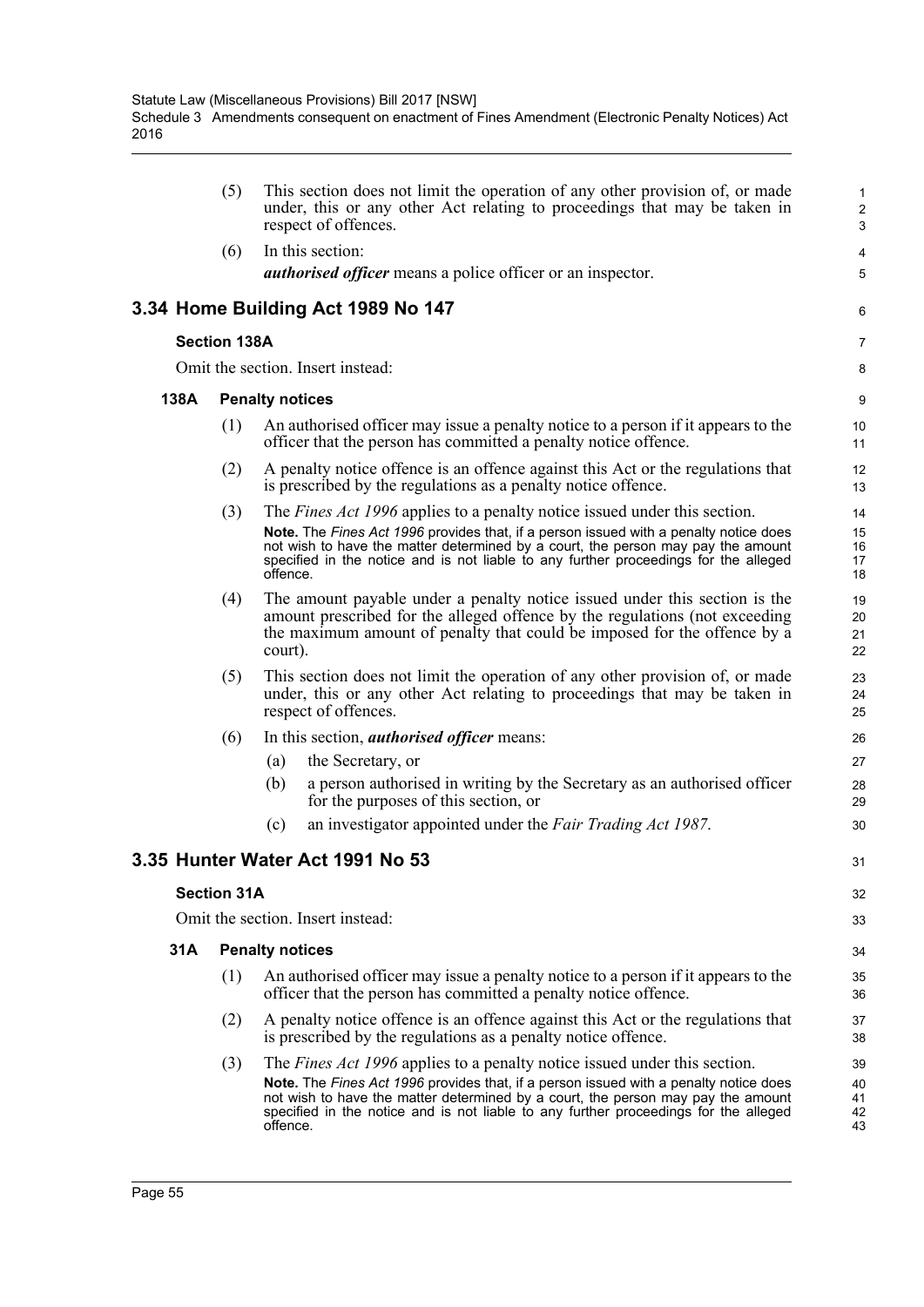(5) This section does not limit the operation of any other provision of, or made under, this or any other Act relating to proceedings that may be taken in respect of offences.

(6) In this section:

***authorised officer*** means a police officer or an inspector.

## 3.34 Home Building Act 1989 No 147

### Section 138A

Omit the section. Insert instead:

#### 138A Penalty notices

(1) An authorised officer may issue a penalty notice to a person if it appears to the officer that the person has committed a penalty notice offence.

(2) A penalty notice offence is an offence against this Act or the regulations that is prescribed by the regulations as a penalty notice offence.

(3) The *Fines Act 1996* applies to a penalty notice issued under this section.

**Note.** The *Fines Act 1996* provides that, if a person issued with a penalty notice does not wish to have the matter determined by a court, the person may pay the amount specified in the notice and is not liable to any further proceedings for the alleged offence.

(4) The amount payable under a penalty notice issued under this section is the amount prescribed for the alleged offence by the regulations (not exceeding the maximum amount of penalty that could be imposed for the offence by a court).

(5) This section does not limit the operation of any other provision of, or made under, this or any other Act relating to proceedings that may be taken in respect of offences.

(6) In this section, ***authorised officer*** means:

(a) the Secretary, or

(b) a person authorised in writing by the Secretary as an authorised officer for the purposes of this section, or

(c) an investigator appointed under the *Fair Trading Act 1987*.

## 3.35 Hunter Water Act 1991 No 53

### Section 31A

Omit the section. Insert instead:

#### 31A Penalty notices

(1) An authorised officer may issue a penalty notice to a person if it appears to the officer that the person has committed a penalty notice offence.

(2) A penalty notice offence is an offence against this Act or the regulations that is prescribed by the regulations as a penalty notice offence.

(3) The *Fines Act 1996* applies to a penalty notice issued under this section.

**Note.** The *Fines Act 1996* provides that, if a person issued with a penalty notice does not wish to have the matter determined by a court, the person may pay the amount specified in the notice and is not liable to any further proceedings for the alleged offence.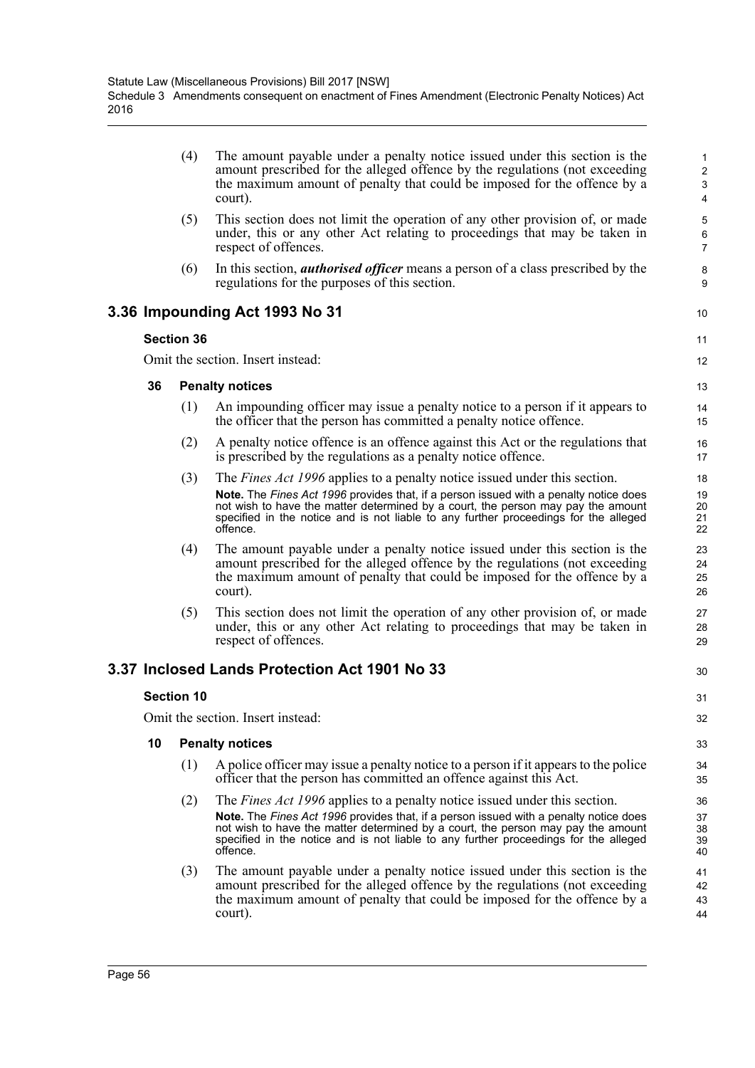(4) The amount payable under a penalty notice issued under this section is the amount prescribed for the alleged offence by the regulations (not exceeding the maximum amount of penalty that could be imposed for the offence by a court).

(5) This section does not limit the operation of any other provision of, or made under, this or any other Act relating to proceedings that may be taken in respect of offences.

(6) In this section, ***authorised officer*** means a person of a class prescribed by the regulations for the purposes of this section.

## 3.36 Impounding Act 1993 No 31

### Section 36

Omit the section. Insert instead:

**36 Penalty notices**

(1) An impounding officer may issue a penalty notice to a person if it appears to the officer that the person has committed a penalty notice offence.

(2) A penalty notice offence is an offence against this Act or the regulations that is prescribed by the regulations as a penalty notice offence.

(3) The *Fines Act 1996* applies to a penalty notice issued under this section.

**Note.** The *Fines Act 1996* provides that, if a person issued with a penalty notice does not wish to have the matter determined by a court, the person may pay the amount specified in the notice and is not liable to any further proceedings for the alleged offence.

(4) The amount payable under a penalty notice issued under this section is the amount prescribed for the alleged offence by the regulations (not exceeding the maximum amount of penalty that could be imposed for the offence by a court).

(5) This section does not limit the operation of any other provision of, or made under, this or any other Act relating to proceedings that may be taken in respect of offences.

## 3.37 Inclosed Lands Protection Act 1901 No 33

### Section 10

Omit the section. Insert instead:

**10 Penalty notices**

(1) A police officer may issue a penalty notice to a person if it appears to the police officer that the person has committed an offence against this Act.

(2) The *Fines Act 1996* applies to a penalty notice issued under this section.

**Note.** The *Fines Act 1996* provides that, if a person issued with a penalty notice does not wish to have the matter determined by a court, the person may pay the amount specified in the notice and is not liable to any further proceedings for the alleged offence.

(3) The amount payable under a penalty notice issued under this section is the amount prescribed for the alleged offence by the regulations (not exceeding the maximum amount of penalty that could be imposed for the offence by a court).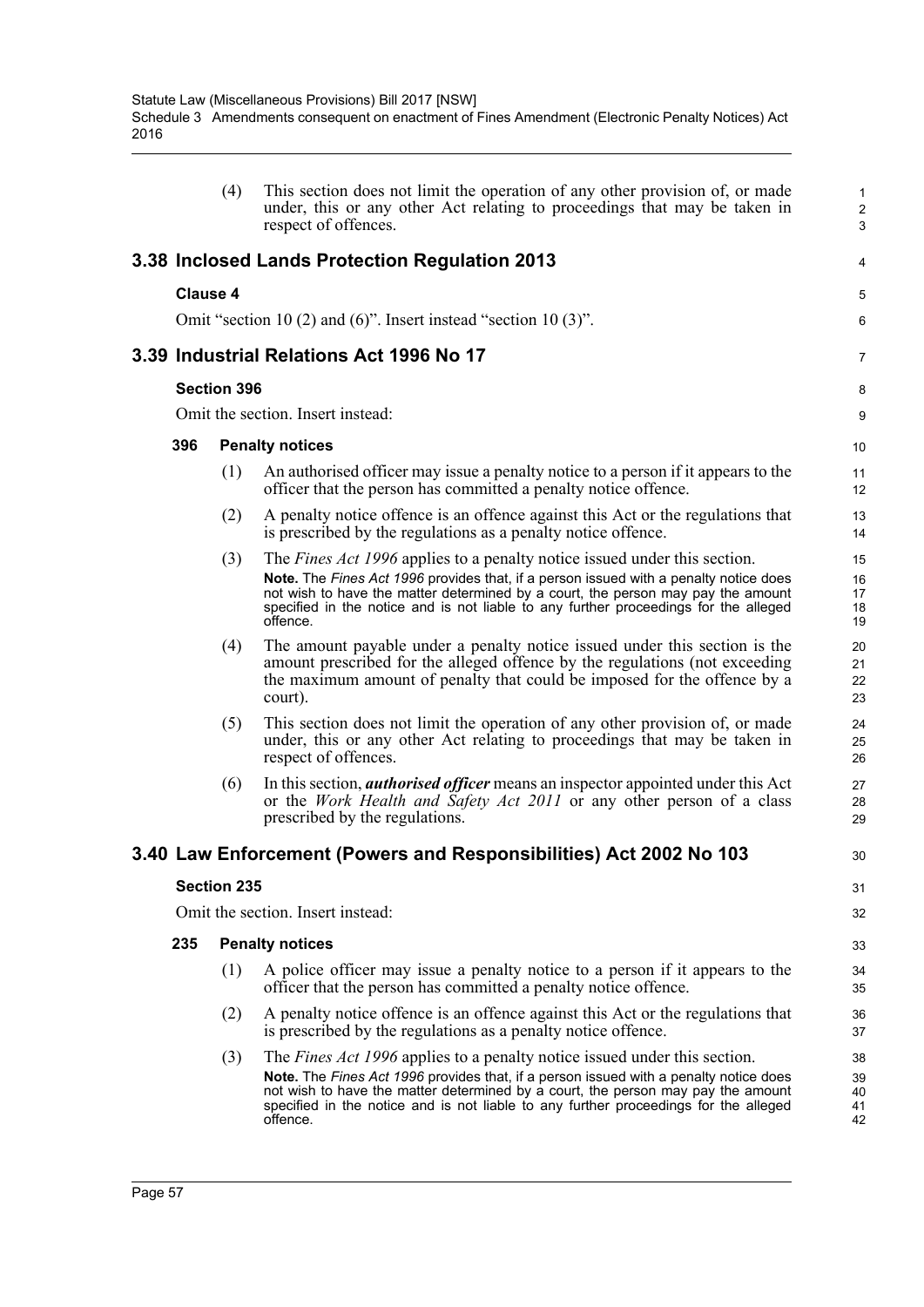(4) This section does not limit the operation of any other provision of, or made under, this or any other Act relating to proceedings that may be taken in respect of offences.

## 3.38 Inclosed Lands Protection Regulation 2013

### Clause 4

Omit "section 10 (2) and (6)". Insert instead "section 10 (3)".

## 3.39 Industrial Relations Act 1996 No 17

### Section 396

Omit the section. Insert instead:

**396 Penalty notices**

(1) An authorised officer may issue a penalty notice to a person if it appears to the officer that the person has committed a penalty notice offence.

(2) A penalty notice offence is an offence against this Act or the regulations that is prescribed by the regulations as a penalty notice offence.

(3) The *Fines Act 1996* applies to a penalty notice issued under this section.

**Note.** The *Fines Act 1996* provides that, if a person issued with a penalty notice does not wish to have the matter determined by a court, the person may pay the amount specified in the notice and is not liable to any further proceedings for the alleged offence.

(4) The amount payable under a penalty notice issued under this section is the amount prescribed for the alleged offence by the regulations (not exceeding the maximum amount of penalty that could be imposed for the offence by a court).

(5) This section does not limit the operation of any other provision of, or made under, this or any other Act relating to proceedings that may be taken in respect of offences.

(6) In this section, ***authorised officer*** means an inspector appointed under this Act or the *Work Health and Safety Act 2011* or any other person of a class prescribed by the regulations.

## 3.40 Law Enforcement (Powers and Responsibilities) Act 2002 No 103

### Section 235

Omit the section. Insert instead:

**235 Penalty notices**

(1) A police officer may issue a penalty notice to a person if it appears to the officer that the person has committed a penalty notice offence.

(2) A penalty notice offence is an offence against this Act or the regulations that is prescribed by the regulations as a penalty notice offence.

(3) The *Fines Act 1996* applies to a penalty notice issued under this section.

**Note.** The *Fines Act 1996* provides that, if a person issued with a penalty notice does not wish to have the matter determined by a court, the person may pay the amount specified in the notice and is not liable to any further proceedings for the alleged offence.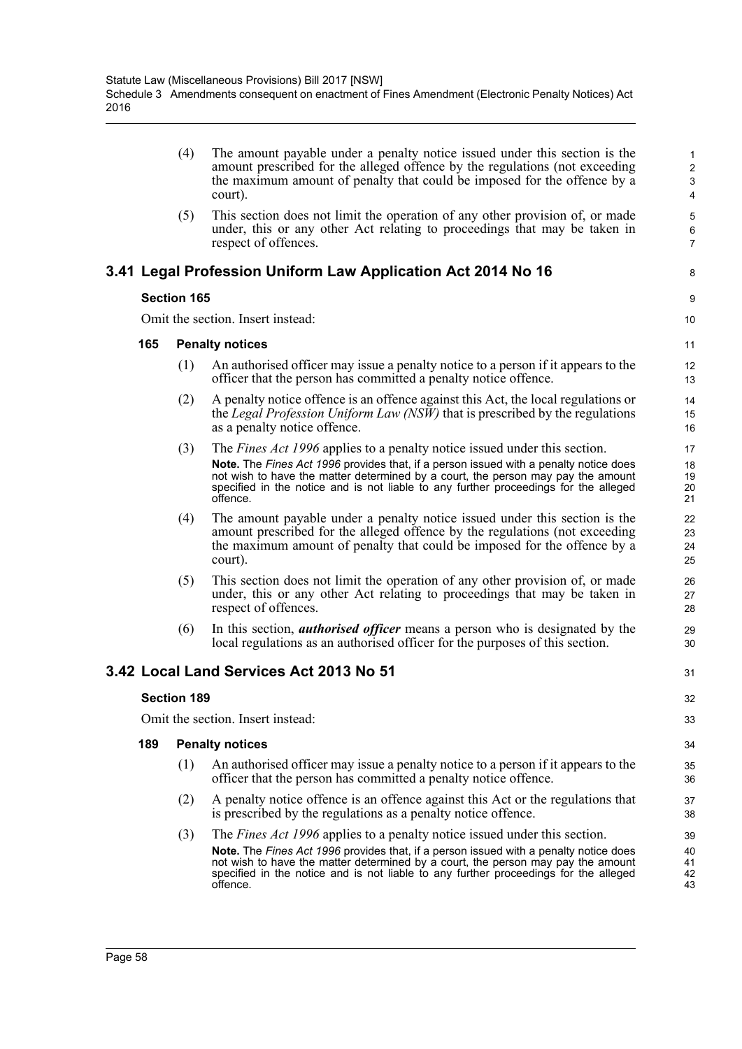(4) The amount payable under a penalty notice issued under this section is the amount prescribed for the alleged offence by the regulations (not exceeding the maximum amount of penalty that could be imposed for the offence by a court).

(5) This section does not limit the operation of any other provision of, or made under, this or any other Act relating to proceedings that may be taken in respect of offences.

## 3.41 Legal Profession Uniform Law Application Act 2014 No 16

### Section 165

Omit the section. Insert instead:

**165 Penalty notices**

(1) An authorised officer may issue a penalty notice to a person if it appears to the officer that the person has committed a penalty notice offence.

(2) A penalty notice offence is an offence against this Act, the local regulations or the *Legal Profession Uniform Law (NSW)* that is prescribed by the regulations as a penalty notice offence.

(3) The *Fines Act 1996* applies to a penalty notice issued under this section.

**Note.** The *Fines Act 1996* provides that, if a person issued with a penalty notice does not wish to have the matter determined by a court, the person may pay the amount specified in the notice and is not liable to any further proceedings for the alleged offence.

(4) The amount payable under a penalty notice issued under this section is the amount prescribed for the alleged offence by the regulations (not exceeding the maximum amount of penalty that could be imposed for the offence by a court).

(5) This section does not limit the operation of any other provision of, or made under, this or any other Act relating to proceedings that may be taken in respect of offences.

(6) In this section, ***authorised officer*** means a person who is designated by the local regulations as an authorised officer for the purposes of this section.

## 3.42 Local Land Services Act 2013 No 51

### Section 189

Omit the section. Insert instead:

**189 Penalty notices**

(1) An authorised officer may issue a penalty notice to a person if it appears to the officer that the person has committed a penalty notice offence.

(2) A penalty notice offence is an offence against this Act or the regulations that is prescribed by the regulations as a penalty notice offence.

(3) The *Fines Act 1996* applies to a penalty notice issued under this section.

**Note.** The *Fines Act 1996* provides that, if a person issued with a penalty notice does not wish to have the matter determined by a court, the person may pay the amount specified in the notice and is not liable to any further proceedings for the alleged offence.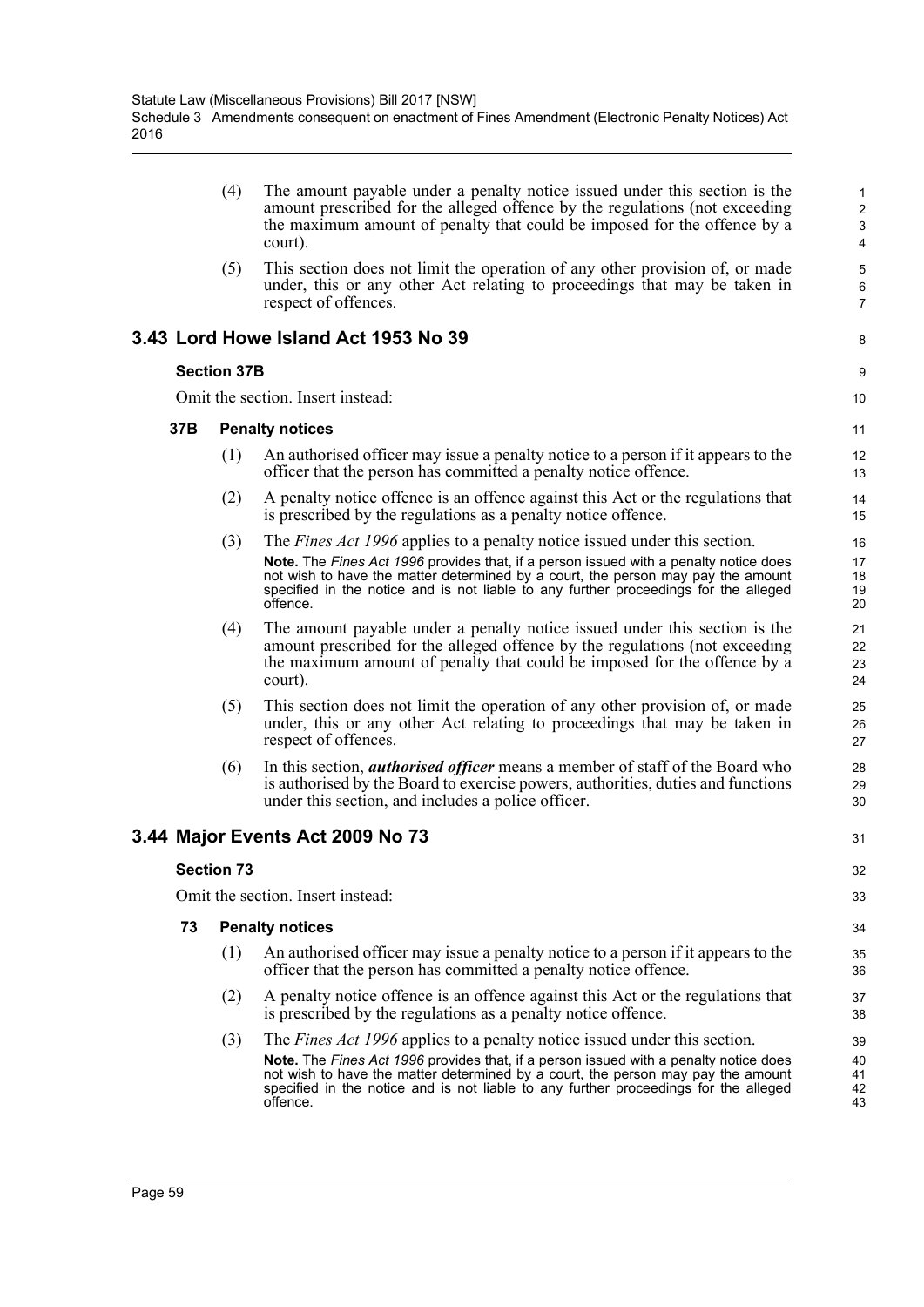(4) The amount payable under a penalty notice issued under this section is the amount prescribed for the alleged offence by the regulations (not exceeding the maximum amount of penalty that could be imposed for the offence by a court).

(5) This section does not limit the operation of any other provision of, or made under, this or any other Act relating to proceedings that may be taken in respect of offences.

## 3.43 Lord Howe Island Act 1953 No 39

### Section 37B

Omit the section. Insert instead:

#### 37B Penalty notices

(1) An authorised officer may issue a penalty notice to a person if it appears to the officer that the person has committed a penalty notice offence.

(2) A penalty notice offence is an offence against this Act or the regulations that is prescribed by the regulations as a penalty notice offence.

(3) The *Fines Act 1996* applies to a penalty notice issued under this section.

**Note.** The *Fines Act 1996* provides that, if a person issued with a penalty notice does not wish to have the matter determined by a court, the person may pay the amount specified in the notice and is not liable to any further proceedings for the alleged offence.

(4) The amount payable under a penalty notice issued under this section is the amount prescribed for the alleged offence by the regulations (not exceeding the maximum amount of penalty that could be imposed for the offence by a court).

(5) This section does not limit the operation of any other provision of, or made under, this or any other Act relating to proceedings that may be taken in respect of offences.

(6) In this section, ***authorised officer*** means a member of staff of the Board who is authorised by the Board to exercise powers, authorities, duties and functions under this section, and includes a police officer.

## 3.44 Major Events Act 2009 No 73

### Section 73

Omit the section. Insert instead:

#### 73 Penalty notices

(1) An authorised officer may issue a penalty notice to a person if it appears to the officer that the person has committed a penalty notice offence.

(2) A penalty notice offence is an offence against this Act or the regulations that is prescribed by the regulations as a penalty notice offence.

(3) The *Fines Act 1996* applies to a penalty notice issued under this section.

**Note.** The *Fines Act 1996* provides that, if a person issued with a penalty notice does not wish to have the matter determined by a court, the person may pay the amount specified in the notice and is not liable to any further proceedings for the alleged offence.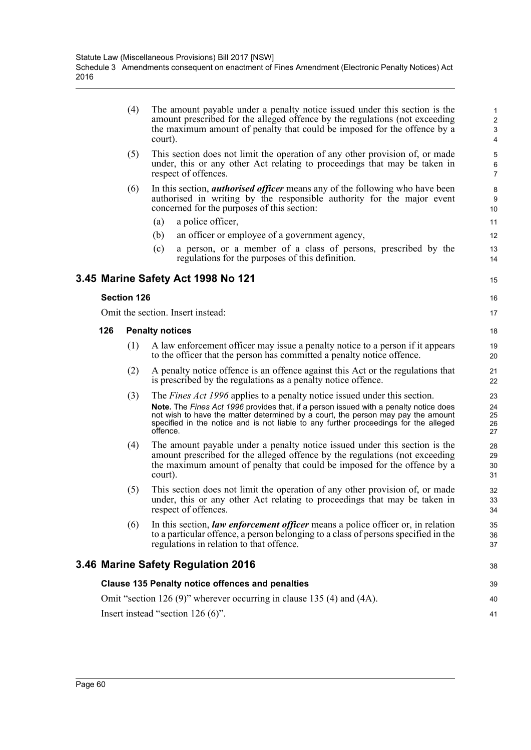(4) The amount payable under a penalty notice issued under this section is the amount prescribed for the alleged offence by the regulations (not exceeding the maximum amount of penalty that could be imposed for the offence by a court).

(5) This section does not limit the operation of any other provision of, or made under, this or any other Act relating to proceedings that may be taken in respect of offences.

(6) In this section, ***authorised officer*** means any of the following who have been authorised in writing by the responsible authority for the major event concerned for the purposes of this section:

(a) a police officer,

(b) an officer or employee of a government agency,

(c) a person, or a member of a class of persons, prescribed by the regulations for the purposes of this definition.

## 3.45 Marine Safety Act 1998 No 121

### Section 126

Omit the section. Insert instead:

### 126 Penalty notices

(1) A law enforcement officer may issue a penalty notice to a person if it appears to the officer that the person has committed a penalty notice offence.

(2) A penalty notice offence is an offence against this Act or the regulations that is prescribed by the regulations as a penalty notice offence.

(3) The *Fines Act 1996* applies to a penalty notice issued under this section.

**Note.** The *Fines Act 1996* provides that, if a person issued with a penalty notice does not wish to have the matter determined by a court, the person may pay the amount specified in the notice and is not liable to any further proceedings for the alleged offence.

(4) The amount payable under a penalty notice issued under this section is the amount prescribed for the alleged offence by the regulations (not exceeding the maximum amount of penalty that could be imposed for the offence by a court).

(5) This section does not limit the operation of any other provision of, or made under, this or any other Act relating to proceedings that may be taken in respect of offences.

(6) In this section, ***law enforcement officer*** means a police officer or, in relation to a particular offence, a person belonging to a class of persons specified in the regulations in relation to that offence.

## 3.46 Marine Safety Regulation 2016

### Clause 135 Penalty notice offences and penalties

Omit "section 126 (9)" wherever occurring in clause 135 (4) and (4A).

Insert instead "section 126 (6)".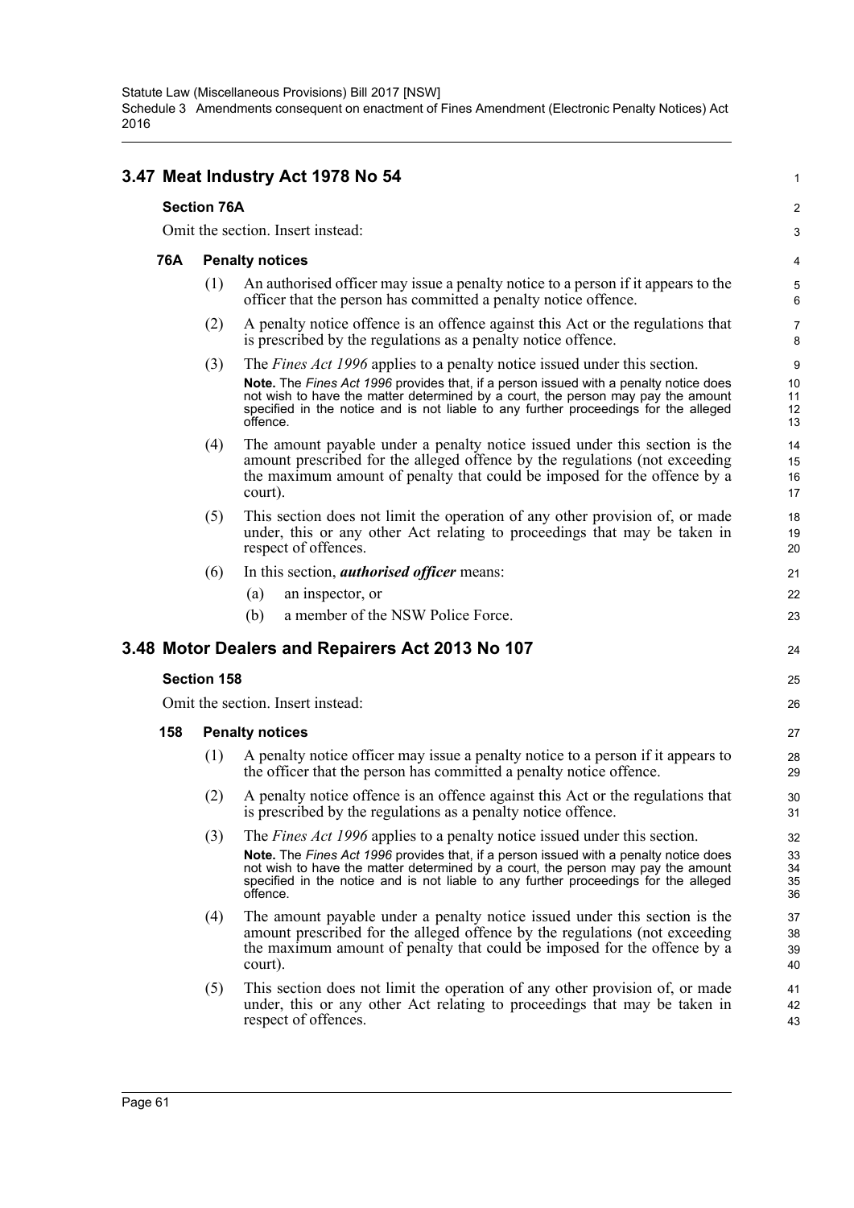## 3.47 Meat Industry Act 1978 No 54

### Section 76A

Omit the section. Insert instead:

**76A Penalty notices**

(1) An authorised officer may issue a penalty notice to a person if it appears to the officer that the person has committed a penalty notice offence.

(2) A penalty notice offence is an offence against this Act or the regulations that is prescribed by the regulations as a penalty notice offence.

(3) The *Fines Act 1996* applies to a penalty notice issued under this section.

**Note.** The *Fines Act 1996* provides that, if a person issued with a penalty notice does not wish to have the matter determined by a court, the person may pay the amount specified in the notice and is not liable to any further proceedings for the alleged offence.

(4) The amount payable under a penalty notice issued under this section is the amount prescribed for the alleged offence by the regulations (not exceeding the maximum amount of penalty that could be imposed for the offence by a court).

(5) This section does not limit the operation of any other provision of, or made under, this or any other Act relating to proceedings that may be taken in respect of offences.

(6) In this section, ***authorised officer*** means:

(a) an inspector, or

(b) a member of the NSW Police Force.

## 3.48 Motor Dealers and Repairers Act 2013 No 107

### Section 158

Omit the section. Insert instead:

**158 Penalty notices**

(1) A penalty notice officer may issue a penalty notice to a person if it appears to the officer that the person has committed a penalty notice offence.

(2) A penalty notice offence is an offence against this Act or the regulations that is prescribed by the regulations as a penalty notice offence.

(3) The *Fines Act 1996* applies to a penalty notice issued under this section.

**Note.** The *Fines Act 1996* provides that, if a person issued with a penalty notice does not wish to have the matter determined by a court, the person may pay the amount specified in the notice and is not liable to any further proceedings for the alleged offence.

(4) The amount payable under a penalty notice issued under this section is the amount prescribed for the alleged offence by the regulations (not exceeding the maximum amount of penalty that could be imposed for the offence by a court).

(5) This section does not limit the operation of any other provision of, or made under, this or any other Act relating to proceedings that may be taken in respect of offences.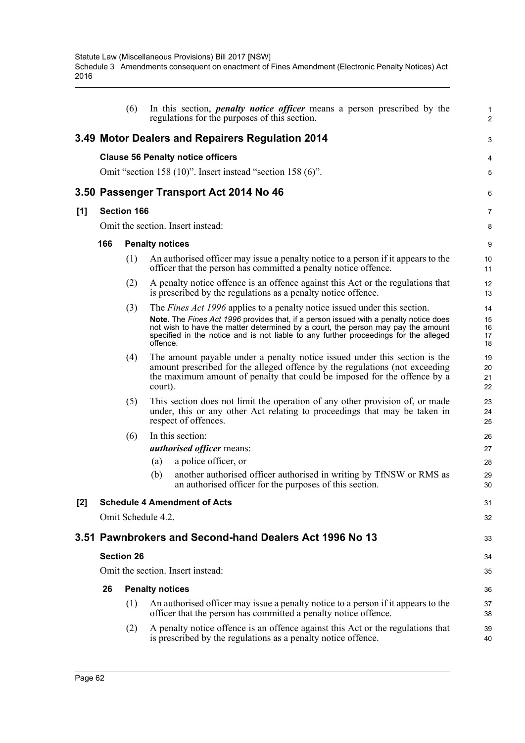(6) In this section, ***penalty notice officer*** means a person prescribed by the regulations for the purposes of this section.

## 3.49 Motor Dealers and Repairers Regulation 2014

### Clause 56 Penalty notice officers

Omit "section 158 (10)". Insert instead "section 158 (6)".

## 3.50 Passenger Transport Act 2014 No 46

### [1] Section 166

Omit the section. Insert instead:

**166 Penalty notices**

(1) An authorised officer may issue a penalty notice to a person if it appears to the officer that the person has committed a penalty notice offence.

(2) A penalty notice offence is an offence against this Act or the regulations that is prescribed by the regulations as a penalty notice offence.

(3) The *Fines Act 1996* applies to a penalty notice issued under this section.

**Note.** The *Fines Act 1996* provides that, if a person issued with a penalty notice does not wish to have the matter determined by a court, the person may pay the amount specified in the notice and is not liable to any further proceedings for the alleged offence.

(4) The amount payable under a penalty notice issued under this section is the amount prescribed for the alleged offence by the regulations (not exceeding the maximum amount of penalty that could be imposed for the offence by a court).

(5) This section does not limit the operation of any other provision of, or made under, this or any other Act relating to proceedings that may be taken in respect of offences.

(6) In this section:

***authorised officer*** means:

(a) a police officer, or

(b) another authorised officer authorised in writing by TfNSW or RMS as an authorised officer for the purposes of this section.

### [2] Schedule 4 Amendment of Acts

Omit Schedule 4.2.

## 3.51 Pawnbrokers and Second-hand Dealers Act 1996 No 13

### Section 26

Omit the section. Insert instead:

**26 Penalty notices**

(1) An authorised officer may issue a penalty notice to a person if it appears to the officer that the person has committed a penalty notice offence.

(2) A penalty notice offence is an offence against this Act or the regulations that is prescribed by the regulations as a penalty notice offence.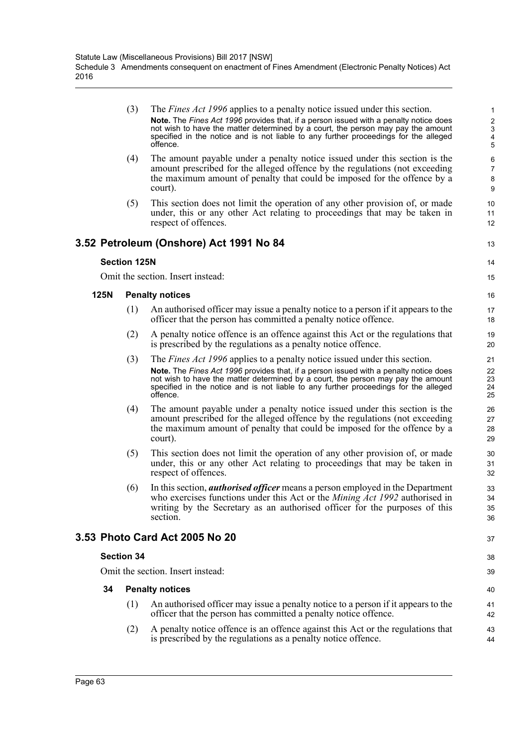(3) The *Fines Act 1996* applies to a penalty notice issued under this section.

**Note.** The *Fines Act 1996* provides that, if a person issued with a penalty notice does not wish to have the matter determined by a court, the person may pay the amount specified in the notice and is not liable to any further proceedings for the alleged offence.

(4) The amount payable under a penalty notice issued under this section is the amount prescribed for the alleged offence by the regulations (not exceeding the maximum amount of penalty that could be imposed for the offence by a court).

(5) This section does not limit the operation of any other provision of, or made under, this or any other Act relating to proceedings that may be taken in respect of offences.

## 3.52 Petroleum (Onshore) Act 1991 No 84

### Section 125N

Omit the section. Insert instead:

**125N Penalty notices**

(1) An authorised officer may issue a penalty notice to a person if it appears to the officer that the person has committed a penalty notice offence.

(2) A penalty notice offence is an offence against this Act or the regulations that is prescribed by the regulations as a penalty notice offence.

(3) The *Fines Act 1996* applies to a penalty notice issued under this section.

**Note.** The *Fines Act 1996* provides that, if a person issued with a penalty notice does not wish to have the matter determined by a court, the person may pay the amount specified in the notice and is not liable to any further proceedings for the alleged offence.

(4) The amount payable under a penalty notice issued under this section is the amount prescribed for the alleged offence by the regulations (not exceeding the maximum amount of penalty that could be imposed for the offence by a court).

(5) This section does not limit the operation of any other provision of, or made under, this or any other Act relating to proceedings that may be taken in respect of offences.

(6) In this section, ***authorised officer*** means a person employed in the Department who exercises functions under this Act or the *Mining Act 1992* authorised in writing by the Secretary as an authorised officer for the purposes of this section.

## 3.53 Photo Card Act 2005 No 20

### Section 34

Omit the section. Insert instead:

**34 Penalty notices**

(1) An authorised officer may issue a penalty notice to a person if it appears to the officer that the person has committed a penalty notice offence.

(2) A penalty notice offence is an offence against this Act or the regulations that is prescribed by the regulations as a penalty notice offence.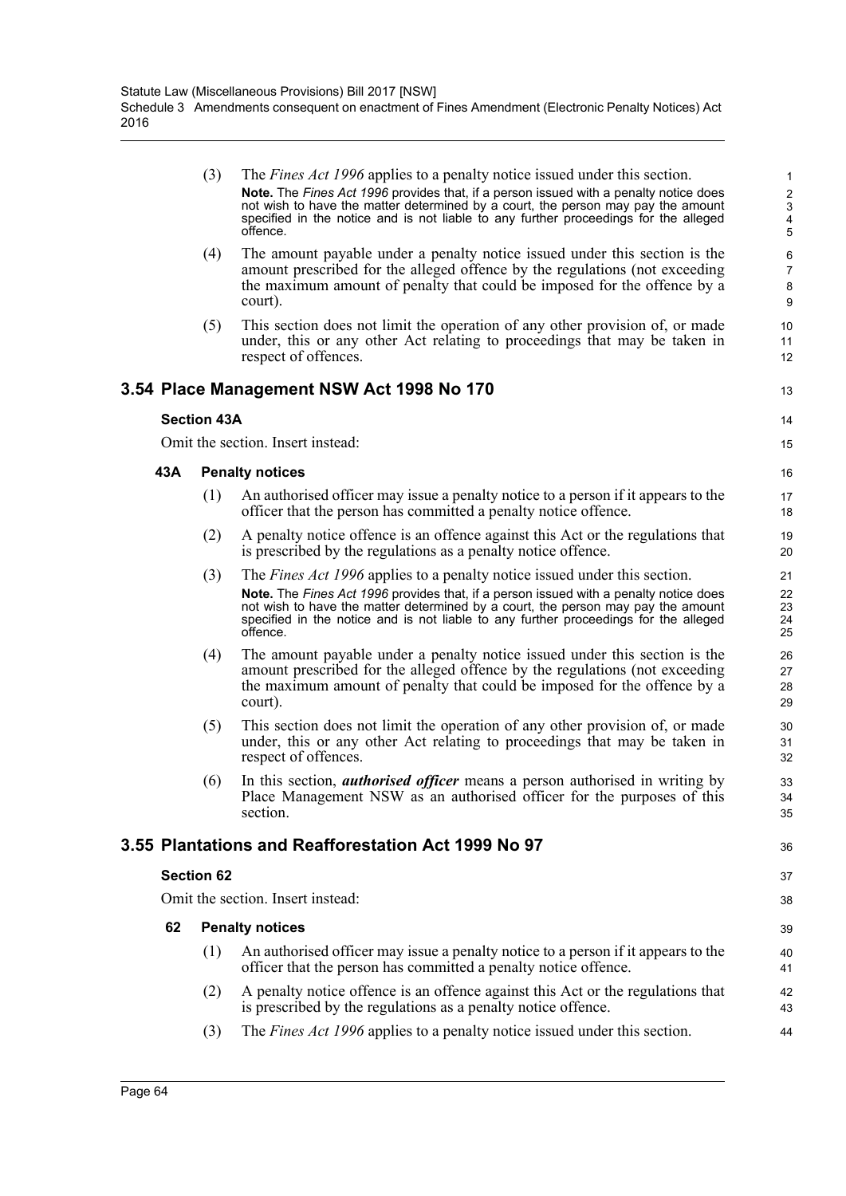(3) The *Fines Act 1996* applies to a penalty notice issued under this section.

**Note.** The *Fines Act 1996* provides that, if a person issued with a penalty notice does not wish to have the matter determined by a court, the person may pay the amount specified in the notice and is not liable to any further proceedings for the alleged offence.

(4) The amount payable under a penalty notice issued under this section is the amount prescribed for the alleged offence by the regulations (not exceeding the maximum amount of penalty that could be imposed for the offence by a court).

(5) This section does not limit the operation of any other provision of, or made under, this or any other Act relating to proceedings that may be taken in respect of offences.

## 3.54 Place Management NSW Act 1998 No 170

### Section 43A

Omit the section. Insert instead:

#### 43A Penalty notices

(1) An authorised officer may issue a penalty notice to a person if it appears to the officer that the person has committed a penalty notice offence.

(2) A penalty notice offence is an offence against this Act or the regulations that is prescribed by the regulations as a penalty notice offence.

(3) The *Fines Act 1996* applies to a penalty notice issued under this section.

**Note.** The *Fines Act 1996* provides that, if a person issued with a penalty notice does not wish to have the matter determined by a court, the person may pay the amount specified in the notice and is not liable to any further proceedings for the alleged offence.

(4) The amount payable under a penalty notice issued under this section is the amount prescribed for the alleged offence by the regulations (not exceeding the maximum amount of penalty that could be imposed for the offence by a court).

(5) This section does not limit the operation of any other provision of, or made under, this or any other Act relating to proceedings that may be taken in respect of offences.

(6) In this section, ***authorised officer*** means a person authorised in writing by Place Management NSW as an authorised officer for the purposes of this section.

## 3.55 Plantations and Reafforestation Act 1999 No 97

### Section 62

Omit the section. Insert instead:

#### 62 Penalty notices

(1) An authorised officer may issue a penalty notice to a person if it appears to the officer that the person has committed a penalty notice offence.

(2) A penalty notice offence is an offence against this Act or the regulations that is prescribed by the regulations as a penalty notice offence.

(3) The *Fines Act 1996* applies to a penalty notice issued under this section.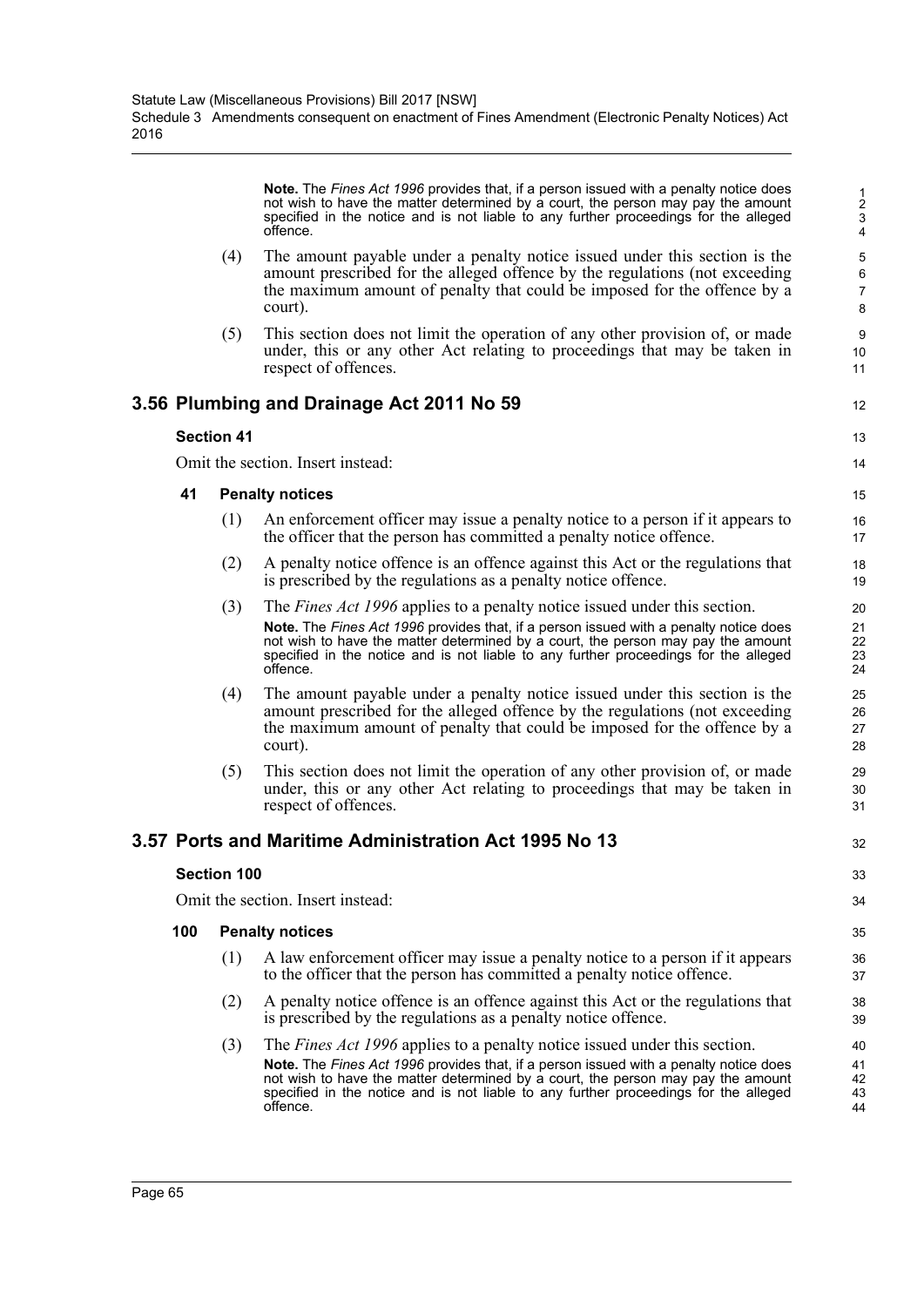**Note.** The *Fines Act 1996* provides that, if a person issued with a penalty notice does not wish to have the matter determined by a court, the person may pay the amount specified in the notice and is not liable to any further proceedings for the alleged offence.

(4) The amount payable under a penalty notice issued under this section is the amount prescribed for the alleged offence by the regulations (not exceeding the maximum amount of penalty that could be imposed for the offence by a court).

(5) This section does not limit the operation of any other provision of, or made under, this or any other Act relating to proceedings that may be taken in respect of offences.

## 3.56 Plumbing and Drainage Act 2011 No 59

### Section 41

Omit the section. Insert instead:

**41 Penalty notices**

(1) An enforcement officer may issue a penalty notice to a person if it appears to the officer that the person has committed a penalty notice offence.

(2) A penalty notice offence is an offence against this Act or the regulations that is prescribed by the regulations as a penalty notice offence.

(3) The *Fines Act 1996* applies to a penalty notice issued under this section.

**Note.** The *Fines Act 1996* provides that, if a person issued with a penalty notice does not wish to have the matter determined by a court, the person may pay the amount specified in the notice and is not liable to any further proceedings for the alleged offence.

(4) The amount payable under a penalty notice issued under this section is the amount prescribed for the alleged offence by the regulations (not exceeding the maximum amount of penalty that could be imposed for the offence by a court).

(5) This section does not limit the operation of any other provision of, or made under, this or any other Act relating to proceedings that may be taken in respect of offences.

## 3.57 Ports and Maritime Administration Act 1995 No 13

### Section 100

Omit the section. Insert instead:

**100 Penalty notices**

(1) A law enforcement officer may issue a penalty notice to a person if it appears to the officer that the person has committed a penalty notice offence.

(2) A penalty notice offence is an offence against this Act or the regulations that is prescribed by the regulations as a penalty notice offence.

(3) The *Fines Act 1996* applies to a penalty notice issued under this section.

**Note.** The *Fines Act 1996* provides that, if a person issued with a penalty notice does not wish to have the matter determined by a court, the person may pay the amount specified in the notice and is not liable to any further proceedings for the alleged offence.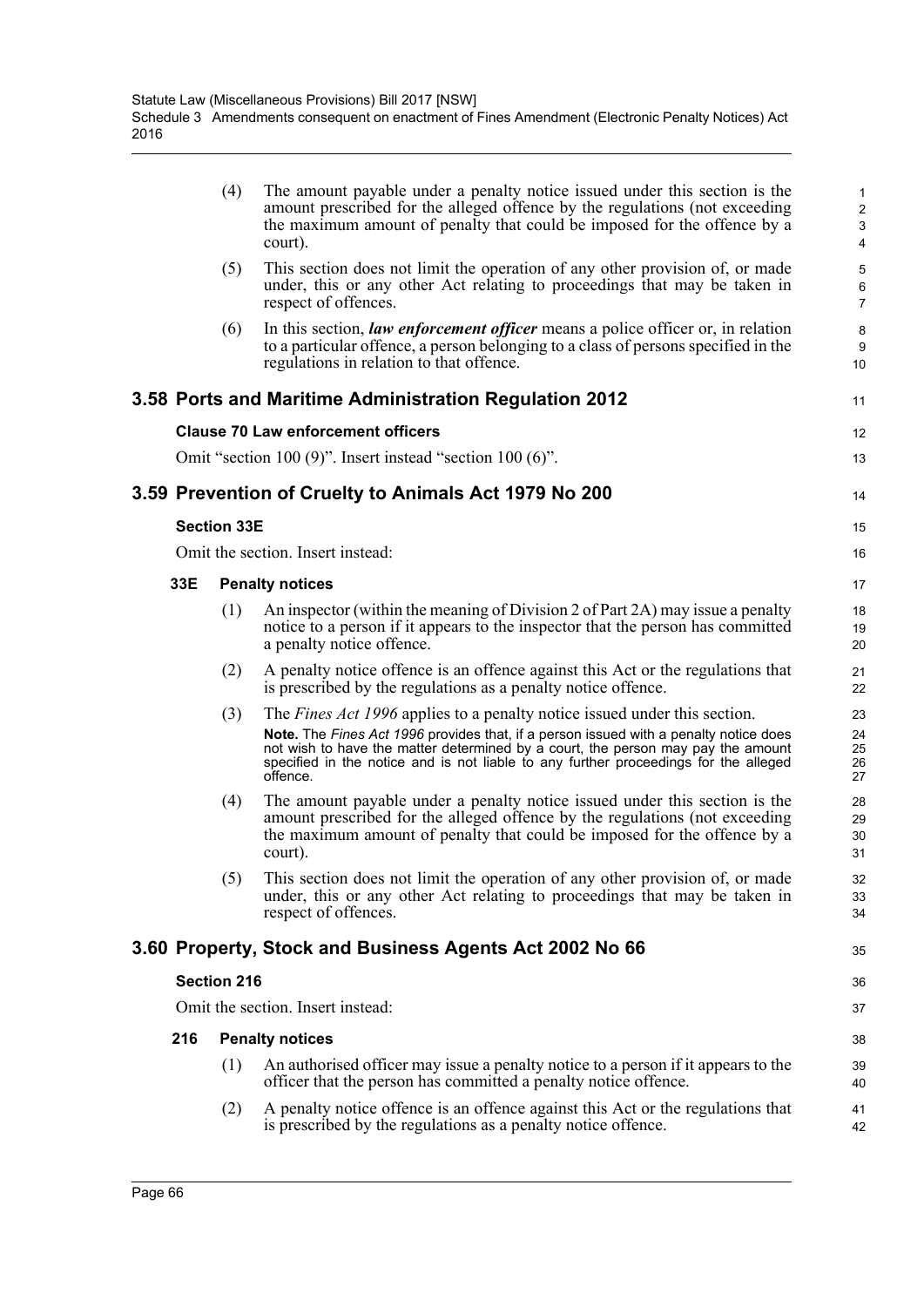(4) The amount payable under a penalty notice issued under this section is the amount prescribed for the alleged offence by the regulations (not exceeding the maximum amount of penalty that could be imposed for the offence by a court).

(5) This section does not limit the operation of any other provision of, or made under, this or any other Act relating to proceedings that may be taken in respect of offences.

(6) In this section, ***law enforcement officer*** means a police officer or, in relation to a particular offence, a person belonging to a class of persons specified in the regulations in relation to that offence.

## 3.58 Ports and Maritime Administration Regulation 2012

### Clause 70 Law enforcement officers

Omit "section 100 (9)". Insert instead "section 100 (6)".

## 3.59 Prevention of Cruelty to Animals Act 1979 No 200

### Section 33E

Omit the section. Insert instead:

**33E Penalty notices**

(1) An inspector (within the meaning of Division 2 of Part 2A) may issue a penalty notice to a person if it appears to the inspector that the person has committed a penalty notice offence.

(2) A penalty notice offence is an offence against this Act or the regulations that is prescribed by the regulations as a penalty notice offence.

(3) The *Fines Act 1996* applies to a penalty notice issued under this section.

**Note.** The *Fines Act 1996* provides that, if a person issued with a penalty notice does not wish to have the matter determined by a court, the person may pay the amount specified in the notice and is not liable to any further proceedings for the alleged offence.

(4) The amount payable under a penalty notice issued under this section is the amount prescribed for the alleged offence by the regulations (not exceeding the maximum amount of penalty that could be imposed for the offence by a court).

(5) This section does not limit the operation of any other provision of, or made under, this or any other Act relating to proceedings that may be taken in respect of offences.

## 3.60 Property, Stock and Business Agents Act 2002 No 66

### Section 216

Omit the section. Insert instead:

**216 Penalty notices**

(1) An authorised officer may issue a penalty notice to a person if it appears to the officer that the person has committed a penalty notice offence.

(2) A penalty notice offence is an offence against this Act or the regulations that is prescribed by the regulations as a penalty notice offence.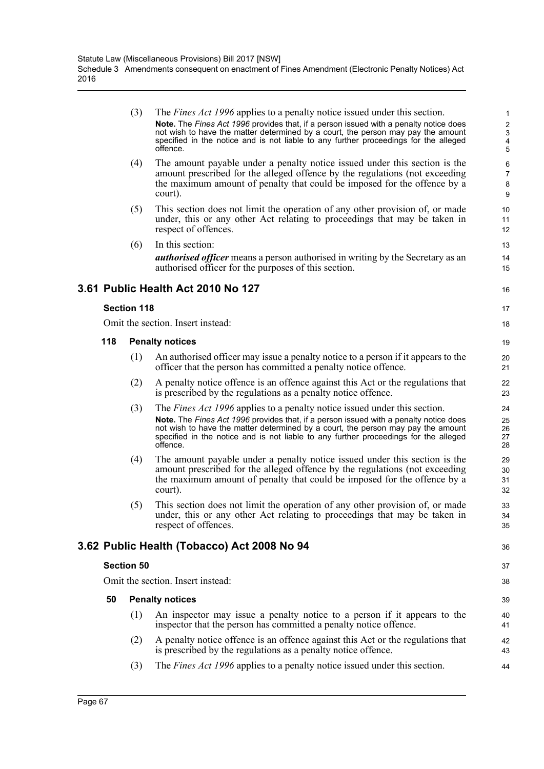(3) The *Fines Act 1996* applies to a penalty notice issued under this section.

**Note.** The *Fines Act 1996* provides that, if a person issued with a penalty notice does not wish to have the matter determined by a court, the person may pay the amount specified in the notice and is not liable to any further proceedings for the alleged offence.

(4) The amount payable under a penalty notice issued under this section is the amount prescribed for the alleged offence by the regulations (not exceeding the maximum amount of penalty that could be imposed for the offence by a court).

(5) This section does not limit the operation of any other provision of, or made under, this or any other Act relating to proceedings that may be taken in respect of offences.

(6) In this section:

***authorised officer*** means a person authorised in writing by the Secretary as an authorised officer for the purposes of this section.

## 3.61 Public Health Act 2010 No 127

### Section 118

Omit the section. Insert instead:

### 118 Penalty notices

(1) An authorised officer may issue a penalty notice to a person if it appears to the officer that the person has committed a penalty notice offence.

(2) A penalty notice offence is an offence against this Act or the regulations that is prescribed by the regulations as a penalty notice offence.

(3) The *Fines Act 1996* applies to a penalty notice issued under this section.

**Note.** The *Fines Act 1996* provides that, if a person issued with a penalty notice does not wish to have the matter determined by a court, the person may pay the amount specified in the notice and is not liable to any further proceedings for the alleged offence.

(4) The amount payable under a penalty notice issued under this section is the amount prescribed for the alleged offence by the regulations (not exceeding the maximum amount of penalty that could be imposed for the offence by a court).

(5) This section does not limit the operation of any other provision of, or made under, this or any other Act relating to proceedings that may be taken in respect of offences.

## 3.62 Public Health (Tobacco) Act 2008 No 94

### Section 50

Omit the section. Insert instead:

### 50 Penalty notices

(1) An inspector may issue a penalty notice to a person if it appears to the inspector that the person has committed a penalty notice offence.

(2) A penalty notice offence is an offence against this Act or the regulations that is prescribed by the regulations as a penalty notice offence.

(3) The *Fines Act 1996* applies to a penalty notice issued under this section.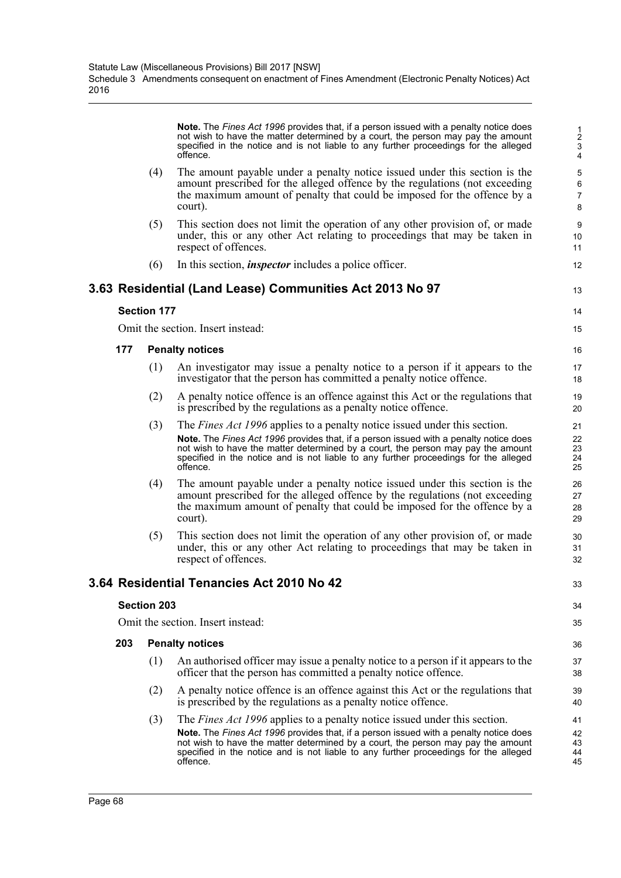**Note.** The *Fines Act 1996* provides that, if a person issued with a penalty notice does not wish to have the matter determined by a court, the person may pay the amount specified in the notice and is not liable to any further proceedings for the alleged offence.

(4) The amount payable under a penalty notice issued under this section is the amount prescribed for the alleged offence by the regulations (not exceeding the maximum amount of penalty that could be imposed for the offence by a court).

(5) This section does not limit the operation of any other provision of, or made under, this or any other Act relating to proceedings that may be taken in respect of offences.

(6) In this section, ***inspector*** includes a police officer.

## 3.63 Residential (Land Lease) Communities Act 2013 No 97

### Section 177

Omit the section. Insert instead:

**177 Penalty notices**

(1) An investigator may issue a penalty notice to a person if it appears to the investigator that the person has committed a penalty notice offence.

(2) A penalty notice offence is an offence against this Act or the regulations that is prescribed by the regulations as a penalty notice offence.

(3) The *Fines Act 1996* applies to a penalty notice issued under this section.

**Note.** The *Fines Act 1996* provides that, if a person issued with a penalty notice does not wish to have the matter determined by a court, the person may pay the amount specified in the notice and is not liable to any further proceedings for the alleged offence.

(4) The amount payable under a penalty notice issued under this section is the amount prescribed for the alleged offence by the regulations (not exceeding the maximum amount of penalty that could be imposed for the offence by a court).

(5) This section does not limit the operation of any other provision of, or made under, this or any other Act relating to proceedings that may be taken in respect of offences.

## 3.64 Residential Tenancies Act 2010 No 42

### Section 203

Omit the section. Insert instead:

**203 Penalty notices**

(1) An authorised officer may issue a penalty notice to a person if it appears to the officer that the person has committed a penalty notice offence.

(2) A penalty notice offence is an offence against this Act or the regulations that is prescribed by the regulations as a penalty notice offence.

(3) The *Fines Act 1996* applies to a penalty notice issued under this section.

**Note.** The *Fines Act 1996* provides that, if a person issued with a penalty notice does not wish to have the matter determined by a court, the person may pay the amount specified in the notice and is not liable to any further proceedings for the alleged offence.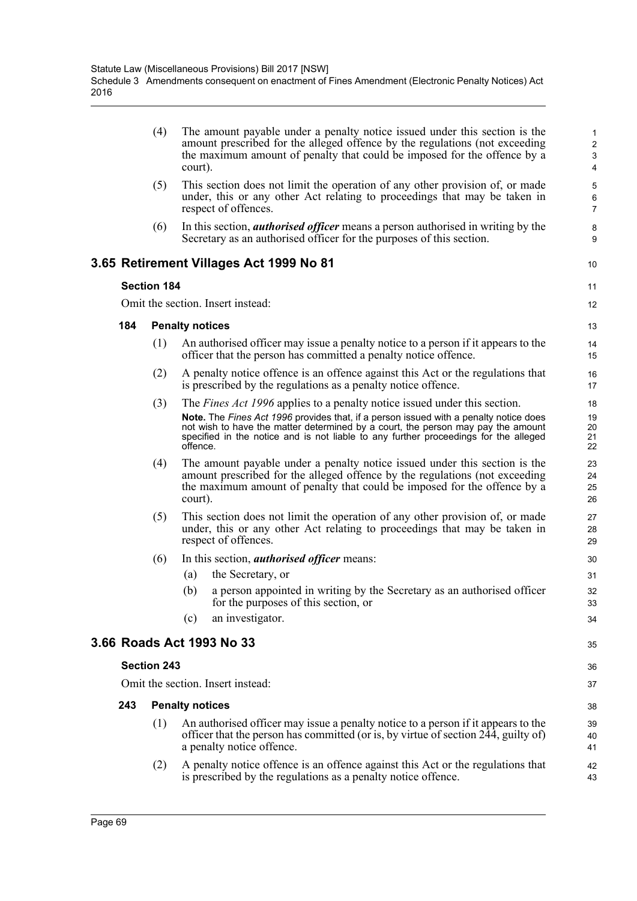(4) The amount payable under a penalty notice issued under this section is the amount prescribed for the alleged offence by the regulations (not exceeding the maximum amount of penalty that could be imposed for the offence by a court).

(5) This section does not limit the operation of any other provision of, or made under, this or any other Act relating to proceedings that may be taken in respect of offences.

(6) In this section, ***authorised officer*** means a person authorised in writing by the Secretary as an authorised officer for the purposes of this section.

## 3.65 Retirement Villages Act 1999 No 81

### Section 184

Omit the section. Insert instead:

**184 Penalty notices**

(1) An authorised officer may issue a penalty notice to a person if it appears to the officer that the person has committed a penalty notice offence.

(2) A penalty notice offence is an offence against this Act or the regulations that is prescribed by the regulations as a penalty notice offence.

(3) The *Fines Act 1996* applies to a penalty notice issued under this section.

**Note.** The *Fines Act 1996* provides that, if a person issued with a penalty notice does not wish to have the matter determined by a court, the person may pay the amount specified in the notice and is not liable to any further proceedings for the alleged offence.

(4) The amount payable under a penalty notice issued under this section is the amount prescribed for the alleged offence by the regulations (not exceeding the maximum amount of penalty that could be imposed for the offence by a court).

(5) This section does not limit the operation of any other provision of, or made under, this or any other Act relating to proceedings that may be taken in respect of offences.

(6) In this section, ***authorised officer*** means:

(a) the Secretary, or

(b) a person appointed in writing by the Secretary as an authorised officer for the purposes of this section, or

(c) an investigator.

## 3.66 Roads Act 1993 No 33

### Section 243

Omit the section. Insert instead:

**243 Penalty notices**

(1) An authorised officer may issue a penalty notice to a person if it appears to the officer that the person has committed (or is, by virtue of section 244, guilty of) a penalty notice offence.

(2) A penalty notice offence is an offence against this Act or the regulations that is prescribed by the regulations as a penalty notice offence.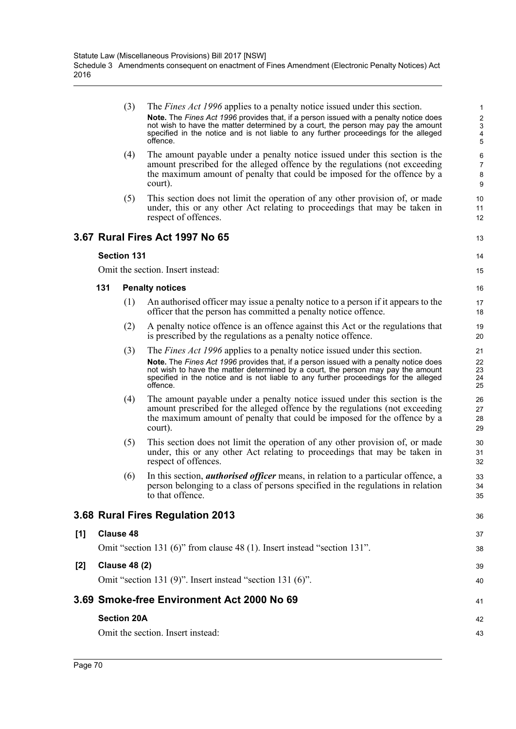(3) The *Fines Act 1996* applies to a penalty notice issued under this section.

**Note.** The *Fines Act 1996* provides that, if a person issued with a penalty notice does not wish to have the matter determined by a court, the person may pay the amount specified in the notice and is not liable to any further proceedings for the alleged offence.

(4) The amount payable under a penalty notice issued under this section is the amount prescribed for the alleged offence by the regulations (not exceeding the maximum amount of penalty that could be imposed for the offence by a court).

(5) This section does not limit the operation of any other provision of, or made under, this or any other Act relating to proceedings that may be taken in respect of offences.

## 3.67 Rural Fires Act 1997 No 65

### Section 131

Omit the section. Insert instead:

#### 131 Penalty notices

(1) An authorised officer may issue a penalty notice to a person if it appears to the officer that the person has committed a penalty notice offence.

(2) A penalty notice offence is an offence against this Act or the regulations that is prescribed by the regulations as a penalty notice offence.

(3) The *Fines Act 1996* applies to a penalty notice issued under this section.

**Note.** The *Fines Act 1996* provides that, if a person issued with a penalty notice does not wish to have the matter determined by a court, the person may pay the amount specified in the notice and is not liable to any further proceedings for the alleged offence.

(4) The amount payable under a penalty notice issued under this section is the amount prescribed for the alleged offence by the regulations (not exceeding the maximum amount of penalty that could be imposed for the offence by a court).

(5) This section does not limit the operation of any other provision of, or made under, this or any other Act relating to proceedings that may be taken in respect of offences.

(6) In this section, ***authorised officer*** means, in relation to a particular offence, a person belonging to a class of persons specified in the regulations in relation to that offence.

## 3.68 Rural Fires Regulation 2013

### [1] Clause 48

Omit "section 131 (6)" from clause 48 (1). Insert instead "section 131".

### [2] Clause 48 (2)

Omit "section 131 (9)". Insert instead "section 131 (6)".

## 3.69 Smoke-free Environment Act 2000 No 69

### Section 20A

Omit the section. Insert instead: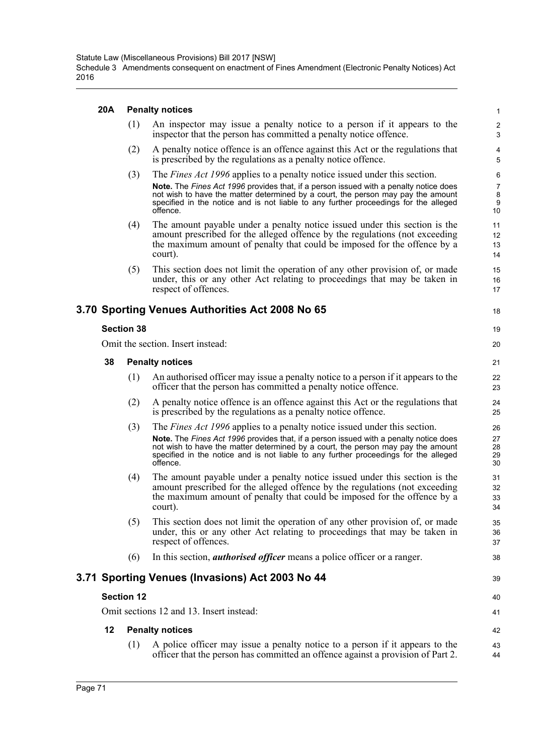**20A Penalty notices**

(1) An inspector may issue a penalty notice to a person if it appears to the inspector that the person has committed a penalty notice offence.

(2) A penalty notice offence is an offence against this Act or the regulations that is prescribed by the regulations as a penalty notice offence.

(3) The *Fines Act 1996* applies to a penalty notice issued under this section.

**Note.** The *Fines Act 1996* provides that, if a person issued with a penalty notice does not wish to have the matter determined by a court, the person may pay the amount specified in the notice and is not liable to any further proceedings for the alleged offence.

(4) The amount payable under a penalty notice issued under this section is the amount prescribed for the alleged offence by the regulations (not exceeding the maximum amount of penalty that could be imposed for the offence by a court).

(5) This section does not limit the operation of any other provision of, or made under, this or any other Act relating to proceedings that may be taken in respect of offences.

## 3.70 Sporting Venues Authorities Act 2008 No 65

### Section 38

Omit the section. Insert instead:

**38 Penalty notices**

(1) An authorised officer may issue a penalty notice to a person if it appears to the officer that the person has committed a penalty notice offence.

(2) A penalty notice offence is an offence against this Act or the regulations that is prescribed by the regulations as a penalty notice offence.

(3) The *Fines Act 1996* applies to a penalty notice issued under this section.

**Note.** The *Fines Act 1996* provides that, if a person issued with a penalty notice does not wish to have the matter determined by a court, the person may pay the amount specified in the notice and is not liable to any further proceedings for the alleged offence.

(4) The amount payable under a penalty notice issued under this section is the amount prescribed for the alleged offence by the regulations (not exceeding the maximum amount of penalty that could be imposed for the offence by a court).

(5) This section does not limit the operation of any other provision of, or made under, this or any other Act relating to proceedings that may be taken in respect of offences.

(6) In this section, ***authorised officer*** means a police officer or a ranger.

## 3.71 Sporting Venues (Invasions) Act 2003 No 44

### Section 12

Omit sections 12 and 13. Insert instead:

**12 Penalty notices**

(1) A police officer may issue a penalty notice to a person if it appears to the officer that the person has committed an offence against a provision of Part 2.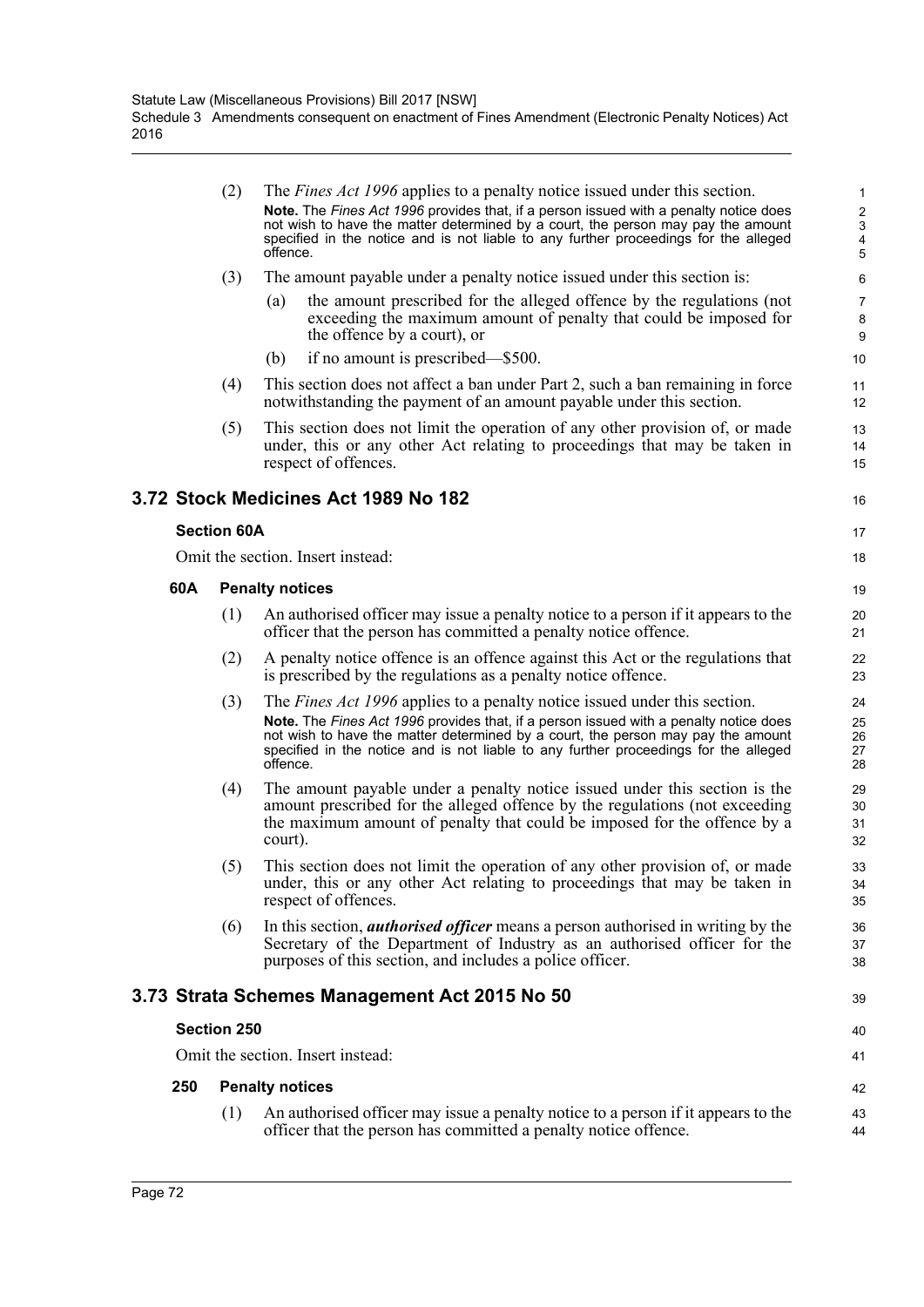(2) The *Fines Act 1996* applies to a penalty notice issued under this section.

**Note.** The *Fines Act 1996* provides that, if a person issued with a penalty notice does not wish to have the matter determined by a court, the person may pay the amount specified in the notice and is not liable to any further proceedings for the alleged offence.

(3) The amount payable under a penalty notice issued under this section is:

(a) the amount prescribed for the alleged offence by the regulations (not exceeding the maximum amount of penalty that could be imposed for the offence by a court), or

(b) if no amount is prescribed—$500.

(4) This section does not affect a ban under Part 2, such a ban remaining in force notwithstanding the payment of an amount payable under this section.

(5) This section does not limit the operation of any other provision of, or made under, this or any other Act relating to proceedings that may be taken in respect of offences.

## 3.72 Stock Medicines Act 1989 No 182

### Section 60A

Omit the section. Insert instead:

**60A Penalty notices**

(1) An authorised officer may issue a penalty notice to a person if it appears to the officer that the person has committed a penalty notice offence.

(2) A penalty notice offence is an offence against this Act or the regulations that is prescribed by the regulations as a penalty notice offence.

(3) The *Fines Act 1996* applies to a penalty notice issued under this section.

**Note.** The *Fines Act 1996* provides that, if a person issued with a penalty notice does not wish to have the matter determined by a court, the person may pay the amount specified in the notice and is not liable to any further proceedings for the alleged offence.

(4) The amount payable under a penalty notice issued under this section is the amount prescribed for the alleged offence by the regulations (not exceeding the maximum amount of penalty that could be imposed for the offence by a court).

(5) This section does not limit the operation of any other provision of, or made under, this or any other Act relating to proceedings that may be taken in respect of offences.

(6) In this section, ***authorised officer*** means a person authorised in writing by the Secretary of the Department of Industry as an authorised officer for the purposes of this section, and includes a police officer.

## 3.73 Strata Schemes Management Act 2015 No 50

### Section 250

Omit the section. Insert instead:

**250 Penalty notices**

(1) An authorised officer may issue a penalty notice to a person if it appears to the officer that the person has committed a penalty notice offence.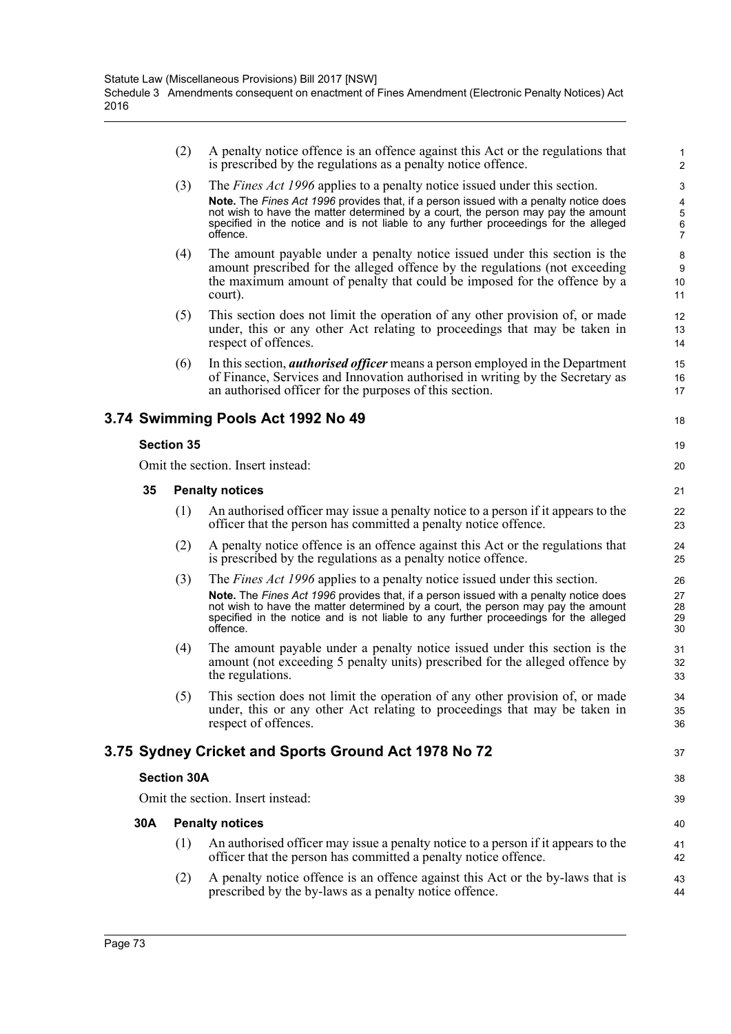(2) A penalty notice offence is an offence against this Act or the regulations that is prescribed by the regulations as a penalty notice offence.

(3) The *Fines Act 1996* applies to a penalty notice issued under this section.

**Note.** The *Fines Act 1996* provides that, if a person issued with a penalty notice does not wish to have the matter determined by a court, the person may pay the amount specified in the notice and is not liable to any further proceedings for the alleged offence.

(4) The amount payable under a penalty notice issued under this section is the amount prescribed for the alleged offence by the regulations (not exceeding the maximum amount of penalty that could be imposed for the offence by a court).

(5) This section does not limit the operation of any other provision of, or made under, this or any other Act relating to proceedings that may be taken in respect of offences.

(6) In this section, ***authorised officer*** means a person employed in the Department of Finance, Services and Innovation authorised in writing by the Secretary as an authorised officer for the purposes of this section.

## 3.74 Swimming Pools Act 1992 No 49

### Section 35

Omit the section. Insert instead:

#### 35 Penalty notices

(1) An authorised officer may issue a penalty notice to a person if it appears to the officer that the person has committed a penalty notice offence.

(2) A penalty notice offence is an offence against this Act or the regulations that is prescribed by the regulations as a penalty notice offence.

(3) The *Fines Act 1996* applies to a penalty notice issued under this section.

**Note.** The *Fines Act 1996* provides that, if a person issued with a penalty notice does not wish to have the matter determined by a court, the person may pay the amount specified in the notice and is not liable to any further proceedings for the alleged offence.

(4) The amount payable under a penalty notice issued under this section is the amount (not exceeding 5 penalty units) prescribed for the alleged offence by the regulations.

(5) This section does not limit the operation of any other provision of, or made under, this or any other Act relating to proceedings that may be taken in respect of offences.

## 3.75 Sydney Cricket and Sports Ground Act 1978 No 72

### Section 30A

Omit the section. Insert instead:

#### 30A Penalty notices

(1) An authorised officer may issue a penalty notice to a person if it appears to the officer that the person has committed a penalty notice offence.

(2) A penalty notice offence is an offence against this Act or the by-laws that is prescribed by the by-laws as a penalty notice offence.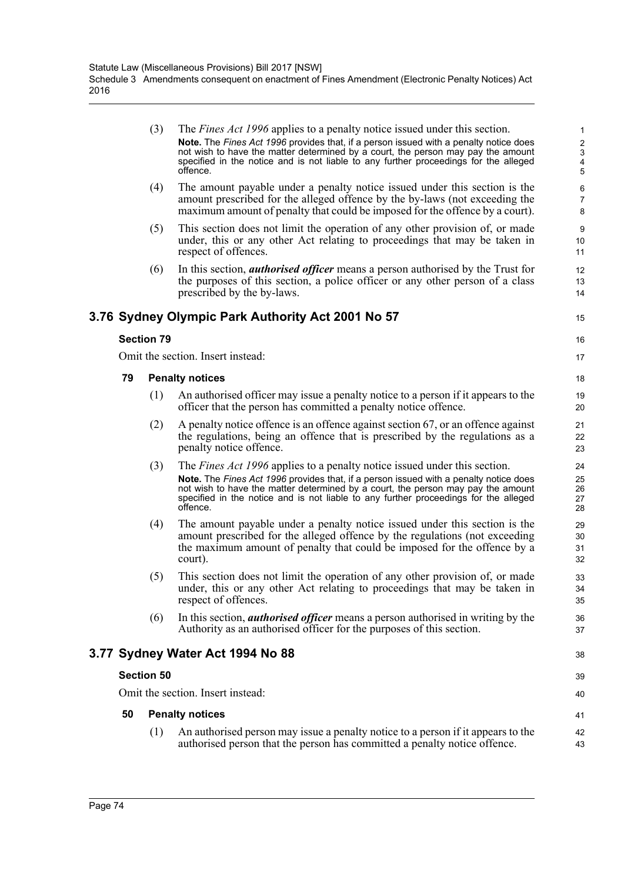(3) The *Fines Act 1996* applies to a penalty notice issued under this section.

**Note.** The *Fines Act 1996* provides that, if a person issued with a penalty notice does not wish to have the matter determined by a court, the person may pay the amount specified in the notice and is not liable to any further proceedings for the alleged offence.

(4) The amount payable under a penalty notice issued under this section is the amount prescribed for the alleged offence by the by-laws (not exceeding the maximum amount of penalty that could be imposed for the offence by a court).

(5) This section does not limit the operation of any other provision of, or made under, this or any other Act relating to proceedings that may be taken in respect of offences.

(6) In this section, ***authorised officer*** means a person authorised by the Trust for the purposes of this section, a police officer or any other person of a class prescribed by the by-laws.

## 3.76 Sydney Olympic Park Authority Act 2001 No 57

### Section 79

Omit the section. Insert instead:

#### 79 Penalty notices

(1) An authorised officer may issue a penalty notice to a person if it appears to the officer that the person has committed a penalty notice offence.

(2) A penalty notice offence is an offence against section 67, or an offence against the regulations, being an offence that is prescribed by the regulations as a penalty notice offence.

(3) The *Fines Act 1996* applies to a penalty notice issued under this section.

**Note.** The *Fines Act 1996* provides that, if a person issued with a penalty notice does not wish to have the matter determined by a court, the person may pay the amount specified in the notice and is not liable to any further proceedings for the alleged offence.

(4) The amount payable under a penalty notice issued under this section is the amount prescribed for the alleged offence by the regulations (not exceeding the maximum amount of penalty that could be imposed for the offence by a court).

(5) This section does not limit the operation of any other provision of, or made under, this or any other Act relating to proceedings that may be taken in respect of offences.

(6) In this section, ***authorised officer*** means a person authorised in writing by the Authority as an authorised officer for the purposes of this section.

## 3.77 Sydney Water Act 1994 No 88

### Section 50

Omit the section. Insert instead:

#### 50 Penalty notices

(1) An authorised person may issue a penalty notice to a person if it appears to the authorised person that the person has committed a penalty notice offence.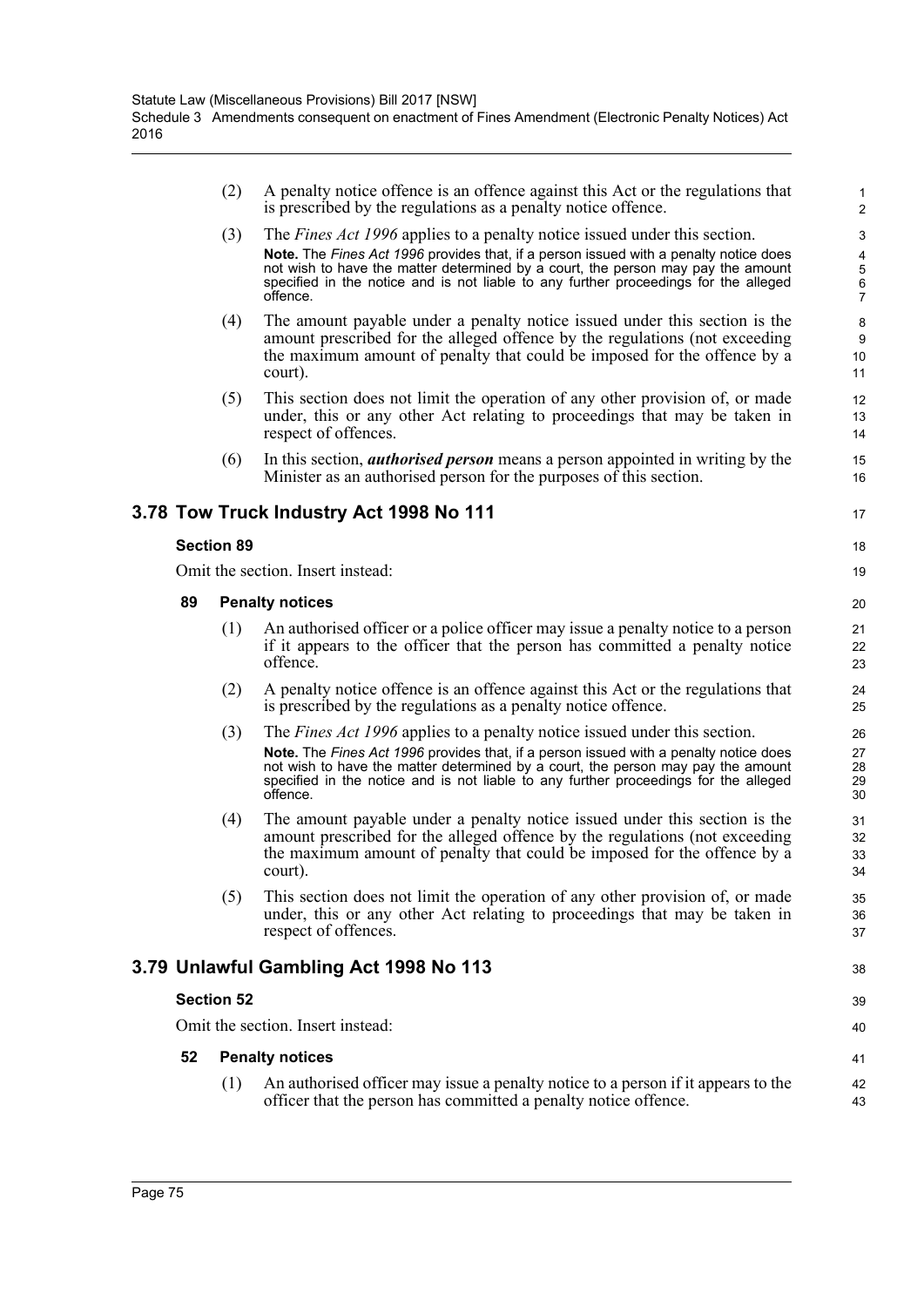(2) A penalty notice offence is an offence against this Act or the regulations that is prescribed by the regulations as a penalty notice offence.

(3) The *Fines Act 1996* applies to a penalty notice issued under this section.

**Note.** The *Fines Act 1996* provides that, if a person issued with a penalty notice does not wish to have the matter determined by a court, the person may pay the amount specified in the notice and is not liable to any further proceedings for the alleged offence.

(4) The amount payable under a penalty notice issued under this section is the amount prescribed for the alleged offence by the regulations (not exceeding the maximum amount of penalty that could be imposed for the offence by a court).

(5) This section does not limit the operation of any other provision of, or made under, this or any other Act relating to proceedings that may be taken in respect of offences.

(6) In this section, ***authorised person*** means a person appointed in writing by the Minister as an authorised person for the purposes of this section.

## 3.78 Tow Truck Industry Act 1998 No 111

### Section 89

Omit the section. Insert instead:

#### 89 Penalty notices

(1) An authorised officer or a police officer may issue a penalty notice to a person if it appears to the officer that the person has committed a penalty notice offence.

(2) A penalty notice offence is an offence against this Act or the regulations that is prescribed by the regulations as a penalty notice offence.

(3) The *Fines Act 1996* applies to a penalty notice issued under this section.

**Note.** The *Fines Act 1996* provides that, if a person issued with a penalty notice does not wish to have the matter determined by a court, the person may pay the amount specified in the notice and is not liable to any further proceedings for the alleged offence.

(4) The amount payable under a penalty notice issued under this section is the amount prescribed for the alleged offence by the regulations (not exceeding the maximum amount of penalty that could be imposed for the offence by a court).

(5) This section does not limit the operation of any other provision of, or made under, this or any other Act relating to proceedings that may be taken in respect of offences.

## 3.79 Unlawful Gambling Act 1998 No 113

### Section 52

Omit the section. Insert instead:

#### 52 Penalty notices

(1) An authorised officer may issue a penalty notice to a person if it appears to the officer that the person has committed a penalty notice offence.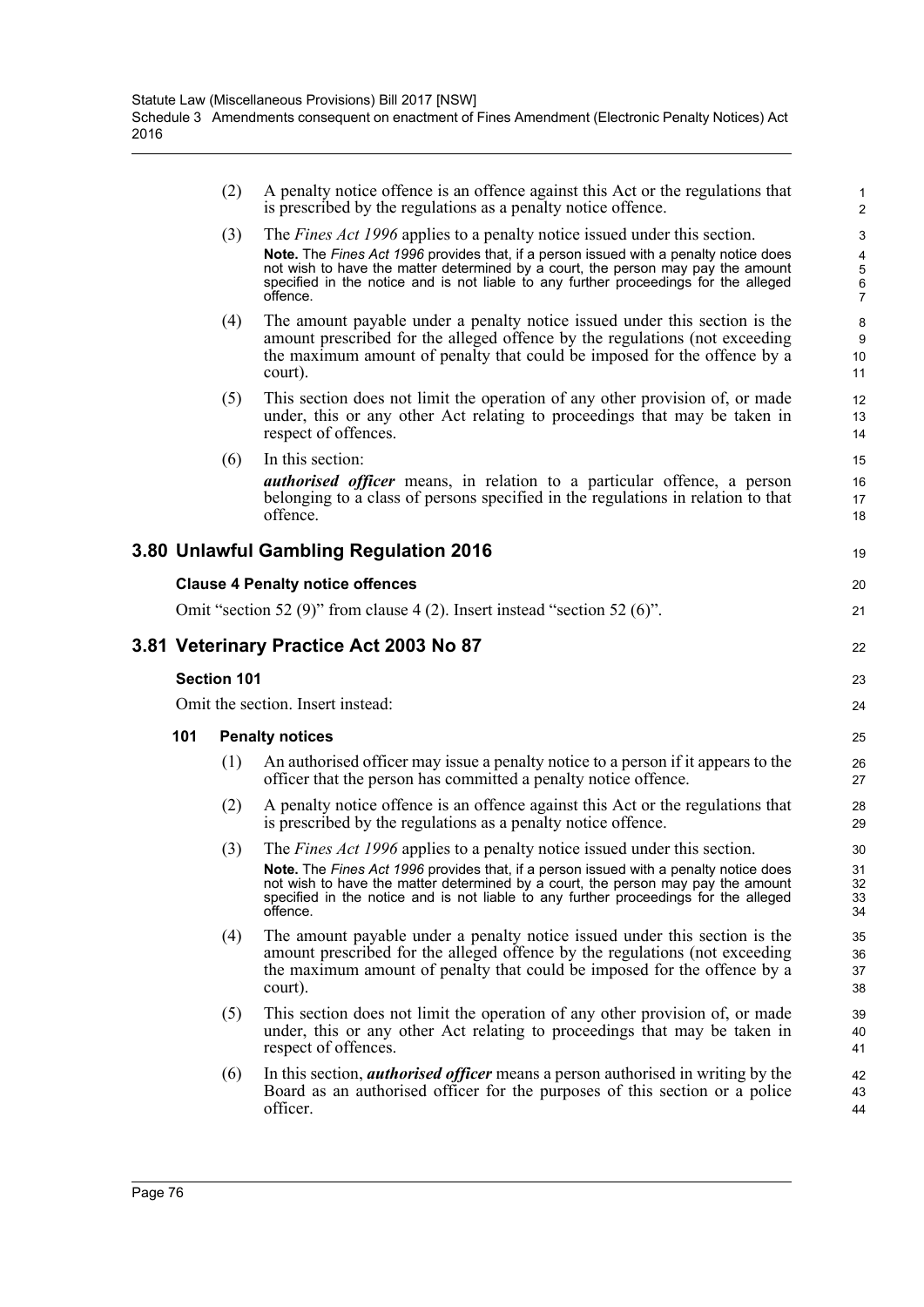(2) A penalty notice offence is an offence against this Act or the regulations that is prescribed by the regulations as a penalty notice offence.

(3) The *Fines Act 1996* applies to a penalty notice issued under this section.

**Note.** The *Fines Act 1996* provides that, if a person issued with a penalty notice does not wish to have the matter determined by a court, the person may pay the amount specified in the notice and is not liable to any further proceedings for the alleged offence.

(4) The amount payable under a penalty notice issued under this section is the amount prescribed for the alleged offence by the regulations (not exceeding the maximum amount of penalty that could be imposed for the offence by a court).

(5) This section does not limit the operation of any other provision of, or made under, this or any other Act relating to proceedings that may be taken in respect of offences.

(6) In this section:

***authorised officer*** means, in relation to a particular offence, a person belonging to a class of persons specified in the regulations in relation to that offence.

## 3.80 Unlawful Gambling Regulation 2016

### Clause 4 Penalty notice offences

Omit "section 52 (9)" from clause 4 (2). Insert instead "section 52 (6)".

## 3.81 Veterinary Practice Act 2003 No 87

### Section 101

Omit the section. Insert instead:

**101 Penalty notices**

(1) An authorised officer may issue a penalty notice to a person if it appears to the officer that the person has committed a penalty notice offence.

(2) A penalty notice offence is an offence against this Act or the regulations that is prescribed by the regulations as a penalty notice offence.

(3) The *Fines Act 1996* applies to a penalty notice issued under this section.

**Note.** The *Fines Act 1996* provides that, if a person issued with a penalty notice does not wish to have the matter determined by a court, the person may pay the amount specified in the notice and is not liable to any further proceedings for the alleged offence.

(4) The amount payable under a penalty notice issued under this section is the amount prescribed for the alleged offence by the regulations (not exceeding the maximum amount of penalty that could be imposed for the offence by a court).

(5) This section does not limit the operation of any other provision of, or made under, this or any other Act relating to proceedings that may be taken in respect of offences.

(6) In this section, ***authorised officer*** means a person authorised in writing by the Board as an authorised officer for the purposes of this section or a police officer.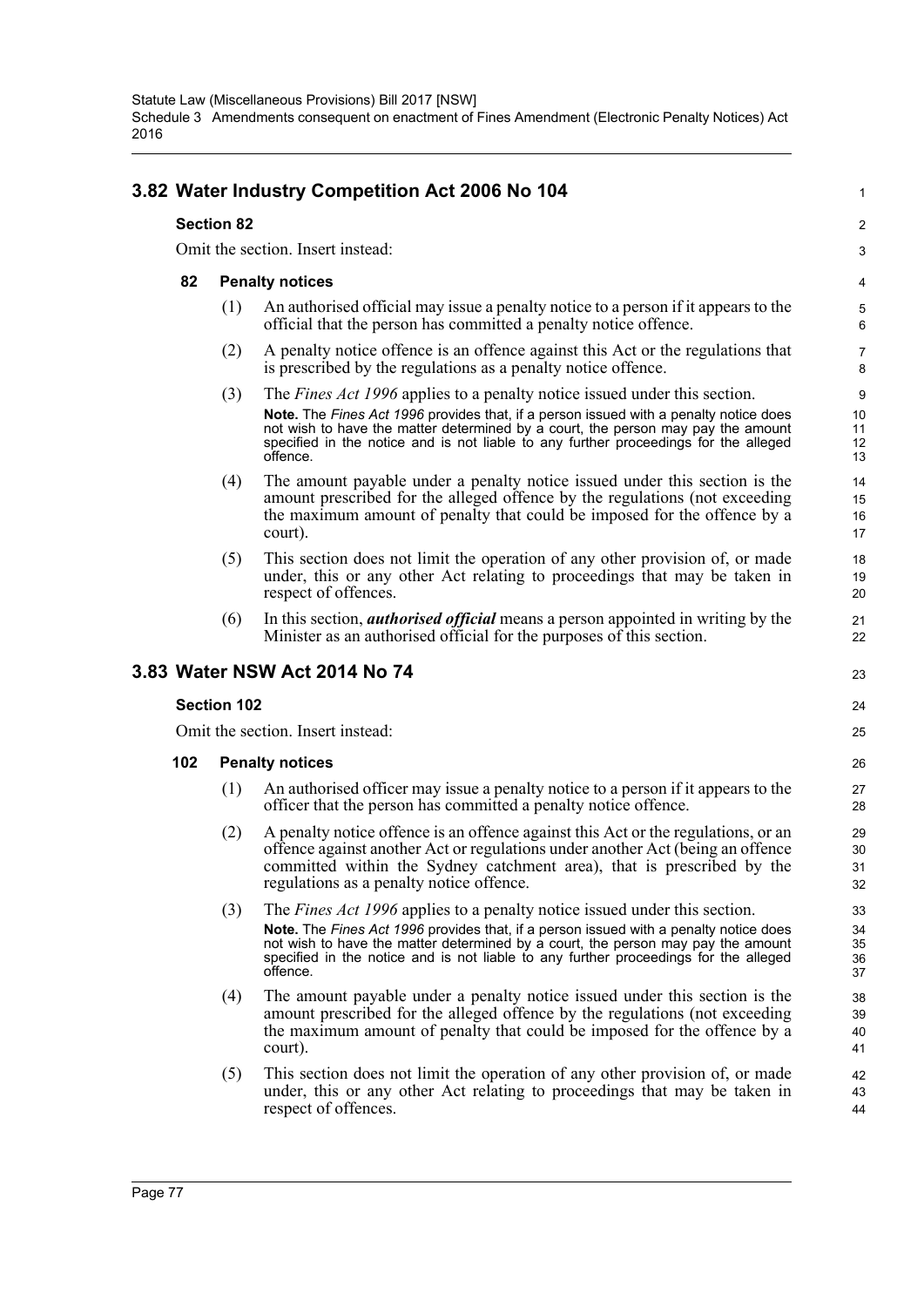## 3.82 Water Industry Competition Act 2006 No 104

### Section 82

Omit the section. Insert instead:

#### 82 Penalty notices

(1) An authorised official may issue a penalty notice to a person if it appears to the official that the person has committed a penalty notice offence.

(2) A penalty notice offence is an offence against this Act or the regulations that is prescribed by the regulations as a penalty notice offence.

(3) The *Fines Act 1996* applies to a penalty notice issued under this section.

**Note.** The *Fines Act 1996* provides that, if a person issued with a penalty notice does not wish to have the matter determined by a court, the person may pay the amount specified in the notice and is not liable to any further proceedings for the alleged offence.

(4) The amount payable under a penalty notice issued under this section is the amount prescribed for the alleged offence by the regulations (not exceeding the maximum amount of penalty that could be imposed for the offence by a court).

(5) This section does not limit the operation of any other provision of, or made under, this or any other Act relating to proceedings that may be taken in respect of offences.

(6) In this section, ***authorised official*** means a person appointed in writing by the Minister as an authorised official for the purposes of this section.

## 3.83 Water NSW Act 2014 No 74

### Section 102

Omit the section. Insert instead:

#### 102 Penalty notices

(1) An authorised officer may issue a penalty notice to a person if it appears to the officer that the person has committed a penalty notice offence.

(2) A penalty notice offence is an offence against this Act or the regulations, or an offence against another Act or regulations under another Act (being an offence committed within the Sydney catchment area), that is prescribed by the regulations as a penalty notice offence.

(3) The *Fines Act 1996* applies to a penalty notice issued under this section.

**Note.** The *Fines Act 1996* provides that, if a person issued with a penalty notice does not wish to have the matter determined by a court, the person may pay the amount specified in the notice and is not liable to any further proceedings for the alleged offence.

(4) The amount payable under a penalty notice issued under this section is the amount prescribed for the alleged offence by the regulations (not exceeding the maximum amount of penalty that could be imposed for the offence by a court).

(5) This section does not limit the operation of any other provision of, or made under, this or any other Act relating to proceedings that may be taken in respect of offences.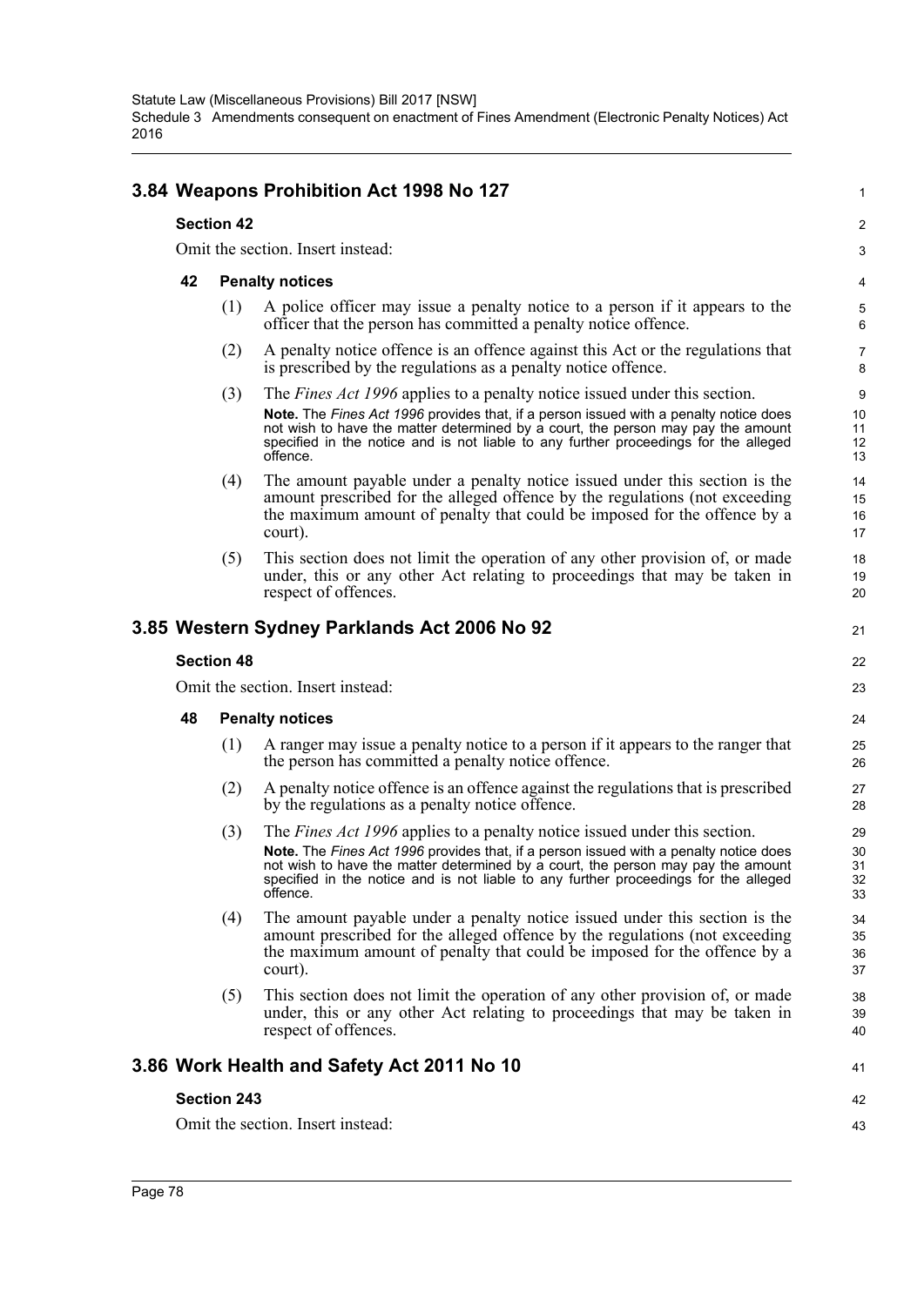## 3.84 Weapons Prohibition Act 1998 No 127

### Section 42

Omit the section. Insert instead:

#### 42 Penalty notices

(1) A police officer may issue a penalty notice to a person if it appears to the officer that the person has committed a penalty notice offence.

(2) A penalty notice offence is an offence against this Act or the regulations that is prescribed by the regulations as a penalty notice offence.

(3) The *Fines Act 1996* applies to a penalty notice issued under this section.

**Note.** The *Fines Act 1996* provides that, if a person issued with a penalty notice does not wish to have the matter determined by a court, the person may pay the amount specified in the notice and is not liable to any further proceedings for the alleged offence.

(4) The amount payable under a penalty notice issued under this section is the amount prescribed for the alleged offence by the regulations (not exceeding the maximum amount of penalty that could be imposed for the offence by a court).

(5) This section does not limit the operation of any other provision of, or made under, this or any other Act relating to proceedings that may be taken in respect of offences.

## 3.85 Western Sydney Parklands Act 2006 No 92

### Section 48

Omit the section. Insert instead:

#### 48 Penalty notices

(1) A ranger may issue a penalty notice to a person if it appears to the ranger that the person has committed a penalty notice offence.

(2) A penalty notice offence is an offence against the regulations that is prescribed by the regulations as a penalty notice offence.

(3) The *Fines Act 1996* applies to a penalty notice issued under this section.

**Note.** The *Fines Act 1996* provides that, if a person issued with a penalty notice does not wish to have the matter determined by a court, the person may pay the amount specified in the notice and is not liable to any further proceedings for the alleged offence.

(4) The amount payable under a penalty notice issued under this section is the amount prescribed for the alleged offence by the regulations (not exceeding the maximum amount of penalty that could be imposed for the offence by a court).

(5) This section does not limit the operation of any other provision of, or made under, this or any other Act relating to proceedings that may be taken in respect of offences.

## 3.86 Work Health and Safety Act 2011 No 10

### Section 243

Omit the section. Insert instead: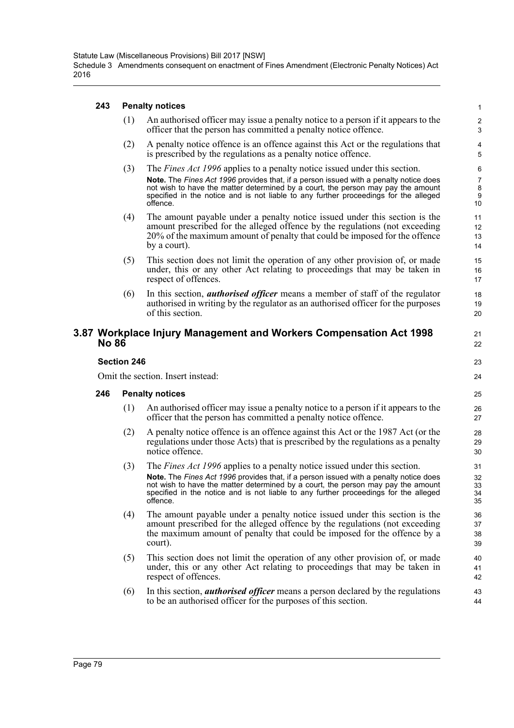#### 243 Penalty notices

(1) An authorised officer may issue a penalty notice to a person if it appears to the officer that the person has committed a penalty notice offence.

(2) A penalty notice offence is an offence against this Act or the regulations that is prescribed by the regulations as a penalty notice offence.

(3) The *Fines Act 1996* applies to a penalty notice issued under this section.

**Note.** The *Fines Act 1996* provides that, if a person issued with a penalty notice does not wish to have the matter determined by a court, the person may pay the amount specified in the notice and is not liable to any further proceedings for the alleged offence.

(4) The amount payable under a penalty notice issued under this section is the amount prescribed for the alleged offence by the regulations (not exceeding 20% of the maximum amount of penalty that could be imposed for the offence by a court).

(5) This section does not limit the operation of any other provision of, or made under, this or any other Act relating to proceedings that may be taken in respect of offences.

(6) In this section, ***authorised officer*** means a member of staff of the regulator authorised in writing by the regulator as an authorised officer for the purposes of this section.

## 3.87 Workplace Injury Management and Workers Compensation Act 1998 No 86

### Section 246

Omit the section. Insert instead:

#### 246 Penalty notices

(1) An authorised officer may issue a penalty notice to a person if it appears to the officer that the person has committed a penalty notice offence.

(2) A penalty notice offence is an offence against this Act or the 1987 Act (or the regulations under those Acts) that is prescribed by the regulations as a penalty notice offence.

(3) The *Fines Act 1996* applies to a penalty notice issued under this section.

**Note.** The *Fines Act 1996* provides that, if a person issued with a penalty notice does not wish to have the matter determined by a court, the person may pay the amount specified in the notice and is not liable to any further proceedings for the alleged offence.

(4) The amount payable under a penalty notice issued under this section is the amount prescribed for the alleged offence by the regulations (not exceeding the maximum amount of penalty that could be imposed for the offence by a court).

(5) This section does not limit the operation of any other provision of, or made under, this or any other Act relating to proceedings that may be taken in respect of offences.

(6) In this section, ***authorised officer*** means a person declared by the regulations to be an authorised officer for the purposes of this section.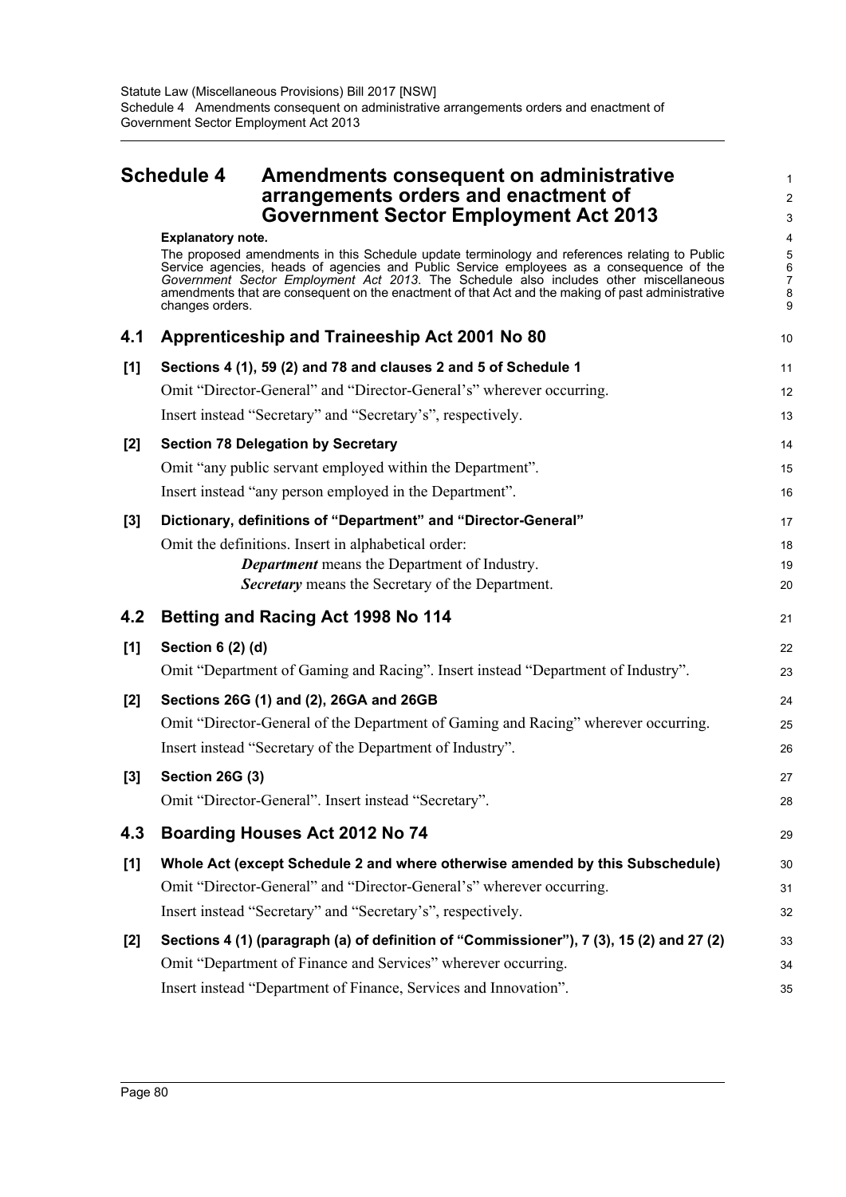# Schedule 4 Amendments consequent on administrative arrangements orders and enactment of Government Sector Employment Act 2013

**Explanatory note.**

The proposed amendments in this Schedule update terminology and references relating to Public Service agencies, heads of agencies and Public Service employees as a consequence of the *Government Sector Employment Act 2013*. The Schedule also includes other miscellaneous amendments that are consequent on the enactment of that Act and the making of past administrative changes orders.

## 4.1 Apprenticeship and Traineeship Act 2001 No 80

**[1] Sections 4 (1), 59 (2) and 78 and clauses 2 and 5 of Schedule 1**

Omit "Director-General" and "Director-General's" wherever occurring.

Insert instead "Secretary" and "Secretary's", respectively.

**[2] Section 78 Delegation by Secretary**

Omit "any public servant employed within the Department".

Insert instead "any person employed in the Department".

**[3] Dictionary, definitions of "Department" and "Director-General"**

Omit the definitions. Insert in alphabetical order:

> ***Department*** means the Department of Industry.
>
> ***Secretary*** means the Secretary of the Department.

## 4.2 Betting and Racing Act 1998 No 114

**[1] Section 6 (2) (d)**

Omit "Department of Gaming and Racing". Insert instead "Department of Industry".

**[2] Sections 26G (1) and (2), 26GA and 26GB**

Omit "Director-General of the Department of Gaming and Racing" wherever occurring.

Insert instead "Secretary of the Department of Industry".

**[3] Section 26G (3)**

Omit "Director-General". Insert instead "Secretary".

## 4.3 Boarding Houses Act 2012 No 74

**[1] Whole Act (except Schedule 2 and where otherwise amended by this Subschedule)**

Omit "Director-General" and "Director-General's" wherever occurring.

Insert instead "Secretary" and "Secretary's", respectively.

**[2] Sections 4 (1) (paragraph (a) of definition of "Commissioner"), 7 (3), 15 (2) and 27 (2)**

Omit "Department of Finance and Services" wherever occurring.

Insert instead "Department of Finance, Services and Innovation".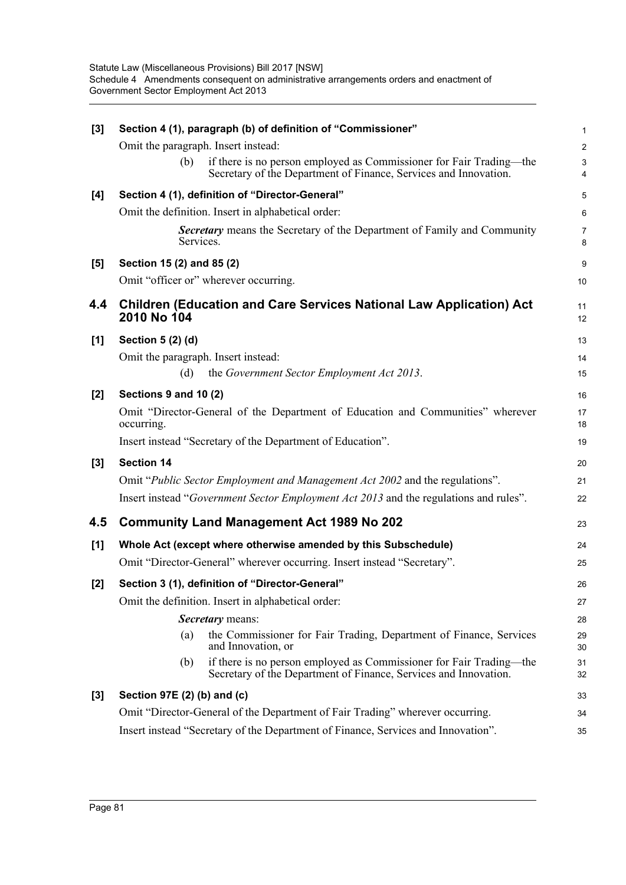**[3] Section 4 (1), paragraph (b) of definition of "Commissioner"**

Omit the paragraph. Insert instead:

(b) if there is no person employed as Commissioner for Fair Trading—the Secretary of the Department of Finance, Services and Innovation.

**[4] Section 4 (1), definition of "Director-General"**

Omit the definition. Insert in alphabetical order:

***Secretary*** means the Secretary of the Department of Family and Community Services.

**[5] Section 15 (2) and 85 (2)**

Omit "officer or" wherever occurring.

## 4.4 Children (Education and Care Services National Law Application) Act 2010 No 104

**[1] Section 5 (2) (d)**

Omit the paragraph. Insert instead:

(d) the *Government Sector Employment Act 2013*.

**[2] Sections 9 and 10 (2)**

Omit "Director-General of the Department of Education and Communities" wherever occurring.

Insert instead "Secretary of the Department of Education".

**[3] Section 14**

Omit "*Public Sector Employment and Management Act 2002* and the regulations".

Insert instead "*Government Sector Employment Act 2013* and the regulations and rules".

## 4.5 Community Land Management Act 1989 No 202

**[1] Whole Act (except where otherwise amended by this Subschedule)**

Omit "Director-General" wherever occurring. Insert instead "Secretary".

**[2] Section 3 (1), definition of "Director-General"**

Omit the definition. Insert in alphabetical order:

***Secretary*** means:

(a) the Commissioner for Fair Trading, Department of Finance, Services and Innovation, or

(b) if there is no person employed as Commissioner for Fair Trading—the Secretary of the Department of Finance, Services and Innovation.

**[3] Section 97E (2) (b) and (c)**

Omit "Director-General of the Department of Fair Trading" wherever occurring.

Insert instead "Secretary of the Department of Finance, Services and Innovation".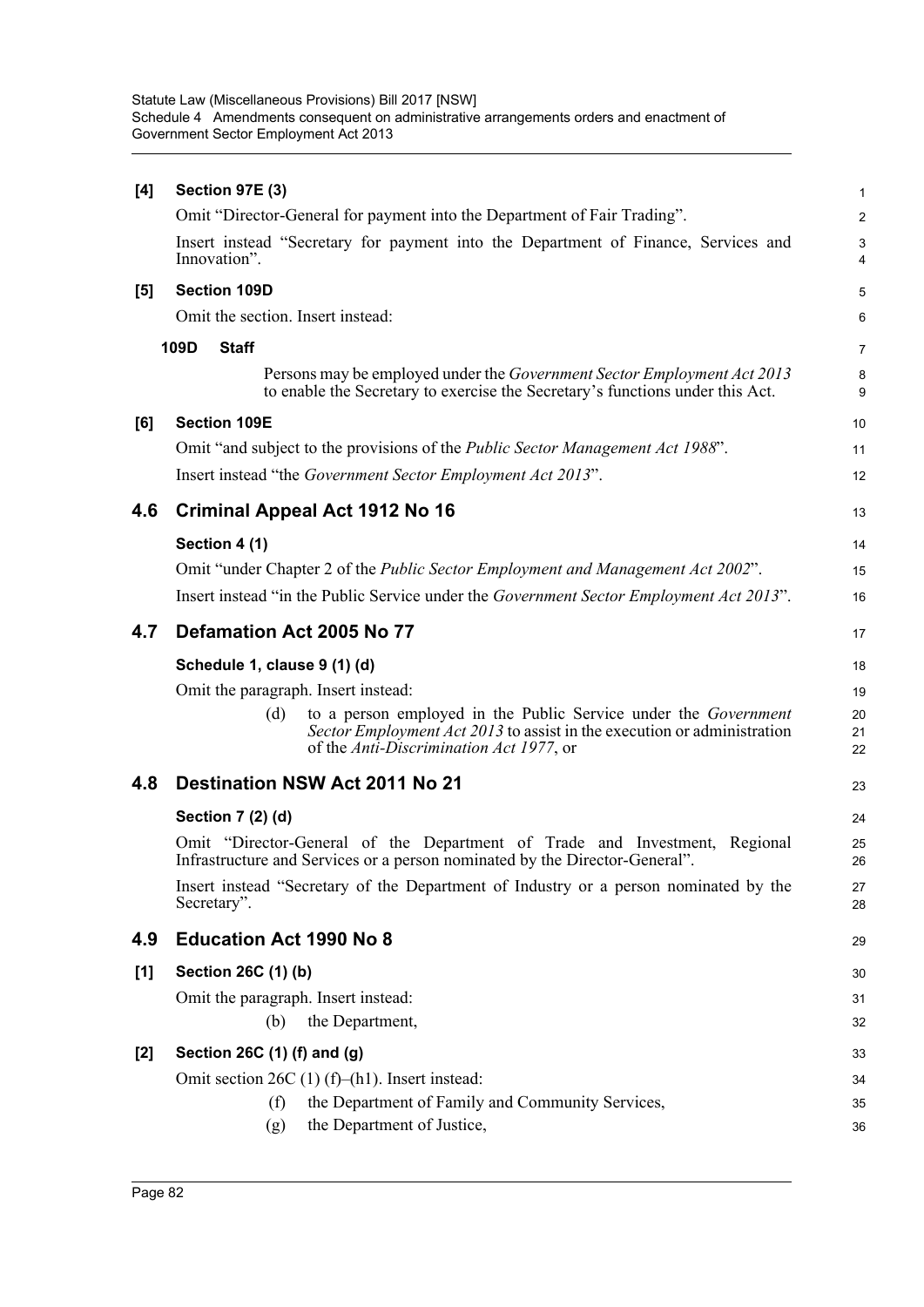**[4] Section 97E (3)**

Omit "Director-General for payment into the Department of Fair Trading".

Insert instead "Secretary for payment into the Department of Finance, Services and Innovation".

**[5] Section 109D**

Omit the section. Insert instead:

**109D Staff**

Persons may be employed under the *Government Sector Employment Act 2013* to enable the Secretary to exercise the Secretary's functions under this Act.

**[6] Section 109E**

Omit "and subject to the provisions of the *Public Sector Management Act 1988*".

Insert instead "the *Government Sector Employment Act 2013*".

## 4.6 Criminal Appeal Act 1912 No 16

**Section 4 (1)**

Omit "under Chapter 2 of the *Public Sector Employment and Management Act 2002*".

Insert instead "in the Public Service under the *Government Sector Employment Act 2013*".

## 4.7 Defamation Act 2005 No 77

**Schedule 1, clause 9 (1) (d)**

Omit the paragraph. Insert instead:

(d) to a person employed in the Public Service under the *Government Sector Employment Act 2013* to assist in the execution or administration of the *Anti-Discrimination Act 1977*, or

## 4.8 Destination NSW Act 2011 No 21

**Section 7 (2) (d)**

Omit "Director-General of the Department of Trade and Investment, Regional Infrastructure and Services or a person nominated by the Director-General".

Insert instead "Secretary of the Department of Industry or a person nominated by the Secretary".

## 4.9 Education Act 1990 No 8

**[1] Section 26C (1) (b)**

Omit the paragraph. Insert instead:

(b) the Department,

**[2] Section 26C (1) (f) and (g)**

Omit section 26C (1) (f)–(h1). Insert instead:

(f) the Department of Family and Community Services,

(g) the Department of Justice,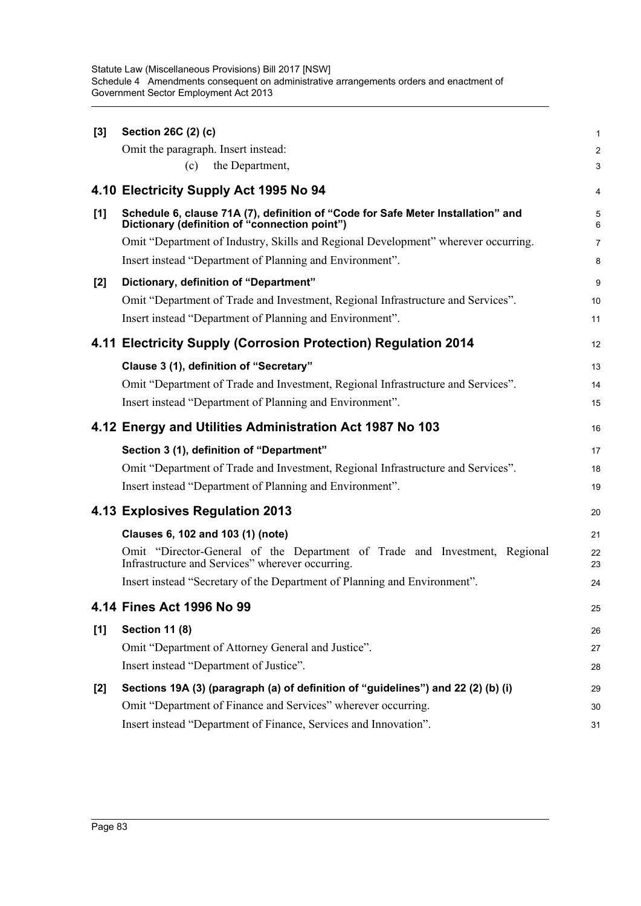**[3] Section 26C (2) (c)**

Omit the paragraph. Insert instead:

(c) the Department,

## 4.10 Electricity Supply Act 1995 No 94

**[1] Schedule 6, clause 71A (7), definition of "Code for Safe Meter Installation" and Dictionary (definition of "connection point")**

Omit "Department of Industry, Skills and Regional Development" wherever occurring.

Insert instead "Department of Planning and Environment".

**[2] Dictionary, definition of "Department"**

Omit "Department of Trade and Investment, Regional Infrastructure and Services".

Insert instead "Department of Planning and Environment".

## 4.11 Electricity Supply (Corrosion Protection) Regulation 2014

**Clause 3 (1), definition of "Secretary"**

Omit "Department of Trade and Investment, Regional Infrastructure and Services".

Insert instead "Department of Planning and Environment".

## 4.12 Energy and Utilities Administration Act 1987 No 103

**Section 3 (1), definition of "Department"**

Omit "Department of Trade and Investment, Regional Infrastructure and Services".

Insert instead "Department of Planning and Environment".

## 4.13 Explosives Regulation 2013

**Clauses 6, 102 and 103 (1) (note)**

Omit "Director-General of the Department of Trade and Investment, Regional Infrastructure and Services" wherever occurring.

Insert instead "Secretary of the Department of Planning and Environment".

## 4.14 Fines Act 1996 No 99

**[1] Section 11 (8)**

Omit "Department of Attorney General and Justice".

Insert instead "Department of Justice".

**[2] Sections 19A (3) (paragraph (a) of definition of "guidelines") and 22 (2) (b) (i)**

Omit "Department of Finance and Services" wherever occurring.

Insert instead "Department of Finance, Services and Innovation".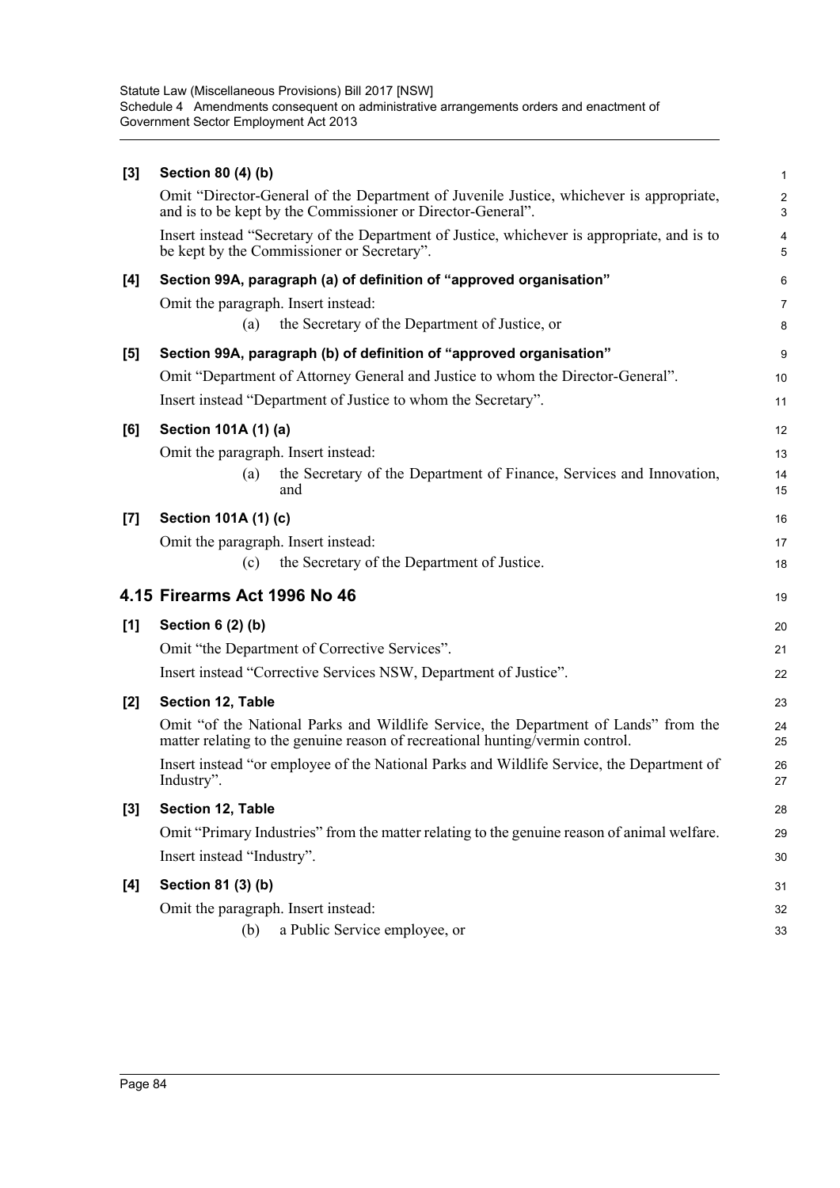**[3] Section 80 (4) (b)**

Omit "Director-General of the Department of Juvenile Justice, whichever is appropriate, and is to be kept by the Commissioner or Director-General".

Insert instead "Secretary of the Department of Justice, whichever is appropriate, and is to be kept by the Commissioner or Secretary".

**[4] Section 99A, paragraph (a) of definition of "approved organisation"**

Omit the paragraph. Insert instead:

(a) the Secretary of the Department of Justice, or

**[5] Section 99A, paragraph (b) of definition of "approved organisation"**

Omit "Department of Attorney General and Justice to whom the Director-General".

Insert instead "Department of Justice to whom the Secretary".

**[6] Section 101A (1) (a)**

Omit the paragraph. Insert instead:

(a) the Secretary of the Department of Finance, Services and Innovation, and

**[7] Section 101A (1) (c)**

Omit the paragraph. Insert instead:

(c) the Secretary of the Department of Justice.

## 4.15 Firearms Act 1996 No 46

**[1] Section 6 (2) (b)**

Omit "the Department of Corrective Services".

Insert instead "Corrective Services NSW, Department of Justice".

**[2] Section 12, Table**

Omit "of the National Parks and Wildlife Service, the Department of Lands" from the matter relating to the genuine reason of recreational hunting/vermin control.

Insert instead "or employee of the National Parks and Wildlife Service, the Department of Industry".

**[3] Section 12, Table**

Omit "Primary Industries" from the matter relating to the genuine reason of animal welfare.

Insert instead "Industry".

**[4] Section 81 (3) (b)**

Omit the paragraph. Insert instead:

(b) a Public Service employee, or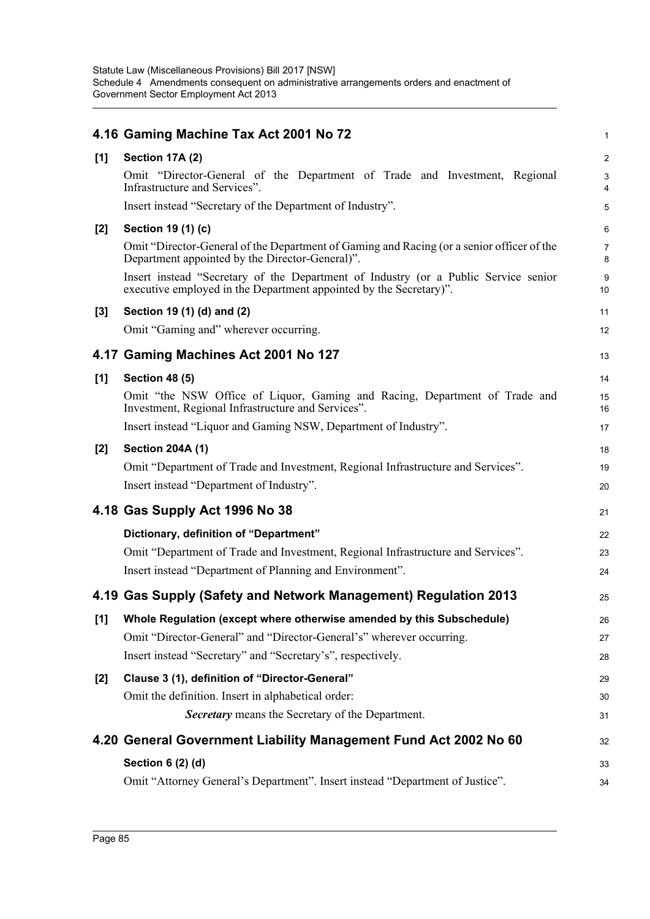## 4.16 Gaming Machine Tax Act 2001 No 72

**[1] Section 17A (2)**

Omit "Director-General of the Department of Trade and Investment, Regional Infrastructure and Services".

Insert instead "Secretary of the Department of Industry".

**[2] Section 19 (1) (c)**

Omit "Director-General of the Department of Gaming and Racing (or a senior officer of the Department appointed by the Director-General)".

Insert instead "Secretary of the Department of Industry (or a Public Service senior executive employed in the Department appointed by the Secretary)".

**[3] Section 19 (1) (d) and (2)**

Omit "Gaming and" wherever occurring.

## 4.17 Gaming Machines Act 2001 No 127

**[1] Section 48 (5)**

Omit "the NSW Office of Liquor, Gaming and Racing, Department of Trade and Investment, Regional Infrastructure and Services".

Insert instead "Liquor and Gaming NSW, Department of Industry".

**[2] Section 204A (1)**

Omit "Department of Trade and Investment, Regional Infrastructure and Services".

Insert instead "Department of Industry".

## 4.18 Gas Supply Act 1996 No 38

**Dictionary, definition of "Department"**

Omit "Department of Trade and Investment, Regional Infrastructure and Services".

Insert instead "Department of Planning and Environment".

## 4.19 Gas Supply (Safety and Network Management) Regulation 2013

**[1] Whole Regulation (except where otherwise amended by this Subschedule)**

Omit "Director-General" and "Director-General's" wherever occurring.

Insert instead "Secretary" and "Secretary's", respectively.

**[2] Clause 3 (1), definition of "Director-General"**

Omit the definition. Insert in alphabetical order:

> ***Secretary*** means the Secretary of the Department.

## 4.20 General Government Liability Management Fund Act 2002 No 60

**Section 6 (2) (d)**

Omit "Attorney General's Department". Insert instead "Department of Justice".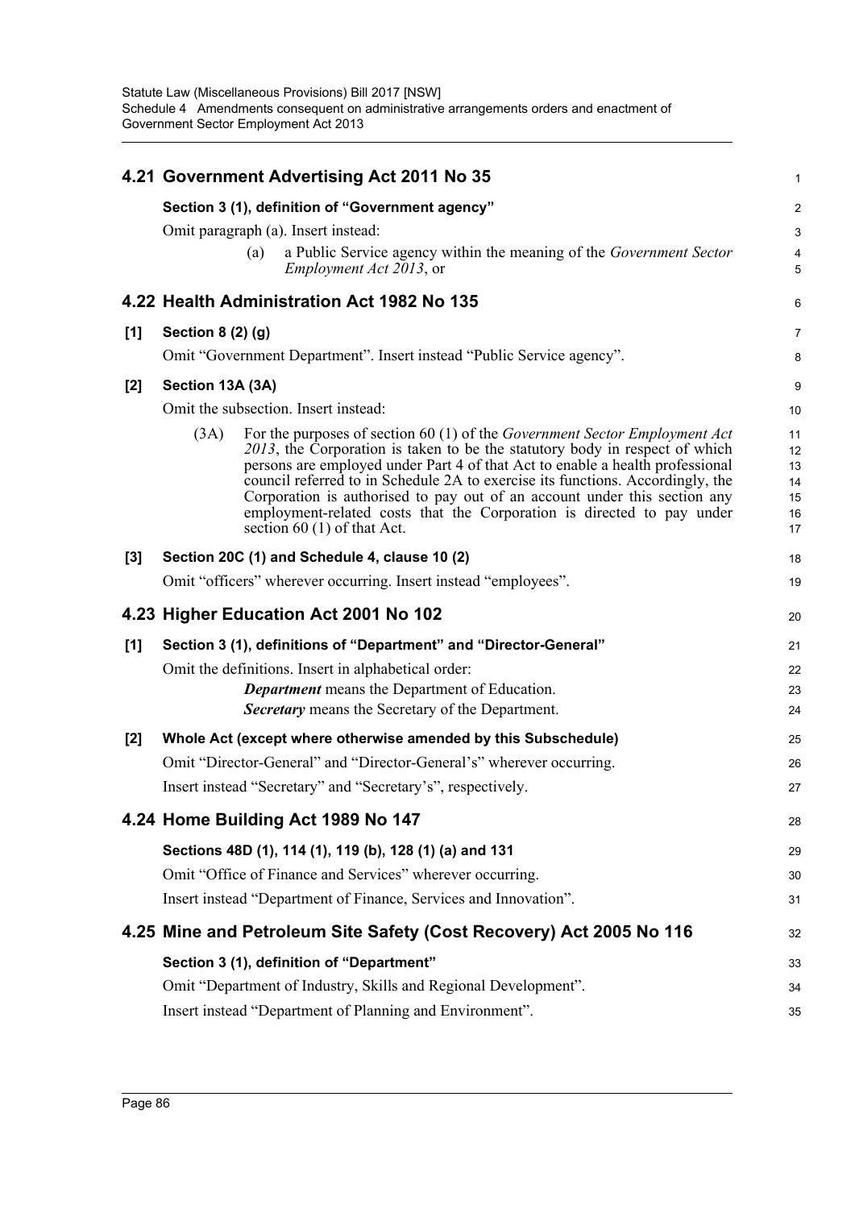## 4.21 Government Advertising Act 2011 No 35

**Section 3 (1), definition of "Government agency"**

Omit paragraph (a). Insert instead:

(a) a Public Service agency within the meaning of the *Government Sector Employment Act 2013*, or

## 4.22 Health Administration Act 1982 No 135

**[1] Section 8 (2) (g)**

Omit "Government Department". Insert instead "Public Service agency".

**[2] Section 13A (3A)**

Omit the subsection. Insert instead:

(3A) For the purposes of section 60 (1) of the *Government Sector Employment Act 2013*, the Corporation is taken to be the statutory body in respect of which persons are employed under Part 4 of that Act to enable a health professional council referred to in Schedule 2A to exercise its functions. Accordingly, the Corporation is authorised to pay out of an account under this section any employment-related costs that the Corporation is directed to pay under section 60 (1) of that Act.

**[3] Section 20C (1) and Schedule 4, clause 10 (2)**

Omit "officers" wherever occurring. Insert instead "employees".

## 4.23 Higher Education Act 2001 No 102

**[1] Section 3 (1), definitions of "Department" and "Director-General"**

Omit the definitions. Insert in alphabetical order:

***Department*** means the Department of Education.

***Secretary*** means the Secretary of the Department.

**[2] Whole Act (except where otherwise amended by this Subschedule)**

Omit "Director-General" and "Director-General's" wherever occurring.

Insert instead "Secretary" and "Secretary's", respectively.

## 4.24 Home Building Act 1989 No 147

**Sections 48D (1), 114 (1), 119 (b), 128 (1) (a) and 131**

Omit "Office of Finance and Services" wherever occurring.

Insert instead "Department of Finance, Services and Innovation".

## 4.25 Mine and Petroleum Site Safety (Cost Recovery) Act 2005 No 116

**Section 3 (1), definition of "Department"**

Omit "Department of Industry, Skills and Regional Development".

Insert instead "Department of Planning and Environment".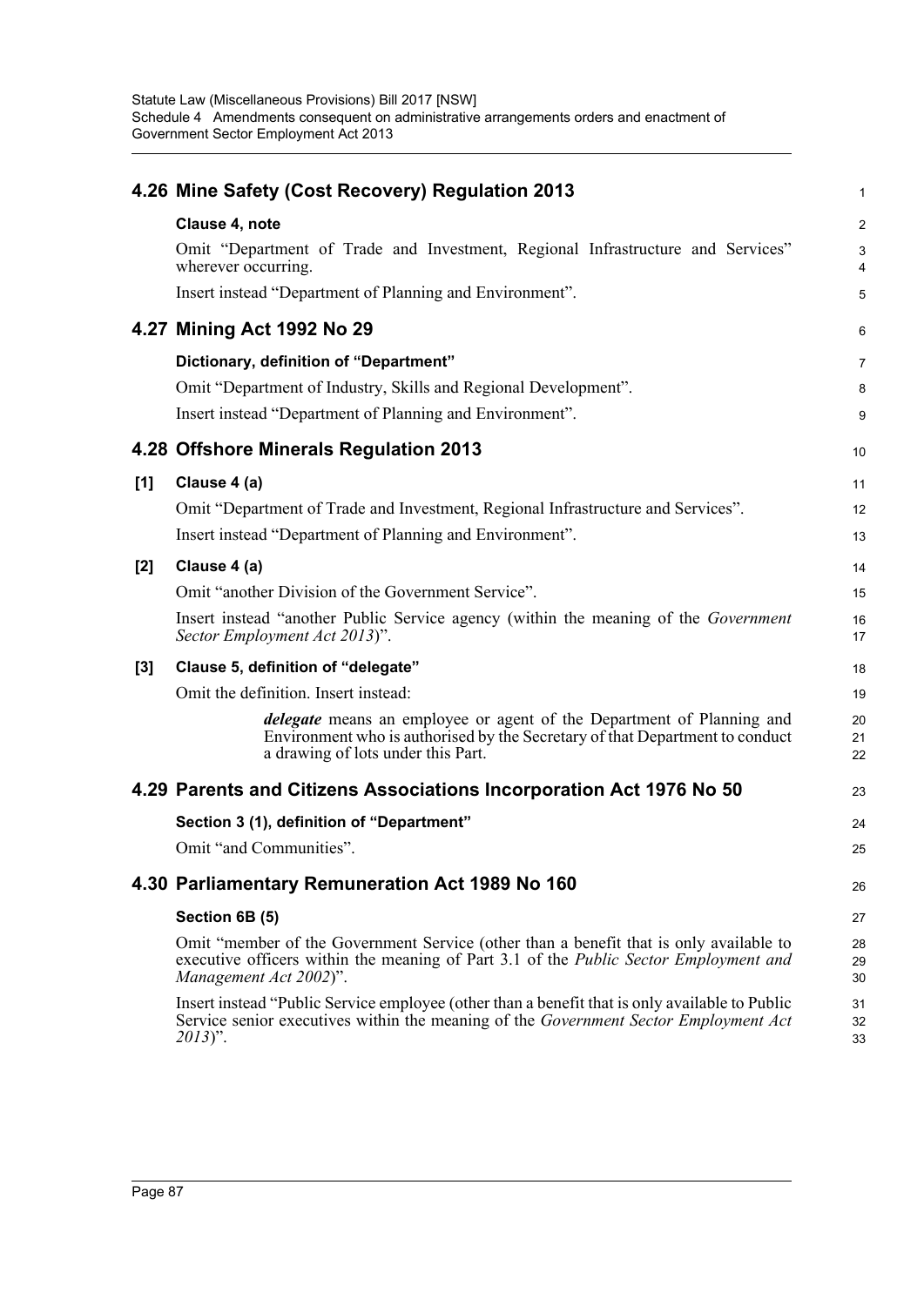## 4.26 Mine Safety (Cost Recovery) Regulation 2013

**Clause 4, note**

Omit "Department of Trade and Investment, Regional Infrastructure and Services" wherever occurring.

Insert instead "Department of Planning and Environment".

## 4.27 Mining Act 1992 No 29

**Dictionary, definition of "Department"**

Omit "Department of Industry, Skills and Regional Development".

Insert instead "Department of Planning and Environment".

## 4.28 Offshore Minerals Regulation 2013

**[1] Clause 4 (a)**

Omit "Department of Trade and Investment, Regional Infrastructure and Services".

Insert instead "Department of Planning and Environment".

**[2] Clause 4 (a)**

Omit "another Division of the Government Service".

Insert instead "another Public Service agency (within the meaning of the *Government Sector Employment Act 2013*)".

**[3] Clause 5, definition of "delegate"**

Omit the definition. Insert instead:

> ***delegate*** means an employee or agent of the Department of Planning and Environment who is authorised by the Secretary of that Department to conduct a drawing of lots under this Part.

## 4.29 Parents and Citizens Associations Incorporation Act 1976 No 50

**Section 3 (1), definition of "Department"**

Omit "and Communities".

## 4.30 Parliamentary Remuneration Act 1989 No 160

**Section 6B (5)**

Omit "member of the Government Service (other than a benefit that is only available to executive officers within the meaning of Part 3.1 of the *Public Sector Employment and Management Act 2002*)".

Insert instead "Public Service employee (other than a benefit that is only available to Public Service senior executives within the meaning of the *Government Sector Employment Act 2013*)".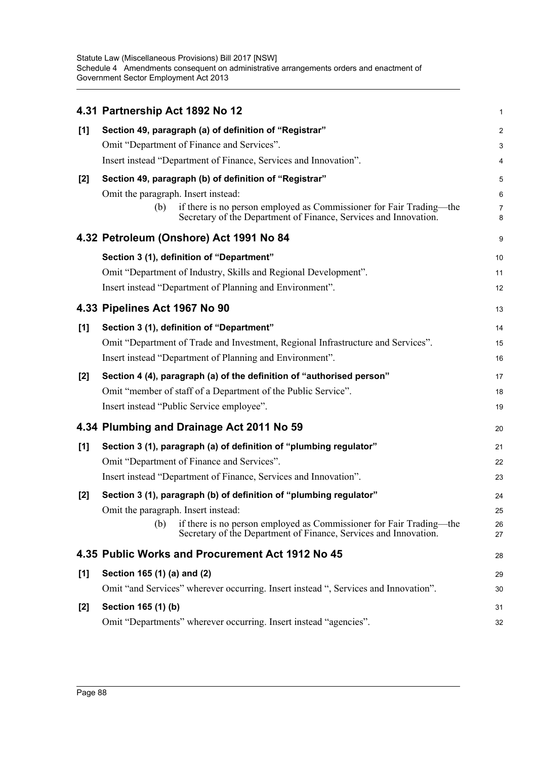## 4.31 Partnership Act 1892 No 12

**[1] Section 49, paragraph (a) of definition of "Registrar"**

Omit "Department of Finance and Services".

Insert instead "Department of Finance, Services and Innovation".

**[2] Section 49, paragraph (b) of definition of "Registrar"**

Omit the paragraph. Insert instead:

> (b) if there is no person employed as Commissioner for Fair Trading—the Secretary of the Department of Finance, Services and Innovation.

## 4.32 Petroleum (Onshore) Act 1991 No 84

**Section 3 (1), definition of "Department"**

Omit "Department of Industry, Skills and Regional Development".

Insert instead "Department of Planning and Environment".

## 4.33 Pipelines Act 1967 No 90

**[1] Section 3 (1), definition of "Department"**

Omit "Department of Trade and Investment, Regional Infrastructure and Services".

Insert instead "Department of Planning and Environment".

**[2] Section 4 (4), paragraph (a) of the definition of "authorised person"**

Omit "member of staff of a Department of the Public Service".

Insert instead "Public Service employee".

## 4.34 Plumbing and Drainage Act 2011 No 59

**[1] Section 3 (1), paragraph (a) of definition of "plumbing regulator"**

Omit "Department of Finance and Services".

Insert instead "Department of Finance, Services and Innovation".

**[2] Section 3 (1), paragraph (b) of definition of "plumbing regulator"**

Omit the paragraph. Insert instead:

> (b) if there is no person employed as Commissioner for Fair Trading—the Secretary of the Department of Finance, Services and Innovation.

## 4.35 Public Works and Procurement Act 1912 No 45

**[1] Section 165 (1) (a) and (2)**

Omit "and Services" wherever occurring. Insert instead ", Services and Innovation".

**[2] Section 165 (1) (b)**

Omit "Departments" wherever occurring. Insert instead "agencies".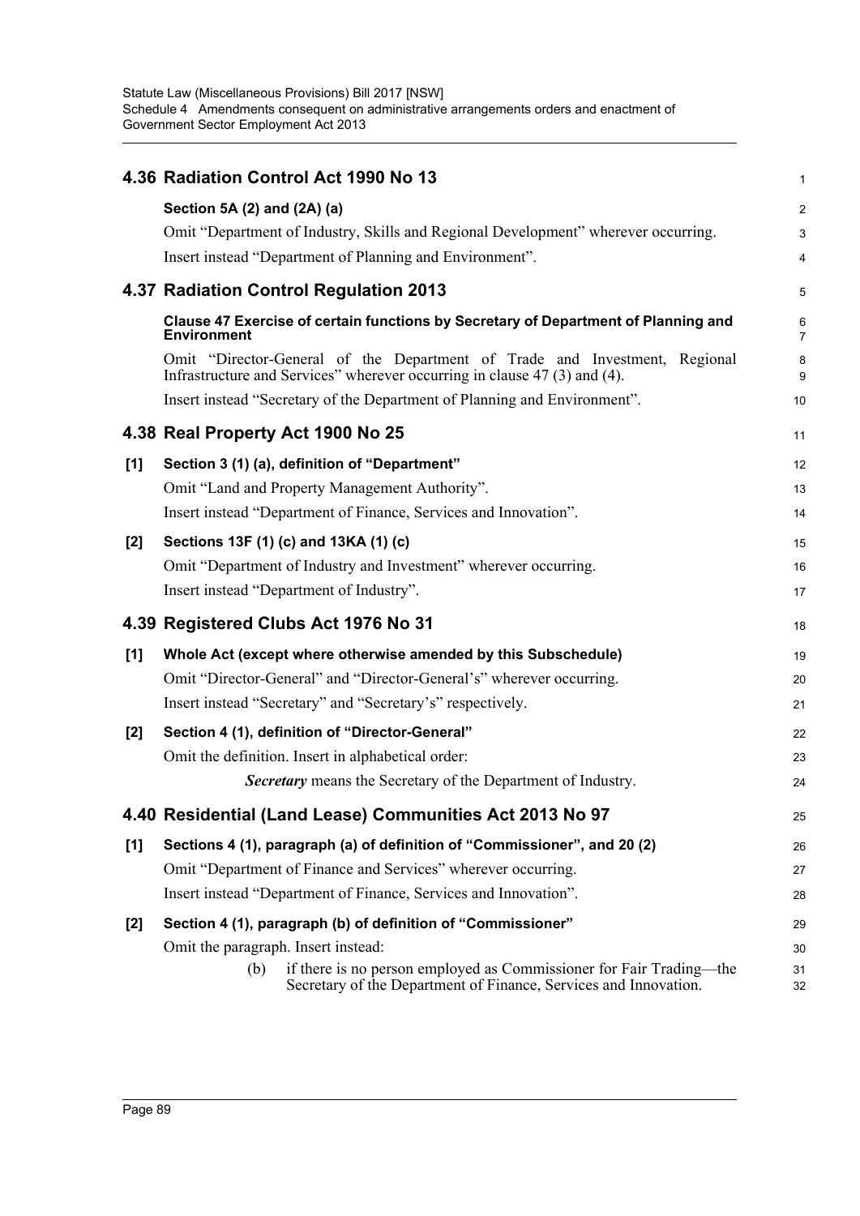## 4.36 Radiation Control Act 1990 No 13

**Section 5A (2) and (2A) (a)**

Omit "Department of Industry, Skills and Regional Development" wherever occurring.

Insert instead "Department of Planning and Environment".

## 4.37 Radiation Control Regulation 2013

**Clause 47 Exercise of certain functions by Secretary of Department of Planning and Environment**

Omit "Director-General of the Department of Trade and Investment, Regional Infrastructure and Services" wherever occurring in clause 47 (3) and (4).

Insert instead "Secretary of the Department of Planning and Environment".

## 4.38 Real Property Act 1900 No 25

**[1] Section 3 (1) (a), definition of "Department"**

Omit "Land and Property Management Authority".

Insert instead "Department of Finance, Services and Innovation".

**[2] Sections 13F (1) (c) and 13KA (1) (c)**

Omit "Department of Industry and Investment" wherever occurring.

Insert instead "Department of Industry".

## 4.39 Registered Clubs Act 1976 No 31

**[1] Whole Act (except where otherwise amended by this Subschedule)**

Omit "Director-General" and "Director-General's" wherever occurring.

Insert instead "Secretary" and "Secretary's" respectively.

**[2] Section 4 (1), definition of "Director-General"**

Omit the definition. Insert in alphabetical order:

> ***Secretary*** means the Secretary of the Department of Industry.

## 4.40 Residential (Land Lease) Communities Act 2013 No 97

**[1] Sections 4 (1), paragraph (a) of definition of "Commissioner", and 20 (2)**

Omit "Department of Finance and Services" wherever occurring.

Insert instead "Department of Finance, Services and Innovation".

**[2] Section 4 (1), paragraph (b) of definition of "Commissioner"**

Omit the paragraph. Insert instead:

> (b) if there is no person employed as Commissioner for Fair Trading—the Secretary of the Department of Finance, Services and Innovation.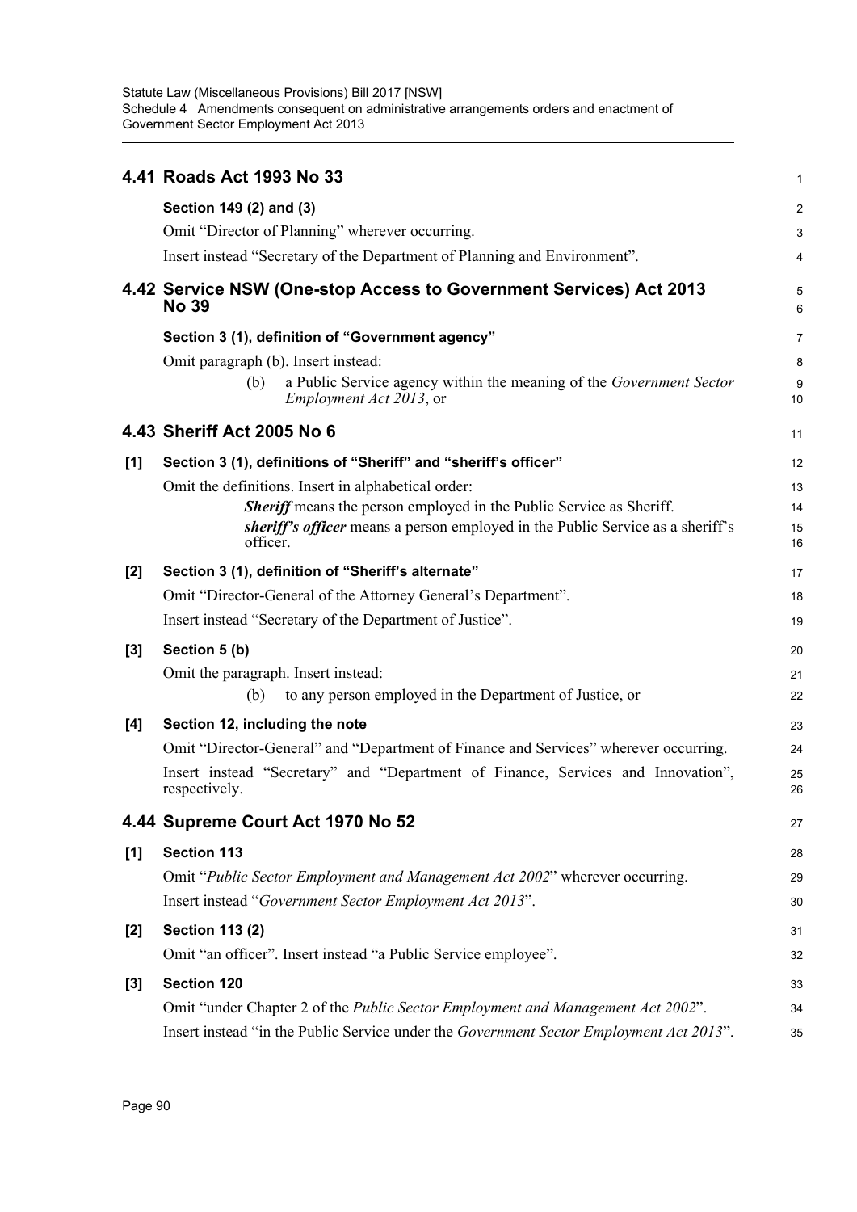## 4.41 Roads Act 1993 No 33

**Section 149 (2) and (3)**

Omit "Director of Planning" wherever occurring.

Insert instead "Secretary of the Department of Planning and Environment".

## 4.42 Service NSW (One-stop Access to Government Services) Act 2013 No 39

**Section 3 (1), definition of "Government agency"**

Omit paragraph (b). Insert instead:

(b) a Public Service agency within the meaning of the *Government Sector Employment Act 2013*, or

## 4.43 Sheriff Act 2005 No 6

**[1] Section 3 (1), definitions of "Sheriff" and "sheriff's officer"**

Omit the definitions. Insert in alphabetical order:

***Sheriff*** means the person employed in the Public Service as Sheriff.

***sheriff's officer*** means a person employed in the Public Service as a sheriff's officer.

**[2] Section 3 (1), definition of "Sheriff's alternate"**

Omit "Director-General of the Attorney General's Department".

Insert instead "Secretary of the Department of Justice".

**[3] Section 5 (b)**

Omit the paragraph. Insert instead:

(b) to any person employed in the Department of Justice, or

**[4] Section 12, including the note**

Omit "Director-General" and "Department of Finance and Services" wherever occurring.

Insert instead "Secretary" and "Department of Finance, Services and Innovation", respectively.

## 4.44 Supreme Court Act 1970 No 52

**[1] Section 113**

Omit "*Public Sector Employment and Management Act 2002*" wherever occurring.

Insert instead "*Government Sector Employment Act 2013*".

**[2] Section 113 (2)**

Omit "an officer". Insert instead "a Public Service employee".

**[3] Section 120**

Omit "under Chapter 2 of the *Public Sector Employment and Management Act 2002*".

Insert instead "in the Public Service under the *Government Sector Employment Act 2013*".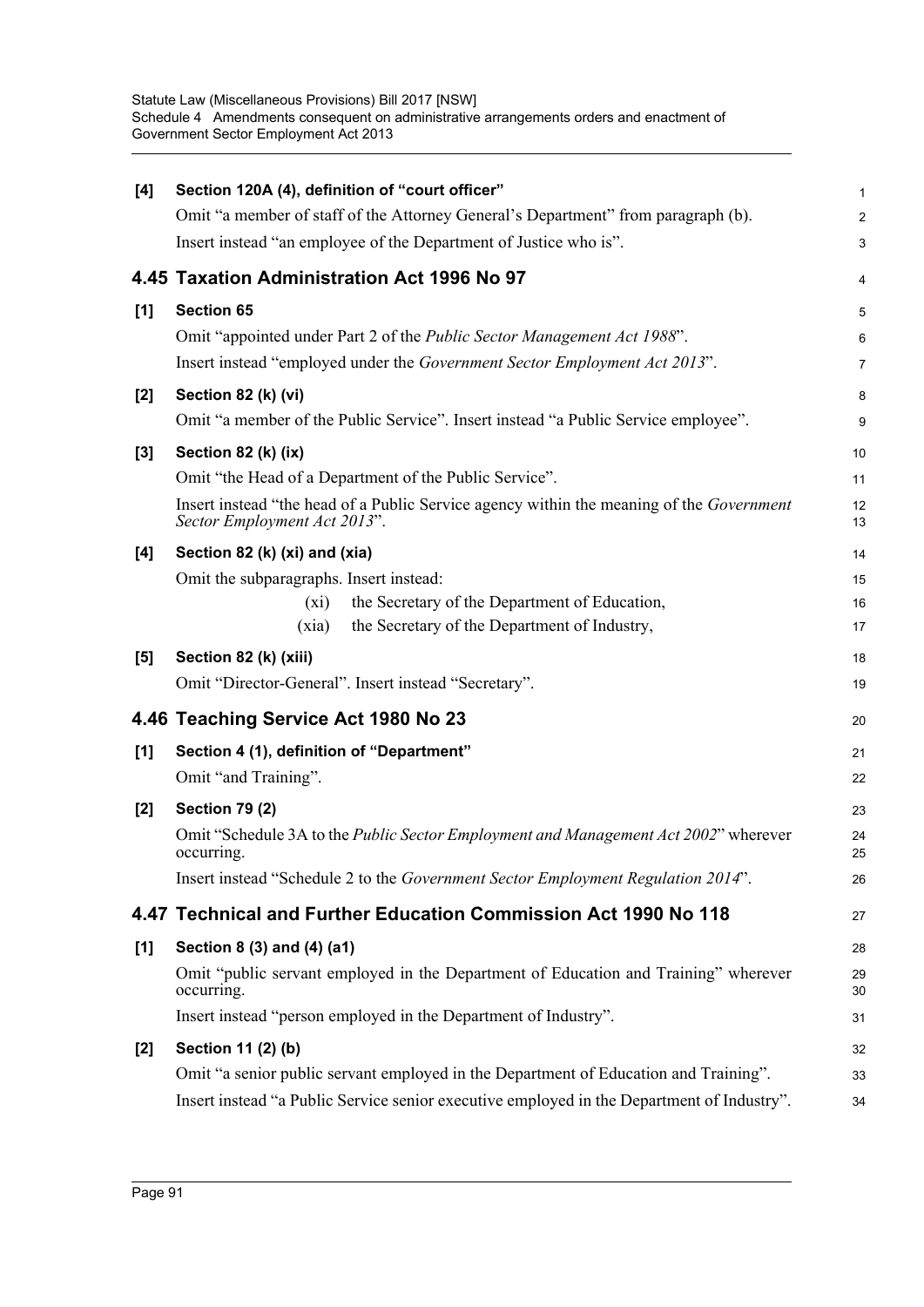**[4] Section 120A (4), definition of "court officer"**

Omit "a member of staff of the Attorney General's Department" from paragraph (b).

Insert instead "an employee of the Department of Justice who is".

## 4.45 Taxation Administration Act 1996 No 97

**[1] Section 65**

Omit "appointed under Part 2 of the *Public Sector Management Act 1988*".

Insert instead "employed under the *Government Sector Employment Act 2013*".

**[2] Section 82 (k) (vi)**

Omit "a member of the Public Service". Insert instead "a Public Service employee".

**[3] Section 82 (k) (ix)**

Omit "the Head of a Department of the Public Service".

Insert instead "the head of a Public Service agency within the meaning of the *Government Sector Employment Act 2013*".

**[4] Section 82 (k) (xi) and (xia)**

Omit the subparagraphs. Insert instead:

(xi) the Secretary of the Department of Education,

(xia) the Secretary of the Department of Industry,

**[5] Section 82 (k) (xiii)**

Omit "Director-General". Insert instead "Secretary".

## 4.46 Teaching Service Act 1980 No 23

**[1] Section 4 (1), definition of "Department"**

Omit "and Training".

**[2] Section 79 (2)**

Omit "Schedule 3A to the *Public Sector Employment and Management Act 2002*" wherever occurring.

Insert instead "Schedule 2 to the *Government Sector Employment Regulation 2014*".

## 4.47 Technical and Further Education Commission Act 1990 No 118

**[1] Section 8 (3) and (4) (a1)**

Omit "public servant employed in the Department of Education and Training" wherever occurring.

Insert instead "person employed in the Department of Industry".

**[2] Section 11 (2) (b)**

Omit "a senior public servant employed in the Department of Education and Training".

Insert instead "a Public Service senior executive employed in the Department of Industry".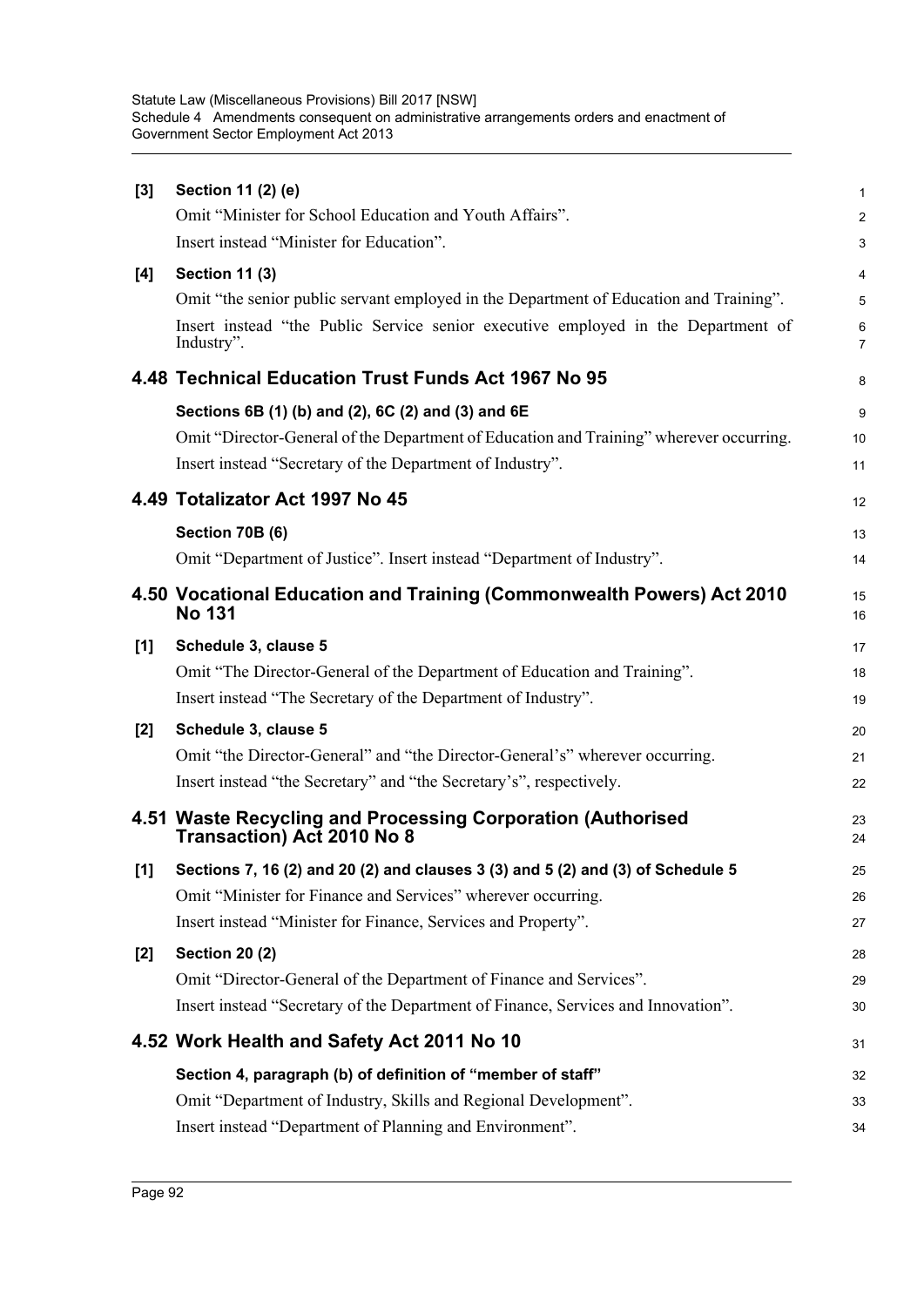**[3] Section 11 (2) (e)**

Omit "Minister for School Education and Youth Affairs".

Insert instead "Minister for Education".

**[4] Section 11 (3)**

Omit "the senior public servant employed in the Department of Education and Training".

Insert instead "the Public Service senior executive employed in the Department of Industry".

## 4.48 Technical Education Trust Funds Act 1967 No 95

**Sections 6B (1) (b) and (2), 6C (2) and (3) and 6E**

Omit "Director-General of the Department of Education and Training" wherever occurring.

Insert instead "Secretary of the Department of Industry".

## 4.49 Totalizator Act 1997 No 45

**Section 70B (6)**

Omit "Department of Justice". Insert instead "Department of Industry".

## 4.50 Vocational Education and Training (Commonwealth Powers) Act 2010 No 131

**[1] Schedule 3, clause 5**

Omit "The Director-General of the Department of Education and Training".

Insert instead "The Secretary of the Department of Industry".

**[2] Schedule 3, clause 5**

Omit "the Director-General" and "the Director-General's" wherever occurring.

Insert instead "the Secretary" and "the Secretary's", respectively.

## 4.51 Waste Recycling and Processing Corporation (Authorised Transaction) Act 2010 No 8

**[1] Sections 7, 16 (2) and 20 (2) and clauses 3 (3) and 5 (2) and (3) of Schedule 5**

Omit "Minister for Finance and Services" wherever occurring.

Insert instead "Minister for Finance, Services and Property".

**[2] Section 20 (2)**

Omit "Director-General of the Department of Finance and Services".

Insert instead "Secretary of the Department of Finance, Services and Innovation".

## 4.52 Work Health and Safety Act 2011 No 10

**Section 4, paragraph (b) of definition of "member of staff"**

Omit "Department of Industry, Skills and Regional Development".

Insert instead "Department of Planning and Environment".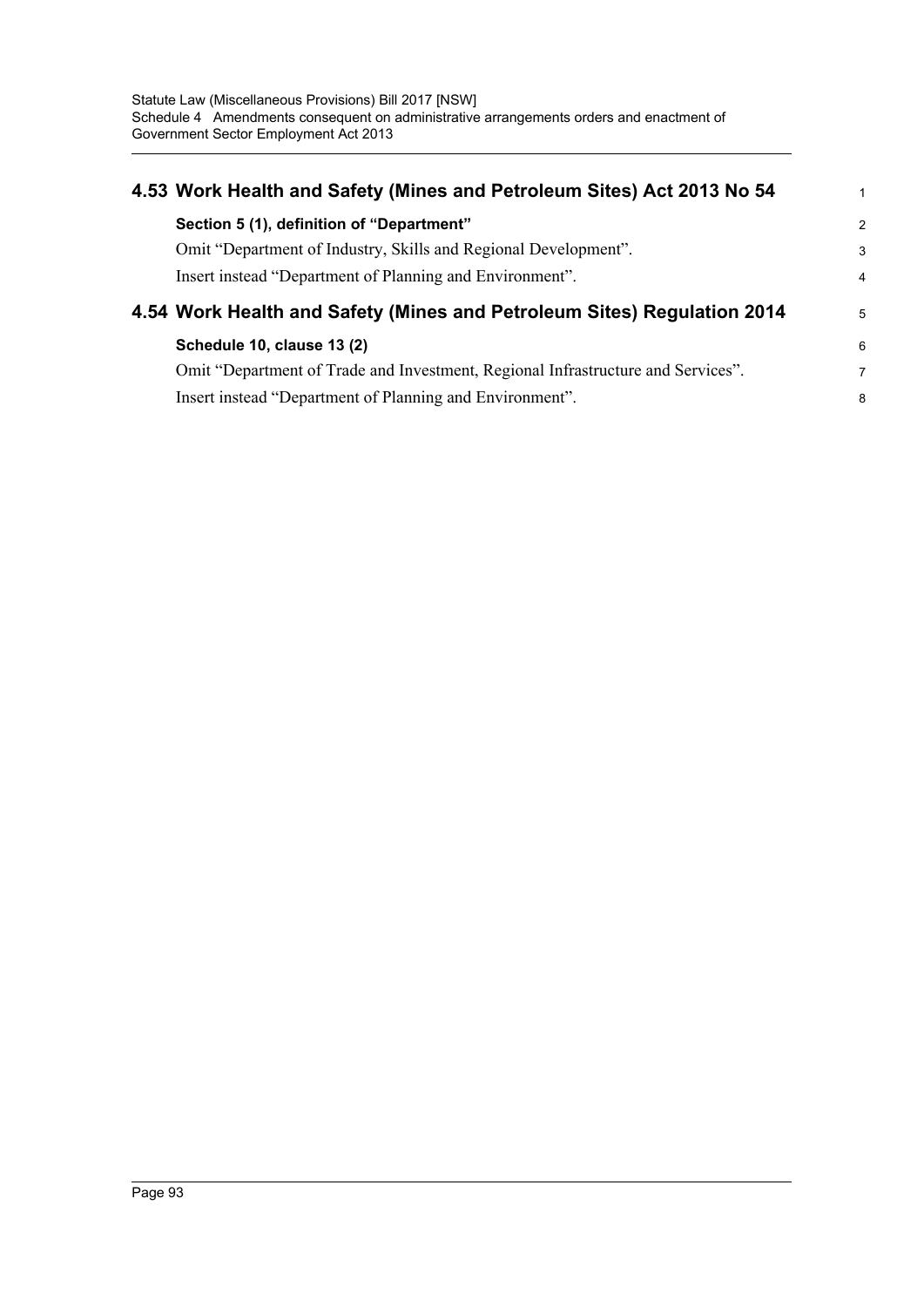## 4.53 Work Health and Safety (Mines and Petroleum Sites) Act 2013 No 54

### Section 5 (1), definition of "Department"

Omit "Department of Industry, Skills and Regional Development".

Insert instead "Department of Planning and Environment".

## 4.54 Work Health and Safety (Mines and Petroleum Sites) Regulation 2014

### Schedule 10, clause 13 (2)

Omit "Department of Trade and Investment, Regional Infrastructure and Services".

Insert instead "Department of Planning and Environment".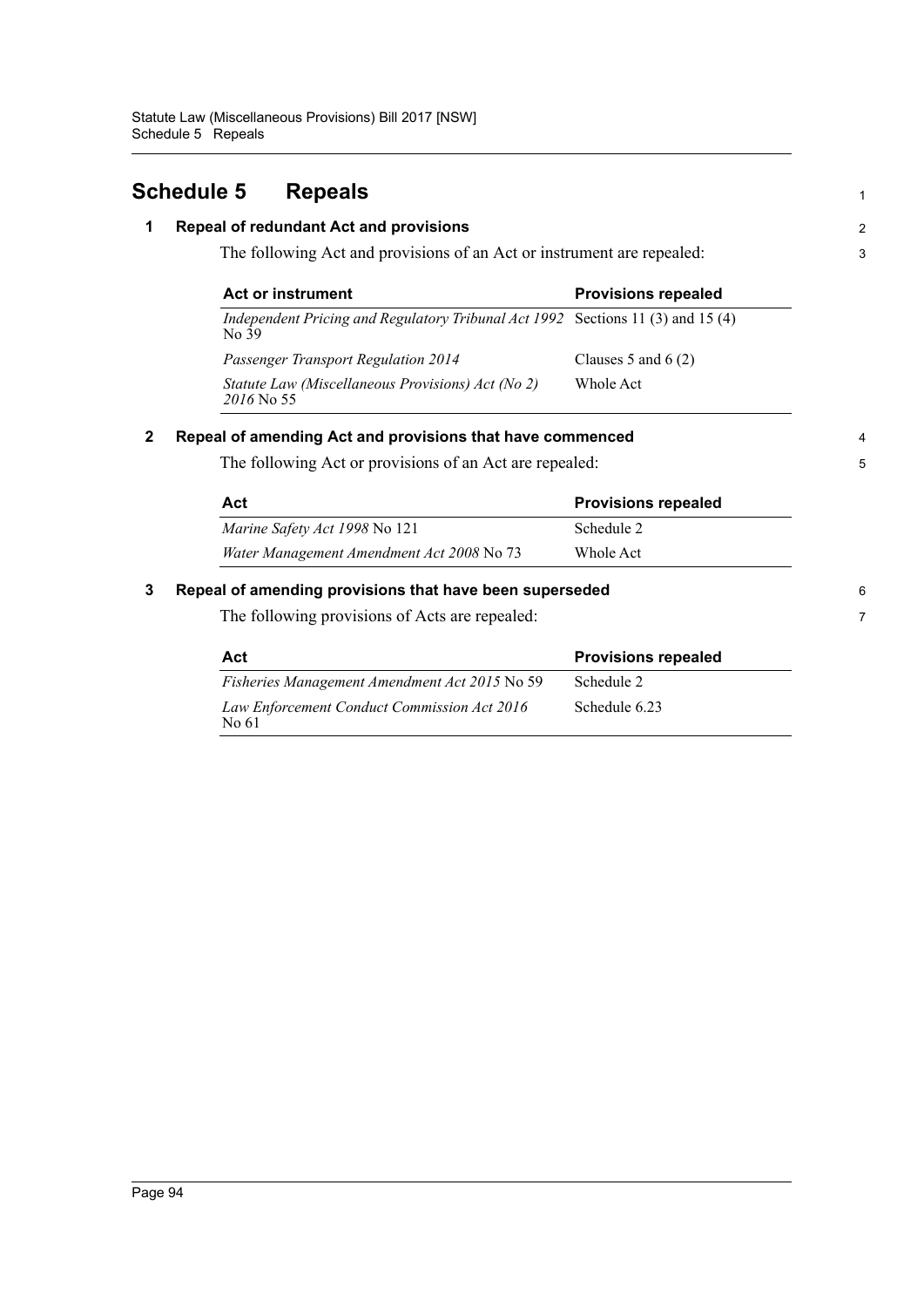# Schedule 5 Repeals

## 1 Repeal of redundant Act and provisions

The following Act and provisions of an Act or instrument are repealed:

| Act or instrument | Provisions repealed |
| --- | --- |
| *Independent Pricing and Regulatory Tribunal Act 1992* No 39 | Sections 11 (3) and 15 (4) |
| *Passenger Transport Regulation 2014* | Clauses 5 and 6 (2) |
| *Statute Law (Miscellaneous Provisions) Act (No 2) 2016* No 55 | Whole Act |

## 2 Repeal of amending Act and provisions that have commenced

The following Act or provisions of an Act are repealed:

| Act | Provisions repealed |
| --- | --- |
| *Marine Safety Act 1998* No 121 | Schedule 2 |
| *Water Management Amendment Act 2008* No 73 | Whole Act |

## 3 Repeal of amending provisions that have been superseded

The following provisions of Acts are repealed:

| Act | Provisions repealed |
| --- | --- |
| *Fisheries Management Amendment Act 2015* No 59 | Schedule 2 |
| *Law Enforcement Conduct Commission Act 2016* No 61 | Schedule 6.23 |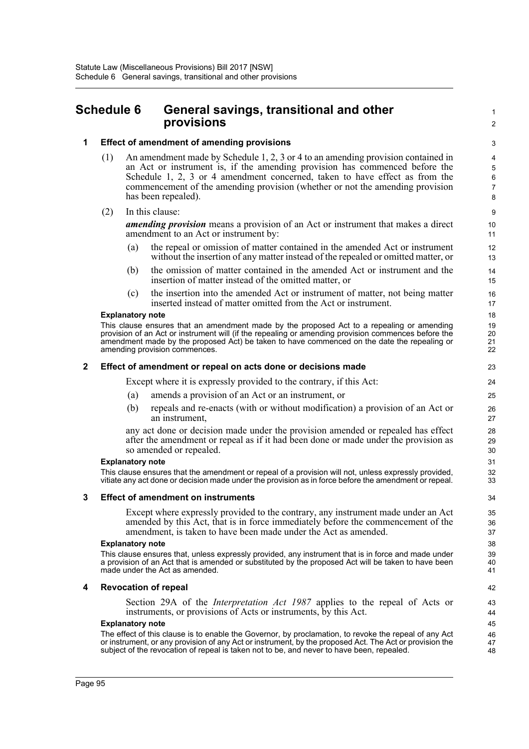# Schedule 6 General savings, transitional and other provisions

## 1 Effect of amendment of amending provisions

(1) An amendment made by Schedule 1, 2, 3 or 4 to an amending provision contained in an Act or instrument is, if the amending provision has commenced before the Schedule 1, 2, 3 or 4 amendment concerned, taken to have effect as from the commencement of the amending provision (whether or not the amending provision has been repealed).

(2) In this clause:

***amending provision*** means a provision of an Act or instrument that makes a direct amendment to an Act or instrument by:

(a) the repeal or omission of matter contained in the amended Act or instrument without the insertion of any matter instead of the repealed or omitted matter, or

(b) the omission of matter contained in the amended Act or instrument and the insertion of matter instead of the omitted matter, or

(c) the insertion into the amended Act or instrument of matter, not being matter inserted instead of matter omitted from the Act or instrument.

**Explanatory note**

This clause ensures that an amendment made by the proposed Act to a repealing or amending provision of an Act or instrument will (if the repealing or amending provision commences before the amendment made by the proposed Act) be taken to have commenced on the date the repealing or amending provision commences.

## 2 Effect of amendment or repeal on acts done or decisions made

Except where it is expressly provided to the contrary, if this Act:

(a) amends a provision of an Act or an instrument, or

(b) repeals and re-enacts (with or without modification) a provision of an Act or an instrument,

any act done or decision made under the provision amended or repealed has effect after the amendment or repeal as if it had been done or made under the provision as so amended or repealed.

**Explanatory note**

This clause ensures that the amendment or repeal of a provision will not, unless expressly provided, vitiate any act done or decision made under the provision as in force before the amendment or repeal.

## 3 Effect of amendment on instruments

Except where expressly provided to the contrary, any instrument made under an Act amended by this Act, that is in force immediately before the commencement of the amendment, is taken to have been made under the Act as amended.

**Explanatory note**

This clause ensures that, unless expressly provided, any instrument that is in force and made under a provision of an Act that is amended or substituted by the proposed Act will be taken to have been made under the Act as amended.

## 4 Revocation of repeal

Section 29A of the *Interpretation Act 1987* applies to the repeal of Acts or instruments, or provisions of Acts or instruments, by this Act.

**Explanatory note**

The effect of this clause is to enable the Governor, by proclamation, to revoke the repeal of any Act or instrument, or any provision of any Act or instrument, by the proposed Act. The Act or provision the subject of the revocation of repeal is taken not to be, and never to have been, repealed.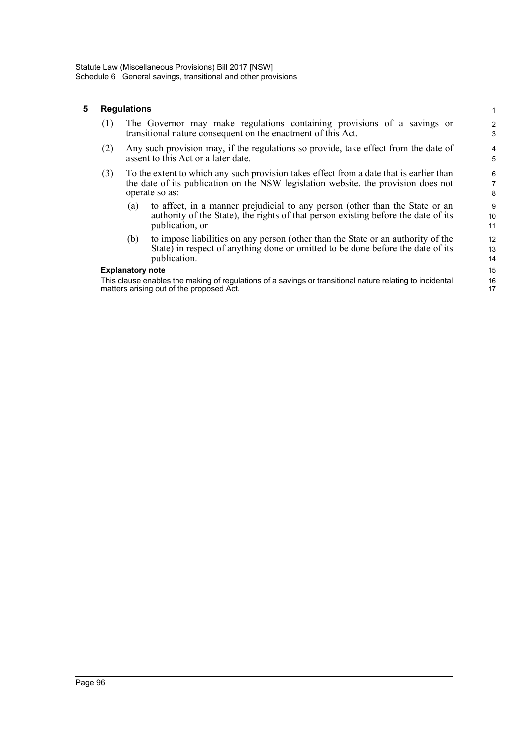## 5 Regulations

(1) The Governor may make regulations containing provisions of a savings or transitional nature consequent on the enactment of this Act.

(2) Any such provision may, if the regulations so provide, take effect from the date of assent to this Act or a later date.

(3) To the extent to which any such provision takes effect from a date that is earlier than the date of its publication on the NSW legislation website, the provision does not operate so as:

(a) to affect, in a manner prejudicial to any person (other than the State or an authority of the State), the rights of that person existing before the date of its publication, or

(b) to impose liabilities on any person (other than the State or an authority of the State) in respect of anything done or omitted to be done before the date of its publication.

**Explanatory note**

This clause enables the making of regulations of a savings or transitional nature relating to incidental matters arising out of the proposed Act.